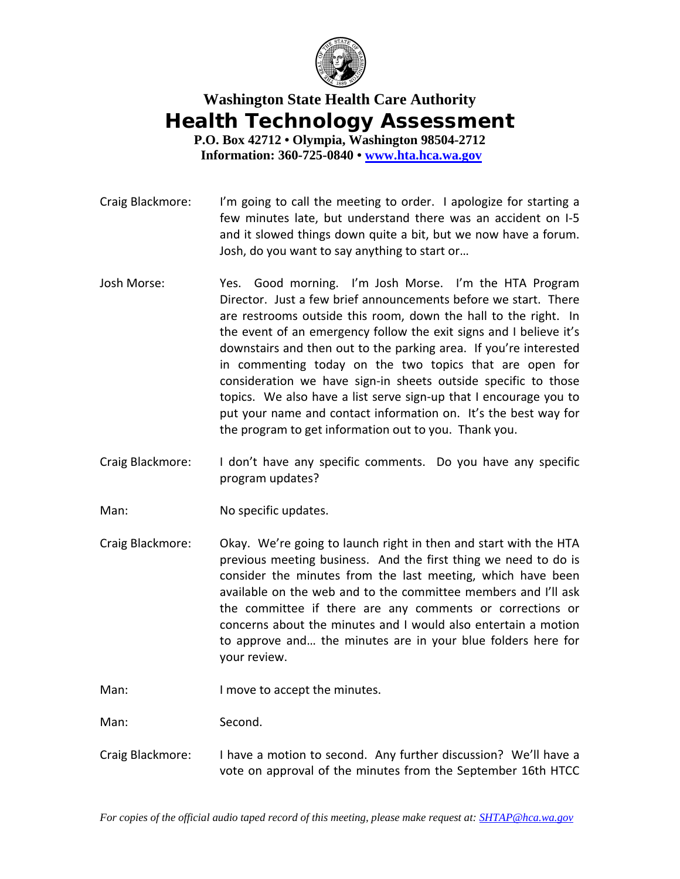# Washington State Health Care Authority

# Health Technology Assessment

**P.O. Box 42712 • Olympia, Washington 98504-2712**
**Information: 360-725-0840 • www.hta.hca.wa.gov**

Craig Blackmore: I'm going to call the meeting to order. I apologize for starting a few minutes late, but understand there was an accident on I-5 and it slowed things down quite a bit, but we now have a forum. Josh, do you want to say anything to start or…

Josh Morse: Yes. Good morning. I'm Josh Morse. I'm the HTA Program Director. Just a few brief announcements before we start. There are restrooms outside this room, down the hall to the right. In the event of an emergency follow the exit signs and I believe it's downstairs and then out to the parking area. If you're interested in commenting today on the two topics that are open for consideration we have sign-in sheets outside specific to those topics. We also have a list serve sign-up that I encourage you to put your name and contact information on. It's the best way for the program to get information out to you. Thank you.

Craig Blackmore: I don't have any specific comments. Do you have any specific program updates?

Man: No specific updates.

Craig Blackmore: Okay. We're going to launch right in then and start with the HTA previous meeting business. And the first thing we need to do is consider the minutes from the last meeting, which have been available on the web and to the committee members and I'll ask the committee if there are any comments or corrections or concerns about the minutes and I would also entertain a motion to approve and… the minutes are in your blue folders here for your review.

Man: I move to accept the minutes.

Man: Second.

Craig Blackmore: I have a motion to second. Any further discussion? We'll have a vote on approval of the minutes from the September 16th HTCC

*For copies of the official audio taped record of this meeting, please make request at: SHTAP@hca.wa.gov*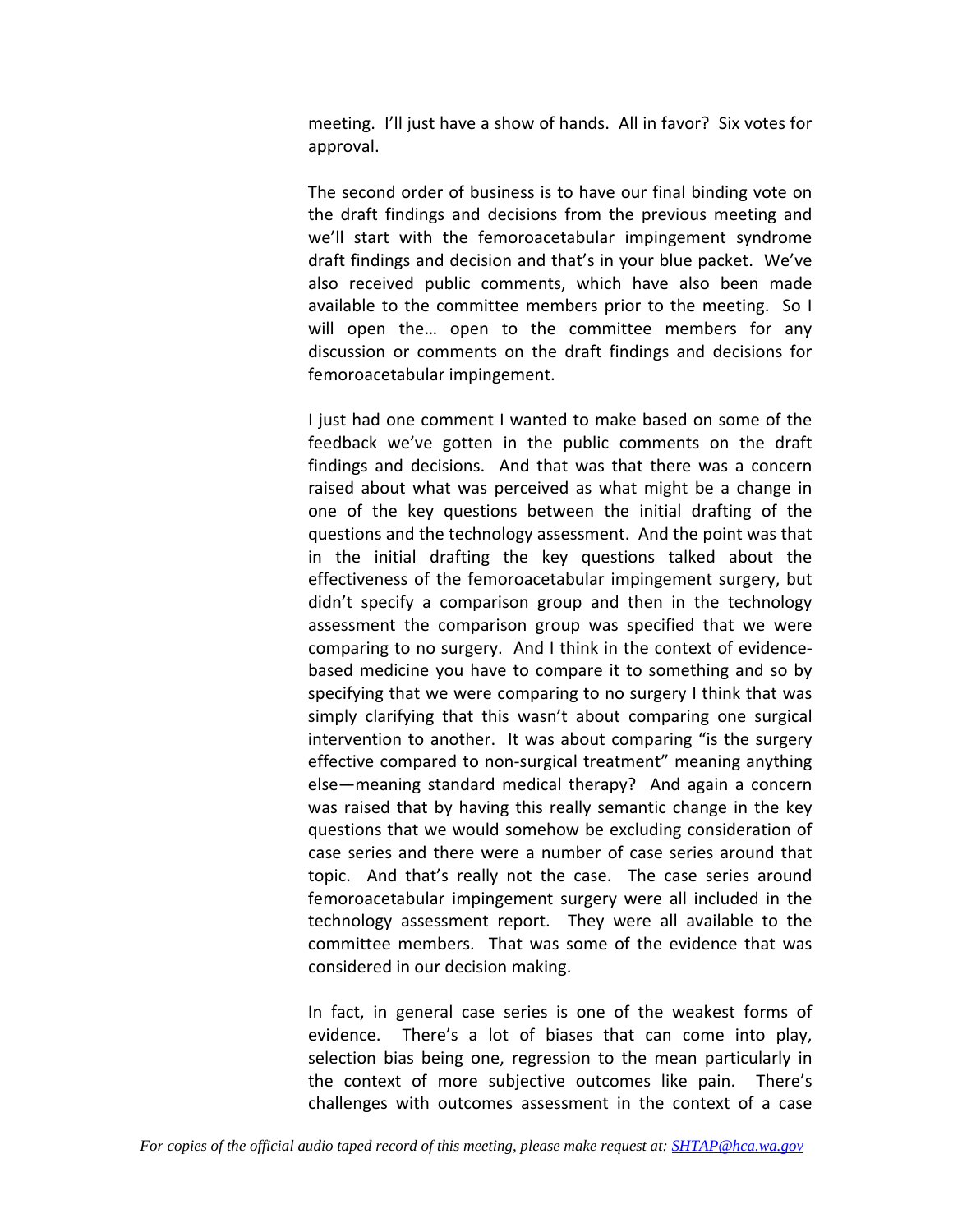meeting. I'll just have a show of hands. All in favor? Six votes for approval.

The second order of business is to have our final binding vote on the draft findings and decisions from the previous meeting and we'll start with the femoroacetabular impingement syndrome draft findings and decision and that's in your blue packet. We've also received public comments, which have also been made available to the committee members prior to the meeting. So I will open the… open to the committee members for any discussion or comments on the draft findings and decisions for femoroacetabular impingement.

I just had one comment I wanted to make based on some of the feedback we've gotten in the public comments on the draft findings and decisions. And that was that there was a concern raised about what was perceived as what might be a change in one of the key questions between the initial drafting of the questions and the technology assessment. And the point was that in the initial drafting the key questions talked about the effectiveness of the femoroacetabular impingement surgery, but didn't specify a comparison group and then in the technology assessment the comparison group was specified that we were comparing to no surgery. And I think in the context of evidence-based medicine you have to compare it to something and so by specifying that we were comparing to no surgery I think that was simply clarifying that this wasn't about comparing one surgical intervention to another. It was about comparing "is the surgery effective compared to non-surgical treatment" meaning anything else—meaning standard medical therapy? And again a concern was raised that by having this really semantic change in the key questions that we would somehow be excluding consideration of case series and there were a number of case series around that topic. And that's really not the case. The case series around femoroacetabular impingement surgery were all included in the technology assessment report. They were all available to the committee members. That was some of the evidence that was considered in our decision making.

In fact, in general case series is one of the weakest forms of evidence. There's a lot of biases that can come into play, selection bias being one, regression to the mean particularly in the context of more subjective outcomes like pain. There's challenges with outcomes assessment in the context of a case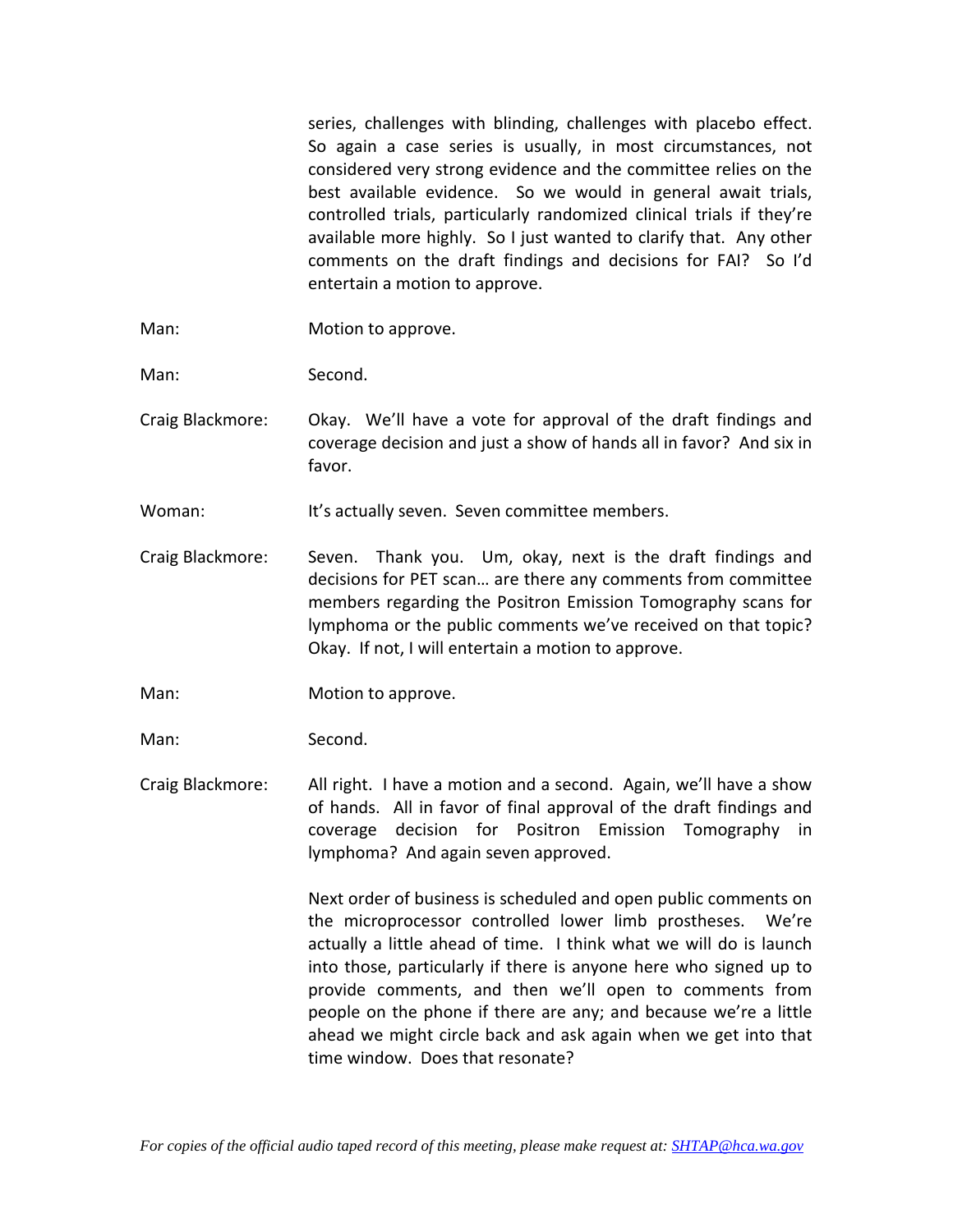series, challenges with blinding, challenges with placebo effect. So again a case series is usually, in most circumstances, not considered very strong evidence and the committee relies on the best available evidence. So we would in general await trials, controlled trials, particularly randomized clinical trials if they're available more highly. So I just wanted to clarify that. Any other comments on the draft findings and decisions for FAI? So I'd entertain a motion to approve.

Man: Motion to approve.

Man: Second.

Craig Blackmore: Okay. We'll have a vote for approval of the draft findings and coverage decision and just a show of hands all in favor? And six in favor.

Woman: It's actually seven. Seven committee members.

Craig Blackmore: Seven. Thank you. Um, okay, next is the draft findings and decisions for PET scan… are there any comments from committee members regarding the Positron Emission Tomography scans for lymphoma or the public comments we've received on that topic? Okay. If not, I will entertain a motion to approve.

Man: Motion to approve.

Man: Second.

Craig Blackmore: All right. I have a motion and a second. Again, we'll have a show of hands. All in favor of final approval of the draft findings and coverage decision for Positron Emission Tomography in lymphoma? And again seven approved.

Next order of business is scheduled and open public comments on the microprocessor controlled lower limb prostheses. We're actually a little ahead of time. I think what we will do is launch into those, particularly if there is anyone here who signed up to provide comments, and then we'll open to comments from people on the phone if there are any; and because we're a little ahead we might circle back and ask again when we get into that time window. Does that resonate?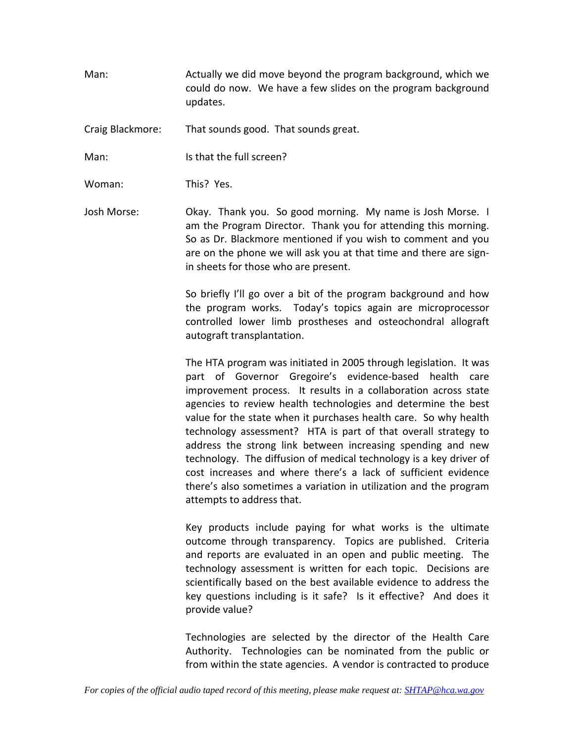Man: Actually we did move beyond the program background, which we could do now. We have a few slides on the program background updates.

Craig Blackmore: That sounds good. That sounds great.

Man: Is that the full screen?

Woman: This? Yes.

Josh Morse: Okay. Thank you. So good morning. My name is Josh Morse. I am the Program Director. Thank you for attending this morning. So as Dr. Blackmore mentioned if you wish to comment and you are on the phone we will ask you at that time and there are sign-in sheets for those who are present.

So briefly I'll go over a bit of the program background and how the program works. Today's topics again are microprocessor controlled lower limb prostheses and osteochondral allograft autograft transplantation.

The HTA program was initiated in 2005 through legislation. It was part of Governor Gregoire's evidence-based health care improvement process. It results in a collaboration across state agencies to review health technologies and determine the best value for the state when it purchases health care. So why health technology assessment? HTA is part of that overall strategy to address the strong link between increasing spending and new technology. The diffusion of medical technology is a key driver of cost increases and where there's a lack of sufficient evidence there's also sometimes a variation in utilization and the program attempts to address that.

Key products include paying for what works is the ultimate outcome through transparency. Topics are published. Criteria and reports are evaluated in an open and public meeting. The technology assessment is written for each topic. Decisions are scientifically based on the best available evidence to address the key questions including is it safe? Is it effective? And does it provide value?

Technologies are selected by the director of the Health Care Authority. Technologies can be nominated from the public or from within the state agencies. A vendor is contracted to produce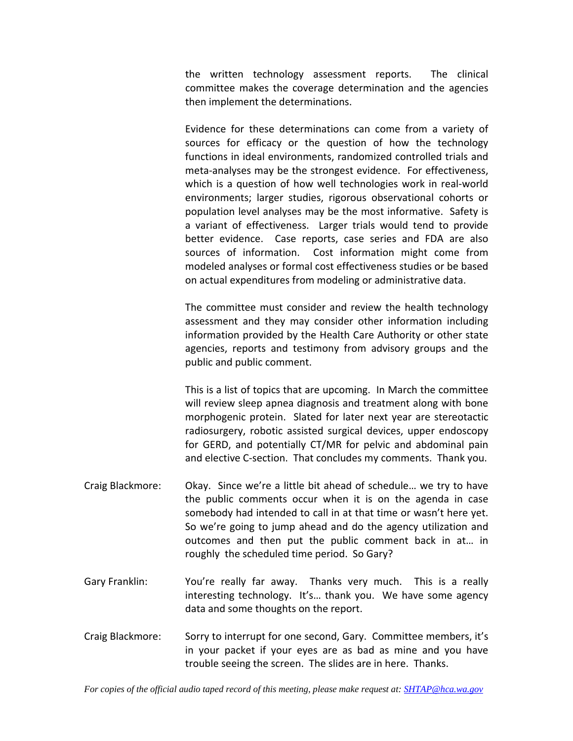the written technology assessment reports. The clinical committee makes the coverage determination and the agencies then implement the determinations.

Evidence for these determinations can come from a variety of sources for efficacy or the question of how the technology functions in ideal environments, randomized controlled trials and meta-analyses may be the strongest evidence. For effectiveness, which is a question of how well technologies work in real-world environments; larger studies, rigorous observational cohorts or population level analyses may be the most informative. Safety is a variant of effectiveness. Larger trials would tend to provide better evidence. Case reports, case series and FDA are also sources of information. Cost information might come from modeled analyses or formal cost effectiveness studies or be based on actual expenditures from modeling or administrative data.

The committee must consider and review the health technology assessment and they may consider other information including information provided by the Health Care Authority or other state agencies, reports and testimony from advisory groups and the public and public comment.

This is a list of topics that are upcoming. In March the committee will review sleep apnea diagnosis and treatment along with bone morphogenic protein. Slated for later next year are stereotactic radiosurgery, robotic assisted surgical devices, upper endoscopy for GERD, and potentially CT/MR for pelvic and abdominal pain and elective C-section. That concludes my comments. Thank you.

Craig Blackmore: Okay. Since we're a little bit ahead of schedule… we try to have the public comments occur when it is on the agenda in case somebody had intended to call in at that time or wasn't here yet. So we're going to jump ahead and do the agency utilization and outcomes and then put the public comment back in at… in roughly the scheduled time period. So Gary?

Gary Franklin: You're really far away. Thanks very much. This is a really interesting technology. It's… thank you. We have some agency data and some thoughts on the report.

Craig Blackmore: Sorry to interrupt for one second, Gary. Committee members, it's in your packet if your eyes are as bad as mine and you have trouble seeing the screen. The slides are in here. Thanks.

*For copies of the official audio taped record of this meeting, please make request at: SHTAP@hca.wa.gov*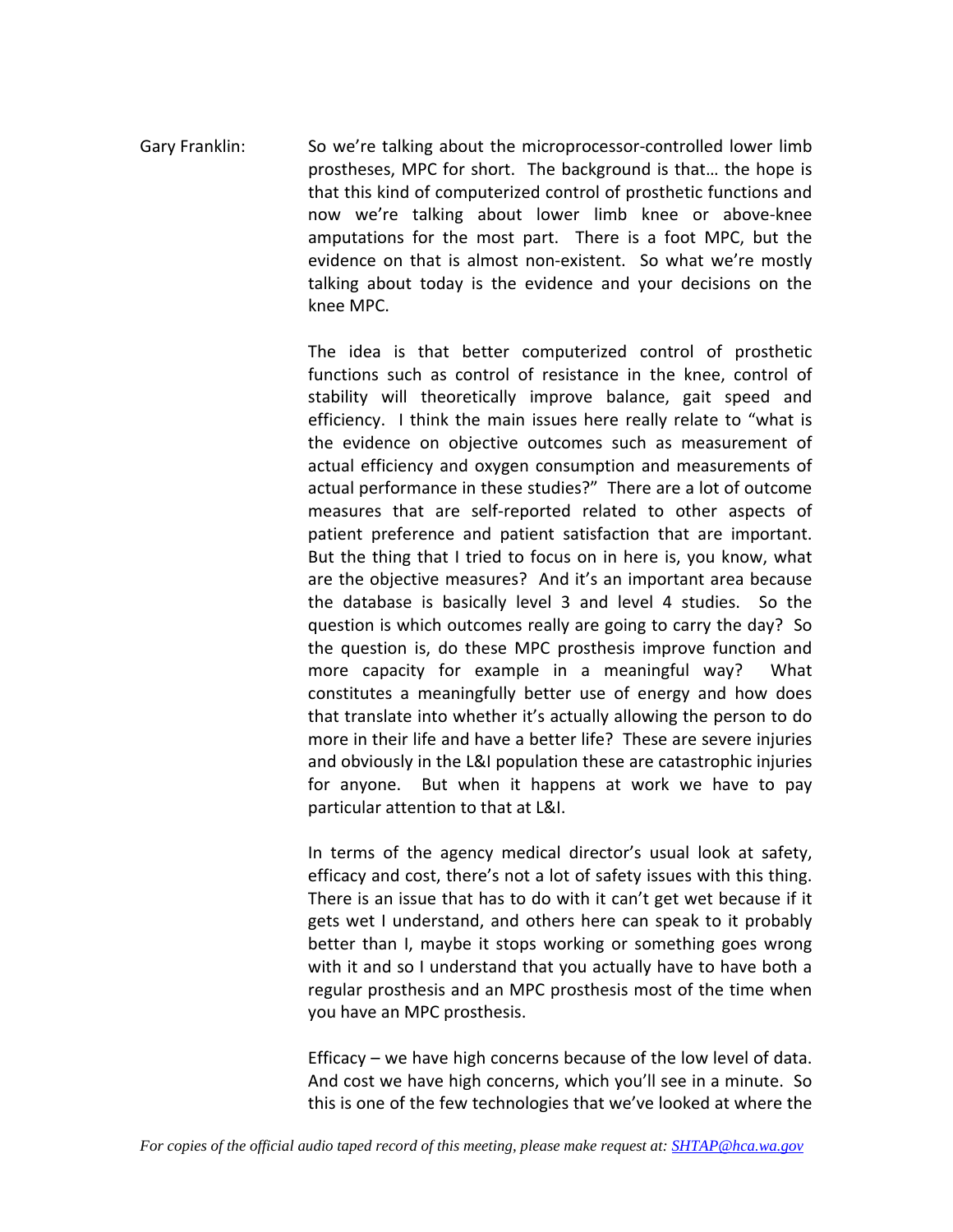Gary Franklin: So we're talking about the microprocessor-controlled lower limb prostheses, MPC for short. The background is that… the hope is that this kind of computerized control of prosthetic functions and now we're talking about lower limb knee or above-knee amputations for the most part. There is a foot MPC, but the evidence on that is almost non-existent. So what we're mostly talking about today is the evidence and your decisions on the knee MPC.

The idea is that better computerized control of prosthetic functions such as control of resistance in the knee, control of stability will theoretically improve balance, gait speed and efficiency. I think the main issues here really relate to "what is the evidence on objective outcomes such as measurement of actual efficiency and oxygen consumption and measurements of actual performance in these studies?" There are a lot of outcome measures that are self-reported related to other aspects of patient preference and patient satisfaction that are important. But the thing that I tried to focus on in here is, you know, what are the objective measures? And it's an important area because the database is basically level 3 and level 4 studies. So the question is which outcomes really are going to carry the day? So the question is, do these MPC prosthesis improve function and more capacity for example in a meaningful way? What constitutes a meaningfully better use of energy and how does that translate into whether it's actually allowing the person to do more in their life and have a better life? These are severe injuries and obviously in the L&I population these are catastrophic injuries for anyone. But when it happens at work we have to pay particular attention to that at L&I.

In terms of the agency medical director's usual look at safety, efficacy and cost, there's not a lot of safety issues with this thing. There is an issue that has to do with it can't get wet because if it gets wet I understand, and others here can speak to it probably better than I, maybe it stops working or something goes wrong with it and so I understand that you actually have to have both a regular prosthesis and an MPC prosthesis most of the time when you have an MPC prosthesis.

Efficacy – we have high concerns because of the low level of data. And cost we have high concerns, which you'll see in a minute. So this is one of the few technologies that we've looked at where the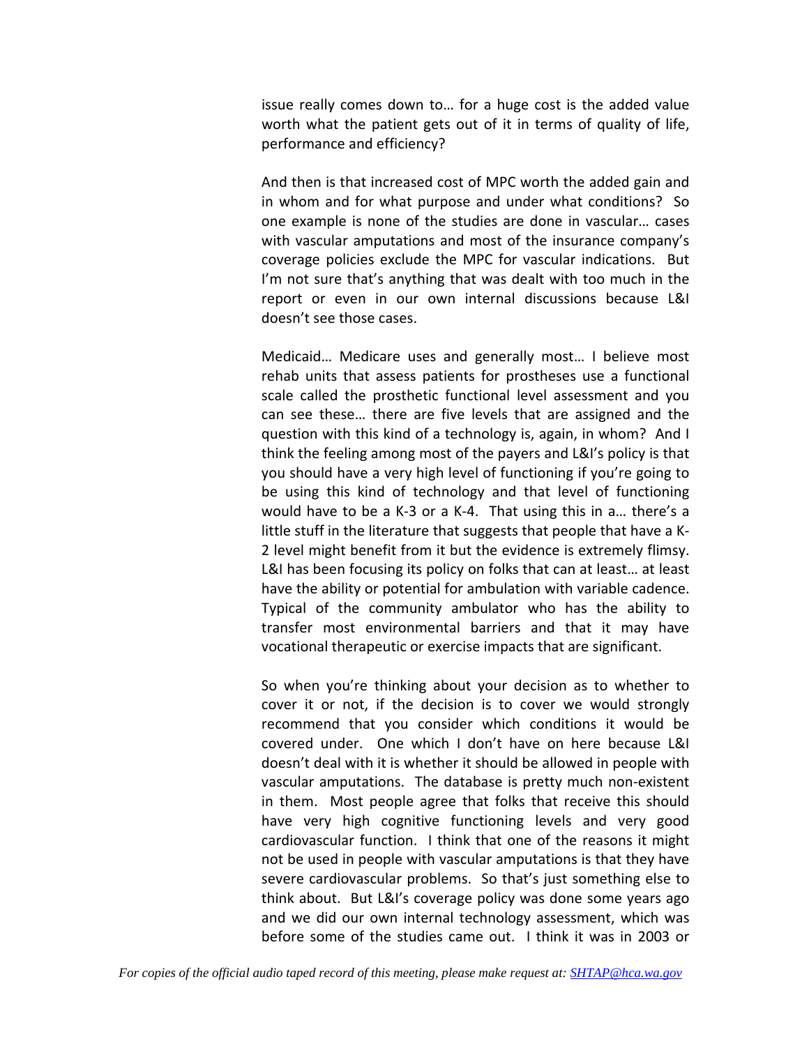issue really comes down to… for a huge cost is the added value worth what the patient gets out of it in terms of quality of life, performance and efficiency?

And then is that increased cost of MPC worth the added gain and in whom and for what purpose and under what conditions? So one example is none of the studies are done in vascular… cases with vascular amputations and most of the insurance company's coverage policies exclude the MPC for vascular indications. But I'm not sure that's anything that was dealt with too much in the report or even in our own internal discussions because L&I doesn't see those cases.

Medicaid… Medicare uses and generally most… I believe most rehab units that assess patients for prostheses use a functional scale called the prosthetic functional level assessment and you can see these… there are five levels that are assigned and the question with this kind of a technology is, again, in whom? And I think the feeling among most of the payers and L&I's policy is that you should have a very high level of functioning if you're going to be using this kind of technology and that level of functioning would have to be a K-3 or a K-4. That using this in a… there's a little stuff in the literature that suggests that people that have a K-2 level might benefit from it but the evidence is extremely flimsy. L&I has been focusing its policy on folks that can at least… at least have the ability or potential for ambulation with variable cadence. Typical of the community ambulator who has the ability to transfer most environmental barriers and that it may have vocational therapeutic or exercise impacts that are significant.

So when you're thinking about your decision as to whether to cover it or not, if the decision is to cover we would strongly recommend that you consider which conditions it would be covered under. One which I don't have on here because L&I doesn't deal with it is whether it should be allowed in people with vascular amputations. The database is pretty much non-existent in them. Most people agree that folks that receive this should have very high cognitive functioning levels and very good cardiovascular function. I think that one of the reasons it might not be used in people with vascular amputations is that they have severe cardiovascular problems. So that's just something else to think about. But L&I's coverage policy was done some years ago and we did our own internal technology assessment, which was before some of the studies came out. I think it was in 2003 or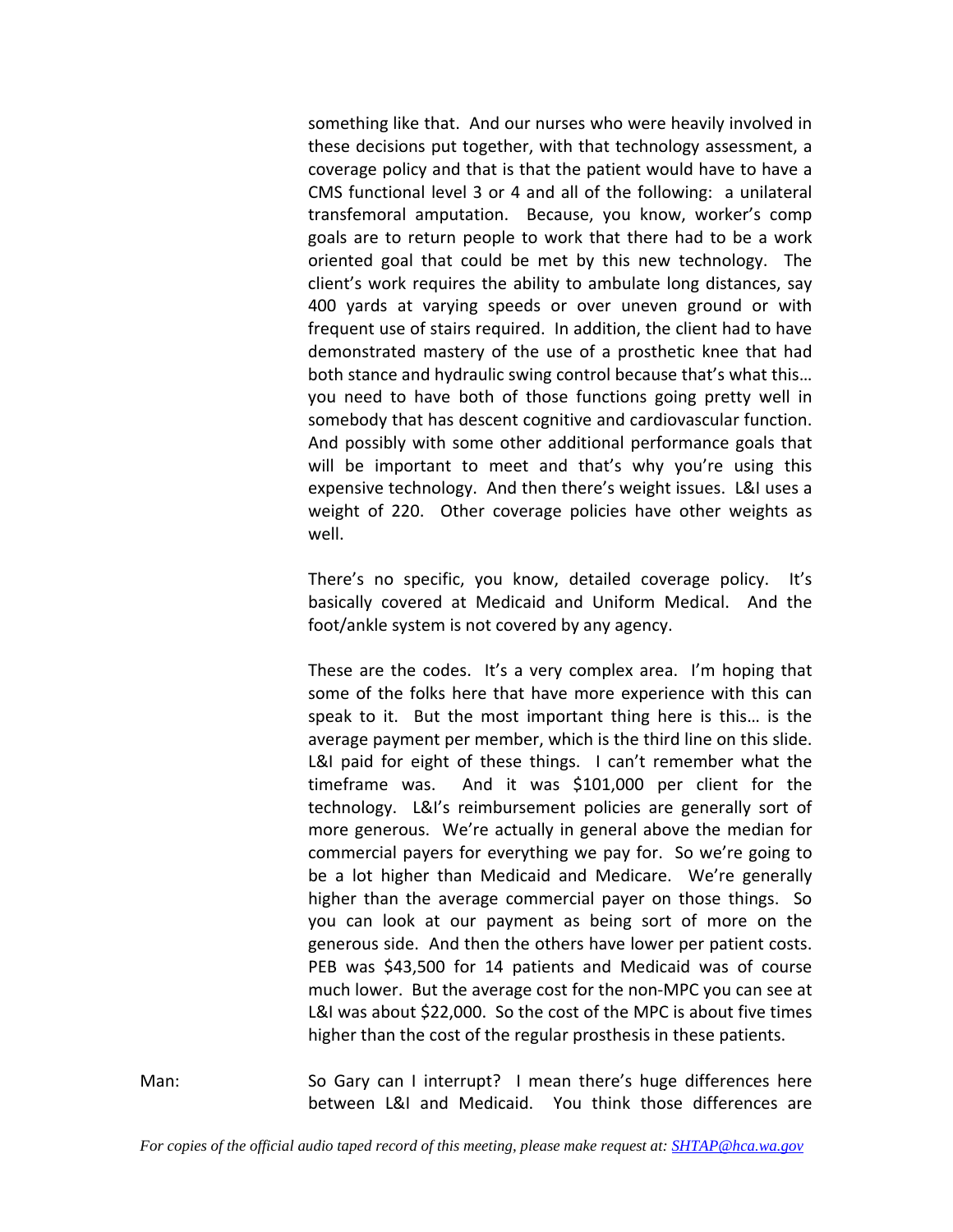something like that. And our nurses who were heavily involved in these decisions put together, with that technology assessment, a coverage policy and that is that the patient would have to have a CMS functional level 3 or 4 and all of the following: a unilateral transfemoral amputation. Because, you know, worker's comp goals are to return people to work that there had to be a work oriented goal that could be met by this new technology. The client's work requires the ability to ambulate long distances, say 400 yards at varying speeds or over uneven ground or with frequent use of stairs required. In addition, the client had to have demonstrated mastery of the use of a prosthetic knee that had both stance and hydraulic swing control because that's what this… you need to have both of those functions going pretty well in somebody that has descent cognitive and cardiovascular function. And possibly with some other additional performance goals that will be important to meet and that's why you're using this expensive technology. And then there's weight issues. L&I uses a weight of 220. Other coverage policies have other weights as well.

There's no specific, you know, detailed coverage policy. It's basically covered at Medicaid and Uniform Medical. And the foot/ankle system is not covered by any agency.

These are the codes. It's a very complex area. I'm hoping that some of the folks here that have more experience with this can speak to it. But the most important thing here is this… is the average payment per member, which is the third line on this slide. L&I paid for eight of these things. I can't remember what the timeframe was. And it was $101,000 per client for the technology. L&I's reimbursement policies are generally sort of more generous. We're actually in general above the median for commercial payers for everything we pay for. So we're going to be a lot higher than Medicaid and Medicare. We're generally higher than the average commercial payer on those things. So you can look at our payment as being sort of more on the generous side. And then the others have lower per patient costs. PEB was $43,500 for 14 patients and Medicaid was of course much lower. But the average cost for the non-MPC you can see at L&I was about $22,000. So the cost of the MPC is about five times higher than the cost of the regular prosthesis in these patients.

Man: So Gary can I interrupt? I mean there's huge differences here between L&I and Medicaid. You think those differences are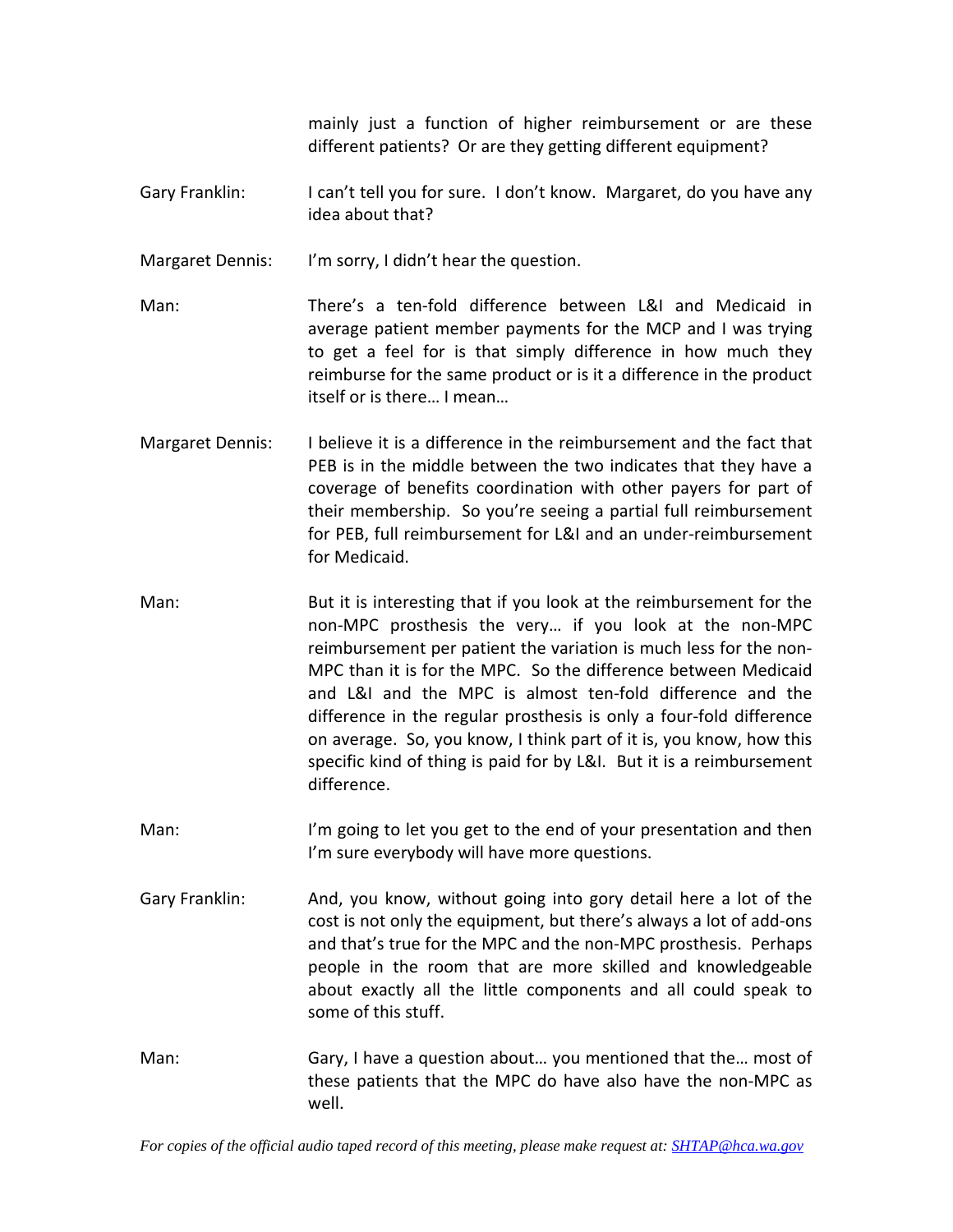mainly just a function of higher reimbursement or are these different patients? Or are they getting different equipment?

Gary Franklin: I can't tell you for sure. I don't know. Margaret, do you have any idea about that?

Margaret Dennis: I'm sorry, I didn't hear the question.

Man: There's a ten-fold difference between L&I and Medicaid in average patient member payments for the MCP and I was trying to get a feel for is that simply difference in how much they reimburse for the same product or is it a difference in the product itself or is there… I mean…

Margaret Dennis: I believe it is a difference in the reimbursement and the fact that PEB is in the middle between the two indicates that they have a coverage of benefits coordination with other payers for part of their membership. So you're seeing a partial full reimbursement for PEB, full reimbursement for L&I and an under-reimbursement for Medicaid.

Man: But it is interesting that if you look at the reimbursement for the non-MPC prosthesis the very… if you look at the non-MPC reimbursement per patient the variation is much less for the non-MPC than it is for the MPC. So the difference between Medicaid and L&I and the MPC is almost ten-fold difference and the difference in the regular prosthesis is only a four-fold difference on average. So, you know, I think part of it is, you know, how this specific kind of thing is paid for by L&I. But it is a reimbursement difference.

Man: I'm going to let you get to the end of your presentation and then I'm sure everybody will have more questions.

Gary Franklin: And, you know, without going into gory detail here a lot of the cost is not only the equipment, but there's always a lot of add-ons and that's true for the MPC and the non-MPC prosthesis. Perhaps people in the room that are more skilled and knowledgeable about exactly all the little components and all could speak to some of this stuff.

Man: Gary, I have a question about… you mentioned that the… most of these patients that the MPC do have also have the non-MPC as well.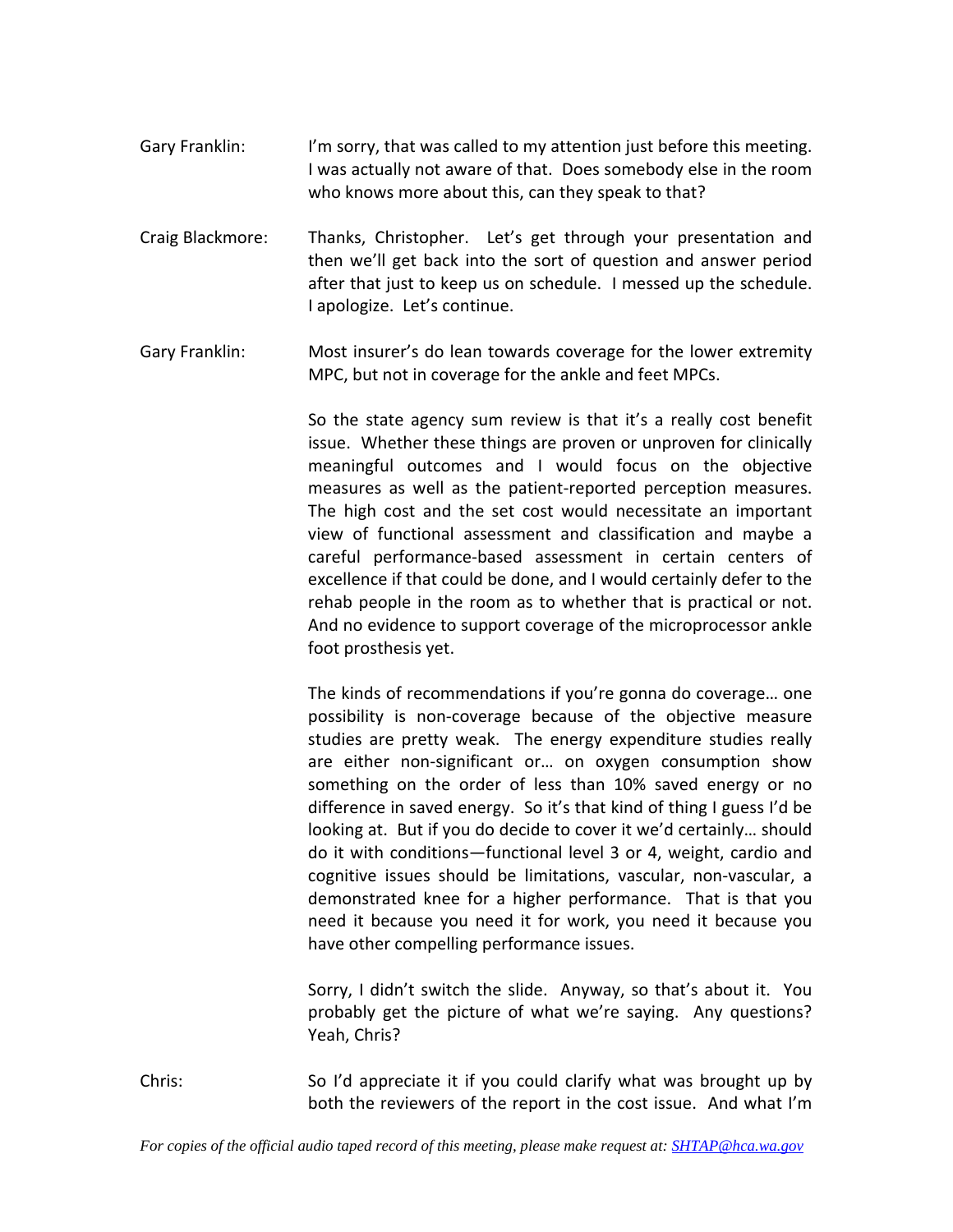Gary Franklin: I'm sorry, that was called to my attention just before this meeting. I was actually not aware of that. Does somebody else in the room who knows more about this, can they speak to that?

Craig Blackmore: Thanks, Christopher. Let's get through your presentation and then we'll get back into the sort of question and answer period after that just to keep us on schedule. I messed up the schedule. I apologize. Let's continue.

Gary Franklin: Most insurer's do lean towards coverage for the lower extremity MPC, but not in coverage for the ankle and feet MPCs.

So the state agency sum review is that it's a really cost benefit issue. Whether these things are proven or unproven for clinically meaningful outcomes and I would focus on the objective measures as well as the patient-reported perception measures. The high cost and the set cost would necessitate an important view of functional assessment and classification and maybe a careful performance-based assessment in certain centers of excellence if that could be done, and I would certainly defer to the rehab people in the room as to whether that is practical or not. And no evidence to support coverage of the microprocessor ankle foot prosthesis yet.

The kinds of recommendations if you're gonna do coverage… one possibility is non-coverage because of the objective measure studies are pretty weak. The energy expenditure studies really are either non-significant or… on oxygen consumption show something on the order of less than 10% saved energy or no difference in saved energy. So it's that kind of thing I guess I'd be looking at. But if you do decide to cover it we'd certainly… should do it with conditions—functional level 3 or 4, weight, cardio and cognitive issues should be limitations, vascular, non-vascular, a demonstrated knee for a higher performance. That is that you need it because you need it for work, you need it because you have other compelling performance issues.

Sorry, I didn't switch the slide. Anyway, so that's about it. You probably get the picture of what we're saying. Any questions? Yeah, Chris?

Chris: So I'd appreciate it if you could clarify what was brought up by both the reviewers of the report in the cost issue. And what I'm

*For copies of the official audio taped record of this meeting, please make request at: SHTAP@hca.wa.gov*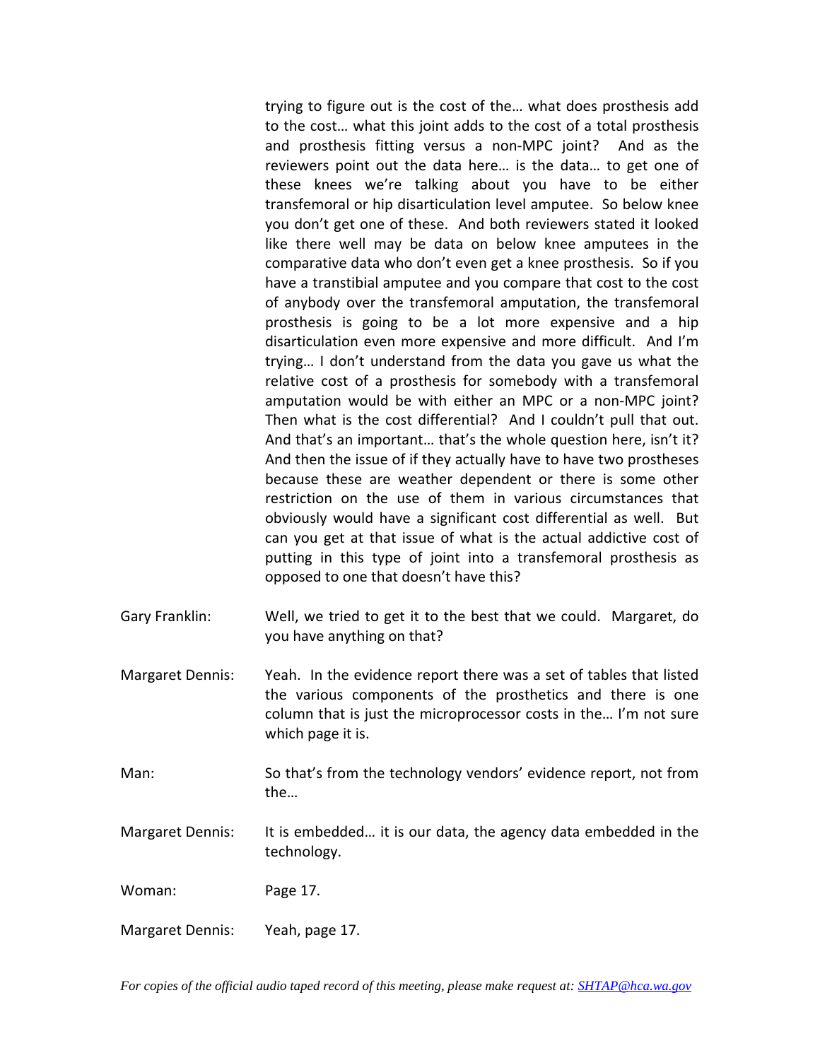trying to figure out is the cost of the… what does prosthesis add to the cost… what this joint adds to the cost of a total prosthesis and prosthesis fitting versus a non-MPC joint? And as the reviewers point out the data here… is the data… to get one of these knees we're talking about you have to be either transfemoral or hip disarticulation level amputee. So below knee you don't get one of these. And both reviewers stated it looked like there well may be data on below knee amputees in the comparative data who don't even get a knee prosthesis. So if you have a transtibial amputee and you compare that cost to the cost of anybody over the transfemoral amputation, the transfemoral prosthesis is going to be a lot more expensive and a hip disarticulation even more expensive and more difficult. And I'm trying… I don't understand from the data you gave us what the relative cost of a prosthesis for somebody with a transfemoral amputation would be with either an MPC or a non-MPC joint? Then what is the cost differential? And I couldn't pull that out. And that's an important… that's the whole question here, isn't it? And then the issue of if they actually have to have two prostheses because these are weather dependent or there is some other restriction on the use of them in various circumstances that obviously would have a significant cost differential as well. But can you get at that issue of what is the actual addictive cost of putting in this type of joint into a transfemoral prosthesis as opposed to one that doesn't have this?

Gary Franklin: Well, we tried to get it to the best that we could. Margaret, do you have anything on that?

Margaret Dennis: Yeah. In the evidence report there was a set of tables that listed the various components of the prosthetics and there is one column that is just the microprocessor costs in the… I'm not sure which page it is.

Man: So that's from the technology vendors' evidence report, not from the…

Margaret Dennis: It is embedded… it is our data, the agency data embedded in the technology.

Woman: Page 17.

Margaret Dennis: Yeah, page 17.

*For copies of the official audio taped record of this meeting, please make request at: [SHTAP@hca.wa.gov](mailto:SHTAP@hca.wa.gov)*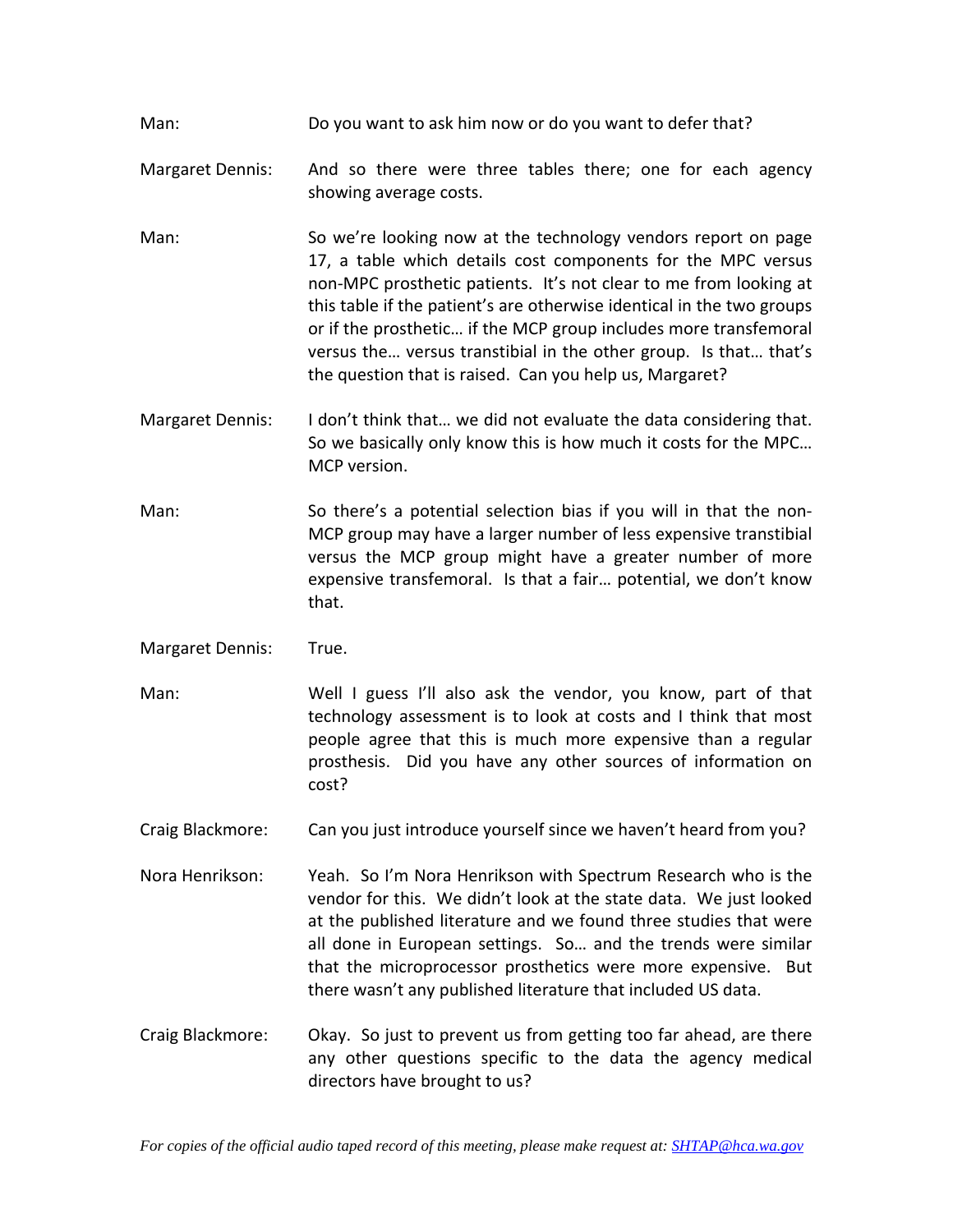Man: Do you want to ask him now or do you want to defer that?

Margaret Dennis: And so there were three tables there; one for each agency showing average costs.

Man: So we're looking now at the technology vendors report on page 17, a table which details cost components for the MPC versus non-MPC prosthetic patients. It's not clear to me from looking at this table if the patient's are otherwise identical in the two groups or if the prosthetic… if the MCP group includes more transfemoral versus the… versus transtibial in the other group. Is that… that's the question that is raised. Can you help us, Margaret?

Margaret Dennis: I don't think that… we did not evaluate the data considering that. So we basically only know this is how much it costs for the MPC… MCP version.

Man: So there's a potential selection bias if you will in that the non-MCP group may have a larger number of less expensive transtibial versus the MCP group might have a greater number of more expensive transfemoral. Is that a fair… potential, we don't know that.

Margaret Dennis: True.

Man: Well I guess I'll also ask the vendor, you know, part of that technology assessment is to look at costs and I think that most people agree that this is much more expensive than a regular prosthesis. Did you have any other sources of information on cost?

Craig Blackmore: Can you just introduce yourself since we haven't heard from you?

Nora Henrikson: Yeah. So I'm Nora Henrikson with Spectrum Research who is the vendor for this. We didn't look at the state data. We just looked at the published literature and we found three studies that were all done in European settings. So… and the trends were similar that the microprocessor prosthetics were more expensive. But there wasn't any published literature that included US data.

Craig Blackmore: Okay. So just to prevent us from getting too far ahead, are there any other questions specific to the data the agency medical directors have brought to us?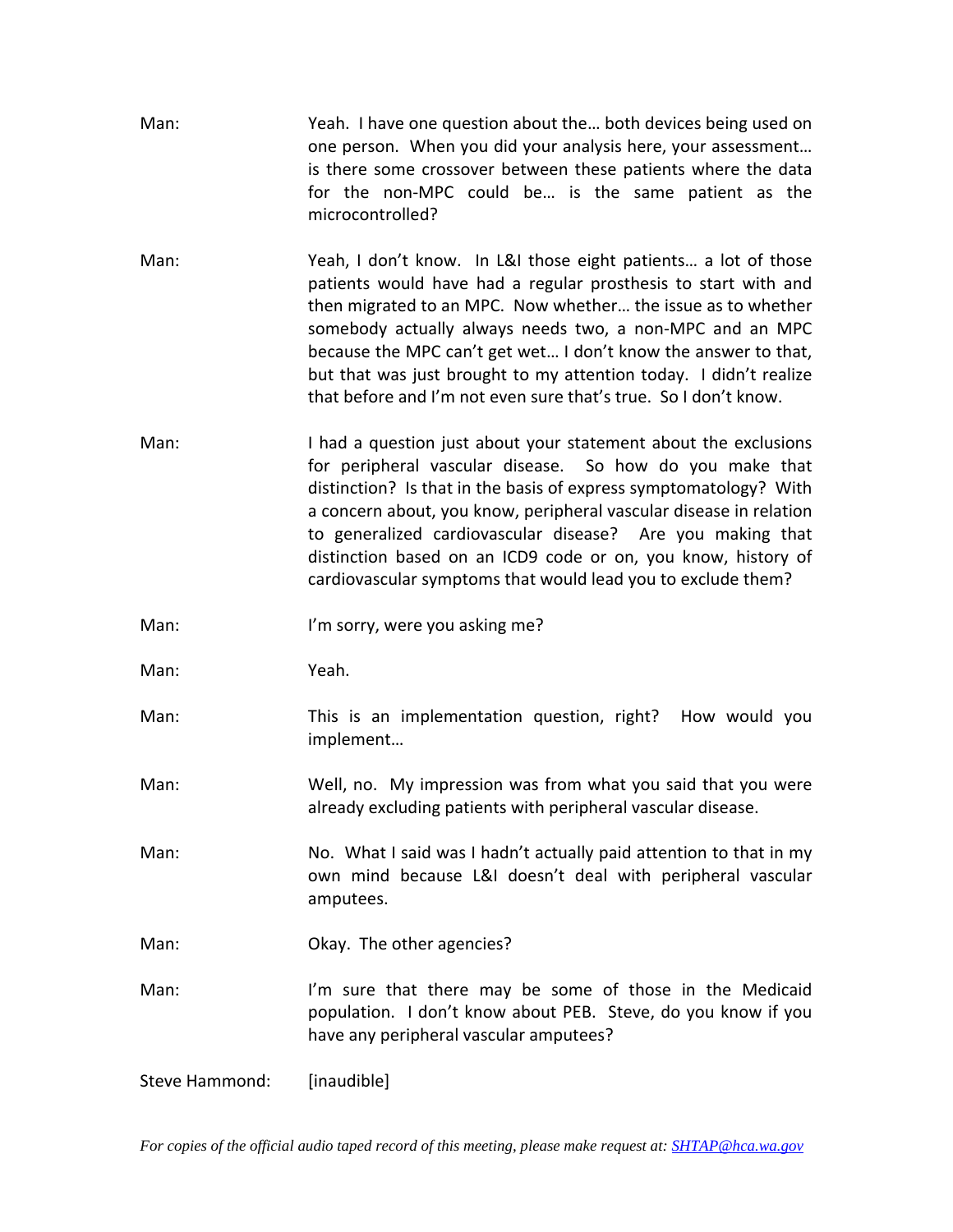Man: Yeah. I have one question about the… both devices being used on one person. When you did your analysis here, your assessment… is there some crossover between these patients where the data for the non-MPC could be… is the same patient as the microcontrolled?

Man: Yeah, I don't know. In L&I those eight patients… a lot of those patients would have had a regular prosthesis to start with and then migrated to an MPC. Now whether… the issue as to whether somebody actually always needs two, a non-MPC and an MPC because the MPC can't get wet… I don't know the answer to that, but that was just brought to my attention today. I didn't realize that before and I'm not even sure that's true. So I don't know.

Man: I had a question just about your statement about the exclusions for peripheral vascular disease. So how do you make that distinction? Is that in the basis of express symptomatology? With a concern about, you know, peripheral vascular disease in relation to generalized cardiovascular disease? Are you making that distinction based on an ICD9 code or on, you know, history of cardiovascular symptoms that would lead you to exclude them?

Man: I'm sorry, were you asking me?

Man: Yeah.

Man: This is an implementation question, right? How would you implement…

Man: Well, no. My impression was from what you said that you were already excluding patients with peripheral vascular disease.

Man: No. What I said was I hadn't actually paid attention to that in my own mind because L&I doesn't deal with peripheral vascular amputees.

Man: Okay. The other agencies?

Man: I'm sure that there may be some of those in the Medicaid population. I don't know about PEB. Steve, do you know if you have any peripheral vascular amputees?

Steve Hammond: [inaudible]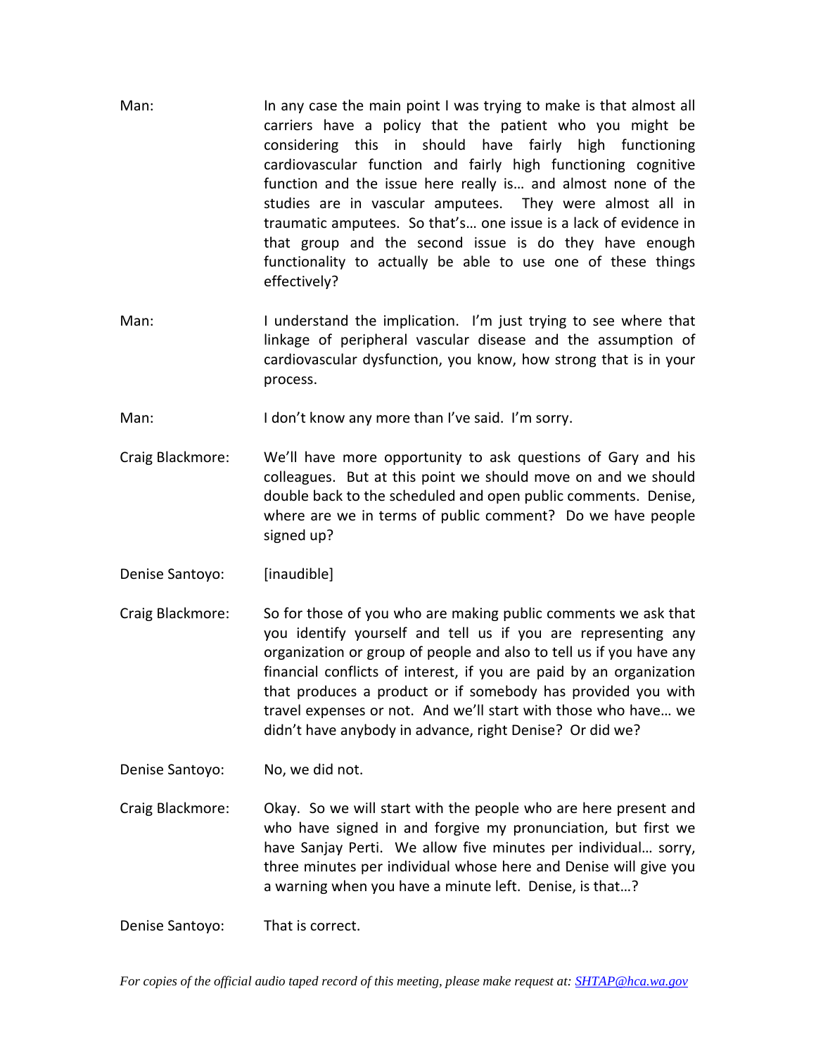Man: In any case the main point I was trying to make is that almost all carriers have a policy that the patient who you might be considering this in should have fairly high functioning cardiovascular function and fairly high functioning cognitive function and the issue here really is… and almost none of the studies are in vascular amputees. They were almost all in traumatic amputees. So that's… one issue is a lack of evidence in that group and the second issue is do they have enough functionality to actually be able to use one of these things effectively?

Man: I understand the implication. I'm just trying to see where that linkage of peripheral vascular disease and the assumption of cardiovascular dysfunction, you know, how strong that is in your process.

Man: I don't know any more than I've said. I'm sorry.

Craig Blackmore: We'll have more opportunity to ask questions of Gary and his colleagues. But at this point we should move on and we should double back to the scheduled and open public comments. Denise, where are we in terms of public comment? Do we have people signed up?

Denise Santoyo: [inaudible]

Craig Blackmore: So for those of you who are making public comments we ask that you identify yourself and tell us if you are representing any organization or group of people and also to tell us if you have any financial conflicts of interest, if you are paid by an organization that produces a product or if somebody has provided you with travel expenses or not. And we'll start with those who have… we didn't have anybody in advance, right Denise? Or did we?

Denise Santoyo: No, we did not.

Craig Blackmore: Okay. So we will start with the people who are here present and who have signed in and forgive my pronunciation, but first we have Sanjay Perti. We allow five minutes per individual… sorry, three minutes per individual whose here and Denise will give you a warning when you have a minute left. Denise, is that…?

Denise Santoyo: That is correct.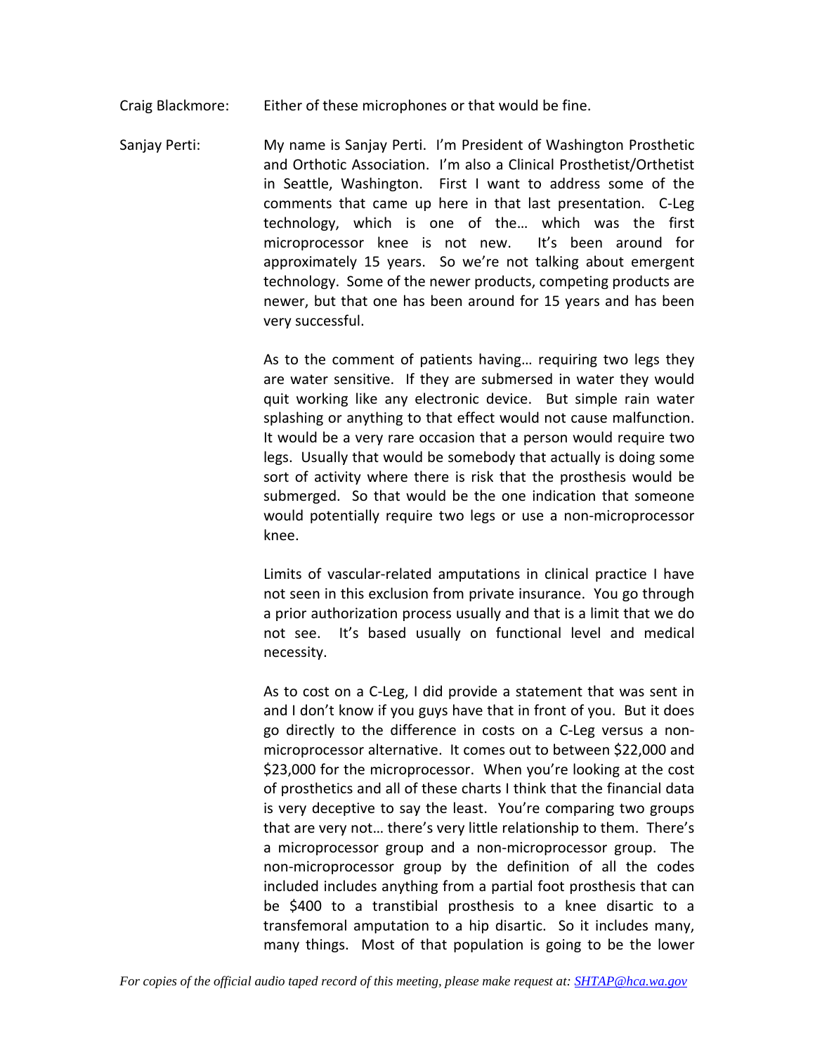Craig Blackmore: Either of these microphones or that would be fine.

Sanjay Perti: My name is Sanjay Perti. I'm President of Washington Prosthetic and Orthotic Association. I'm also a Clinical Prosthetist/Orthetist in Seattle, Washington. First I want to address some of the comments that came up here in that last presentation. C-Leg technology, which is one of the… which was the first microprocessor knee is not new. It's been around for approximately 15 years. So we're not talking about emergent technology. Some of the newer products, competing products are newer, but that one has been around for 15 years and has been very successful.

As to the comment of patients having… requiring two legs they are water sensitive. If they are submersed in water they would quit working like any electronic device. But simple rain water splashing or anything to that effect would not cause malfunction. It would be a very rare occasion that a person would require two legs. Usually that would be somebody that actually is doing some sort of activity where there is risk that the prosthesis would be submerged. So that would be the one indication that someone would potentially require two legs or use a non-microprocessor knee.

Limits of vascular-related amputations in clinical practice I have not seen in this exclusion from private insurance. You go through a prior authorization process usually and that is a limit that we do not see. It's based usually on functional level and medical necessity.

As to cost on a C-Leg, I did provide a statement that was sent in and I don't know if you guys have that in front of you. But it does go directly to the difference in costs on a C-Leg versus a non-microprocessor alternative. It comes out to between $22,000 and $23,000 for the microprocessor. When you're looking at the cost of prosthetics and all of these charts I think that the financial data is very deceptive to say the least. You're comparing two groups that are very not… there's very little relationship to them. There's a microprocessor group and a non-microprocessor group. The non-microprocessor group by the definition of all the codes included includes anything from a partial foot prosthesis that can be $400 to a transtibial prosthesis to a knee disartic to a transfemoral amputation to a hip disartic. So it includes many, many things. Most of that population is going to be the lower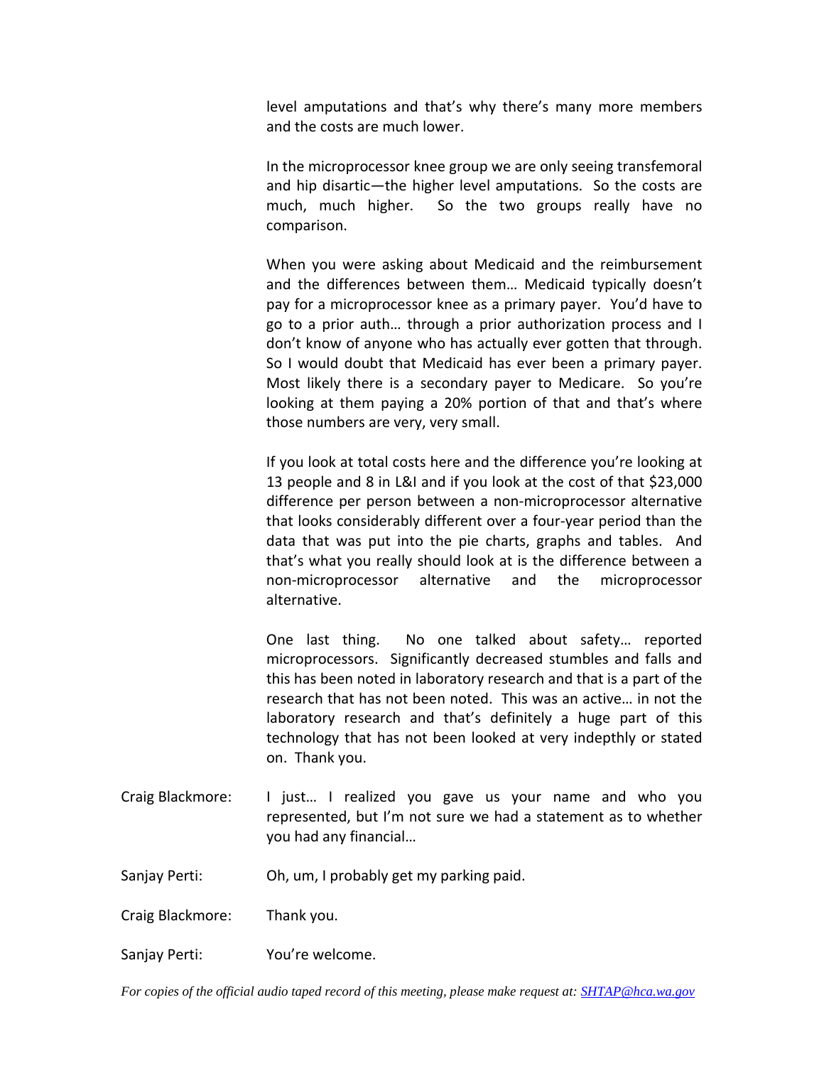level amputations and that's why there's many more members and the costs are much lower.

In the microprocessor knee group we are only seeing transfemoral and hip disartic—the higher level amputations. So the costs are much, much higher. So the two groups really have no comparison.

When you were asking about Medicaid and the reimbursement and the differences between them… Medicaid typically doesn't pay for a microprocessor knee as a primary payer. You'd have to go to a prior auth… through a prior authorization process and I don't know of anyone who has actually ever gotten that through. So I would doubt that Medicaid has ever been a primary payer. Most likely there is a secondary payer to Medicare. So you're looking at them paying a 20% portion of that and that's where those numbers are very, very small.

If you look at total costs here and the difference you're looking at 13 people and 8 in L&I and if you look at the cost of that $23,000 difference per person between a non-microprocessor alternative that looks considerably different over a four-year period than the data that was put into the pie charts, graphs and tables. And that's what you really should look at is the difference between a non-microprocessor alternative and the microprocessor alternative.

One last thing. No one talked about safety… reported microprocessors. Significantly decreased stumbles and falls and this has been noted in laboratory research and that is a part of the research that has not been noted. This was an active… in not the laboratory research and that's definitely a huge part of this technology that has not been looked at very indepthly or stated on. Thank you.

Craig Blackmore: I just… I realized you gave us your name and who you represented, but I'm not sure we had a statement as to whether you had any financial…

Sanjay Perti: Oh, um, I probably get my parking paid.

Craig Blackmore: Thank you.

Sanjay Perti: You're welcome.

*For copies of the official audio taped record of this meeting, please make request at: SHTAP@hca.wa.gov*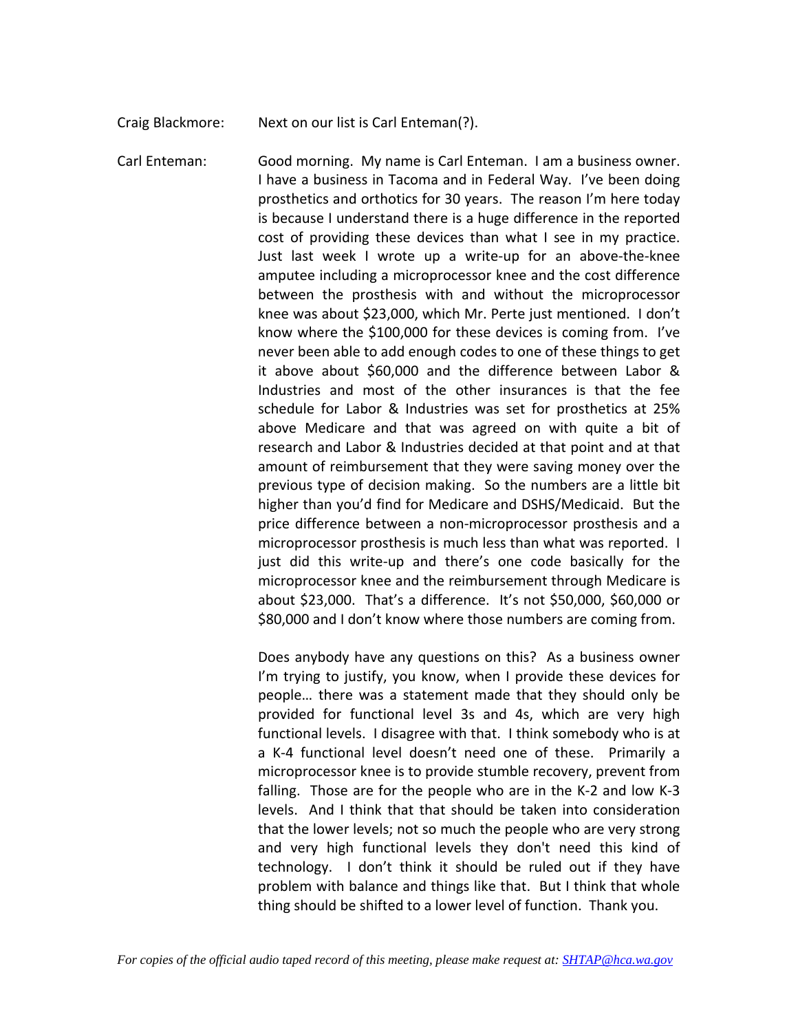Craig Blackmore: Next on our list is Carl Enteman(?).

Carl Enteman: Good morning. My name is Carl Enteman. I am a business owner. I have a business in Tacoma and in Federal Way. I've been doing prosthetics and orthotics for 30 years. The reason I'm here today is because I understand there is a huge difference in the reported cost of providing these devices than what I see in my practice. Just last week I wrote up a write-up for an above-the-knee amputee including a microprocessor knee and the cost difference between the prosthesis with and without the microprocessor knee was about $23,000, which Mr. Perte just mentioned. I don't know where the $100,000 for these devices is coming from. I've never been able to add enough codes to one of these things to get it above about $60,000 and the difference between Labor & Industries and most of the other insurances is that the fee schedule for Labor & Industries was set for prosthetics at 25% above Medicare and that was agreed on with quite a bit of research and Labor & Industries decided at that point and at that amount of reimbursement that they were saving money over the previous type of decision making. So the numbers are a little bit higher than you'd find for Medicare and DSHS/Medicaid. But the price difference between a non-microprocessor prosthesis and a microprocessor prosthesis is much less than what was reported. I just did this write-up and there's one code basically for the microprocessor knee and the reimbursement through Medicare is about $23,000. That's a difference. It's not $50,000, $60,000 or $80,000 and I don't know where those numbers are coming from.

Does anybody have any questions on this? As a business owner I'm trying to justify, you know, when I provide these devices for people… there was a statement made that they should only be provided for functional level 3s and 4s, which are very high functional levels. I disagree with that. I think somebody who is at a K-4 functional level doesn't need one of these. Primarily a microprocessor knee is to provide stumble recovery, prevent from falling. Those are for the people who are in the K-2 and low K-3 levels. And I think that that should be taken into consideration that the lower levels; not so much the people who are very strong and very high functional levels they don't need this kind of technology. I don't think it should be ruled out if they have problem with balance and things like that. But I think that whole thing should be shifted to a lower level of function. Thank you.

*For copies of the official audio taped record of this meeting, please make request at: SHTAP@hca.wa.gov*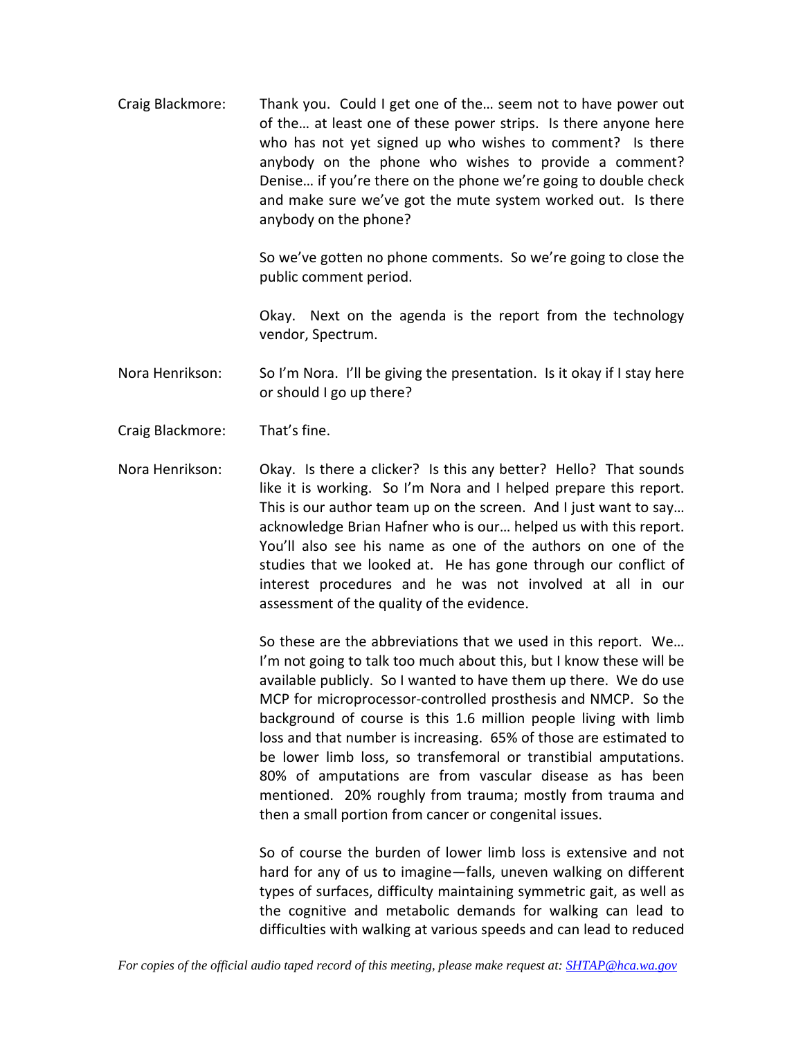Craig Blackmore: Thank you. Could I get one of the… seem not to have power out of the… at least one of these power strips. Is there anyone here who has not yet signed up who wishes to comment? Is there anybody on the phone who wishes to provide a comment? Denise… if you're there on the phone we're going to double check and make sure we've got the mute system worked out. Is there anybody on the phone?

So we've gotten no phone comments. So we're going to close the public comment period.

Okay. Next on the agenda is the report from the technology vendor, Spectrum.

Nora Henrikson: So I'm Nora. I'll be giving the presentation. Is it okay if I stay here or should I go up there?

Craig Blackmore: That's fine.

Nora Henrikson: Okay. Is there a clicker? Is this any better? Hello? That sounds like it is working. So I'm Nora and I helped prepare this report. This is our author team up on the screen. And I just want to say… acknowledge Brian Hafner who is our… helped us with this report. You'll also see his name as one of the authors on one of the studies that we looked at. He has gone through our conflict of interest procedures and he was not involved at all in our assessment of the quality of the evidence.

So these are the abbreviations that we used in this report. We… I'm not going to talk too much about this, but I know these will be available publicly. So I wanted to have them up there. We do use MCP for microprocessor-controlled prosthesis and NMCP. So the background of course is this 1.6 million people living with limb loss and that number is increasing. 65% of those are estimated to be lower limb loss, so transfemoral or transtibial amputations. 80% of amputations are from vascular disease as has been mentioned. 20% roughly from trauma; mostly from trauma and then a small portion from cancer or congenital issues.

So of course the burden of lower limb loss is extensive and not hard for any of us to imagine—falls, uneven walking on different types of surfaces, difficulty maintaining symmetric gait, as well as the cognitive and metabolic demands for walking can lead to difficulties with walking at various speeds and can lead to reduced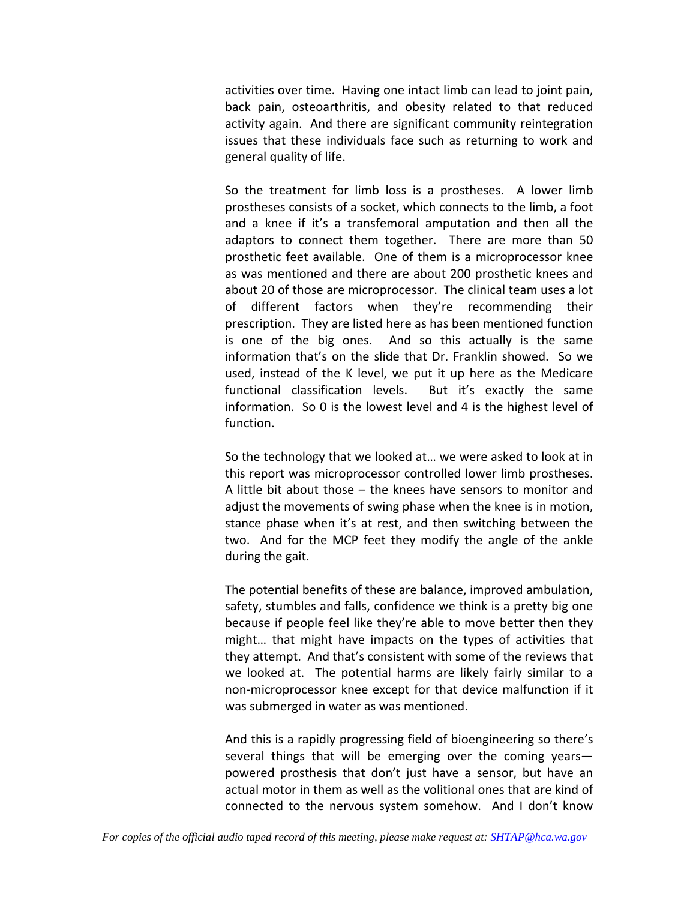activities over time. Having one intact limb can lead to joint pain, back pain, osteoarthritis, and obesity related to that reduced activity again. And there are significant community reintegration issues that these individuals face such as returning to work and general quality of life.

So the treatment for limb loss is a prostheses. A lower limb prostheses consists of a socket, which connects to the limb, a foot and a knee if it's a transfemoral amputation and then all the adaptors to connect them together. There are more than 50 prosthetic feet available. One of them is a microprocessor knee as was mentioned and there are about 200 prosthetic knees and about 20 of those are microprocessor. The clinical team uses a lot of different factors when they're recommending their prescription. They are listed here as has been mentioned function is one of the big ones. And so this actually is the same information that's on the slide that Dr. Franklin showed. So we used, instead of the K level, we put it up here as the Medicare functional classification levels. But it's exactly the same information. So 0 is the lowest level and 4 is the highest level of function.

So the technology that we looked at… we were asked to look at in this report was microprocessor controlled lower limb prostheses. A little bit about those – the knees have sensors to monitor and adjust the movements of swing phase when the knee is in motion, stance phase when it's at rest, and then switching between the two. And for the MCP feet they modify the angle of the ankle during the gait.

The potential benefits of these are balance, improved ambulation, safety, stumbles and falls, confidence we think is a pretty big one because if people feel like they're able to move better then they might… that might have impacts on the types of activities that they attempt. And that's consistent with some of the reviews that we looked at. The potential harms are likely fairly similar to a non-microprocessor knee except for that device malfunction if it was submerged in water as was mentioned.

And this is a rapidly progressing field of bioengineering so there's several things that will be emerging over the coming years—powered prosthesis that don't just have a sensor, but have an actual motor in them as well as the volitional ones that are kind of connected to the nervous system somehow. And I don't know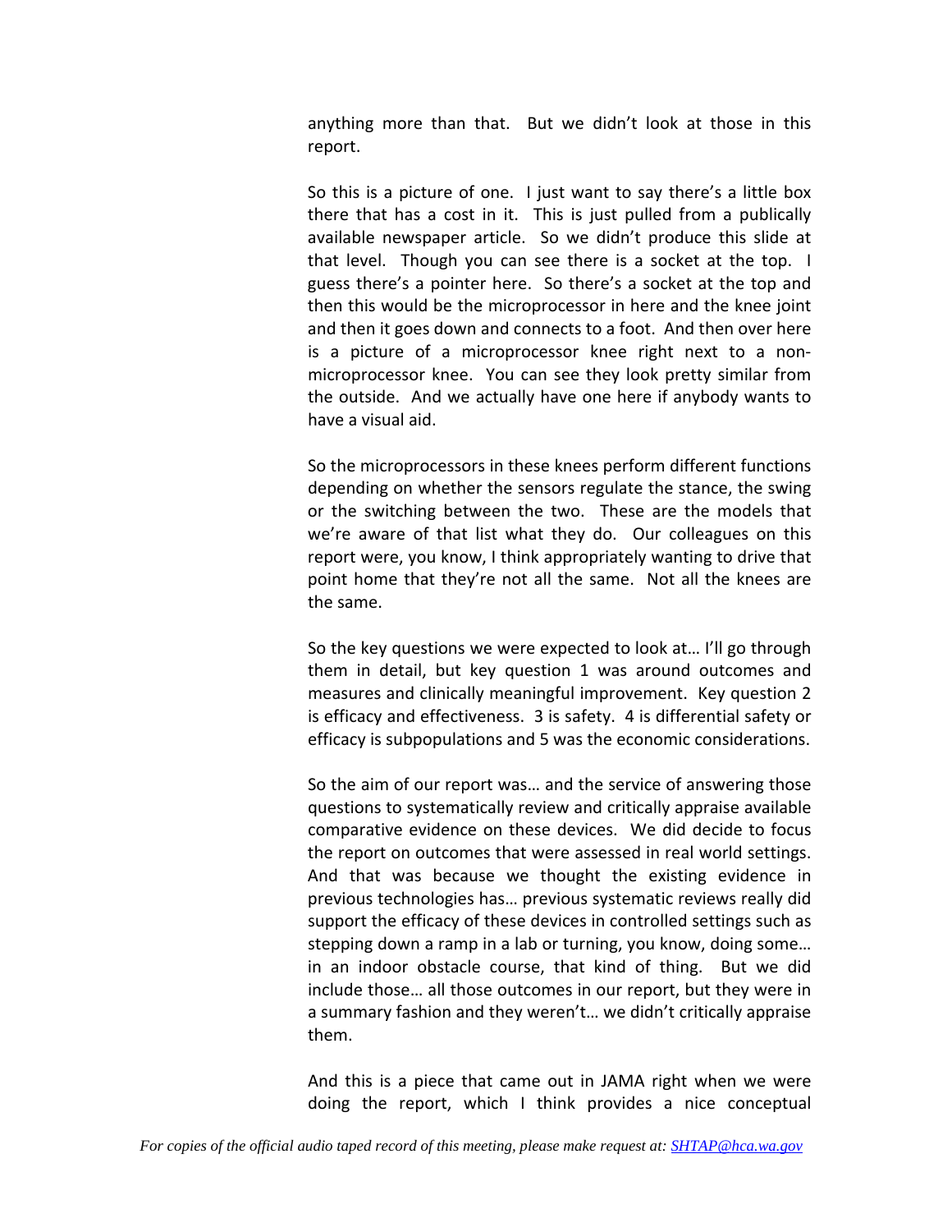anything more than that. But we didn't look at those in this report.

So this is a picture of one. I just want to say there's a little box there that has a cost in it. This is just pulled from a publically available newspaper article. So we didn't produce this slide at that level. Though you can see there is a socket at the top. I guess there's a pointer here. So there's a socket at the top and then this would be the microprocessor in here and the knee joint and then it goes down and connects to a foot. And then over here is a picture of a microprocessor knee right next to a non-microprocessor knee. You can see they look pretty similar from the outside. And we actually have one here if anybody wants to have a visual aid.

So the microprocessors in these knees perform different functions depending on whether the sensors regulate the stance, the swing or the switching between the two. These are the models that we're aware of that list what they do. Our colleagues on this report were, you know, I think appropriately wanting to drive that point home that they're not all the same. Not all the knees are the same.

So the key questions we were expected to look at… I'll go through them in detail, but key question 1 was around outcomes and measures and clinically meaningful improvement. Key question 2 is efficacy and effectiveness. 3 is safety. 4 is differential safety or efficacy is subpopulations and 5 was the economic considerations.

So the aim of our report was… and the service of answering those questions to systematically review and critically appraise available comparative evidence on these devices. We did decide to focus the report on outcomes that were assessed in real world settings. And that was because we thought the existing evidence in previous technologies has… previous systematic reviews really did support the efficacy of these devices in controlled settings such as stepping down a ramp in a lab or turning, you know, doing some… in an indoor obstacle course, that kind of thing. But we did include those… all those outcomes in our report, but they were in a summary fashion and they weren't… we didn't critically appraise them.

And this is a piece that came out in JAMA right when we were doing the report, which I think provides a nice conceptual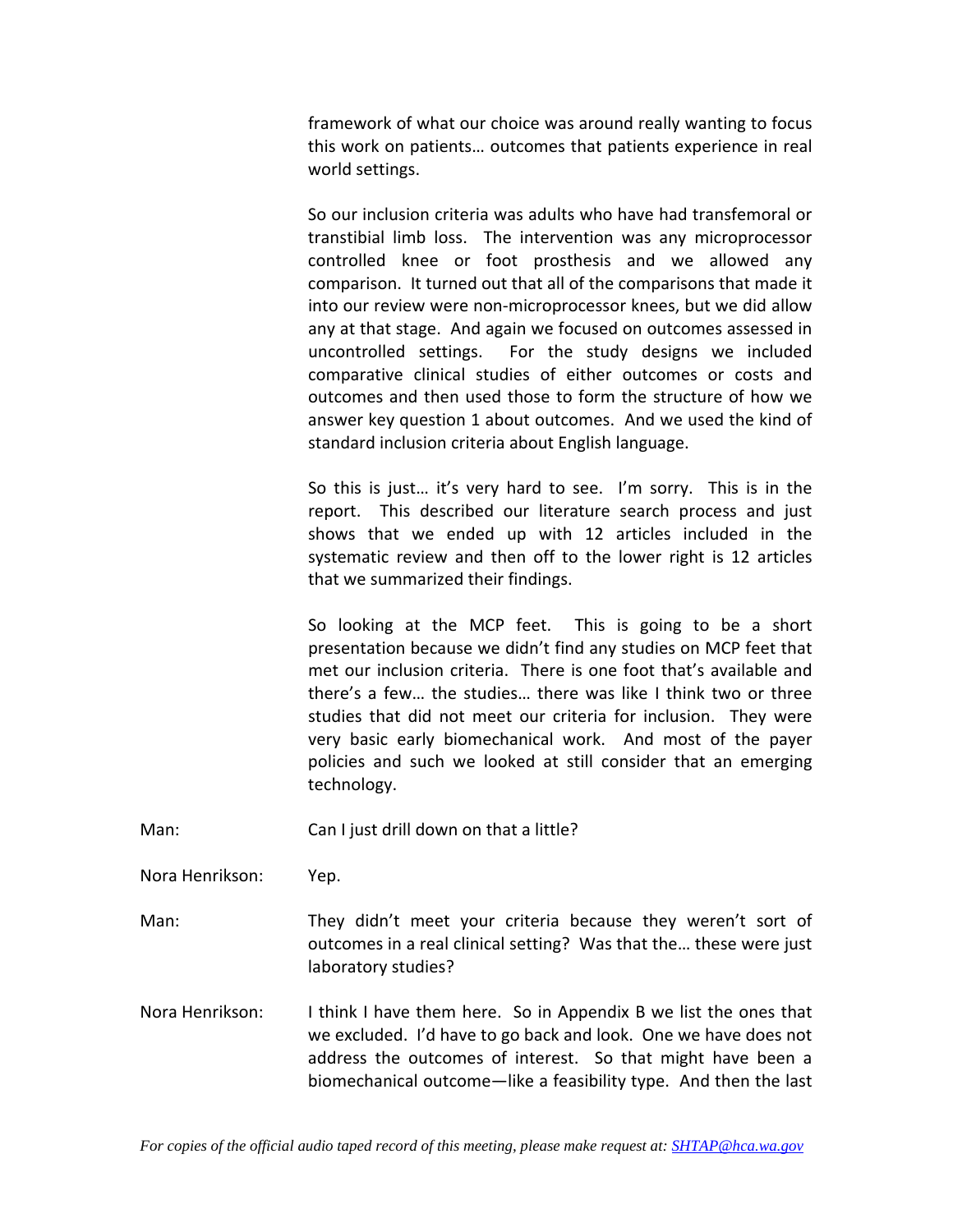framework of what our choice was around really wanting to focus this work on patients… outcomes that patients experience in real world settings.

So our inclusion criteria was adults who have had transfemoral or transtibial limb loss. The intervention was any microprocessor controlled knee or foot prosthesis and we allowed any comparison. It turned out that all of the comparisons that made it into our review were non-microprocessor knees, but we did allow any at that stage. And again we focused on outcomes assessed in uncontrolled settings. For the study designs we included comparative clinical studies of either outcomes or costs and outcomes and then used those to form the structure of how we answer key question 1 about outcomes. And we used the kind of standard inclusion criteria about English language.

So this is just… it's very hard to see. I'm sorry. This is in the report. This described our literature search process and just shows that we ended up with 12 articles included in the systematic review and then off to the lower right is 12 articles that we summarized their findings.

So looking at the MCP feet. This is going to be a short presentation because we didn't find any studies on MCP feet that met our inclusion criteria. There is one foot that's available and there's a few… the studies… there was like I think two or three studies that did not meet our criteria for inclusion. They were very basic early biomechanical work. And most of the payer policies and such we looked at still consider that an emerging technology.

Man: Can I just drill down on that a little?

Nora Henrikson: Yep.

Man: They didn't meet your criteria because they weren't sort of outcomes in a real clinical setting? Was that the… these were just laboratory studies?

Nora Henrikson: I think I have them here. So in Appendix B we list the ones that we excluded. I'd have to go back and look. One we have does not address the outcomes of interest. So that might have been a biomechanical outcome—like a feasibility type. And then the last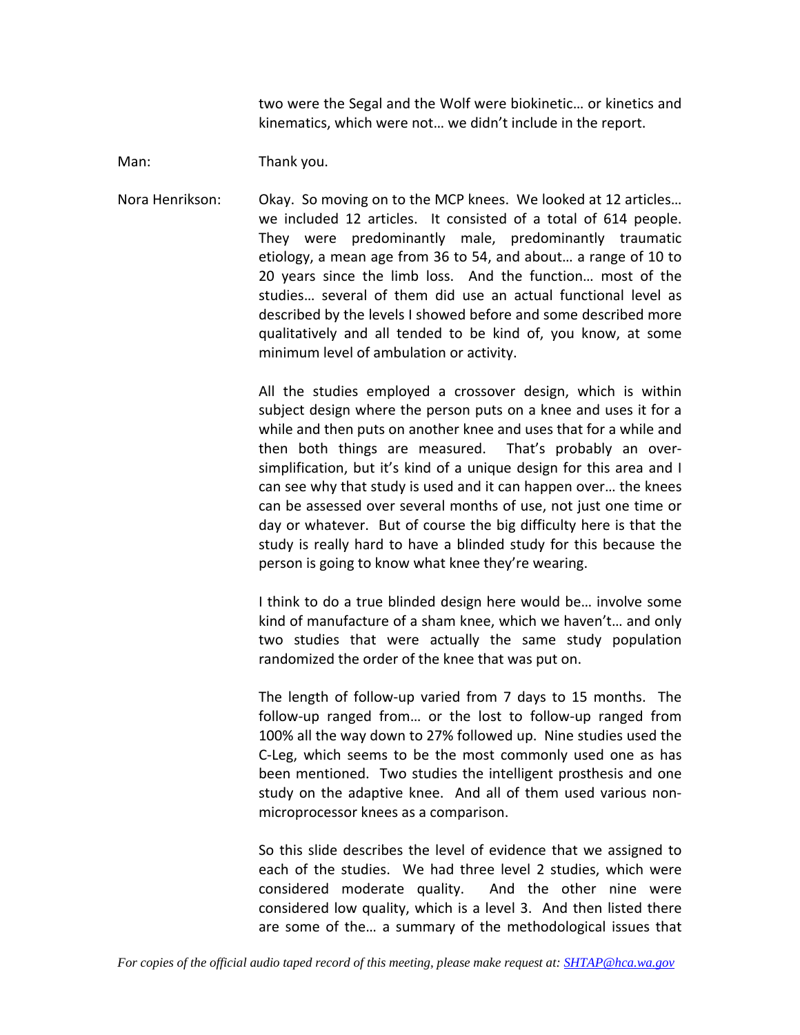two were the Segal and the Wolf were biokinetic… or kinetics and kinematics, which were not… we didn't include in the report.

Man: Thank you.

Nora Henrikson: Okay. So moving on to the MCP knees. We looked at 12 articles… we included 12 articles. It consisted of a total of 614 people. They were predominantly male, predominantly traumatic etiology, a mean age from 36 to 54, and about… a range of 10 to 20 years since the limb loss. And the function… most of the studies… several of them did use an actual functional level as described by the levels I showed before and some described more qualitatively and all tended to be kind of, you know, at some minimum level of ambulation or activity.

All the studies employed a crossover design, which is within subject design where the person puts on a knee and uses it for a while and then puts on another knee and uses that for a while and then both things are measured. That's probably an over-simplification, but it's kind of a unique design for this area and I can see why that study is used and it can happen over… the knees can be assessed over several months of use, not just one time or day or whatever. But of course the big difficulty here is that the study is really hard to have a blinded study for this because the person is going to know what knee they're wearing.

I think to do a true blinded design here would be… involve some kind of manufacture of a sham knee, which we haven't… and only two studies that were actually the same study population randomized the order of the knee that was put on.

The length of follow-up varied from 7 days to 15 months. The follow-up ranged from… or the lost to follow-up ranged from 100% all the way down to 27% followed up. Nine studies used the C-Leg, which seems to be the most commonly used one as has been mentioned. Two studies the intelligent prosthesis and one study on the adaptive knee. And all of them used various non-microprocessor knees as a comparison.

So this slide describes the level of evidence that we assigned to each of the studies. We had three level 2 studies, which were considered moderate quality. And the other nine were considered low quality, which is a level 3. And then listed there are some of the… a summary of the methodological issues that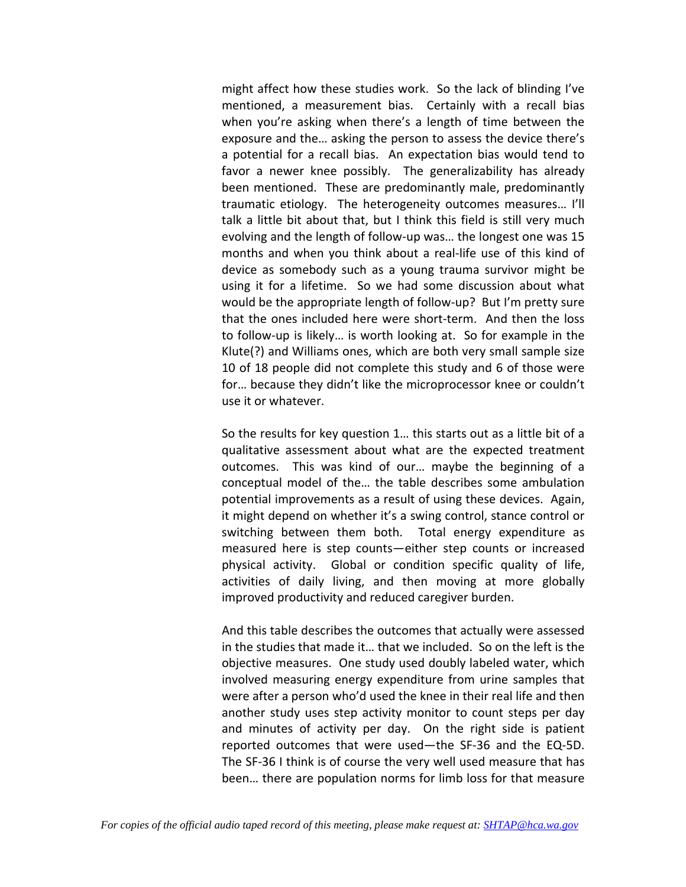might affect how these studies work. So the lack of blinding I've mentioned, a measurement bias. Certainly with a recall bias when you're asking when there's a length of time between the exposure and the… asking the person to assess the device there's a potential for a recall bias. An expectation bias would tend to favor a newer knee possibly. The generalizability has already been mentioned. These are predominantly male, predominantly traumatic etiology. The heterogeneity outcomes measures… I'll talk a little bit about that, but I think this field is still very much evolving and the length of follow-up was… the longest one was 15 months and when you think about a real-life use of this kind of device as somebody such as a young trauma survivor might be using it for a lifetime. So we had some discussion about what would be the appropriate length of follow-up? But I'm pretty sure that the ones included here were short-term. And then the loss to follow-up is likely… is worth looking at. So for example in the Klute(?) and Williams ones, which are both very small sample size 10 of 18 people did not complete this study and 6 of those were for… because they didn't like the microprocessor knee or couldn't use it or whatever.

So the results for key question 1… this starts out as a little bit of a qualitative assessment about what are the expected treatment outcomes. This was kind of our… maybe the beginning of a conceptual model of the… the table describes some ambulation potential improvements as a result of using these devices. Again, it might depend on whether it's a swing control, stance control or switching between them both. Total energy expenditure as measured here is step counts—either step counts or increased physical activity. Global or condition specific quality of life, activities of daily living, and then moving at more globally improved productivity and reduced caregiver burden.

And this table describes the outcomes that actually were assessed in the studies that made it… that we included. So on the left is the objective measures. One study used doubly labeled water, which involved measuring energy expenditure from urine samples that were after a person who'd used the knee in their real life and then another study uses step activity monitor to count steps per day and minutes of activity per day. On the right side is patient reported outcomes that were used—the SF-36 and the EQ-5D. The SF-36 I think is of course the very well used measure that has been… there are population norms for limb loss for that measure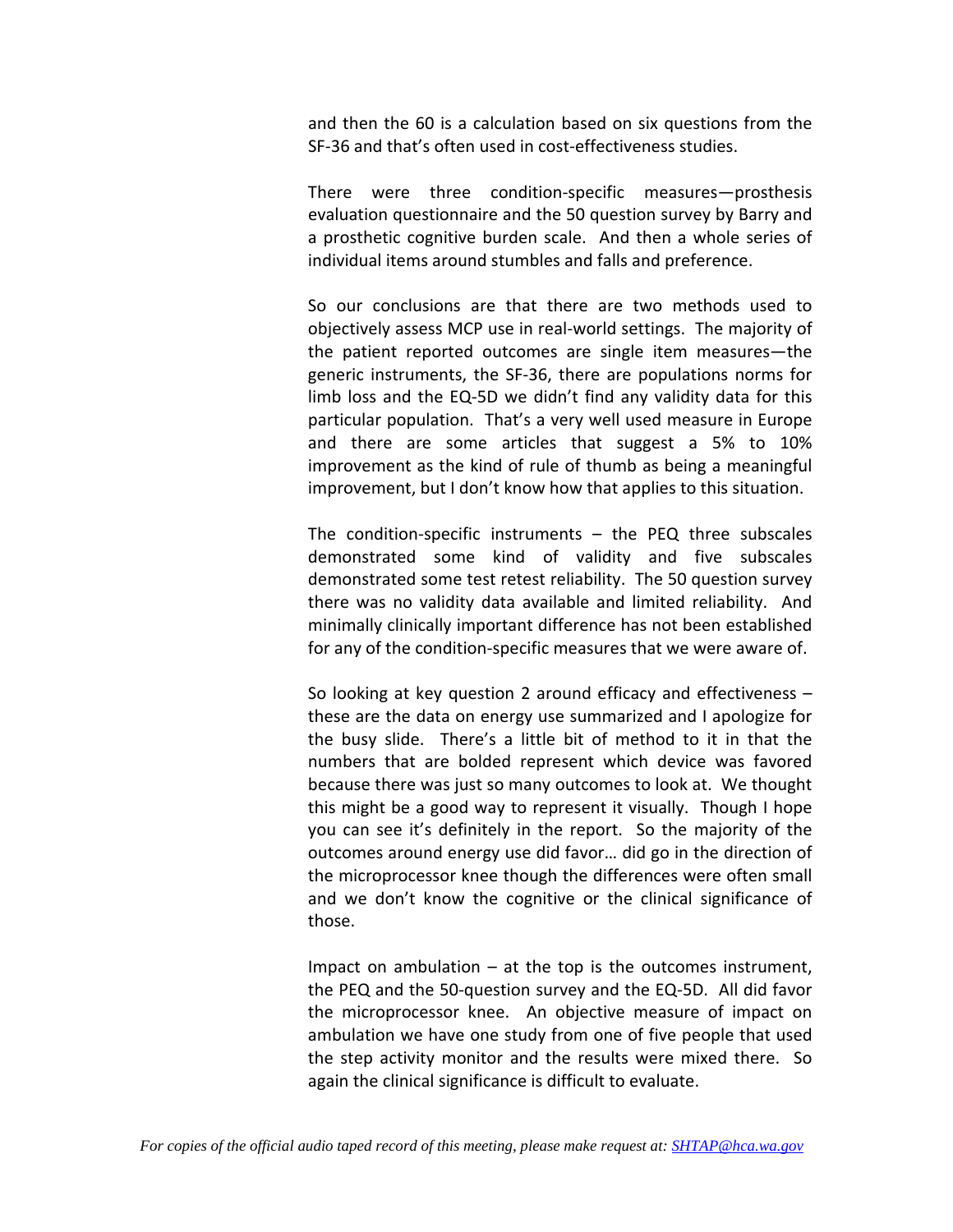and then the 60 is a calculation based on six questions from the SF-36 and that's often used in cost-effectiveness studies.

There were three condition-specific measures—prosthesis evaluation questionnaire and the 50 question survey by Barry and a prosthetic cognitive burden scale. And then a whole series of individual items around stumbles and falls and preference.

So our conclusions are that there are two methods used to objectively assess MCP use in real-world settings. The majority of the patient reported outcomes are single item measures—the generic instruments, the SF-36, there are populations norms for limb loss and the EQ-5D we didn't find any validity data for this particular population. That's a very well used measure in Europe and there are some articles that suggest a 5% to 10% improvement as the kind of rule of thumb as being a meaningful improvement, but I don't know how that applies to this situation.

The condition-specific instruments – the PEQ three subscales demonstrated some kind of validity and five subscales demonstrated some test retest reliability. The 50 question survey there was no validity data available and limited reliability. And minimally clinically important difference has not been established for any of the condition-specific measures that we were aware of.

So looking at key question 2 around efficacy and effectiveness – these are the data on energy use summarized and I apologize for the busy slide. There's a little bit of method to it in that the numbers that are bolded represent which device was favored because there was just so many outcomes to look at. We thought this might be a good way to represent it visually. Though I hope you can see it's definitely in the report. So the majority of the outcomes around energy use did favor… did go in the direction of the microprocessor knee though the differences were often small and we don't know the cognitive or the clinical significance of those.

Impact on ambulation – at the top is the outcomes instrument, the PEQ and the 50-question survey and the EQ-5D. All did favor the microprocessor knee. An objective measure of impact on ambulation we have one study from one of five people that used the step activity monitor and the results were mixed there. So again the clinical significance is difficult to evaluate.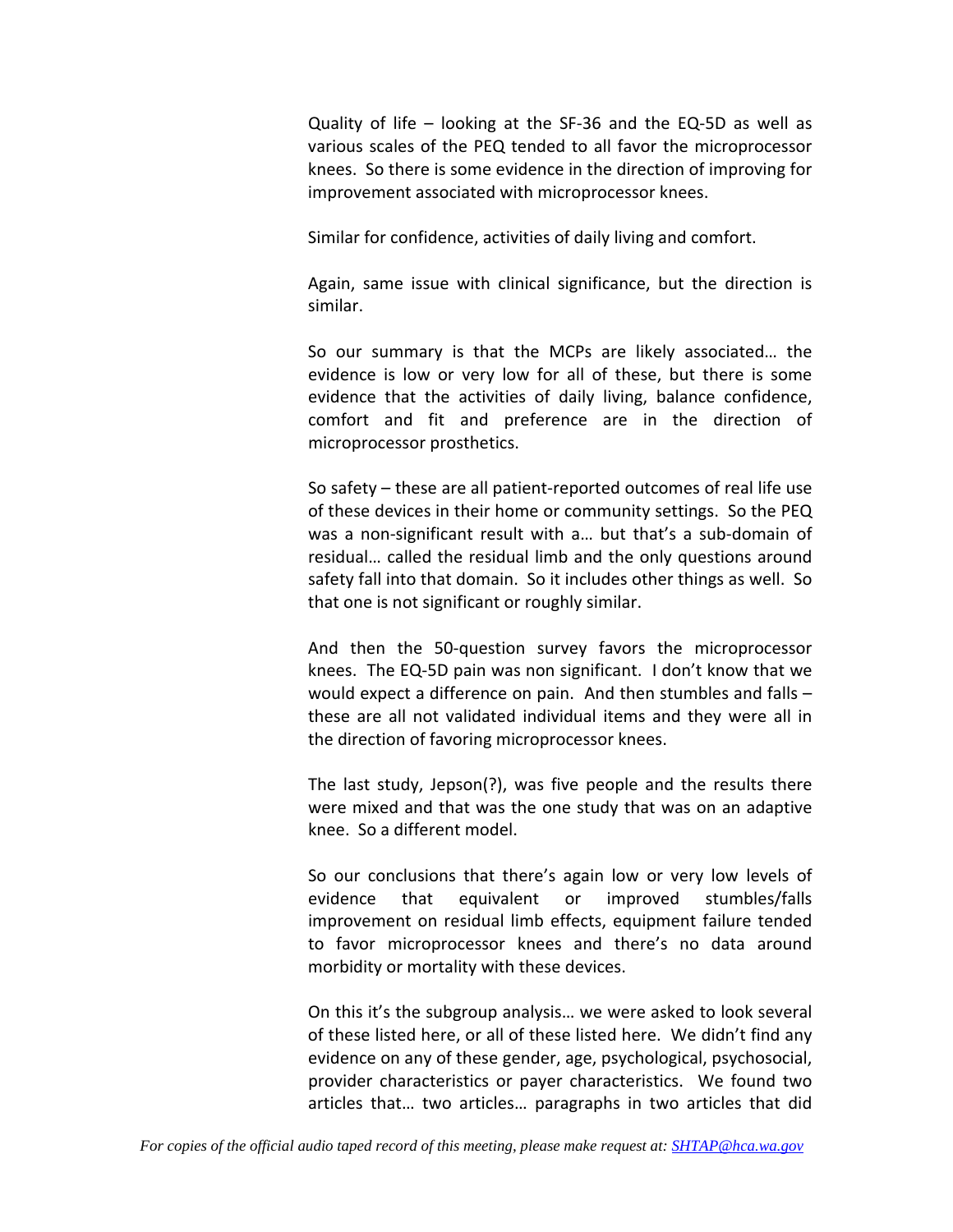Quality of life – looking at the SF-36 and the EQ-5D as well as various scales of the PEQ tended to all favor the microprocessor knees. So there is some evidence in the direction of improving for improvement associated with microprocessor knees.

Similar for confidence, activities of daily living and comfort.

Again, same issue with clinical significance, but the direction is similar.

So our summary is that the MCPs are likely associated… the evidence is low or very low for all of these, but there is some evidence that the activities of daily living, balance confidence, comfort and fit and preference are in the direction of microprocessor prosthetics.

So safety – these are all patient-reported outcomes of real life use of these devices in their home or community settings. So the PEQ was a non-significant result with a… but that's a sub-domain of residual… called the residual limb and the only questions around safety fall into that domain. So it includes other things as well. So that one is not significant or roughly similar.

And then the 50-question survey favors the microprocessor knees. The EQ-5D pain was non significant. I don't know that we would expect a difference on pain. And then stumbles and falls – these are all not validated individual items and they were all in the direction of favoring microprocessor knees.

The last study, Jepson(?), was five people and the results there were mixed and that was the one study that was on an adaptive knee. So a different model.

So our conclusions that there's again low or very low levels of evidence that equivalent or improved stumbles/falls improvement on residual limb effects, equipment failure tended to favor microprocessor knees and there's no data around morbidity or mortality with these devices.

On this it's the subgroup analysis… we were asked to look several of these listed here, or all of these listed here. We didn't find any evidence on any of these gender, age, psychological, psychosocial, provider characteristics or payer characteristics. We found two articles that… two articles… paragraphs in two articles that did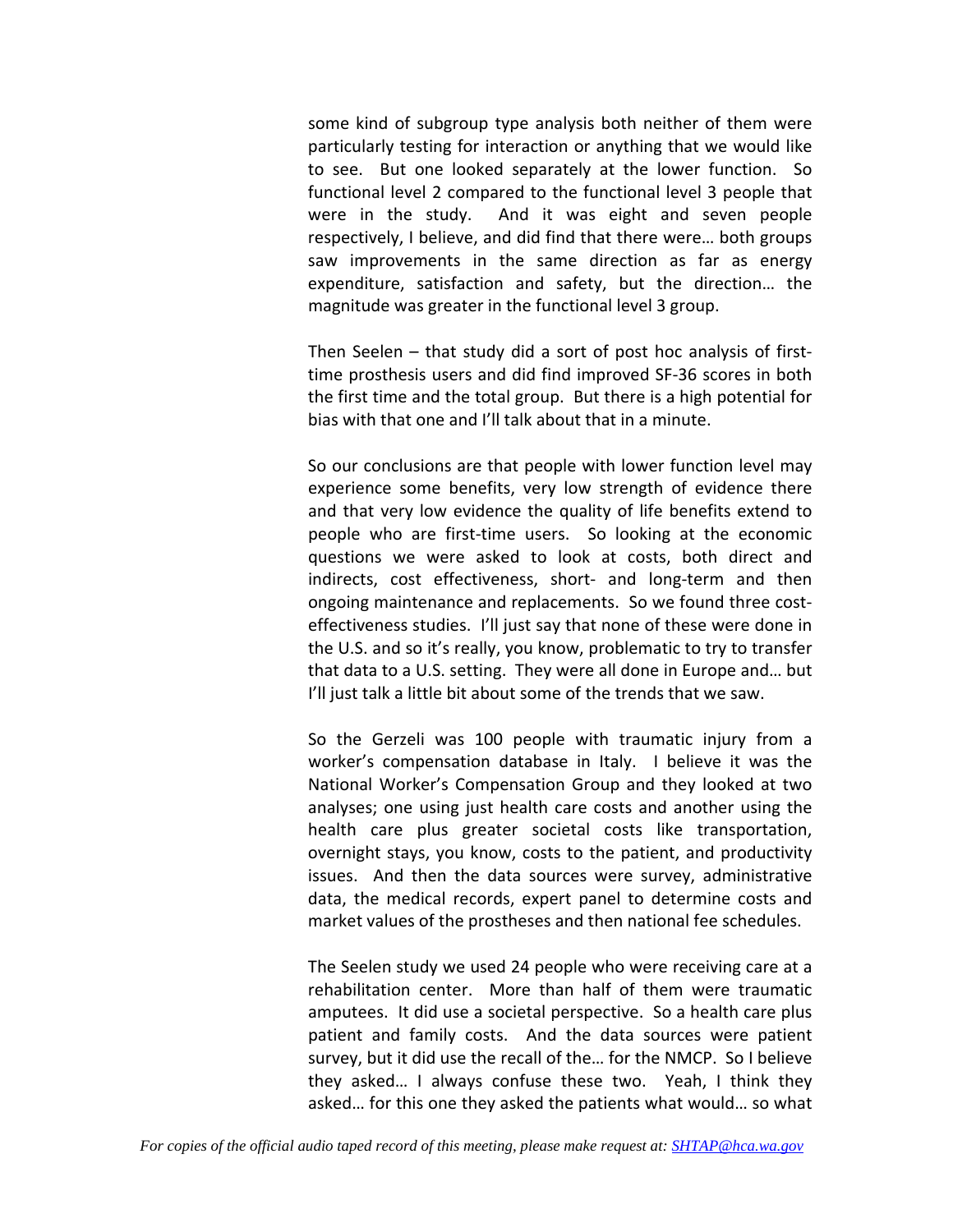some kind of subgroup type analysis both neither of them were particularly testing for interaction or anything that we would like to see. But one looked separately at the lower function. So functional level 2 compared to the functional level 3 people that were in the study. And it was eight and seven people respectively, I believe, and did find that there were… both groups saw improvements in the same direction as far as energy expenditure, satisfaction and safety, but the direction… the magnitude was greater in the functional level 3 group.

Then Seelen – that study did a sort of post hoc analysis of first-time prosthesis users and did find improved SF-36 scores in both the first time and the total group. But there is a high potential for bias with that one and I'll talk about that in a minute.

So our conclusions are that people with lower function level may experience some benefits, very low strength of evidence there and that very low evidence the quality of life benefits extend to people who are first-time users. So looking at the economic questions we were asked to look at costs, both direct and indirects, cost effectiveness, short- and long-term and then ongoing maintenance and replacements. So we found three cost-effectiveness studies. I'll just say that none of these were done in the U.S. and so it's really, you know, problematic to try to transfer that data to a U.S. setting. They were all done in Europe and… but I'll just talk a little bit about some of the trends that we saw.

So the Gerzeli was 100 people with traumatic injury from a worker's compensation database in Italy. I believe it was the National Worker's Compensation Group and they looked at two analyses; one using just health care costs and another using the health care plus greater societal costs like transportation, overnight stays, you know, costs to the patient, and productivity issues. And then the data sources were survey, administrative data, the medical records, expert panel to determine costs and market values of the prostheses and then national fee schedules.

The Seelen study we used 24 people who were receiving care at a rehabilitation center. More than half of them were traumatic amputees. It did use a societal perspective. So a health care plus patient and family costs. And the data sources were patient survey, but it did use the recall of the… for the NMCP. So I believe they asked… I always confuse these two. Yeah, I think they asked… for this one they asked the patients what would… so what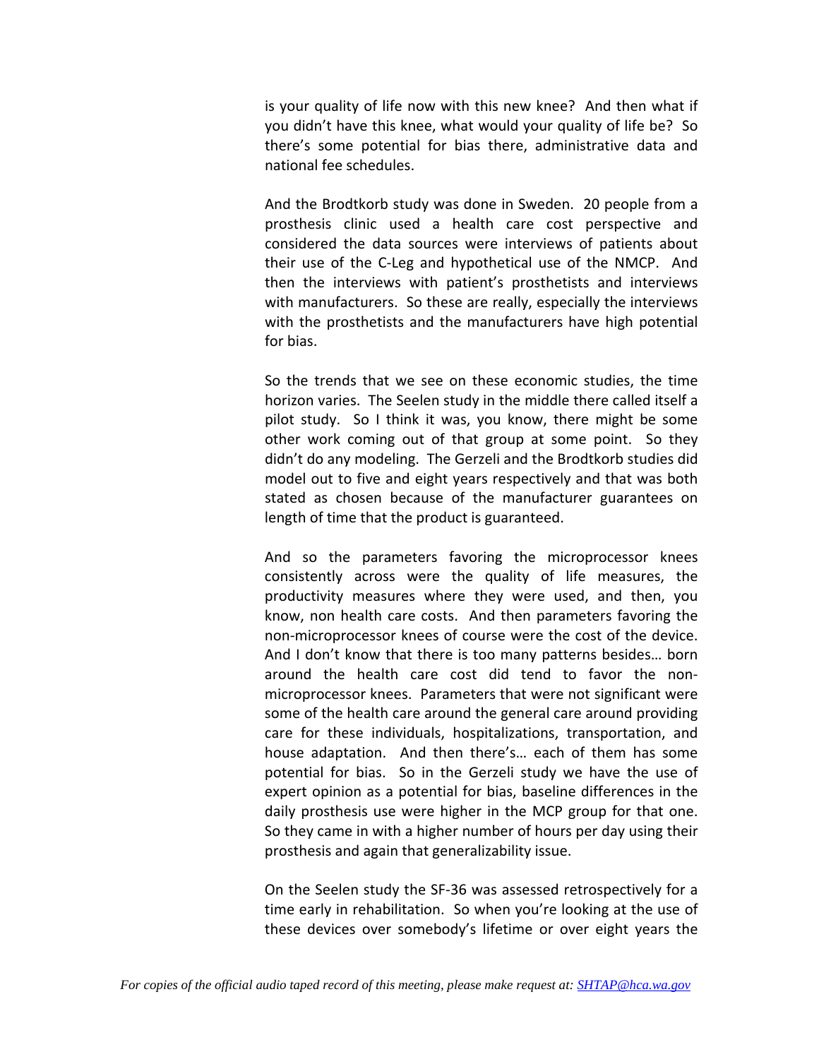is your quality of life now with this new knee? And then what if you didn't have this knee, what would your quality of life be? So there's some potential for bias there, administrative data and national fee schedules.

And the Brodtkorb study was done in Sweden. 20 people from a prosthesis clinic used a health care cost perspective and considered the data sources were interviews of patients about their use of the C-Leg and hypothetical use of the NMCP. And then the interviews with patient's prosthetists and interviews with manufacturers. So these are really, especially the interviews with the prosthetists and the manufacturers have high potential for bias.

So the trends that we see on these economic studies, the time horizon varies. The Seelen study in the middle there called itself a pilot study. So I think it was, you know, there might be some other work coming out of that group at some point. So they didn't do any modeling. The Gerzeli and the Brodtkorb studies did model out to five and eight years respectively and that was both stated as chosen because of the manufacturer guarantees on length of time that the product is guaranteed.

And so the parameters favoring the microprocessor knees consistently across were the quality of life measures, the productivity measures where they were used, and then, you know, non health care costs. And then parameters favoring the non-microprocessor knees of course were the cost of the device. And I don't know that there is too many patterns besides… born around the health care cost did tend to favor the non-microprocessor knees. Parameters that were not significant were some of the health care around the general care around providing care for these individuals, hospitalizations, transportation, and house adaptation. And then there's… each of them has some potential for bias. So in the Gerzeli study we have the use of expert opinion as a potential for bias, baseline differences in the daily prosthesis use were higher in the MCP group for that one. So they came in with a higher number of hours per day using their prosthesis and again that generalizability issue.

On the Seelen study the SF-36 was assessed retrospectively for a time early in rehabilitation. So when you're looking at the use of these devices over somebody's lifetime or over eight years the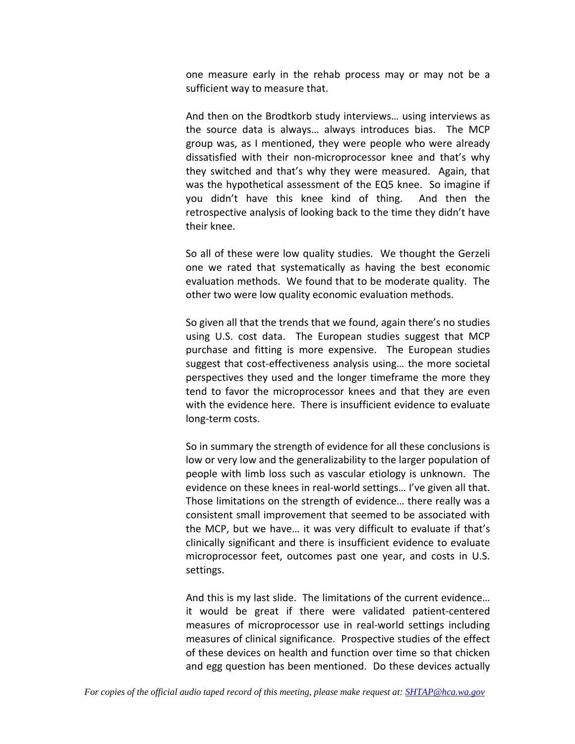one measure early in the rehab process may or may not be a sufficient way to measure that.

And then on the Brodtkorb study interviews… using interviews as the source data is always… always introduces bias. The MCP group was, as I mentioned, they were people who were already dissatisfied with their non-microprocessor knee and that's why they switched and that's why they were measured. Again, that was the hypothetical assessment of the EQ5 knee. So imagine if you didn't have this knee kind of thing. And then the retrospective analysis of looking back to the time they didn't have their knee.

So all of these were low quality studies. We thought the Gerzeli one we rated that systematically as having the best economic evaluation methods. We found that to be moderate quality. The other two were low quality economic evaluation methods.

So given all that the trends that we found, again there's no studies using U.S. cost data. The European studies suggest that MCP purchase and fitting is more expensive. The European studies suggest that cost-effectiveness analysis using… the more societal perspectives they used and the longer timeframe the more they tend to favor the microprocessor knees and that they are even with the evidence here. There is insufficient evidence to evaluate long-term costs.

So in summary the strength of evidence for all these conclusions is low or very low and the generalizability to the larger population of people with limb loss such as vascular etiology is unknown. The evidence on these knees in real-world settings… I've given all that. Those limitations on the strength of evidence… there really was a consistent small improvement that seemed to be associated with the MCP, but we have… it was very difficult to evaluate if that's clinically significant and there is insufficient evidence to evaluate microprocessor feet, outcomes past one year, and costs in U.S. settings.

And this is my last slide. The limitations of the current evidence… it would be great if there were validated patient-centered measures of microprocessor use in real-world settings including measures of clinical significance. Prospective studies of the effect of these devices on health and function over time so that chicken and egg question has been mentioned. Do these devices actually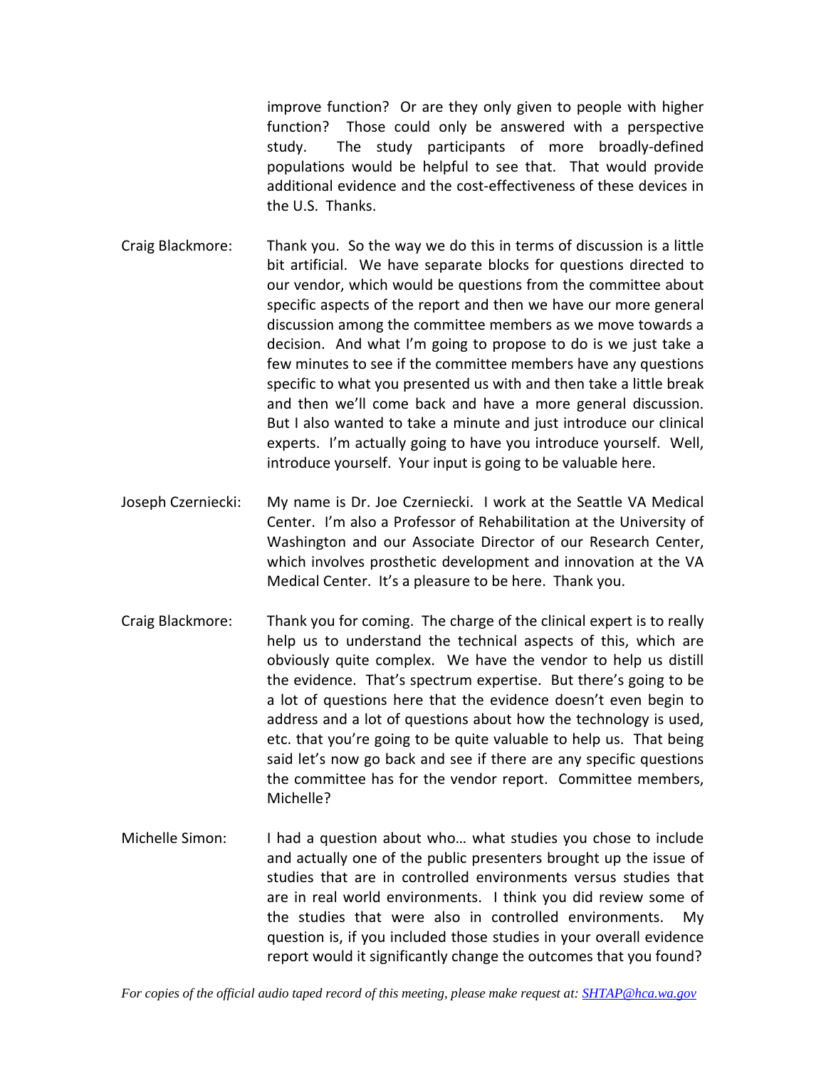improve function? Or are they only given to people with higher function? Those could only be answered with a perspective study. The study participants of more broadly-defined populations would be helpful to see that. That would provide additional evidence and the cost-effectiveness of these devices in the U.S. Thanks.

Craig Blackmore: Thank you. So the way we do this in terms of discussion is a little bit artificial. We have separate blocks for questions directed to our vendor, which would be questions from the committee about specific aspects of the report and then we have our more general discussion among the committee members as we move towards a decision. And what I'm going to propose to do is we just take a few minutes to see if the committee members have any questions specific to what you presented us with and then take a little break and then we'll come back and have a more general discussion. But I also wanted to take a minute and just introduce our clinical experts. I'm actually going to have you introduce yourself. Well, introduce yourself. Your input is going to be valuable here.

Joseph Czerniecki: My name is Dr. Joe Czerniecki. I work at the Seattle VA Medical Center. I'm also a Professor of Rehabilitation at the University of Washington and our Associate Director of our Research Center, which involves prosthetic development and innovation at the VA Medical Center. It's a pleasure to be here. Thank you.

Craig Blackmore: Thank you for coming. The charge of the clinical expert is to really help us to understand the technical aspects of this, which are obviously quite complex. We have the vendor to help us distill the evidence. That's spectrum expertise. But there's going to be a lot of questions here that the evidence doesn't even begin to address and a lot of questions about how the technology is used, etc. that you're going to be quite valuable to help us. That being said let's now go back and see if there are any specific questions the committee has for the vendor report. Committee members, Michelle?

Michelle Simon: I had a question about who… what studies you chose to include and actually one of the public presenters brought up the issue of studies that are in controlled environments versus studies that are in real world environments. I think you did review some of the studies that were also in controlled environments. My question is, if you included those studies in your overall evidence report would it significantly change the outcomes that you found?

*For copies of the official audio taped record of this meeting, please make request at: [SHTAP@hca.wa.gov](mailto:SHTAP@hca.wa.gov)*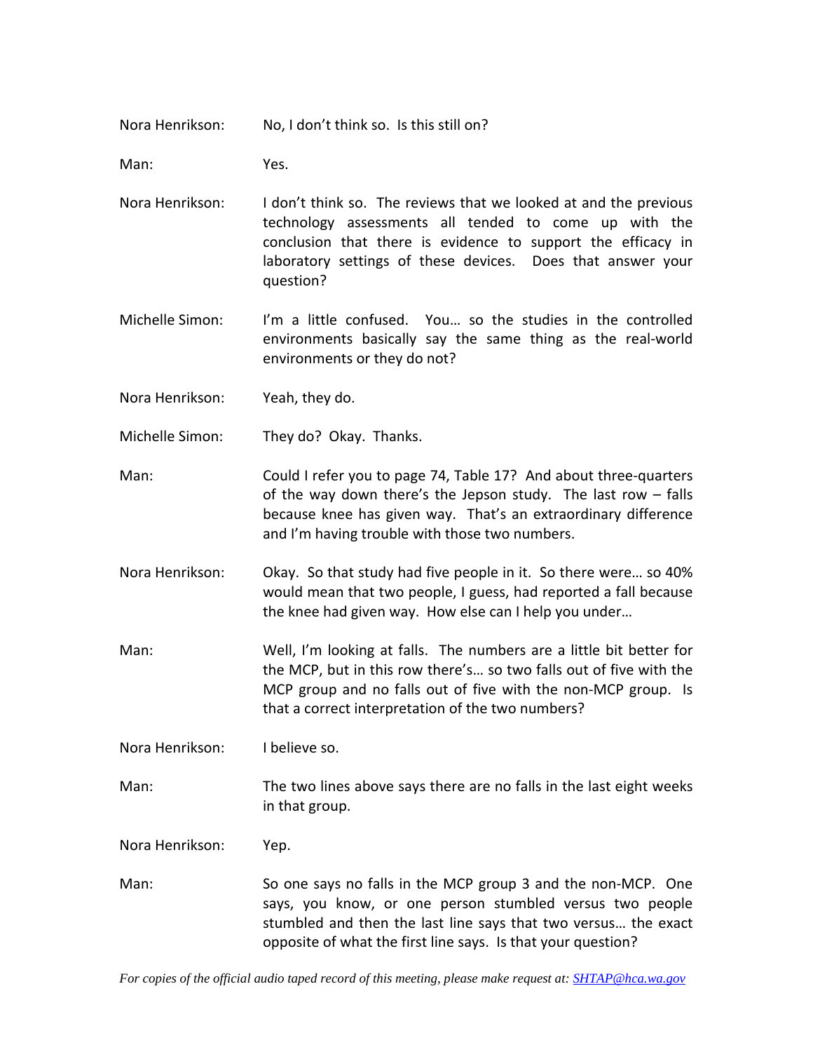Nora Henrikson: No, I don't think so. Is this still on?

Man: Yes.

Nora Henrikson: I don't think so. The reviews that we looked at and the previous technology assessments all tended to come up with the conclusion that there is evidence to support the efficacy in laboratory settings of these devices. Does that answer your question?

Michelle Simon: I'm a little confused. You… so the studies in the controlled environments basically say the same thing as the real-world environments or they do not?

Nora Henrikson: Yeah, they do.

Michelle Simon: They do? Okay. Thanks.

Man: Could I refer you to page 74, Table 17? And about three-quarters of the way down there's the Jepson study. The last row – falls because knee has given way. That's an extraordinary difference and I'm having trouble with those two numbers.

Nora Henrikson: Okay. So that study had five people in it. So there were… so 40% would mean that two people, I guess, had reported a fall because the knee had given way. How else can I help you under…

Man: Well, I'm looking at falls. The numbers are a little bit better for the MCP, but in this row there's… so two falls out of five with the MCP group and no falls out of five with the non-MCP group. Is that a correct interpretation of the two numbers?

Nora Henrikson: I believe so.

Man: The two lines above says there are no falls in the last eight weeks in that group.

Nora Henrikson: Yep.

Man: So one says no falls in the MCP group 3 and the non-MCP. One says, you know, or one person stumbled versus two people stumbled and then the last line says that two versus… the exact opposite of what the first line says. Is that your question?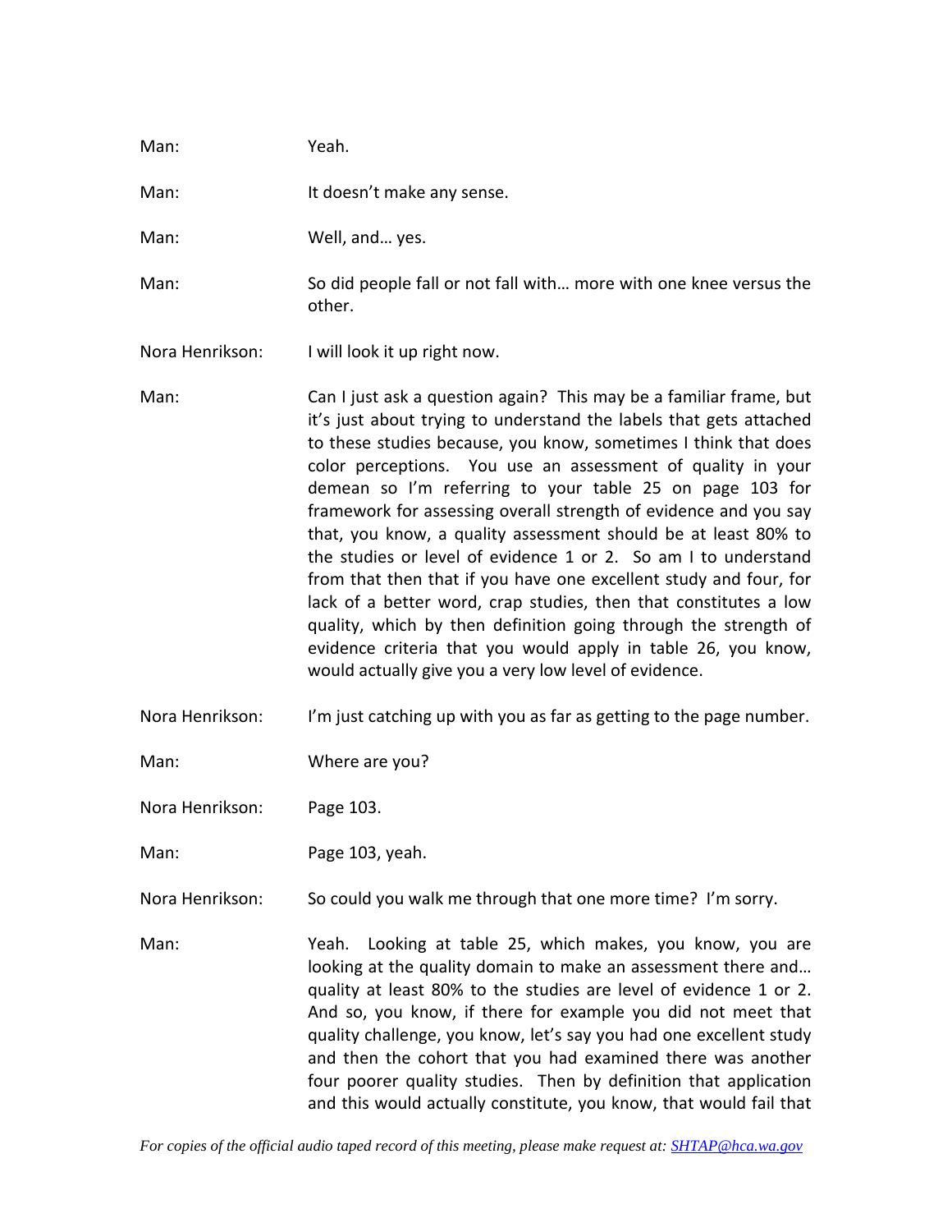Man: Yeah.

Man: It doesn't make any sense.

Man: Well, and… yes.

Man: So did people fall or not fall with… more with one knee versus the other.

Nora Henrikson: I will look it up right now.

Man: Can I just ask a question again? This may be a familiar frame, but it's just about trying to understand the labels that gets attached to these studies because, you know, sometimes I think that does color perceptions. You use an assessment of quality in your demean so I'm referring to your table 25 on page 103 for framework for assessing overall strength of evidence and you say that, you know, a quality assessment should be at least 80% to the studies or level of evidence 1 or 2. So am I to understand from that then that if you have one excellent study and four, for lack of a better word, crap studies, then that constitutes a low quality, which by then definition going through the strength of evidence criteria that you would apply in table 26, you know, would actually give you a very low level of evidence.

Nora Henrikson: I'm just catching up with you as far as getting to the page number.

Man: Where are you?

Nora Henrikson: Page 103.

Man: Page 103, yeah.

Nora Henrikson: So could you walk me through that one more time? I'm sorry.

Man: Yeah. Looking at table 25, which makes, you know, you are looking at the quality domain to make an assessment there and… quality at least 80% to the studies are level of evidence 1 or 2. And so, you know, if there for example you did not meet that quality challenge, you know, let's say you had one excellent study and then the cohort that you had examined there was another four poorer quality studies. Then by definition that application and this would actually constitute, you know, that would fail that

*For copies of the official audio taped record of this meeting, please make request at: SHTAP@hca.wa.gov*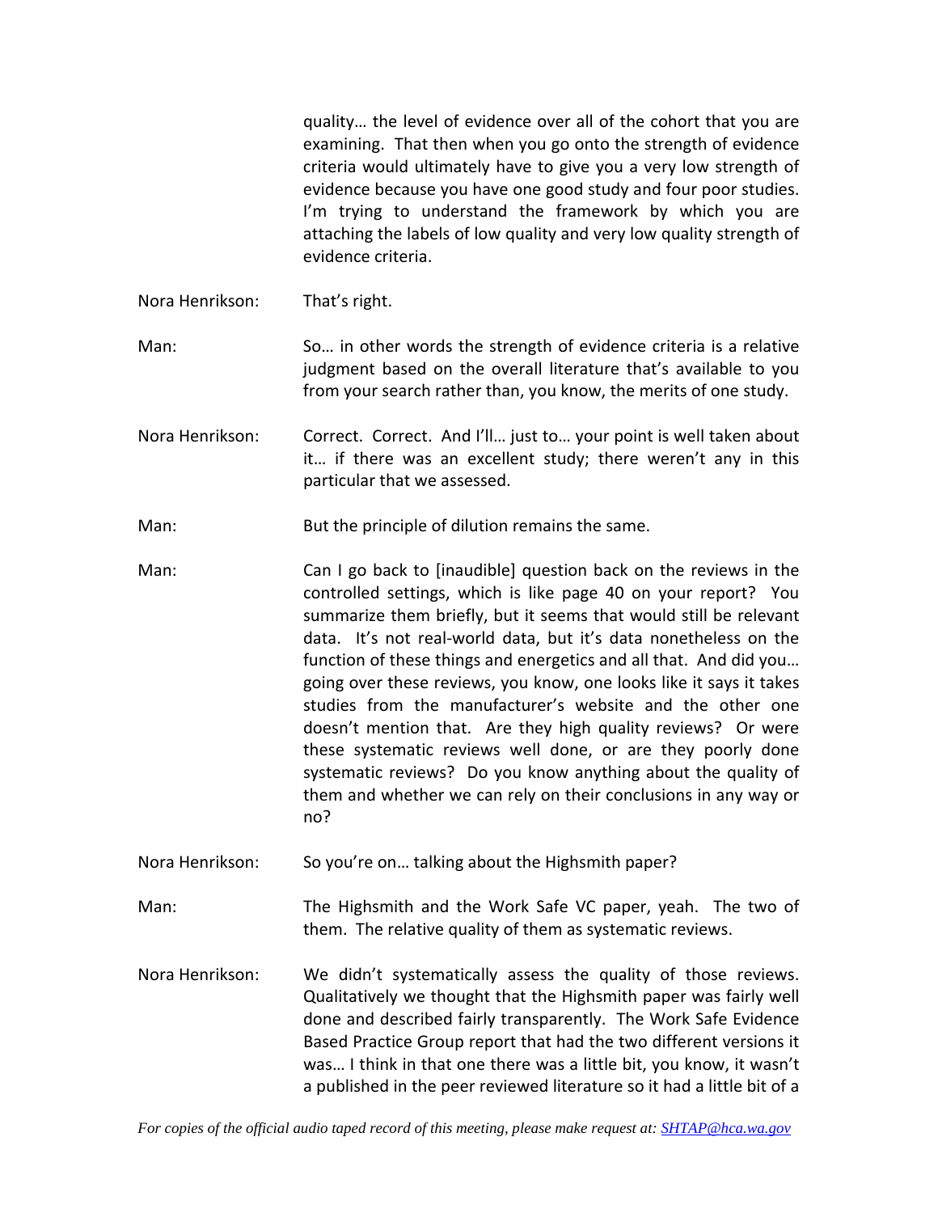quality… the level of evidence over all of the cohort that you are examining. That then when you go onto the strength of evidence criteria would ultimately have to give you a very low strength of evidence because you have one good study and four poor studies. I'm trying to understand the framework by which you are attaching the labels of low quality and very low quality strength of evidence criteria.

Nora Henrikson: That's right.

Man: So… in other words the strength of evidence criteria is a relative judgment based on the overall literature that's available to you from your search rather than, you know, the merits of one study.

Nora Henrikson: Correct. Correct. And I'll… just to… your point is well taken about it… if there was an excellent study; there weren't any in this particular that we assessed.

Man: But the principle of dilution remains the same.

Man: Can I go back to [inaudible] question back on the reviews in the controlled settings, which is like page 40 on your report? You summarize them briefly, but it seems that would still be relevant data. It's not real-world data, but it's data nonetheless on the function of these things and energetics and all that. And did you… going over these reviews, you know, one looks like it says it takes studies from the manufacturer's website and the other one doesn't mention that. Are they high quality reviews? Or were these systematic reviews well done, or are they poorly done systematic reviews? Do you know anything about the quality of them and whether we can rely on their conclusions in any way or no?

Nora Henrikson: So you're on… talking about the Highsmith paper?

Man: The Highsmith and the Work Safe VC paper, yeah. The two of them. The relative quality of them as systematic reviews.

Nora Henrikson: We didn't systematically assess the quality of those reviews. Qualitatively we thought that the Highsmith paper was fairly well done and described fairly transparently. The Work Safe Evidence Based Practice Group report that had the two different versions it was… I think in that one there was a little bit, you know, it wasn't a published in the peer reviewed literature so it had a little bit of a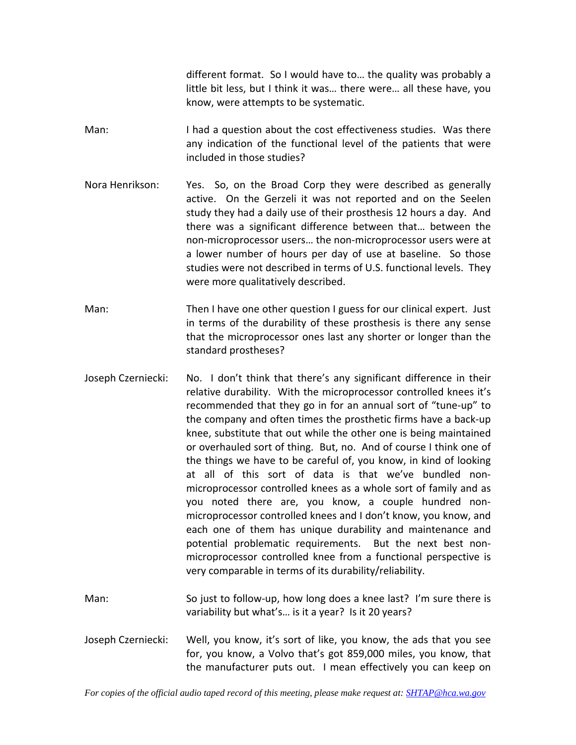different format. So I would have to… the quality was probably a little bit less, but I think it was… there were… all these have, you know, were attempts to be systematic.

Man: I had a question about the cost effectiveness studies. Was there any indication of the functional level of the patients that were included in those studies?

Nora Henrikson: Yes. So, on the Broad Corp they were described as generally active. On the Gerzeli it was not reported and on the Seelen study they had a daily use of their prosthesis 12 hours a day. And there was a significant difference between that… between the non-microprocessor users… the non-microprocessor users were at a lower number of hours per day of use at baseline. So those studies were not described in terms of U.S. functional levels. They were more qualitatively described.

Man: Then I have one other question I guess for our clinical expert. Just in terms of the durability of these prosthesis is there any sense that the microprocessor ones last any shorter or longer than the standard prostheses?

Joseph Czerniecki: No. I don't think that there's any significant difference in their relative durability. With the microprocessor controlled knees it's recommended that they go in for an annual sort of "tune-up" to the company and often times the prosthetic firms have a back-up knee, substitute that out while the other one is being maintained or overhauled sort of thing. But, no. And of course I think one of the things we have to be careful of, you know, in kind of looking at all of this sort of data is that we've bundled non-microprocessor controlled knees as a whole sort of family and as you noted there are, you know, a couple hundred non-microprocessor controlled knees and I don't know, you know, and each one of them has unique durability and maintenance and potential problematic requirements. But the next best non-microprocessor controlled knee from a functional perspective is very comparable in terms of its durability/reliability.

Man: So just to follow-up, how long does a knee last? I'm sure there is variability but what's… is it a year? Is it 20 years?

Joseph Czerniecki: Well, you know, it's sort of like, you know, the ads that you see for, you know, a Volvo that's got 859,000 miles, you know, that the manufacturer puts out. I mean effectively you can keep on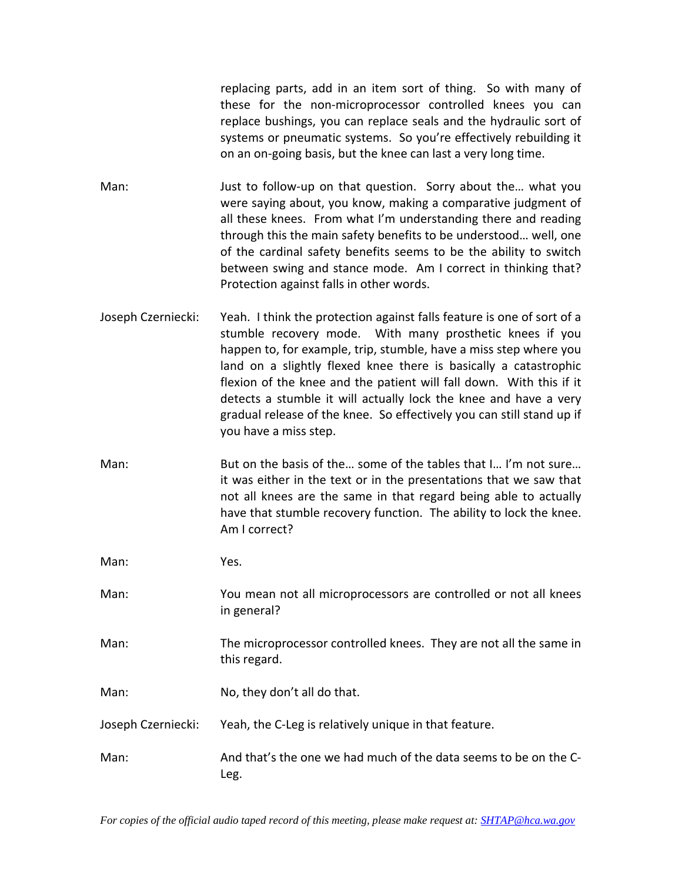replacing parts, add in an item sort of thing. So with many of these for the non-microprocessor controlled knees you can replace bushings, you can replace seals and the hydraulic sort of systems or pneumatic systems. So you're effectively rebuilding it on an on-going basis, but the knee can last a very long time.

Man: Just to follow-up on that question. Sorry about the… what you were saying about, you know, making a comparative judgment of all these knees. From what I'm understanding there and reading through this the main safety benefits to be understood… well, one of the cardinal safety benefits seems to be the ability to switch between swing and stance mode. Am I correct in thinking that? Protection against falls in other words.

Joseph Czerniecki: Yeah. I think the protection against falls feature is one of sort of a stumble recovery mode. With many prosthetic knees if you happen to, for example, trip, stumble, have a miss step where you land on a slightly flexed knee there is basically a catastrophic flexion of the knee and the patient will fall down. With this if it detects a stumble it will actually lock the knee and have a very gradual release of the knee. So effectively you can still stand up if you have a miss step.

Man: But on the basis of the… some of the tables that I… I'm not sure… it was either in the text or in the presentations that we saw that not all knees are the same in that regard being able to actually have that stumble recovery function. The ability to lock the knee. Am I correct?

Man: Yes.

Man: You mean not all microprocessors are controlled or not all knees in general?

Man: The microprocessor controlled knees. They are not all the same in this regard.

Man: No, they don't all do that.

Joseph Czerniecki: Yeah, the C-Leg is relatively unique in that feature.

Man: And that's the one we had much of the data seems to be on the C-Leg.

*For copies of the official audio taped record of this meeting, please make request at: SHTAP@hca.wa.gov*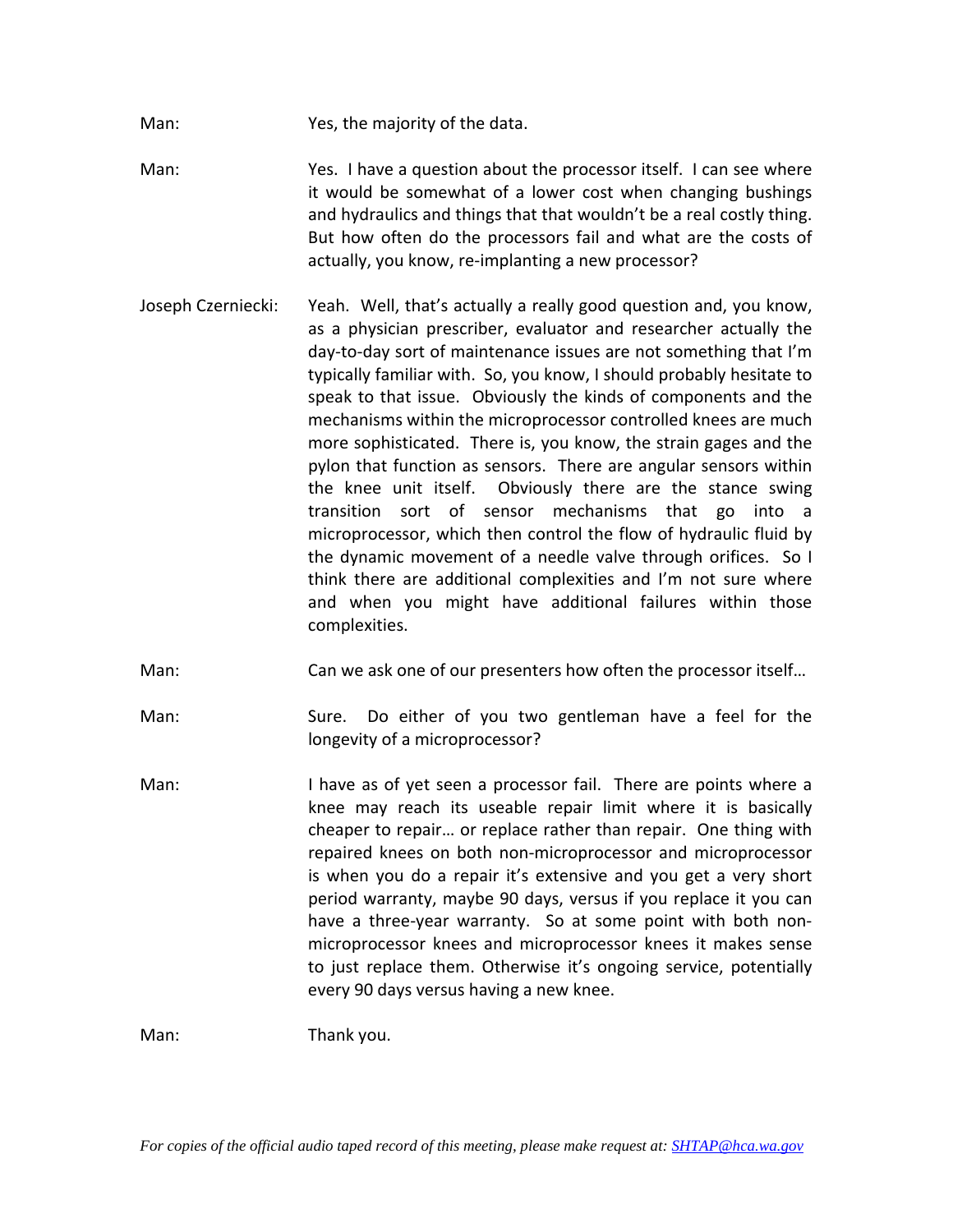Man: Yes, the majority of the data.

Man: Yes. I have a question about the processor itself. I can see where it would be somewhat of a lower cost when changing bushings and hydraulics and things that that wouldn't be a real costly thing. But how often do the processors fail and what are the costs of actually, you know, re-implanting a new processor?

Joseph Czerniecki: Yeah. Well, that's actually a really good question and, you know, as a physician prescriber, evaluator and researcher actually the day-to-day sort of maintenance issues are not something that I'm typically familiar with. So, you know, I should probably hesitate to speak to that issue. Obviously the kinds of components and the mechanisms within the microprocessor controlled knees are much more sophisticated. There is, you know, the strain gages and the pylon that function as sensors. There are angular sensors within the knee unit itself. Obviously there are the stance swing transition sort of sensor mechanisms that go into a microprocessor, which then control the flow of hydraulic fluid by the dynamic movement of a needle valve through orifices. So I think there are additional complexities and I'm not sure where and when you might have additional failures within those complexities.

Man: Can we ask one of our presenters how often the processor itself…

Man: Sure. Do either of you two gentleman have a feel for the longevity of a microprocessor?

Man: I have as of yet seen a processor fail. There are points where a knee may reach its useable repair limit where it is basically cheaper to repair… or replace rather than repair. One thing with repaired knees on both non-microprocessor and microprocessor is when you do a repair it's extensive and you get a very short period warranty, maybe 90 days, versus if you replace it you can have a three-year warranty. So at some point with both non-microprocessor knees and microprocessor knees it makes sense to just replace them. Otherwise it's ongoing service, potentially every 90 days versus having a new knee.

Man: Thank you.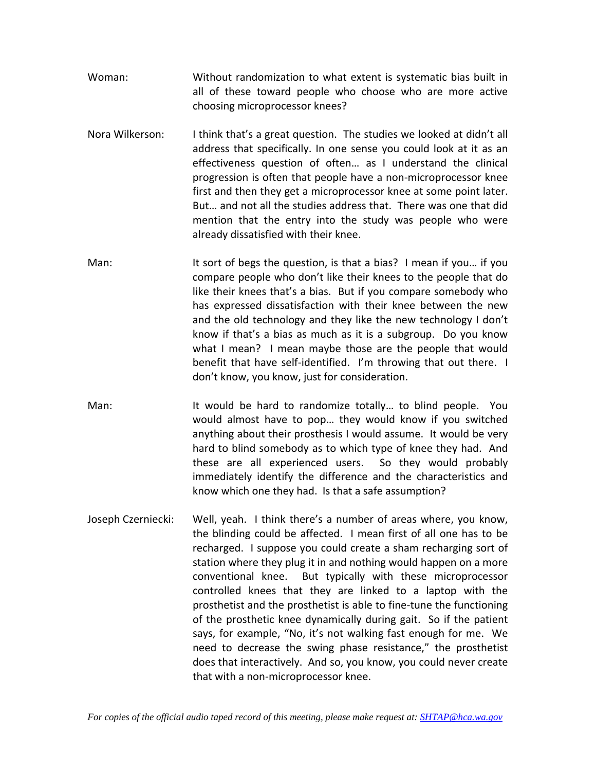Woman: Without randomization to what extent is systematic bias built in all of these toward people who choose who are more active choosing microprocessor knees?

Nora Wilkerson: I think that's a great question. The studies we looked at didn't all address that specifically. In one sense you could look at it as an effectiveness question of often… as I understand the clinical progression is often that people have a non-microprocessor knee first and then they get a microprocessor knee at some point later. But… and not all the studies address that. There was one that did mention that the entry into the study was people who were already dissatisfied with their knee.

Man: It sort of begs the question, is that a bias? I mean if you… if you compare people who don't like their knees to the people that do like their knees that's a bias. But if you compare somebody who has expressed dissatisfaction with their knee between the new and the old technology and they like the new technology I don't know if that's a bias as much as it is a subgroup. Do you know what I mean? I mean maybe those are the people that would benefit that have self-identified. I'm throwing that out there. I don't know, you know, just for consideration.

Man: It would be hard to randomize totally… to blind people. You would almost have to pop… they would know if you switched anything about their prosthesis I would assume. It would be very hard to blind somebody as to which type of knee they had. And these are all experienced users. So they would probably immediately identify the difference and the characteristics and know which one they had. Is that a safe assumption?

Joseph Czerniecki: Well, yeah. I think there's a number of areas where, you know, the blinding could be affected. I mean first of all one has to be recharged. I suppose you could create a sham recharging sort of station where they plug it in and nothing would happen on a more conventional knee. But typically with these microprocessor controlled knees that they are linked to a laptop with the prosthetist and the prosthetist is able to fine-tune the functioning of the prosthetic knee dynamically during gait. So if the patient says, for example, "No, it's not walking fast enough for me. We need to decrease the swing phase resistance," the prosthetist does that interactively. And so, you know, you could never create that with a non-microprocessor knee.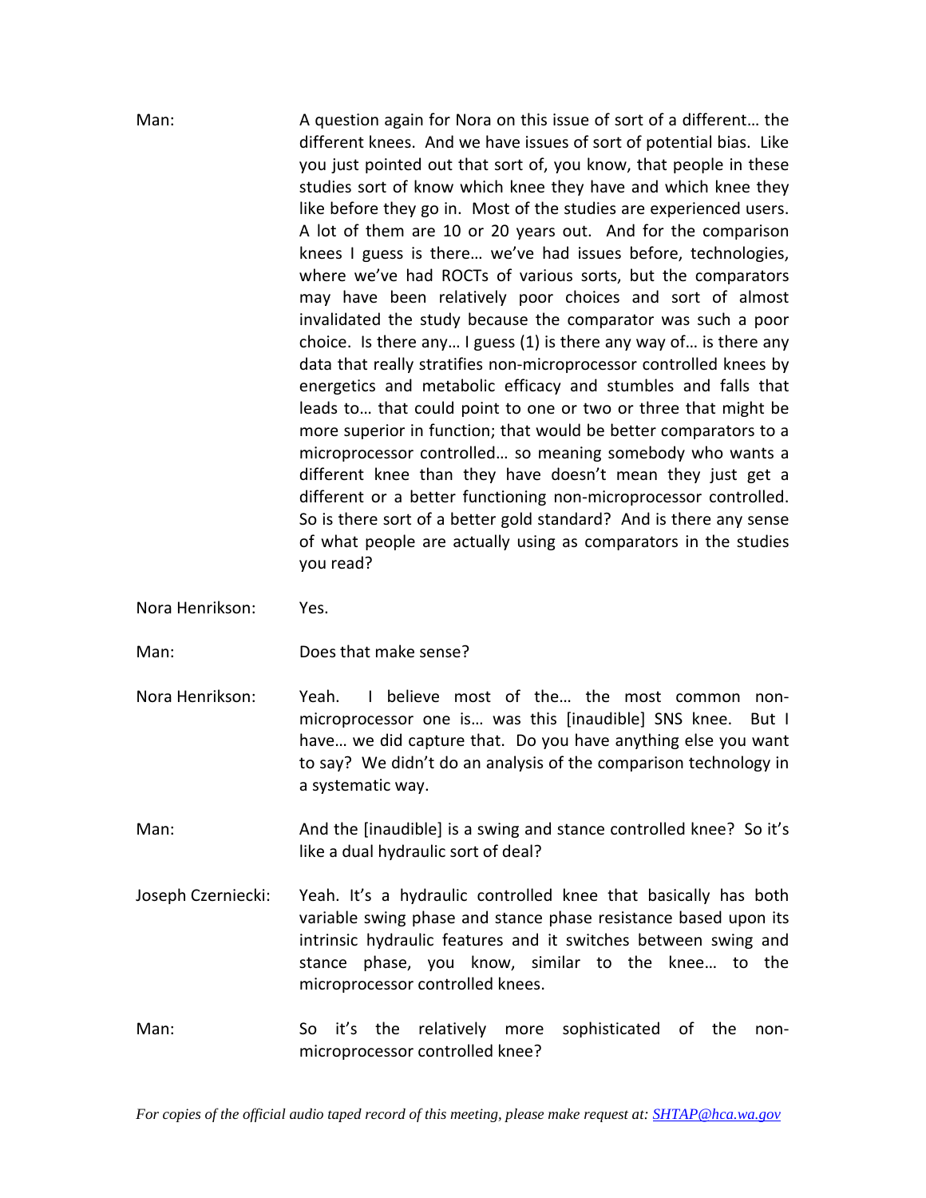Man: A question again for Nora on this issue of sort of a different… the different knees. And we have issues of sort of potential bias. Like you just pointed out that sort of, you know, that people in these studies sort of know which knee they have and which knee they like before they go in. Most of the studies are experienced users. A lot of them are 10 or 20 years out. And for the comparison knees I guess is there… we've had issues before, technologies, where we've had ROCTs of various sorts, but the comparators may have been relatively poor choices and sort of almost invalidated the study because the comparator was such a poor choice. Is there any… I guess (1) is there any way of… is there any data that really stratifies non-microprocessor controlled knees by energetics and metabolic efficacy and stumbles and falls that leads to… that could point to one or two or three that might be more superior in function; that would be better comparators to a microprocessor controlled… so meaning somebody who wants a different knee than they have doesn't mean they just get a different or a better functioning non-microprocessor controlled. So is there sort of a better gold standard? And is there any sense of what people are actually using as comparators in the studies you read?

Nora Henrikson: Yes.

Man: Does that make sense?

Nora Henrikson: Yeah. I believe most of the… the most common non-microprocessor one is… was this [inaudible] SNS knee. But I have… we did capture that. Do you have anything else you want to say? We didn't do an analysis of the comparison technology in a systematic way.

Man: And the [inaudible] is a swing and stance controlled knee? So it's like a dual hydraulic sort of deal?

Joseph Czerniecki: Yeah. It's a hydraulic controlled knee that basically has both variable swing phase and stance phase resistance based upon its intrinsic hydraulic features and it switches between swing and stance phase, you know, similar to the knee… to the microprocessor controlled knees.

Man: So it's the relatively more sophisticated of the non-microprocessor controlled knee?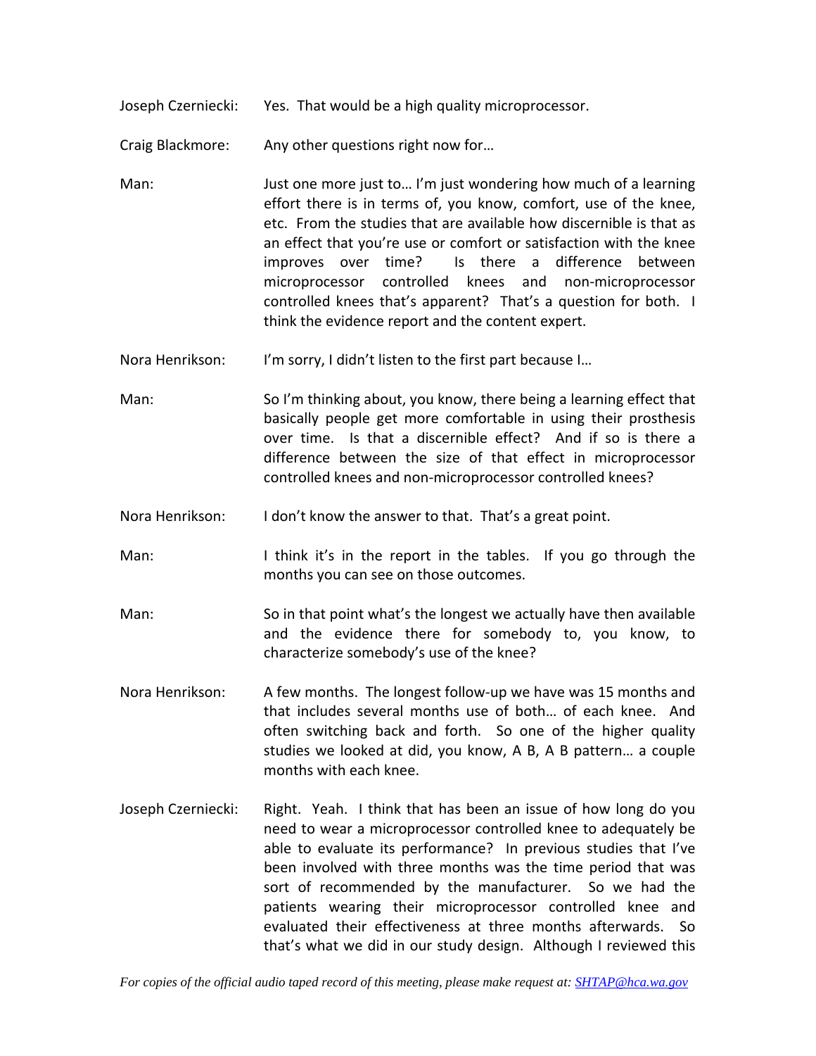Joseph Czerniecki: Yes. That would be a high quality microprocessor.

Craig Blackmore: Any other questions right now for…

Man: Just one more just to… I'm just wondering how much of a learning effort there is in terms of, you know, comfort, use of the knee, etc. From the studies that are available how discernible is that as an effect that you're use or comfort or satisfaction with the knee improves over time? Is there a difference between microprocessor controlled knees and non-microprocessor controlled knees that's apparent? That's a question for both. I think the evidence report and the content expert.

Nora Henrikson: I'm sorry, I didn't listen to the first part because I…

Man: So I'm thinking about, you know, there being a learning effect that basically people get more comfortable in using their prosthesis over time. Is that a discernible effect? And if so is there a difference between the size of that effect in microprocessor controlled knees and non-microprocessor controlled knees?

Nora Henrikson: I don't know the answer to that. That's a great point.

Man: I think it's in the report in the tables. If you go through the months you can see on those outcomes.

Man: So in that point what's the longest we actually have then available and the evidence there for somebody to, you know, to characterize somebody's use of the knee?

Nora Henrikson: A few months. The longest follow-up we have was 15 months and that includes several months use of both… of each knee. And often switching back and forth. So one of the higher quality studies we looked at did, you know, A B, A B pattern… a couple months with each knee.

Joseph Czerniecki: Right. Yeah. I think that has been an issue of how long do you need to wear a microprocessor controlled knee to adequately be able to evaluate its performance? In previous studies that I've been involved with three months was the time period that was sort of recommended by the manufacturer. So we had the patients wearing their microprocessor controlled knee and evaluated their effectiveness at three months afterwards. So that's what we did in our study design. Although I reviewed this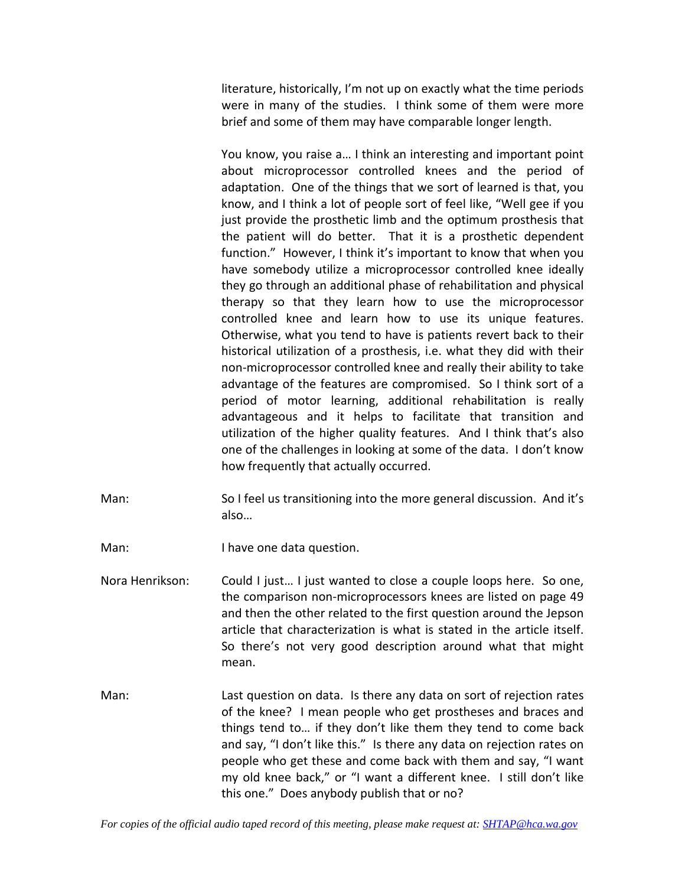literature, historically, I'm not up on exactly what the time periods were in many of the studies. I think some of them were more brief and some of them may have comparable longer length.

You know, you raise a… I think an interesting and important point about microprocessor controlled knees and the period of adaptation. One of the things that we sort of learned is that, you know, and I think a lot of people sort of feel like, "Well gee if you just provide the prosthetic limb and the optimum prosthesis that the patient will do better. That it is a prosthetic dependent function." However, I think it's important to know that when you have somebody utilize a microprocessor controlled knee ideally they go through an additional phase of rehabilitation and physical therapy so that they learn how to use the microprocessor controlled knee and learn how to use its unique features. Otherwise, what you tend to have is patients revert back to their historical utilization of a prosthesis, i.e. what they did with their non-microprocessor controlled knee and really their ability to take advantage of the features are compromised. So I think sort of a period of motor learning, additional rehabilitation is really advantageous and it helps to facilitate that transition and utilization of the higher quality features. And I think that's also one of the challenges in looking at some of the data. I don't know how frequently that actually occurred.

Man: So I feel us transitioning into the more general discussion. And it's also…

Man: I have one data question.

Nora Henrikson: Could I just… I just wanted to close a couple loops here. So one, the comparison non-microprocessors knees are listed on page 49 and then the other related to the first question around the Jepson article that characterization is what is stated in the article itself. So there's not very good description around what that might mean.

Man: Last question on data. Is there any data on sort of rejection rates of the knee? I mean people who get prostheses and braces and things tend to… if they don't like them they tend to come back and say, "I don't like this." Is there any data on rejection rates on people who get these and come back with them and say, "I want my old knee back," or "I want a different knee. I still don't like this one." Does anybody publish that or no?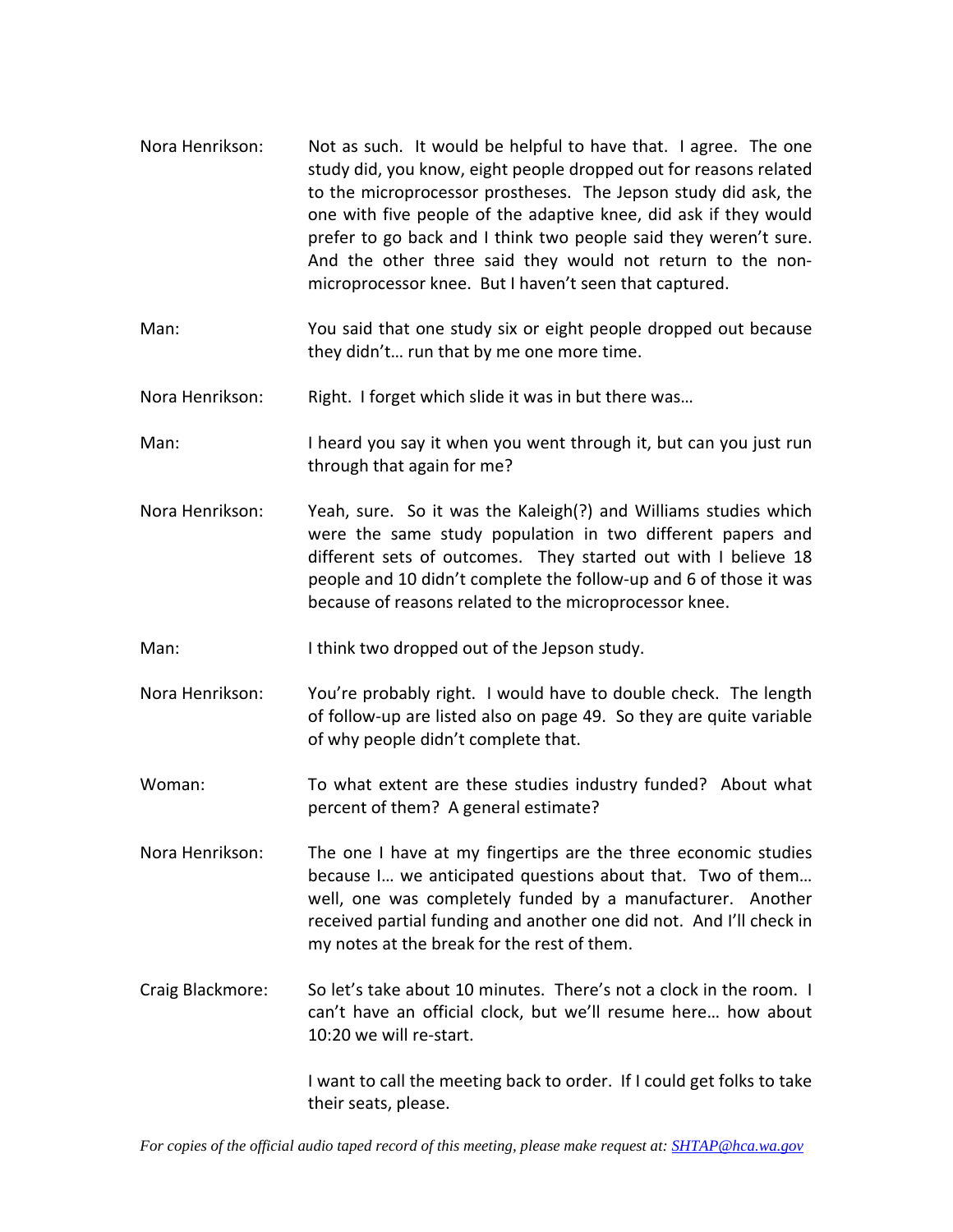Nora Henrikson: Not as such. It would be helpful to have that. I agree. The one study did, you know, eight people dropped out for reasons related to the microprocessor prostheses. The Jepson study did ask, the one with five people of the adaptive knee, did ask if they would prefer to go back and I think two people said they weren't sure. And the other three said they would not return to the non-microprocessor knee. But I haven't seen that captured.

Man: You said that one study six or eight people dropped out because they didn't… run that by me one more time.

Nora Henrikson: Right. I forget which slide it was in but there was…

Man: I heard you say it when you went through it, but can you just run through that again for me?

Nora Henrikson: Yeah, sure. So it was the Kaleigh(?) and Williams studies which were the same study population in two different papers and different sets of outcomes. They started out with I believe 18 people and 10 didn't complete the follow-up and 6 of those it was because of reasons related to the microprocessor knee.

Man: I think two dropped out of the Jepson study.

Nora Henrikson: You're probably right. I would have to double check. The length of follow-up are listed also on page 49. So they are quite variable of why people didn't complete that.

Woman: To what extent are these studies industry funded? About what percent of them? A general estimate?

Nora Henrikson: The one I have at my fingertips are the three economic studies because I… we anticipated questions about that. Two of them… well, one was completely funded by a manufacturer. Another received partial funding and another one did not. And I'll check in my notes at the break for the rest of them.

Craig Blackmore: So let's take about 10 minutes. There's not a clock in the room. I can't have an official clock, but we'll resume here… how about 10:20 we will re-start.

I want to call the meeting back to order. If I could get folks to take their seats, please.

*For copies of the official audio taped record of this meeting, please make request at: SHTAP@hca.wa.gov*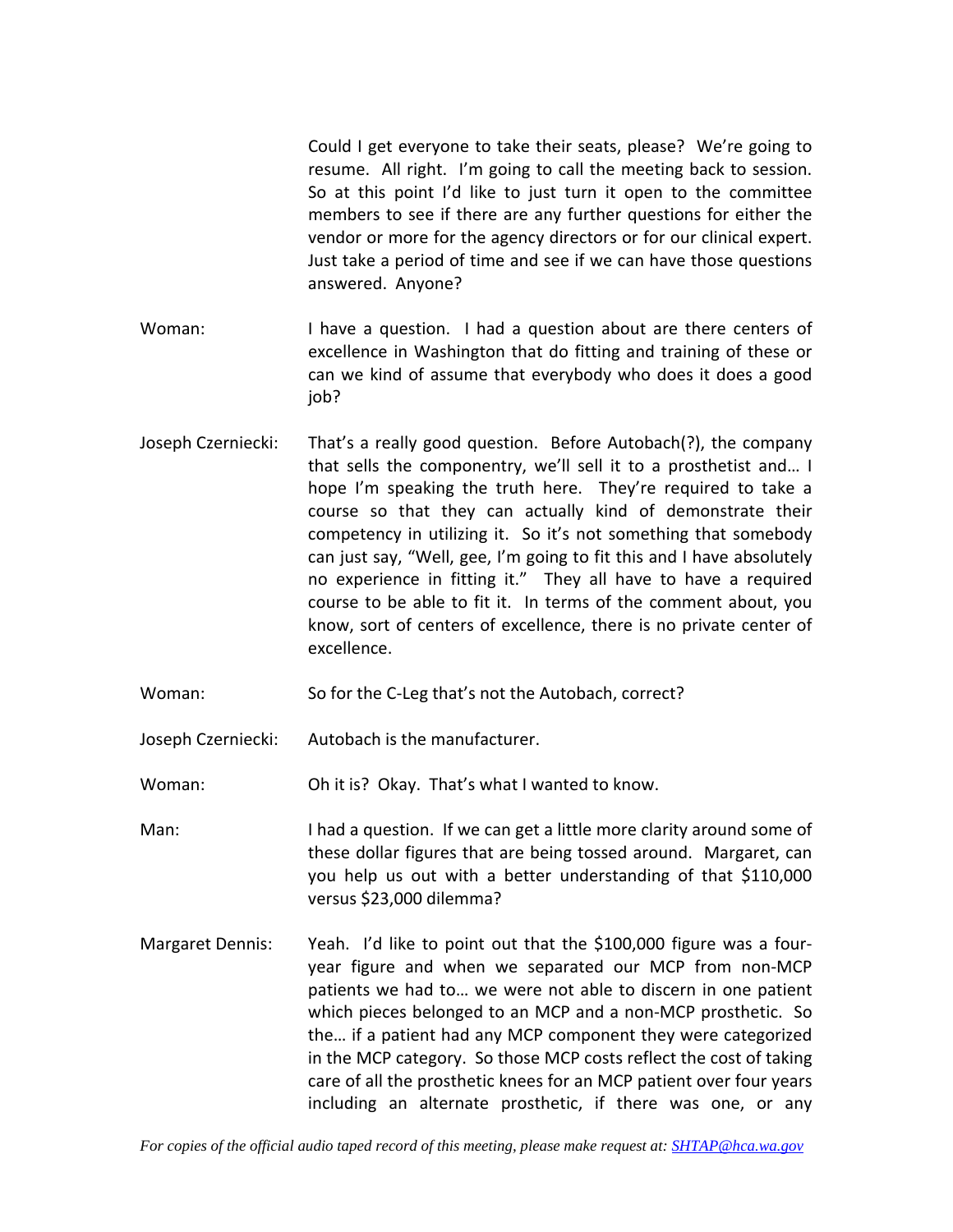Could I get everyone to take their seats, please? We're going to resume. All right. I'm going to call the meeting back to session. So at this point I'd like to just turn it open to the committee members to see if there are any further questions for either the vendor or more for the agency directors or for our clinical expert. Just take a period of time and see if we can have those questions answered. Anyone?

Woman: I have a question. I had a question about are there centers of excellence in Washington that do fitting and training of these or can we kind of assume that everybody who does it does a good job?

Joseph Czerniecki: That's a really good question. Before Autobach(?), the company that sells the componentry, we'll sell it to a prosthetist and… I hope I'm speaking the truth here. They're required to take a course so that they can actually kind of demonstrate their competency in utilizing it. So it's not something that somebody can just say, "Well, gee, I'm going to fit this and I have absolutely no experience in fitting it." They all have to have a required course to be able to fit it. In terms of the comment about, you know, sort of centers of excellence, there is no private center of excellence.

Woman: So for the C-Leg that's not the Autobach, correct?

Joseph Czerniecki: Autobach is the manufacturer.

Woman: Oh it is? Okay. That's what I wanted to know.

Man: I had a question. If we can get a little more clarity around some of these dollar figures that are being tossed around. Margaret, can you help us out with a better understanding of that $110,000 versus $23,000 dilemma?

Margaret Dennis: Yeah. I'd like to point out that the $100,000 figure was a four-year figure and when we separated our MCP from non-MCP patients we had to… we were not able to discern in one patient which pieces belonged to an MCP and a non-MCP prosthetic. So the… if a patient had any MCP component they were categorized in the MCP category. So those MCP costs reflect the cost of taking care of all the prosthetic knees for an MCP patient over four years including an alternate prosthetic, if there was one, or any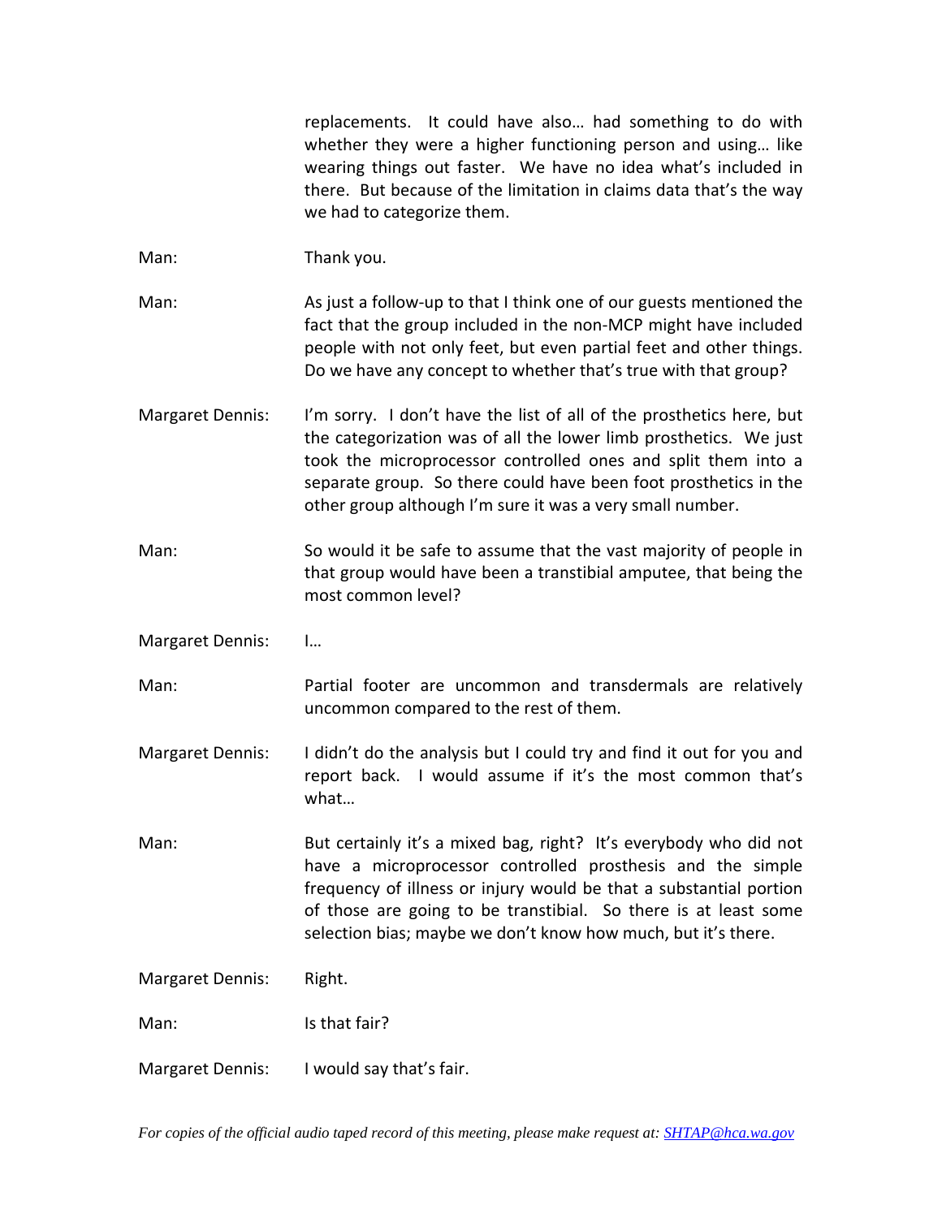replacements. It could have also… had something to do with whether they were a higher functioning person and using… like wearing things out faster. We have no idea what's included in there. But because of the limitation in claims data that's the way we had to categorize them.

Man: Thank you.

Man: As just a follow-up to that I think one of our guests mentioned the fact that the group included in the non-MCP might have included people with not only feet, but even partial feet and other things. Do we have any concept to whether that's true with that group?

Margaret Dennis: I'm sorry. I don't have the list of all of the prosthetics here, but the categorization was of all the lower limb prosthetics. We just took the microprocessor controlled ones and split them into a separate group. So there could have been foot prosthetics in the other group although I'm sure it was a very small number.

Man: So would it be safe to assume that the vast majority of people in that group would have been a transtibial amputee, that being the most common level?

Margaret Dennis: I…

Man: Partial footer are uncommon and transdermals are relatively uncommon compared to the rest of them.

Margaret Dennis: I didn't do the analysis but I could try and find it out for you and report back. I would assume if it's the most common that's what…

Man: But certainly it's a mixed bag, right? It's everybody who did not have a microprocessor controlled prosthesis and the simple frequency of illness or injury would be that a substantial portion of those are going to be transtibial. So there is at least some selection bias; maybe we don't know how much, but it's there.

Margaret Dennis: Right.

Man: Is that fair?

Margaret Dennis: I would say that's fair.

*For copies of the official audio taped record of this meeting, please make request at: SHTAP@hca.wa.gov*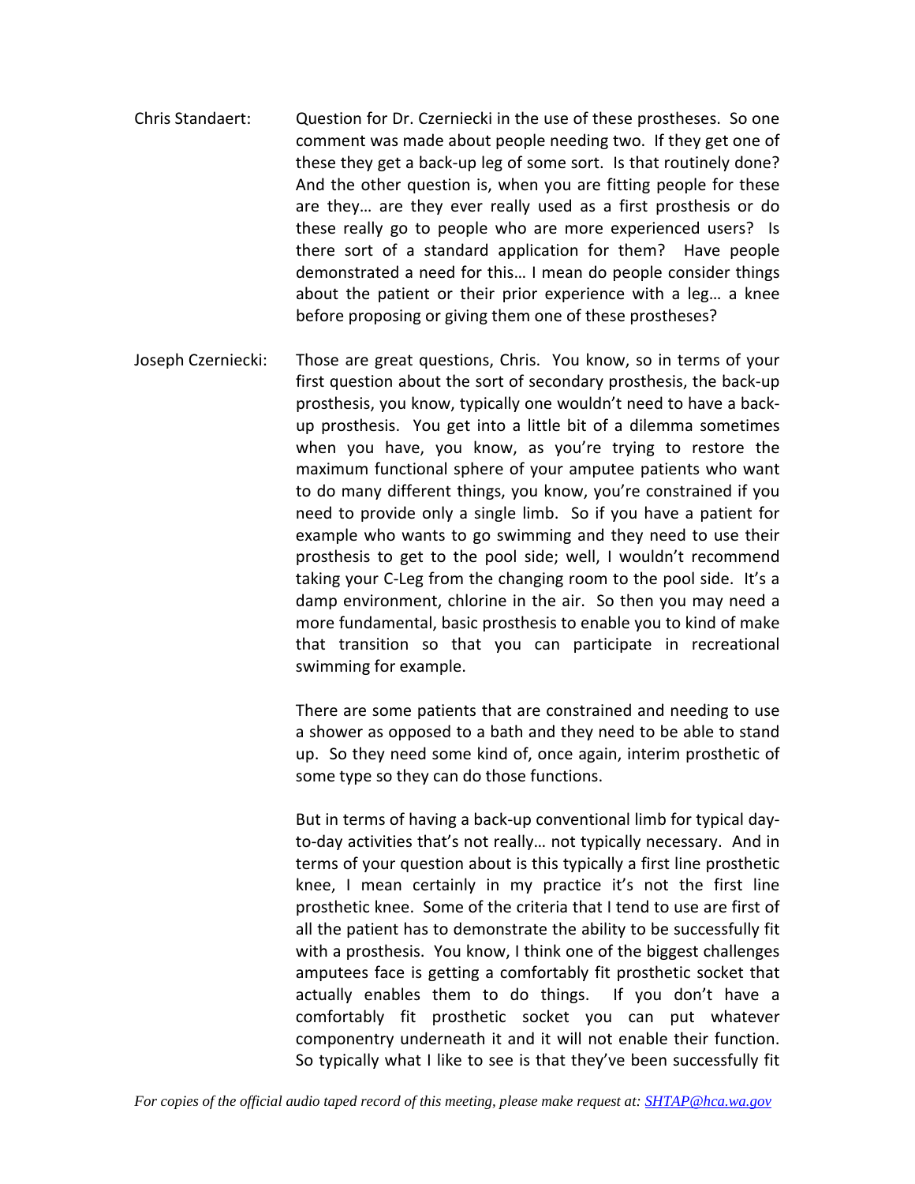Chris Standaert: Question for Dr. Czerniecki in the use of these prostheses. So one comment was made about people needing two. If they get one of these they get a back-up leg of some sort. Is that routinely done? And the other question is, when you are fitting people for these are they… are they ever really used as a first prosthesis or do these really go to people who are more experienced users? Is there sort of a standard application for them? Have people demonstrated a need for this… I mean do people consider things about the patient or their prior experience with a leg… a knee before proposing or giving them one of these prostheses?

Joseph Czerniecki: Those are great questions, Chris. You know, so in terms of your first question about the sort of secondary prosthesis, the back-up prosthesis, you know, typically one wouldn't need to have a back-up prosthesis. You get into a little bit of a dilemma sometimes when you have, you know, as you're trying to restore the maximum functional sphere of your amputee patients who want to do many different things, you know, you're constrained if you need to provide only a single limb. So if you have a patient for example who wants to go swimming and they need to use their prosthesis to get to the pool side; well, I wouldn't recommend taking your C-Leg from the changing room to the pool side. It's a damp environment, chlorine in the air. So then you may need a more fundamental, basic prosthesis to enable you to kind of make that transition so that you can participate in recreational swimming for example.

There are some patients that are constrained and needing to use a shower as opposed to a bath and they need to be able to stand up. So they need some kind of, once again, interim prosthetic of some type so they can do those functions.

But in terms of having a back-up conventional limb for typical day-to-day activities that's not really… not typically necessary. And in terms of your question about is this typically a first line prosthetic knee, I mean certainly in my practice it's not the first line prosthetic knee. Some of the criteria that I tend to use are first of all the patient has to demonstrate the ability to be successfully fit with a prosthesis. You know, I think one of the biggest challenges amputees face is getting a comfortably fit prosthetic socket that actually enables them to do things. If you don't have a comfortably fit prosthetic socket you can put whatever componentry underneath it and it will not enable their function. So typically what I like to see is that they've been successfully fit

*For copies of the official audio taped record of this meeting, please make request at: SHTAP@hca.wa.gov*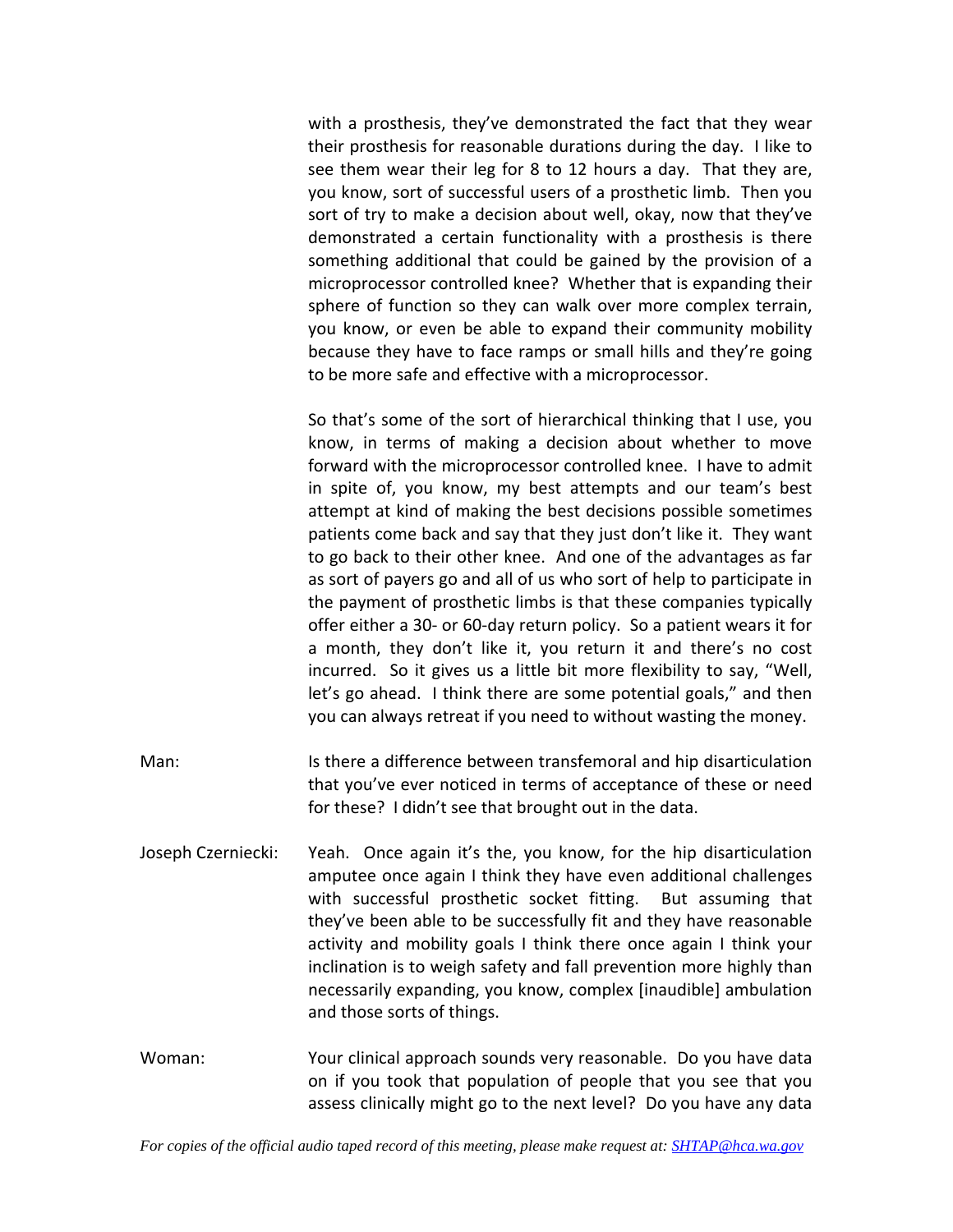with a prosthesis, they've demonstrated the fact that they wear their prosthesis for reasonable durations during the day. I like to see them wear their leg for 8 to 12 hours a day. That they are, you know, sort of successful users of a prosthetic limb. Then you sort of try to make a decision about well, okay, now that they've demonstrated a certain functionality with a prosthesis is there something additional that could be gained by the provision of a microprocessor controlled knee? Whether that is expanding their sphere of function so they can walk over more complex terrain, you know, or even be able to expand their community mobility because they have to face ramps or small hills and they're going to be more safe and effective with a microprocessor.

So that's some of the sort of hierarchical thinking that I use, you know, in terms of making a decision about whether to move forward with the microprocessor controlled knee. I have to admit in spite of, you know, my best attempts and our team's best attempt at kind of making the best decisions possible sometimes patients come back and say that they just don't like it. They want to go back to their other knee. And one of the advantages as far as sort of payers go and all of us who sort of help to participate in the payment of prosthetic limbs is that these companies typically offer either a 30- or 60-day return policy. So a patient wears it for a month, they don't like it, you return it and there's no cost incurred. So it gives us a little bit more flexibility to say, "Well, let's go ahead. I think there are some potential goals," and then you can always retreat if you need to without wasting the money.

Man: Is there a difference between transfemoral and hip disarticulation that you've ever noticed in terms of acceptance of these or need for these? I didn't see that brought out in the data.

Joseph Czerniecki: Yeah. Once again it's the, you know, for the hip disarticulation amputee once again I think they have even additional challenges with successful prosthetic socket fitting. But assuming that they've been able to be successfully fit and they have reasonable activity and mobility goals I think there once again I think your inclination is to weigh safety and fall prevention more highly than necessarily expanding, you know, complex [inaudible] ambulation and those sorts of things.

Woman: Your clinical approach sounds very reasonable. Do you have data on if you took that population of people that you see that you assess clinically might go to the next level? Do you have any data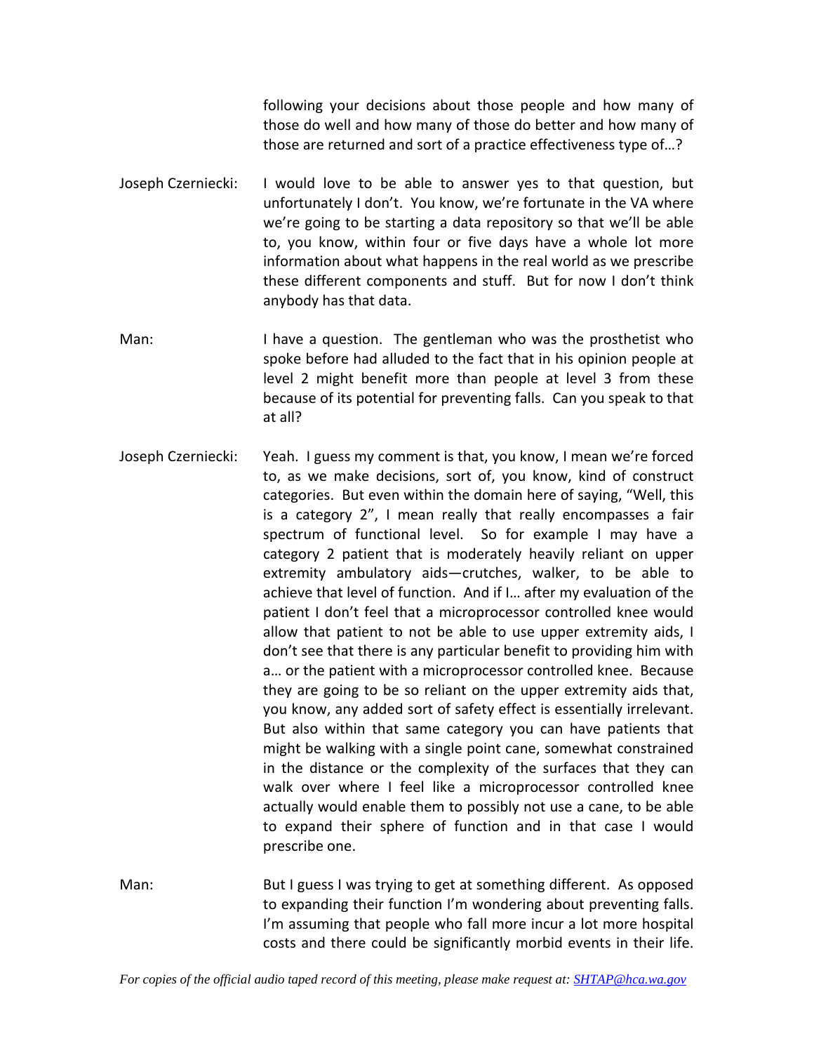following your decisions about those people and how many of those do well and how many of those do better and how many of those are returned and sort of a practice effectiveness type of…?

Joseph Czerniecki: I would love to be able to answer yes to that question, but unfortunately I don't. You know, we're fortunate in the VA where we're going to be starting a data repository so that we'll be able to, you know, within four or five days have a whole lot more information about what happens in the real world as we prescribe these different components and stuff. But for now I don't think anybody has that data.

Man: I have a question. The gentleman who was the prosthetist who spoke before had alluded to the fact that in his opinion people at level 2 might benefit more than people at level 3 from these because of its potential for preventing falls. Can you speak to that at all?

Joseph Czerniecki: Yeah. I guess my comment is that, you know, I mean we're forced to, as we make decisions, sort of, you know, kind of construct categories. But even within the domain here of saying, "Well, this is a category 2", I mean really that really encompasses a fair spectrum of functional level. So for example I may have a category 2 patient that is moderately heavily reliant on upper extremity ambulatory aids—crutches, walker, to be able to achieve that level of function. And if I… after my evaluation of the patient I don't feel that a microprocessor controlled knee would allow that patient to not be able to use upper extremity aids, I don't see that there is any particular benefit to providing him with a… or the patient with a microprocessor controlled knee. Because they are going to be so reliant on the upper extremity aids that, you know, any added sort of safety effect is essentially irrelevant. But also within that same category you can have patients that might be walking with a single point cane, somewhat constrained in the distance or the complexity of the surfaces that they can walk over where I feel like a microprocessor controlled knee actually would enable them to possibly not use a cane, to be able to expand their sphere of function and in that case I would prescribe one.

Man: But I guess I was trying to get at something different. As opposed to expanding their function I'm wondering about preventing falls. I'm assuming that people who fall more incur a lot more hospital costs and there could be significantly morbid events in their life.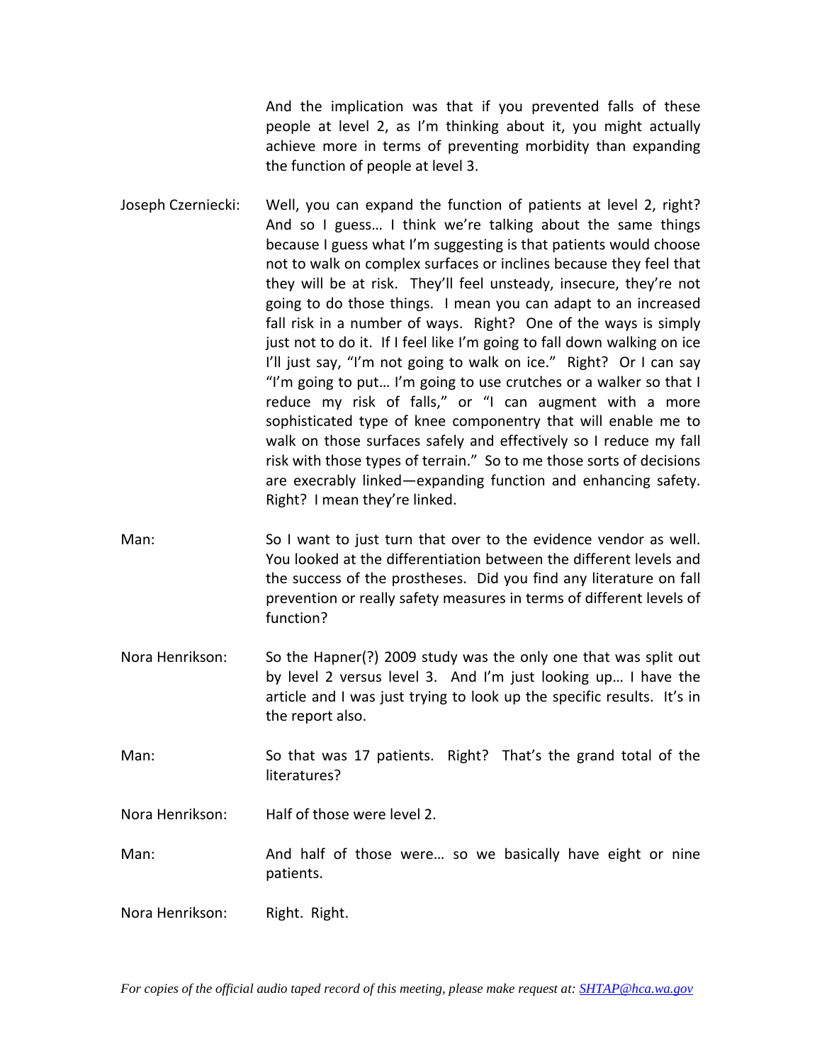And the implication was that if you prevented falls of these people at level 2, as I'm thinking about it, you might actually achieve more in terms of preventing morbidity than expanding the function of people at level 3.

Joseph Czerniecki: Well, you can expand the function of patients at level 2, right? And so I guess… I think we're talking about the same things because I guess what I'm suggesting is that patients would choose not to walk on complex surfaces or inclines because they feel that they will be at risk. They'll feel unsteady, insecure, they're not going to do those things. I mean you can adapt to an increased fall risk in a number of ways. Right? One of the ways is simply just not to do it. If I feel like I'm going to fall down walking on ice I'll just say, "I'm not going to walk on ice." Right? Or I can say "I'm going to put… I'm going to use crutches or a walker so that I reduce my risk of falls," or "I can augment with a more sophisticated type of knee componentry that will enable me to walk on those surfaces safely and effectively so I reduce my fall risk with those types of terrain." So to me those sorts of decisions are execrably linked—expanding function and enhancing safety. Right? I mean they're linked.

Man: So I want to just turn that over to the evidence vendor as well. You looked at the differentiation between the different levels and the success of the prostheses. Did you find any literature on fall prevention or really safety measures in terms of different levels of function?

Nora Henrikson: So the Hapner(?) 2009 study was the only one that was split out by level 2 versus level 3. And I'm just looking up… I have the article and I was just trying to look up the specific results. It's in the report also.

Man: So that was 17 patients. Right? That's the grand total of the literatures?

Nora Henrikson: Half of those were level 2.

Man: And half of those were… so we basically have eight or nine patients.

Nora Henrikson: Right. Right.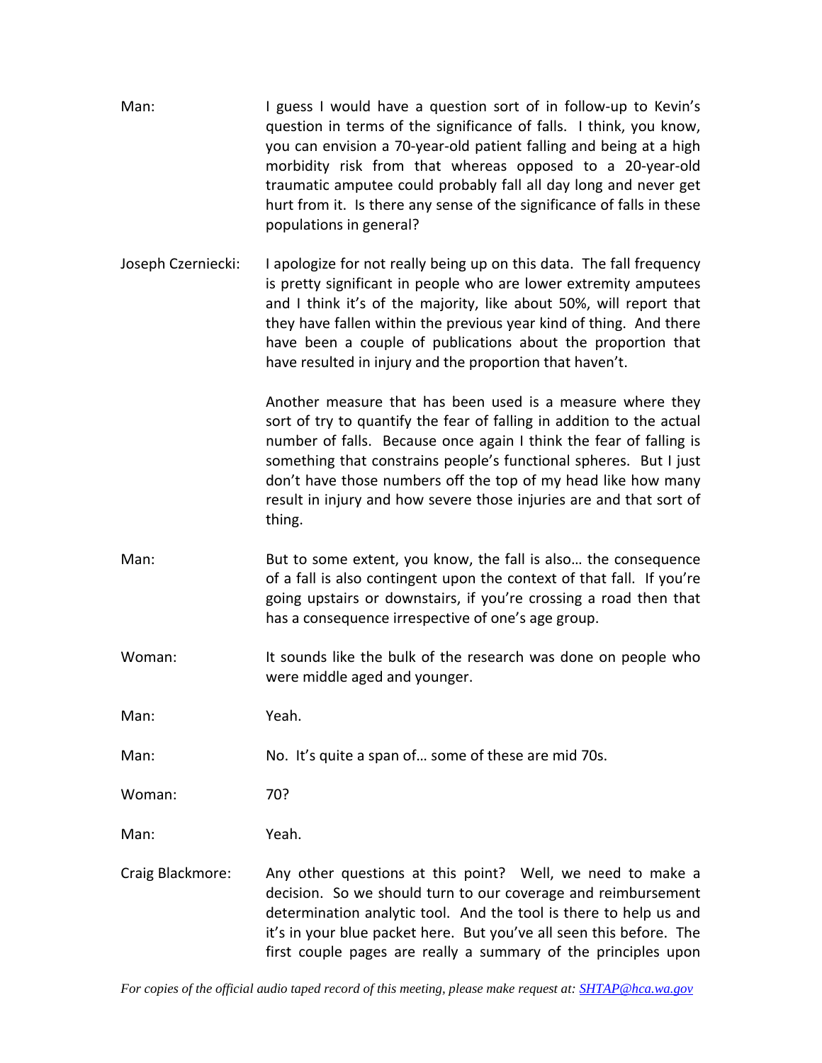Man: I guess I would have a question sort of in follow-up to Kevin's question in terms of the significance of falls. I think, you know, you can envision a 70-year-old patient falling and being at a high morbidity risk from that whereas opposed to a 20-year-old traumatic amputee could probably fall all day long and never get hurt from it. Is there any sense of the significance of falls in these populations in general?

Joseph Czerniecki: I apologize for not really being up on this data. The fall frequency is pretty significant in people who are lower extremity amputees and I think it's of the majority, like about 50%, will report that they have fallen within the previous year kind of thing. And there have been a couple of publications about the proportion that have resulted in injury and the proportion that haven't.

Another measure that has been used is a measure where they sort of try to quantify the fear of falling in addition to the actual number of falls. Because once again I think the fear of falling is something that constrains people's functional spheres. But I just don't have those numbers off the top of my head like how many result in injury and how severe those injuries are and that sort of thing.

Man: But to some extent, you know, the fall is also… the consequence of a fall is also contingent upon the context of that fall. If you're going upstairs or downstairs, if you're crossing a road then that has a consequence irrespective of one's age group.

Woman: It sounds like the bulk of the research was done on people who were middle aged and younger.

Man: Yeah.

Man: No. It's quite a span of… some of these are mid 70s.

Woman: 70?

Man: Yeah.

Craig Blackmore: Any other questions at this point? Well, we need to make a decision. So we should turn to our coverage and reimbursement determination analytic tool. And the tool is there to help us and it's in your blue packet here. But you've all seen this before. The first couple pages are really a summary of the principles upon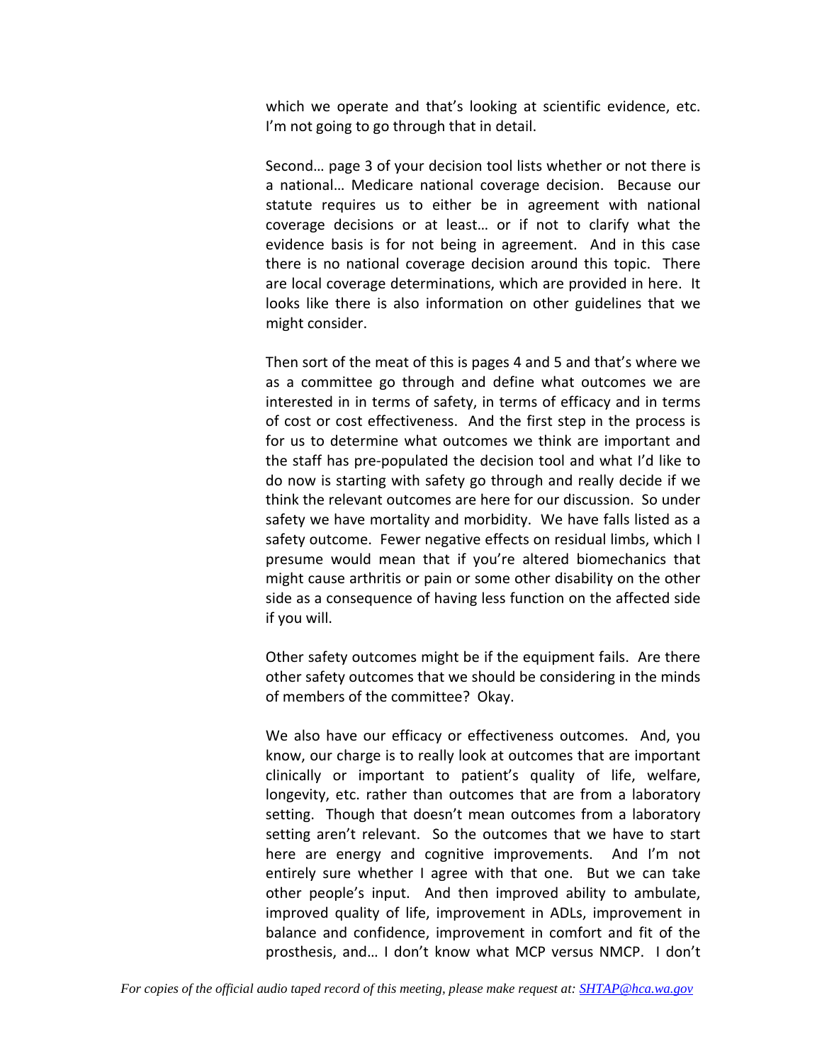which we operate and that's looking at scientific evidence, etc. I'm not going to go through that in detail.

Second… page 3 of your decision tool lists whether or not there is a national… Medicare national coverage decision. Because our statute requires us to either be in agreement with national coverage decisions or at least… or if not to clarify what the evidence basis is for not being in agreement. And in this case there is no national coverage decision around this topic. There are local coverage determinations, which are provided in here. It looks like there is also information on other guidelines that we might consider.

Then sort of the meat of this is pages 4 and 5 and that's where we as a committee go through and define what outcomes we are interested in in terms of safety, in terms of efficacy and in terms of cost or cost effectiveness. And the first step in the process is for us to determine what outcomes we think are important and the staff has pre-populated the decision tool and what I'd like to do now is starting with safety go through and really decide if we think the relevant outcomes are here for our discussion. So under safety we have mortality and morbidity. We have falls listed as a safety outcome. Fewer negative effects on residual limbs, which I presume would mean that if you're altered biomechanics that might cause arthritis or pain or some other disability on the other side as a consequence of having less function on the affected side if you will.

Other safety outcomes might be if the equipment fails. Are there other safety outcomes that we should be considering in the minds of members of the committee? Okay.

We also have our efficacy or effectiveness outcomes. And, you know, our charge is to really look at outcomes that are important clinically or important to patient's quality of life, welfare, longevity, etc. rather than outcomes that are from a laboratory setting. Though that doesn't mean outcomes from a laboratory setting aren't relevant. So the outcomes that we have to start here are energy and cognitive improvements. And I'm not entirely sure whether I agree with that one. But we can take other people's input. And then improved ability to ambulate, improved quality of life, improvement in ADLs, improvement in balance and confidence, improvement in comfort and fit of the prosthesis, and… I don't know what MCP versus NMCP. I don't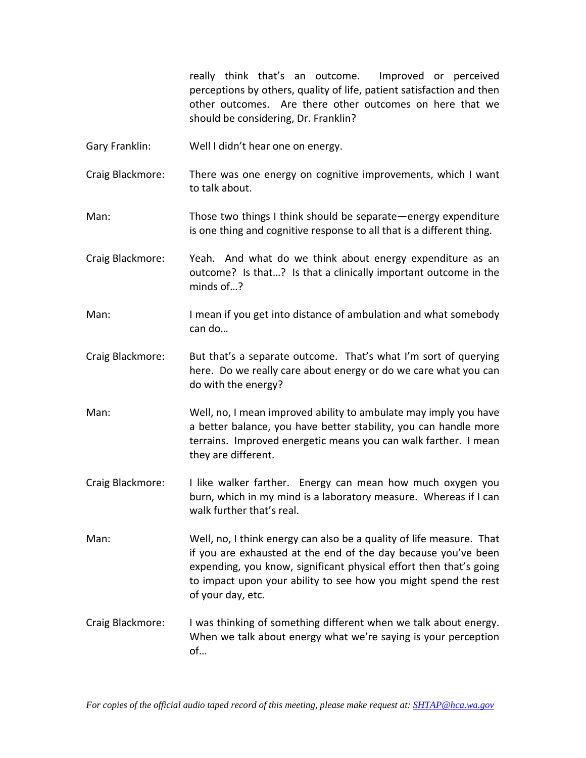really think that's an outcome. Improved or perceived perceptions by others, quality of life, patient satisfaction and then other outcomes. Are there other outcomes on here that we should be considering, Dr. Franklin?

Gary Franklin: Well I didn't hear one on energy.

Craig Blackmore: There was one energy on cognitive improvements, which I want to talk about.

Man: Those two things I think should be separate—energy expenditure is one thing and cognitive response to all that is a different thing.

Craig Blackmore: Yeah. And what do we think about energy expenditure as an outcome? Is that…? Is that a clinically important outcome in the minds of…?

Man: I mean if you get into distance of ambulation and what somebody can do…

Craig Blackmore: But that's a separate outcome. That's what I'm sort of querying here. Do we really care about energy or do we care what you can do with the energy?

Man: Well, no, I mean improved ability to ambulate may imply you have a better balance, you have better stability, you can handle more terrains. Improved energetic means you can walk farther. I mean they are different.

Craig Blackmore: I like walker farther. Energy can mean how much oxygen you burn, which in my mind is a laboratory measure. Whereas if I can walk further that's real.

Man: Well, no, I think energy can also be a quality of life measure. That if you are exhausted at the end of the day because you've been expending, you know, significant physical effort then that's going to impact upon your ability to see how you might spend the rest of your day, etc.

Craig Blackmore: I was thinking of something different when we talk about energy. When we talk about energy what we're saying is your perception of…

*For copies of the official audio taped record of this meeting, please make request at: SHTAP@hca.wa.gov*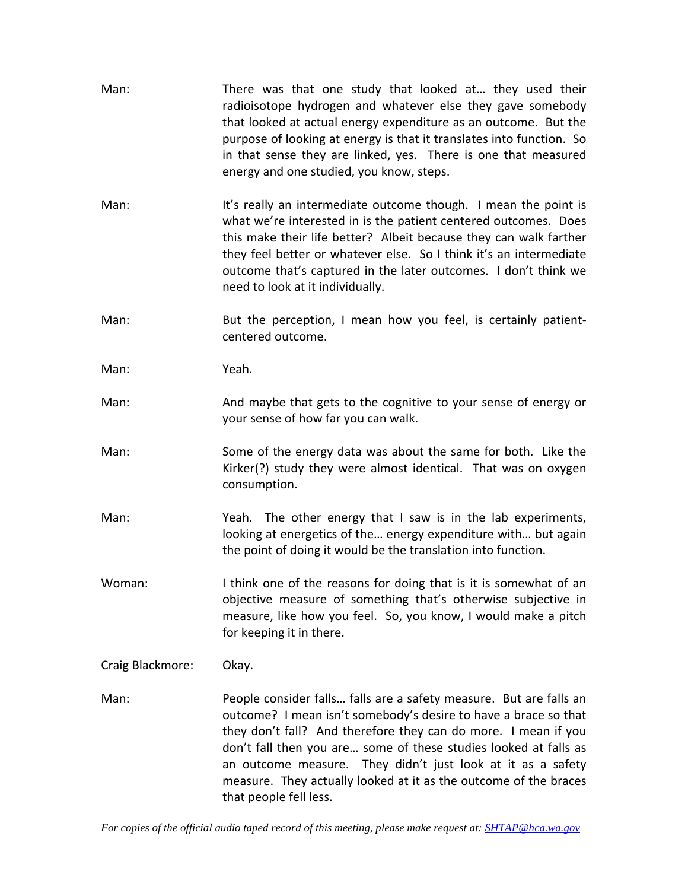Man: There was that one study that looked at… they used their radioisotope hydrogen and whatever else they gave somebody that looked at actual energy expenditure as an outcome. But the purpose of looking at energy is that it translates into function. So in that sense they are linked, yes. There is one that measured energy and one studied, you know, steps.

Man: It's really an intermediate outcome though. I mean the point is what we're interested in is the patient centered outcomes. Does this make their life better? Albeit because they can walk farther they feel better or whatever else. So I think it's an intermediate outcome that's captured in the later outcomes. I don't think we need to look at it individually.

Man: But the perception, I mean how you feel, is certainly patient-centered outcome.

Man: Yeah.

Man: And maybe that gets to the cognitive to your sense of energy or your sense of how far you can walk.

Man: Some of the energy data was about the same for both. Like the Kirker(?) study they were almost identical. That was on oxygen consumption.

Man: Yeah. The other energy that I saw is in the lab experiments, looking at energetics of the… energy expenditure with… but again the point of doing it would be the translation into function.

Woman: I think one of the reasons for doing that is it is somewhat of an objective measure of something that's otherwise subjective in measure, like how you feel. So, you know, I would make a pitch for keeping it in there.

Craig Blackmore: Okay.

Man: People consider falls… falls are a safety measure. But are falls an outcome? I mean isn't somebody's desire to have a brace so that they don't fall? And therefore they can do more. I mean if you don't fall then you are… some of these studies looked at falls as an outcome measure. They didn't just look at it as a safety measure. They actually looked at it as the outcome of the braces that people fell less.

*For copies of the official audio taped record of this meeting, please make request at: SHTAP@hca.wa.gov*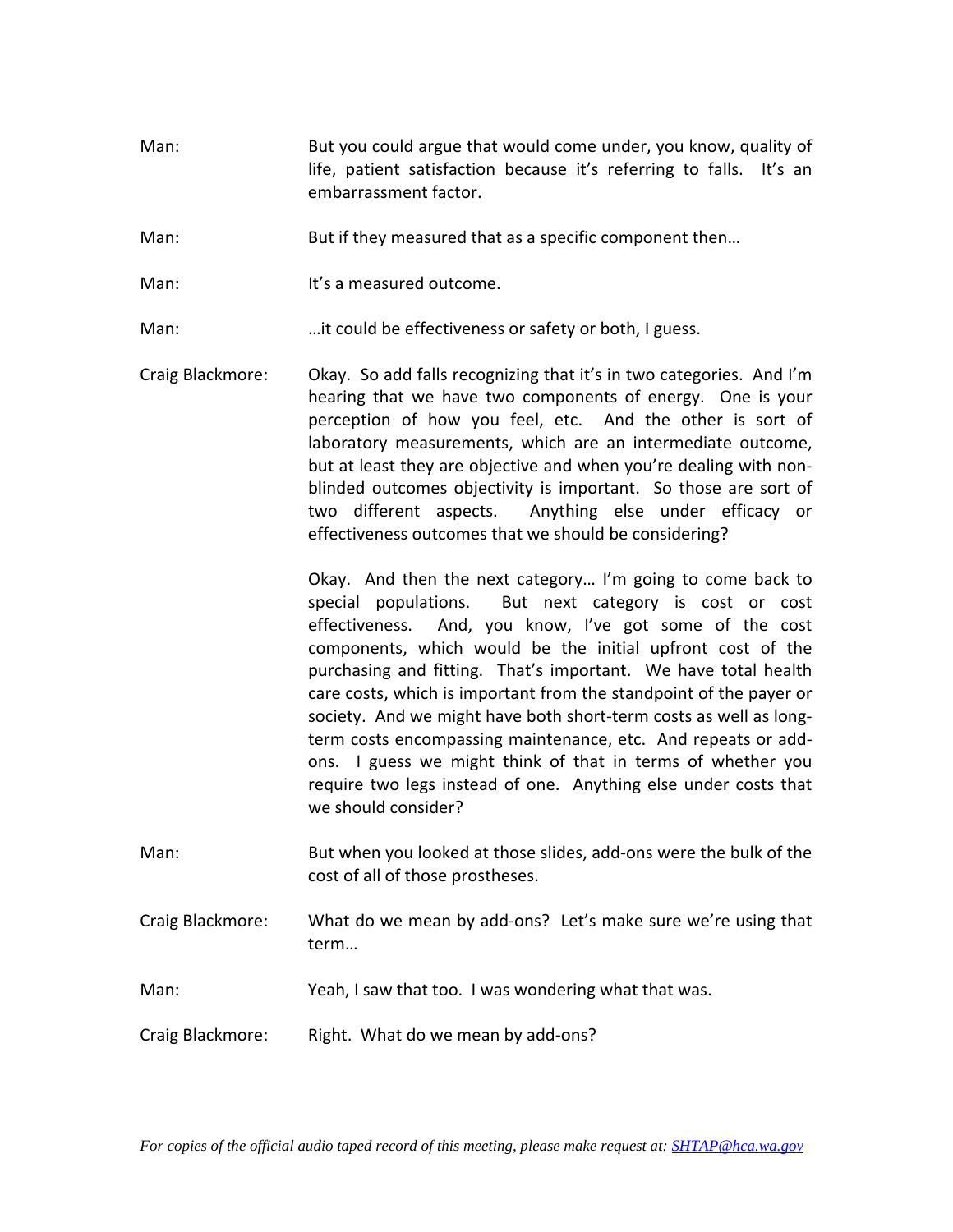Man: But you could argue that would come under, you know, quality of life, patient satisfaction because it's referring to falls. It's an embarrassment factor.

Man: But if they measured that as a specific component then…

Man: It's a measured outcome.

Man: …it could be effectiveness or safety or both, I guess.

Craig Blackmore: Okay. So add falls recognizing that it's in two categories. And I'm hearing that we have two components of energy. One is your perception of how you feel, etc. And the other is sort of laboratory measurements, which are an intermediate outcome, but at least they are objective and when you're dealing with non-blinded outcomes objectivity is important. So those are sort of two different aspects. Anything else under efficacy or effectiveness outcomes that we should be considering?

Okay. And then the next category… I'm going to come back to special populations. But next category is cost or cost effectiveness. And, you know, I've got some of the cost components, which would be the initial upfront cost of the purchasing and fitting. That's important. We have total health care costs, which is important from the standpoint of the payer or society. And we might have both short-term costs as well as long-term costs encompassing maintenance, etc. And repeats or add-ons. I guess we might think of that in terms of whether you require two legs instead of one. Anything else under costs that we should consider?

Man: But when you looked at those slides, add-ons were the bulk of the cost of all of those prostheses.

Craig Blackmore: What do we mean by add-ons? Let's make sure we're using that term…

Man: Yeah, I saw that too. I was wondering what that was.

Craig Blackmore: Right. What do we mean by add-ons?

*For copies of the official audio taped record of this meeting, please make request at: SHTAP@hca.wa.gov*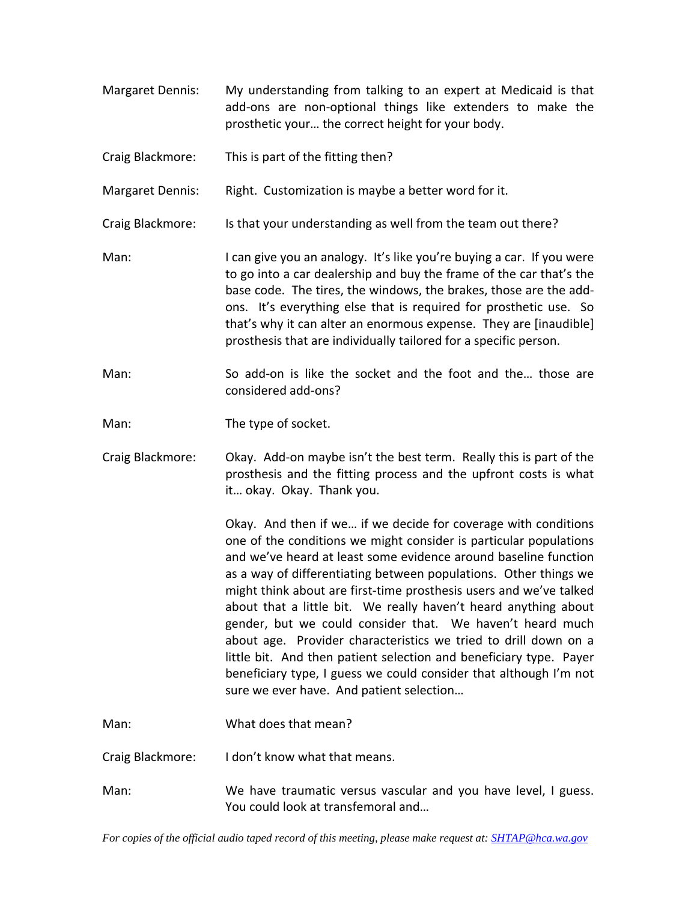Margaret Dennis: My understanding from talking to an expert at Medicaid is that add-ons are non-optional things like extenders to make the prosthetic your… the correct height for your body.

Craig Blackmore: This is part of the fitting then?

Margaret Dennis: Right. Customization is maybe a better word for it.

Craig Blackmore: Is that your understanding as well from the team out there?

Man: I can give you an analogy. It's like you're buying a car. If you were to go into a car dealership and buy the frame of the car that's the base code. The tires, the windows, the brakes, those are the add-ons. It's everything else that is required for prosthetic use. So that's why it can alter an enormous expense. They are [inaudible] prosthesis that are individually tailored for a specific person.

Man: So add-on is like the socket and the foot and the… those are considered add-ons?

Man: The type of socket.

Craig Blackmore: Okay. Add-on maybe isn't the best term. Really this is part of the prosthesis and the fitting process and the upfront costs is what it… okay. Okay. Thank you.

Okay. And then if we… if we decide for coverage with conditions one of the conditions we might consider is particular populations and we've heard at least some evidence around baseline function as a way of differentiating between populations. Other things we might think about are first-time prosthesis users and we've talked about that a little bit. We really haven't heard anything about gender, but we could consider that. We haven't heard much about age. Provider characteristics we tried to drill down on a little bit. And then patient selection and beneficiary type. Payer beneficiary type, I guess we could consider that although I'm not sure we ever have. And patient selection…

Man: What does that mean?

Craig Blackmore: I don't know what that means.

Man: We have traumatic versus vascular and you have level, I guess. You could look at transfemoral and…

*For copies of the official audio taped record of this meeting, please make request at: SHTAP@hca.wa.gov*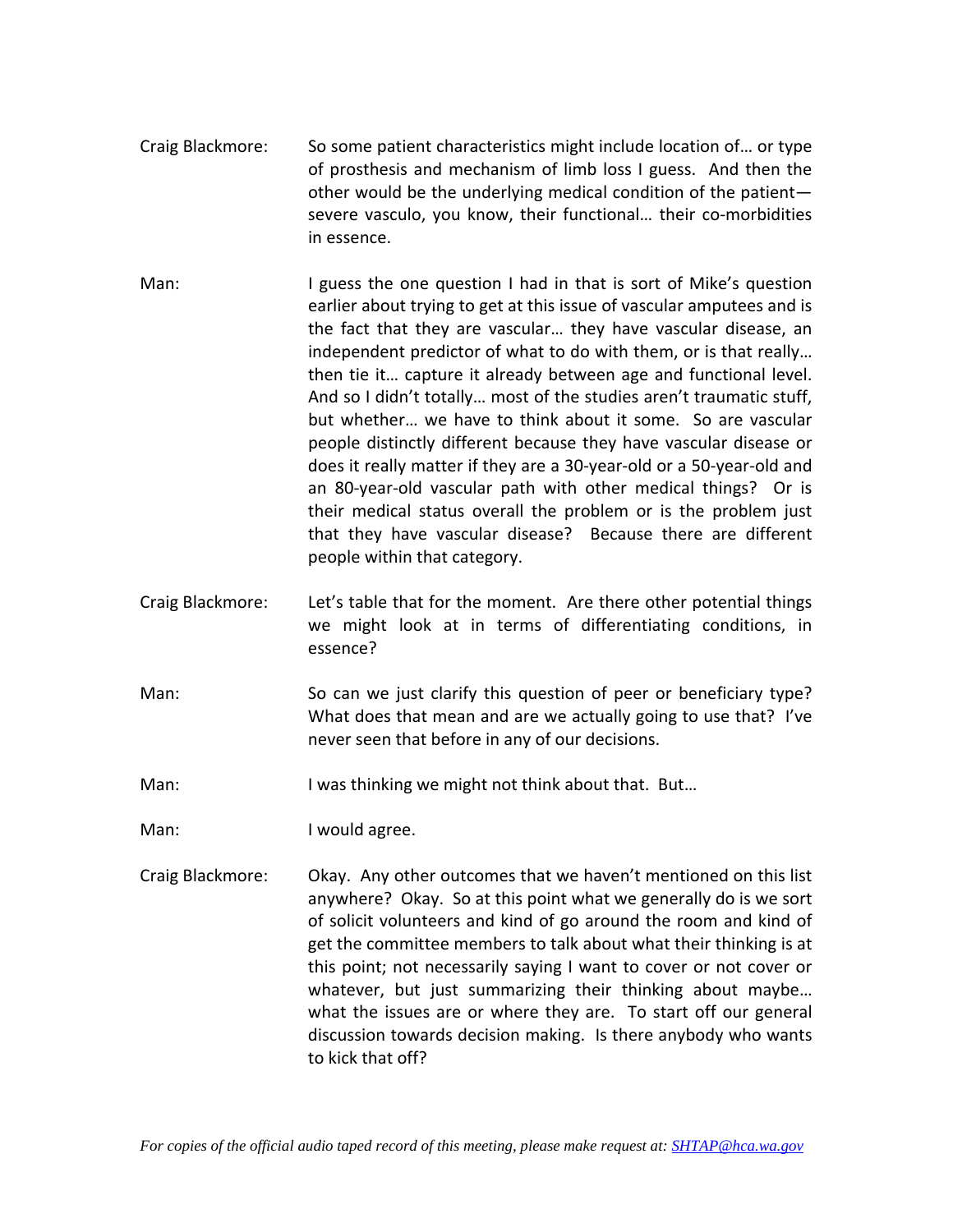Craig Blackmore: So some patient characteristics might include location of… or type of prosthesis and mechanism of limb loss I guess. And then the other would be the underlying medical condition of the patient—severe vasculo, you know, their functional… their co-morbidities in essence.

Man: I guess the one question I had in that is sort of Mike's question earlier about trying to get at this issue of vascular amputees and is the fact that they are vascular… they have vascular disease, an independent predictor of what to do with them, or is that really… then tie it… capture it already between age and functional level. And so I didn't totally… most of the studies aren't traumatic stuff, but whether… we have to think about it some. So are vascular people distinctly different because they have vascular disease or does it really matter if they are a 30-year-old or a 50-year-old and an 80-year-old vascular path with other medical things? Or is their medical status overall the problem or is the problem just that they have vascular disease? Because there are different people within that category.

Craig Blackmore: Let's table that for the moment. Are there other potential things we might look at in terms of differentiating conditions, in essence?

Man: So can we just clarify this question of peer or beneficiary type? What does that mean and are we actually going to use that? I've never seen that before in any of our decisions.

Man: I was thinking we might not think about that. But…

Man: I would agree.

Craig Blackmore: Okay. Any other outcomes that we haven't mentioned on this list anywhere? Okay. So at this point what we generally do is we sort of solicit volunteers and kind of go around the room and kind of get the committee members to talk about what their thinking is at this point; not necessarily saying I want to cover or not cover or whatever, but just summarizing their thinking about maybe… what the issues are or where they are. To start off our general discussion towards decision making. Is there anybody who wants to kick that off?

*For copies of the official audio taped record of this meeting, please make request at: SHTAP@hca.wa.gov*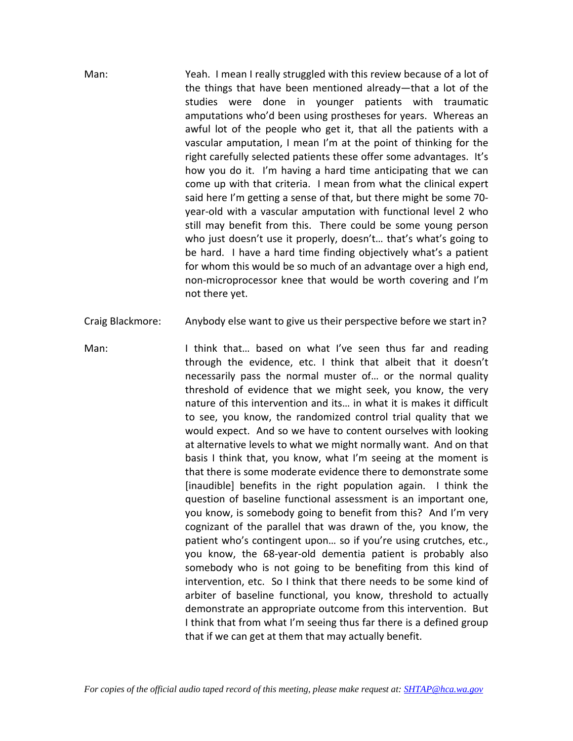Man: Yeah. I mean I really struggled with this review because of a lot of the things that have been mentioned already—that a lot of the studies were done in younger patients with traumatic amputations who'd been using prostheses for years. Whereas an awful lot of the people who get it, that all the patients with a vascular amputation, I mean I'm at the point of thinking for the right carefully selected patients these offer some advantages. It's how you do it. I'm having a hard time anticipating that we can come up with that criteria. I mean from what the clinical expert said here I'm getting a sense of that, but there might be some 70-year-old with a vascular amputation with functional level 2 who still may benefit from this. There could be some young person who just doesn't use it properly, doesn't… that's what's going to be hard. I have a hard time finding objectively what's a patient for whom this would be so much of an advantage over a high end, non-microprocessor knee that would be worth covering and I'm not there yet.

Craig Blackmore: Anybody else want to give us their perspective before we start in?

Man: I think that… based on what I've seen thus far and reading through the evidence, etc. I think that albeit that it doesn't necessarily pass the normal muster of… or the normal quality threshold of evidence that we might seek, you know, the very nature of this intervention and its… in what it is makes it difficult to see, you know, the randomized control trial quality that we would expect. And so we have to content ourselves with looking at alternative levels to what we might normally want. And on that basis I think that, you know, what I'm seeing at the moment is that there is some moderate evidence there to demonstrate some [inaudible] benefits in the right population again. I think the question of baseline functional assessment is an important one, you know, is somebody going to benefit from this? And I'm very cognizant of the parallel that was drawn of the, you know, the patient who's contingent upon… so if you're using crutches, etc., you know, the 68-year-old dementia patient is probably also somebody who is not going to be benefiting from this kind of intervention, etc. So I think that there needs to be some kind of arbiter of baseline functional, you know, threshold to actually demonstrate an appropriate outcome from this intervention. But I think that from what I'm seeing thus far there is a defined group that if we can get at them that may actually benefit.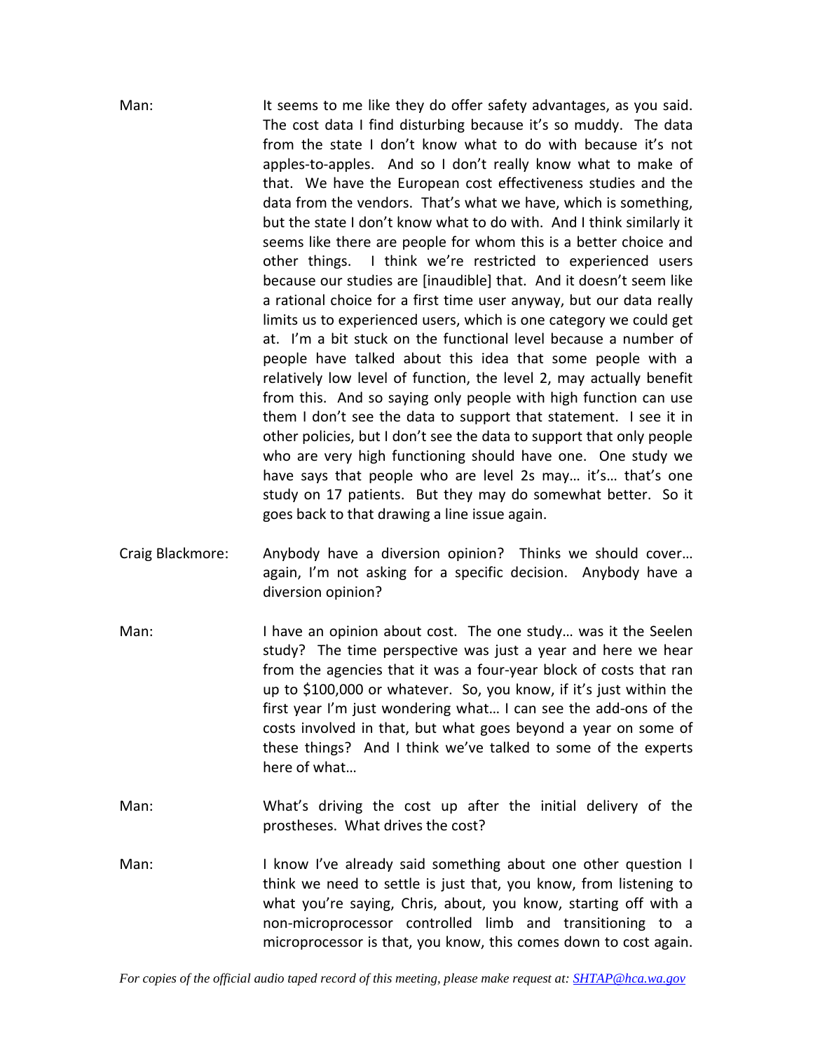Man: It seems to me like they do offer safety advantages, as you said. The cost data I find disturbing because it's so muddy. The data from the state I don't know what to do with because it's not apples-to-apples. And so I don't really know what to make of that. We have the European cost effectiveness studies and the data from the vendors. That's what we have, which is something, but the state I don't know what to do with. And I think similarly it seems like there are people for whom this is a better choice and other things. I think we're restricted to experienced users because our studies are [inaudible] that. And it doesn't seem like a rational choice for a first time user anyway, but our data really limits us to experienced users, which is one category we could get at. I'm a bit stuck on the functional level because a number of people have talked about this idea that some people with a relatively low level of function, the level 2, may actually benefit from this. And so saying only people with high function can use them I don't see the data to support that statement. I see it in other policies, but I don't see the data to support that only people who are very high functioning should have one. One study we have says that people who are level 2s may… it's… that's one study on 17 patients. But they may do somewhat better. So it goes back to that drawing a line issue again.

Craig Blackmore: Anybody have a diversion opinion? Thinks we should cover… again, I'm not asking for a specific decision. Anybody have a diversion opinion?

Man: I have an opinion about cost. The one study… was it the Seelen study? The time perspective was just a year and here we hear from the agencies that it was a four-year block of costs that ran up to $100,000 or whatever. So, you know, if it's just within the first year I'm just wondering what… I can see the add-ons of the costs involved in that, but what goes beyond a year on some of these things? And I think we've talked to some of the experts here of what…

Man: What's driving the cost up after the initial delivery of the prostheses. What drives the cost?

Man: I know I've already said something about one other question I think we need to settle is just that, you know, from listening to what you're saying, Chris, about, you know, starting off with a non-microprocessor controlled limb and transitioning to a microprocessor is that, you know, this comes down to cost again.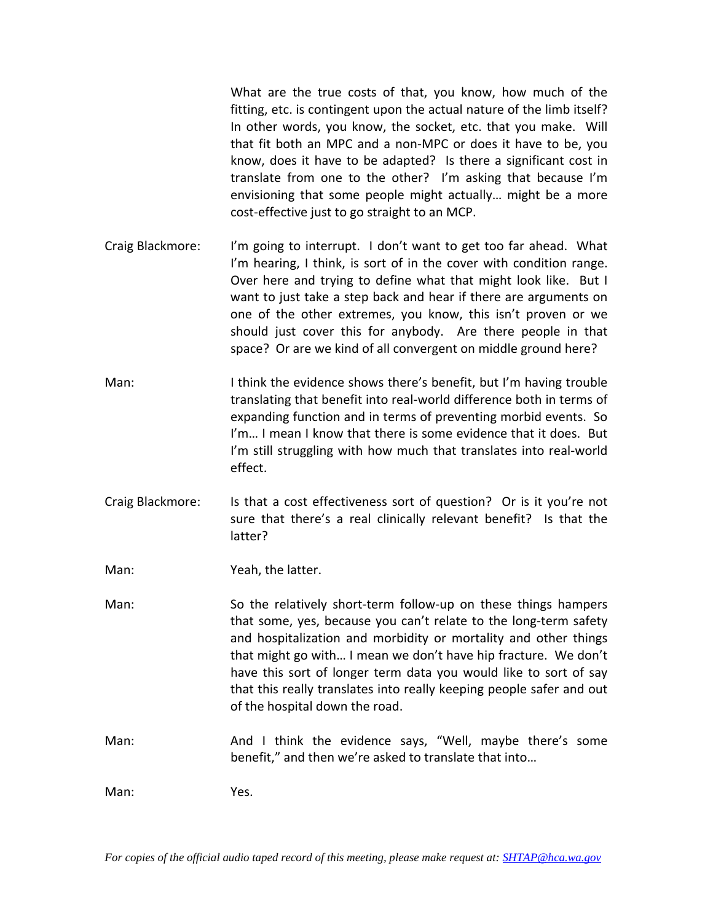What are the true costs of that, you know, how much of the fitting, etc. is contingent upon the actual nature of the limb itself? In other words, you know, the socket, etc. that you make. Will that fit both an MPC and a non-MPC or does it have to be, you know, does it have to be adapted? Is there a significant cost in translate from one to the other? I'm asking that because I'm envisioning that some people might actually… might be a more cost-effective just to go straight to an MCP.

Craig Blackmore: I'm going to interrupt. I don't want to get too far ahead. What I'm hearing, I think, is sort of in the cover with condition range. Over here and trying to define what that might look like. But I want to just take a step back and hear if there are arguments on one of the other extremes, you know, this isn't proven or we should just cover this for anybody. Are there people in that space? Or are we kind of all convergent on middle ground here?

Man: I think the evidence shows there's benefit, but I'm having trouble translating that benefit into real-world difference both in terms of expanding function and in terms of preventing morbid events. So I'm… I mean I know that there is some evidence that it does. But I'm still struggling with how much that translates into real-world effect.

Craig Blackmore: Is that a cost effectiveness sort of question? Or is it you're not sure that there's a real clinically relevant benefit? Is that the latter?

Man: Yeah, the latter.

Man: So the relatively short-term follow-up on these things hampers that some, yes, because you can't relate to the long-term safety and hospitalization and morbidity or mortality and other things that might go with… I mean we don't have hip fracture. We don't have this sort of longer term data you would like to sort of say that this really translates into really keeping people safer and out of the hospital down the road.

Man: And I think the evidence says, "Well, maybe there's some benefit," and then we're asked to translate that into…

Man: Yes.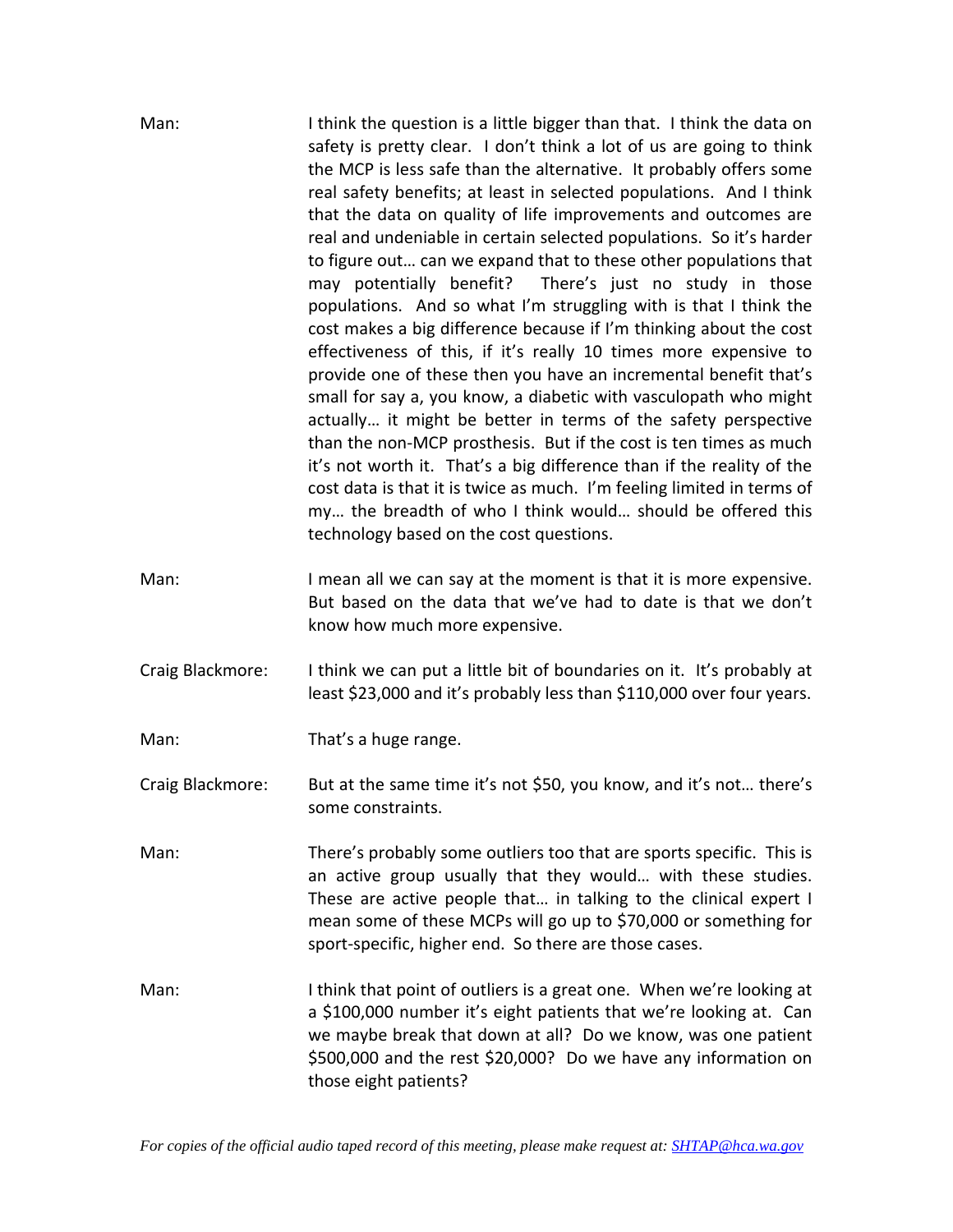Man: I think the question is a little bigger than that. I think the data on safety is pretty clear. I don't think a lot of us are going to think the MCP is less safe than the alternative. It probably offers some real safety benefits; at least in selected populations. And I think that the data on quality of life improvements and outcomes are real and undeniable in certain selected populations. So it's harder to figure out… can we expand that to these other populations that may potentially benefit? There's just no study in those populations. And so what I'm struggling with is that I think the cost makes a big difference because if I'm thinking about the cost effectiveness of this, if it's really 10 times more expensive to provide one of these then you have an incremental benefit that's small for say a, you know, a diabetic with vasculopath who might actually… it might be better in terms of the safety perspective than the non-MCP prosthesis. But if the cost is ten times as much it's not worth it. That's a big difference than if the reality of the cost data is that it is twice as much. I'm feeling limited in terms of my… the breadth of who I think would… should be offered this technology based on the cost questions.

Man: I mean all we can say at the moment is that it is more expensive. But based on the data that we've had to date is that we don't know how much more expensive.

Craig Blackmore: I think we can put a little bit of boundaries on it. It's probably at least $23,000 and it's probably less than $110,000 over four years.

Man: That's a huge range.

Craig Blackmore: But at the same time it's not $50, you know, and it's not… there's some constraints.

Man: There's probably some outliers too that are sports specific. This is an active group usually that they would… with these studies. These are active people that… in talking to the clinical expert I mean some of these MCPs will go up to $70,000 or something for sport-specific, higher end. So there are those cases.

Man: I think that point of outliers is a great one. When we're looking at a $100,000 number it's eight patients that we're looking at. Can we maybe break that down at all? Do we know, was one patient $500,000 and the rest $20,000? Do we have any information on those eight patients?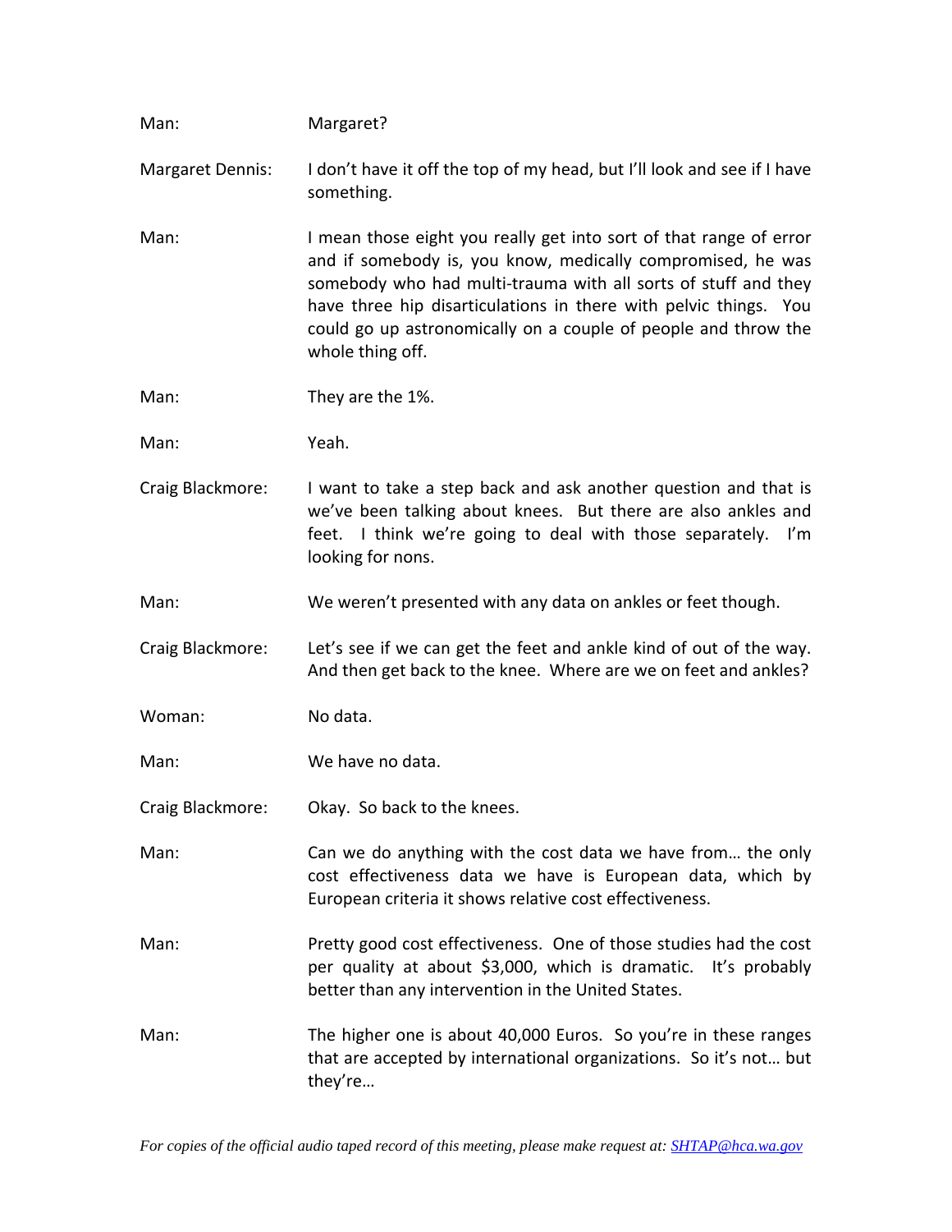Man: Margaret?

Margaret Dennis: I don't have it off the top of my head, but I'll look and see if I have something.

Man: I mean those eight you really get into sort of that range of error and if somebody is, you know, medically compromised, he was somebody who had multi-trauma with all sorts of stuff and they have three hip disarticulations in there with pelvic things. You could go up astronomically on a couple of people and throw the whole thing off.

Man: They are the 1%.

Man: Yeah.

Craig Blackmore: I want to take a step back and ask another question and that is we've been talking about knees. But there are also ankles and feet. I think we're going to deal with those separately. I'm looking for nons.

Man: We weren't presented with any data on ankles or feet though.

Craig Blackmore: Let's see if we can get the feet and ankle kind of out of the way. And then get back to the knee. Where are we on feet and ankles?

Woman: No data.

Man: We have no data.

Craig Blackmore: Okay. So back to the knees.

Man: Can we do anything with the cost data we have from… the only cost effectiveness data we have is European data, which by European criteria it shows relative cost effectiveness.

Man: Pretty good cost effectiveness. One of those studies had the cost per quality at about $3,000, which is dramatic. It's probably better than any intervention in the United States.

Man: The higher one is about 40,000 Euros. So you're in these ranges that are accepted by international organizations. So it's not… but they're…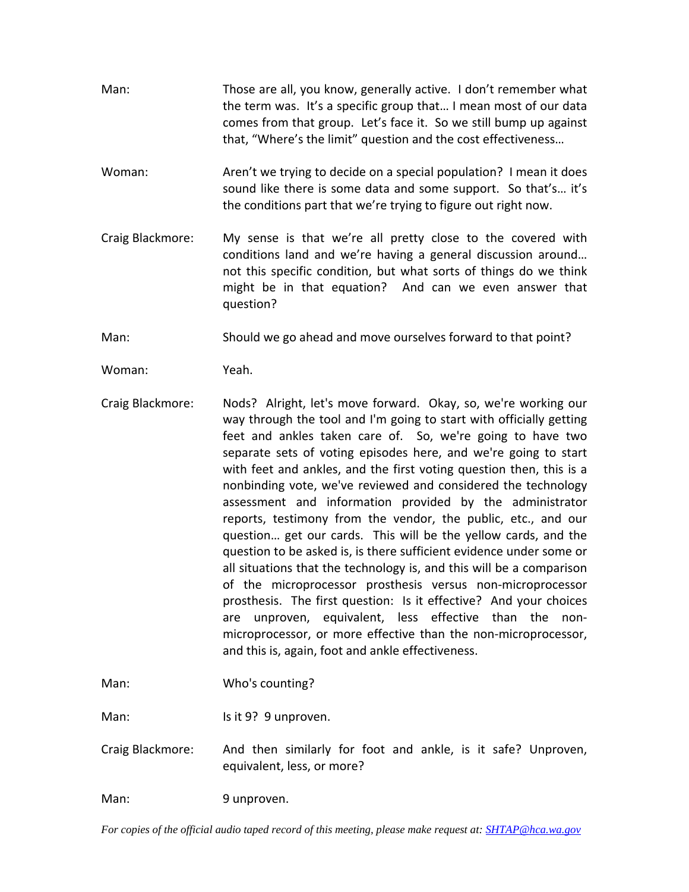Man: Those are all, you know, generally active. I don't remember what the term was. It's a specific group that… I mean most of our data comes from that group. Let's face it. So we still bump up against that, "Where's the limit" question and the cost effectiveness…

Woman: Aren't we trying to decide on a special population? I mean it does sound like there is some data and some support. So that's… it's the conditions part that we're trying to figure out right now.

Craig Blackmore: My sense is that we're all pretty close to the covered with conditions land and we're having a general discussion around… not this specific condition, but what sorts of things do we think might be in that equation? And can we even answer that question?

Man: Should we go ahead and move ourselves forward to that point?

Woman: Yeah.

Craig Blackmore: Nods? Alright, let's move forward. Okay, so, we're working our way through the tool and I'm going to start with officially getting feet and ankles taken care of. So, we're going to have two separate sets of voting episodes here, and we're going to start with feet and ankles, and the first voting question then, this is a nonbinding vote, we've reviewed and considered the technology assessment and information provided by the administrator reports, testimony from the vendor, the public, etc., and our question… get our cards. This will be the yellow cards, and the question to be asked is, is there sufficient evidence under some or all situations that the technology is, and this will be a comparison of the microprocessor prosthesis versus non-microprocessor prosthesis. The first question: Is it effective? And your choices are unproven, equivalent, less effective than the non-microprocessor, or more effective than the non-microprocessor, and this is, again, foot and ankle effectiveness.

Man: Who's counting?

Man: Is it 9? 9 unproven.

Craig Blackmore: And then similarly for foot and ankle, is it safe? Unproven, equivalent, less, or more?

Man: 9 unproven.

*For copies of the official audio taped record of this meeting, please make request at: [SHTAP@hca.wa.gov](mailto:SHTAP@hca.wa.gov)*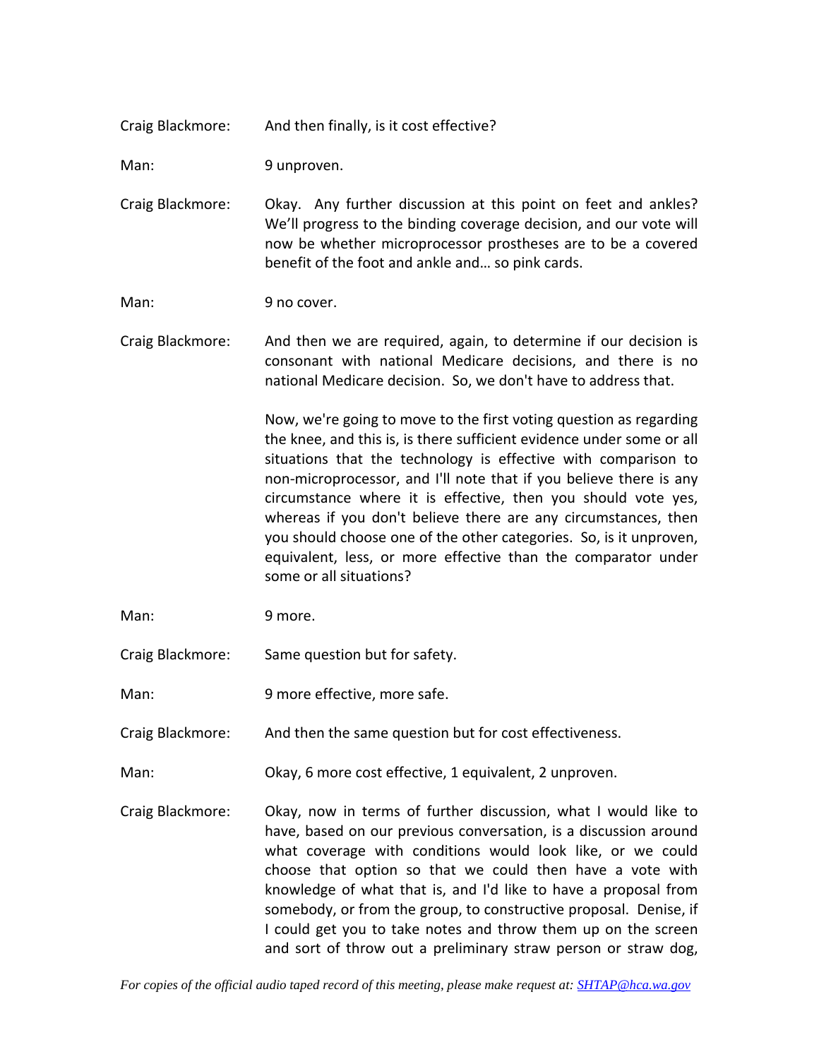Craig Blackmore: And then finally, is it cost effective?

Man: 9 unproven.

Craig Blackmore: Okay. Any further discussion at this point on feet and ankles? We'll progress to the binding coverage decision, and our vote will now be whether microprocessor prostheses are to be a covered benefit of the foot and ankle and… so pink cards.

Man: 9 no cover.

Craig Blackmore: And then we are required, again, to determine if our decision is consonant with national Medicare decisions, and there is no national Medicare decision. So, we don't have to address that.

Now, we're going to move to the first voting question as regarding the knee, and this is, is there sufficient evidence under some or all situations that the technology is effective with comparison to non-microprocessor, and I'll note that if you believe there is any circumstance where it is effective, then you should vote yes, whereas if you don't believe there are any circumstances, then you should choose one of the other categories. So, is it unproven, equivalent, less, or more effective than the comparator under some or all situations?

Man: 9 more.

Craig Blackmore: Same question but for safety.

Man: 9 more effective, more safe.

Craig Blackmore: And then the same question but for cost effectiveness.

Man: Okay, 6 more cost effective, 1 equivalent, 2 unproven.

Craig Blackmore: Okay, now in terms of further discussion, what I would like to have, based on our previous conversation, is a discussion around what coverage with conditions would look like, or we could choose that option so that we could then have a vote with knowledge of what that is, and I'd like to have a proposal from somebody, or from the group, to constructive proposal. Denise, if I could get you to take notes and throw them up on the screen and sort of throw out a preliminary straw person or straw dog,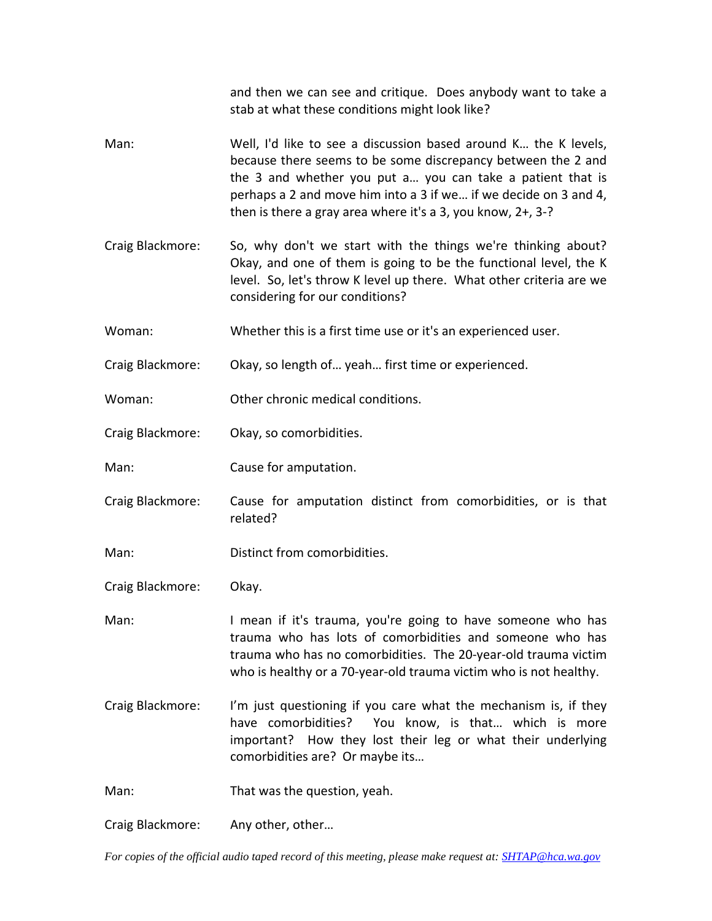and then we can see and critique. Does anybody want to take a stab at what these conditions might look like?

Man: Well, I'd like to see a discussion based around K… the K levels, because there seems to be some discrepancy between the 2 and the 3 and whether you put a… you can take a patient that is perhaps a 2 and move him into a 3 if we… if we decide on 3 and 4, then is there a gray area where it's a 3, you know, 2+, 3-?

Craig Blackmore: So, why don't we start with the things we're thinking about? Okay, and one of them is going to be the functional level, the K level. So, let's throw K level up there. What other criteria are we considering for our conditions?

Woman: Whether this is a first time use or it's an experienced user.

Craig Blackmore: Okay, so length of… yeah… first time or experienced.

Woman: Other chronic medical conditions.

Craig Blackmore: Okay, so comorbidities.

Man: Cause for amputation.

Craig Blackmore: Cause for amputation distinct from comorbidities, or is that related?

Man: Distinct from comorbidities.

Craig Blackmore: Okay.

Man: I mean if it's trauma, you're going to have someone who has trauma who has lots of comorbidities and someone who has trauma who has no comorbidities. The 20-year-old trauma victim who is healthy or a 70-year-old trauma victim who is not healthy.

Craig Blackmore: I'm just questioning if you care what the mechanism is, if they have comorbidities? You know, is that… which is more important? How they lost their leg or what their underlying comorbidities are? Or maybe its…

Man: That was the question, yeah.

Craig Blackmore: Any other, other…

*For copies of the official audio taped record of this meeting, please make request at: SHTAP@hca.wa.gov*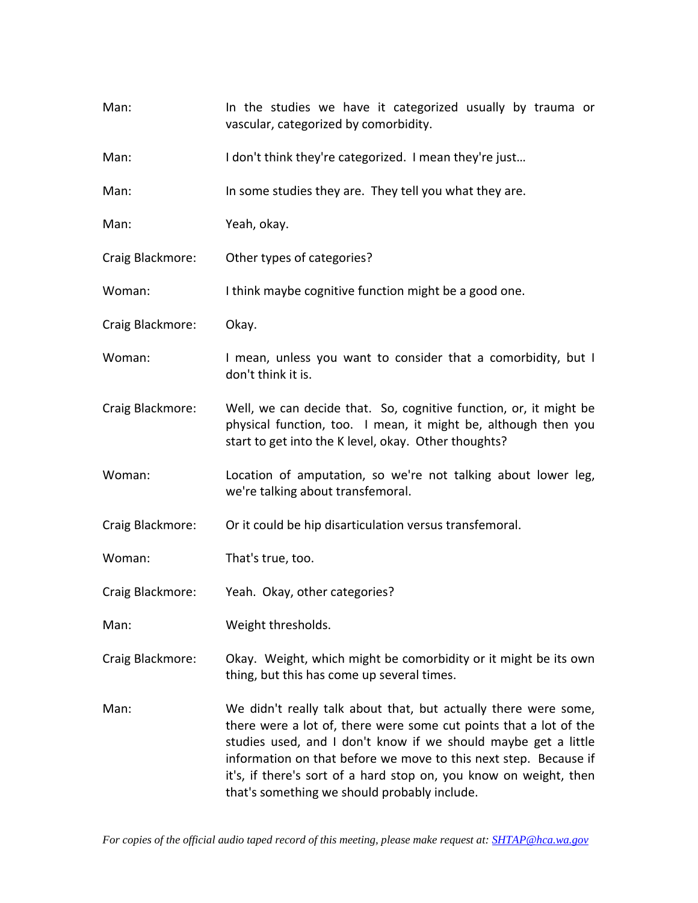Man: In the studies we have it categorized usually by trauma or vascular, categorized by comorbidity.

Man: I don't think they're categorized. I mean they're just…

Man: In some studies they are. They tell you what they are.

Man: Yeah, okay.

Craig Blackmore: Other types of categories?

Woman: I think maybe cognitive function might be a good one.

Craig Blackmore: Okay.

Woman: I mean, unless you want to consider that a comorbidity, but I don't think it is.

Craig Blackmore: Well, we can decide that. So, cognitive function, or, it might be physical function, too. I mean, it might be, although then you start to get into the K level, okay. Other thoughts?

Woman: Location of amputation, so we're not talking about lower leg, we're talking about transfemoral.

Craig Blackmore: Or it could be hip disarticulation versus transfemoral.

Woman: That's true, too.

Craig Blackmore: Yeah. Okay, other categories?

Man: Weight thresholds.

Craig Blackmore: Okay. Weight, which might be comorbidity or it might be its own thing, but this has come up several times.

Man: We didn't really talk about that, but actually there were some, there were a lot of, there were some cut points that a lot of the studies used, and I don't know if we should maybe get a little information on that before we move to this next step. Because if it's, if there's sort of a hard stop on, you know on weight, then that's something we should probably include.

*For copies of the official audio taped record of this meeting, please make request at: SHTAP@hca.wa.gov*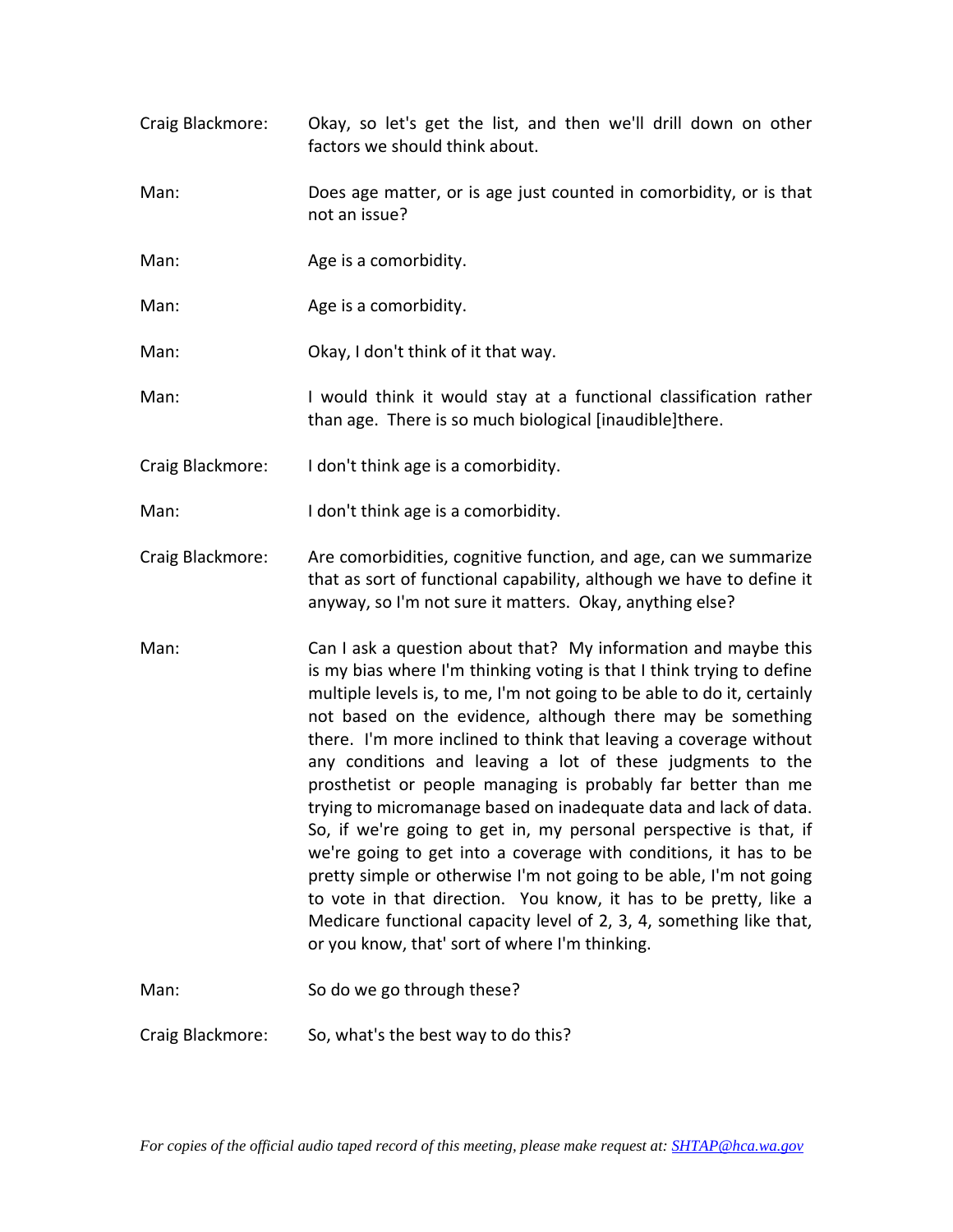Craig Blackmore: Okay, so let's get the list, and then we'll drill down on other factors we should think about.

Man: Does age matter, or is age just counted in comorbidity, or is that not an issue?

Man: Age is a comorbidity.

Man: Age is a comorbidity.

Man: Okay, I don't think of it that way.

Man: I would think it would stay at a functional classification rather than age. There is so much biological [inaudible]there.

Craig Blackmore: I don't think age is a comorbidity.

Man: I don't think age is a comorbidity.

Craig Blackmore: Are comorbidities, cognitive function, and age, can we summarize that as sort of functional capability, although we have to define it anyway, so I'm not sure it matters. Okay, anything else?

Man: Can I ask a question about that? My information and maybe this is my bias where I'm thinking voting is that I think trying to define multiple levels is, to me, I'm not going to be able to do it, certainly not based on the evidence, although there may be something there. I'm more inclined to think that leaving a coverage without any conditions and leaving a lot of these judgments to the prosthetist or people managing is probably far better than me trying to micromanage based on inadequate data and lack of data. So, if we're going to get in, my personal perspective is that, if we're going to get into a coverage with conditions, it has to be pretty simple or otherwise I'm not going to be able, I'm not going to vote in that direction. You know, it has to be pretty, like a Medicare functional capacity level of 2, 3, 4, something like that, or you know, that' sort of where I'm thinking.

Man: So do we go through these?

Craig Blackmore: So, what's the best way to do this?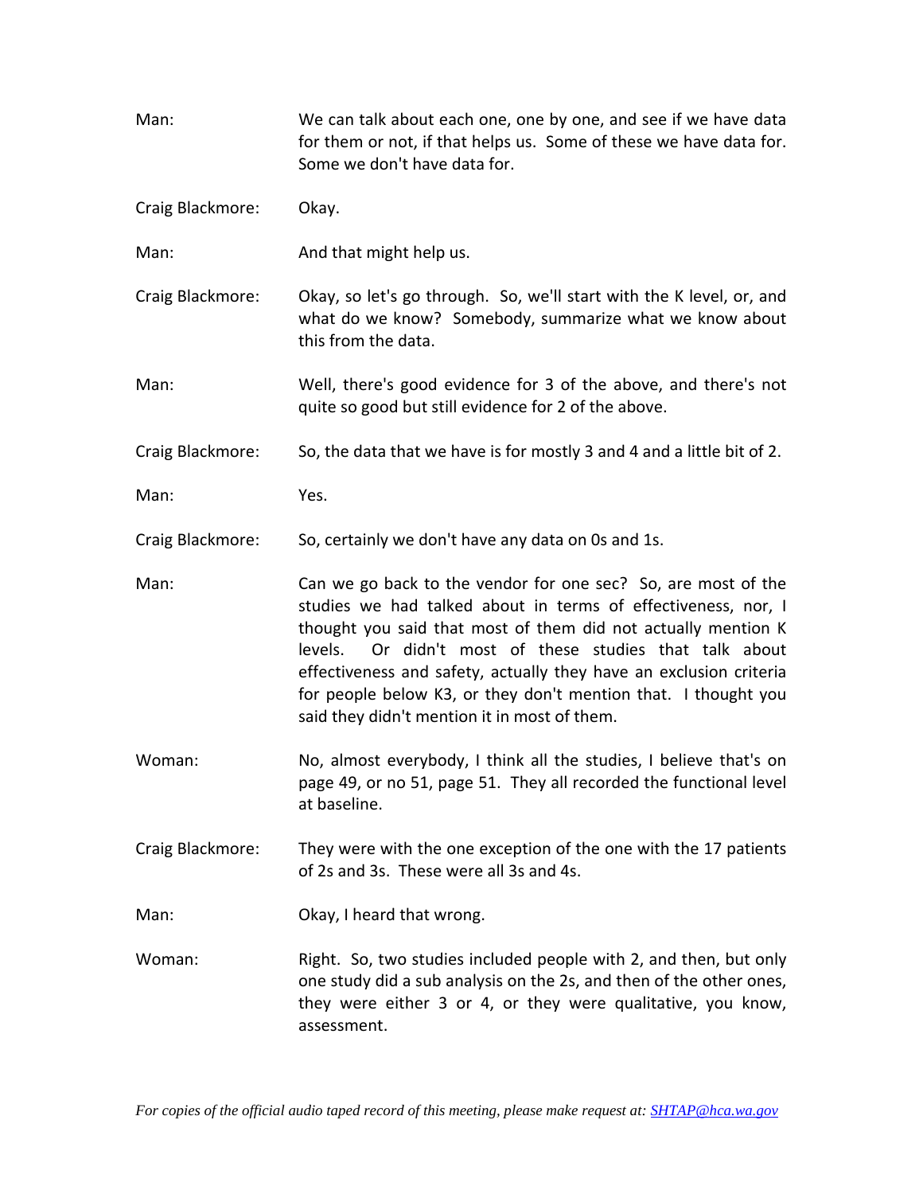Man: We can talk about each one, one by one, and see if we have data for them or not, if that helps us. Some of these we have data for. Some we don't have data for.

Craig Blackmore: Okay.

Man: And that might help us.

Craig Blackmore: Okay, so let's go through. So, we'll start with the K level, or, and what do we know? Somebody, summarize what we know about this from the data.

Man: Well, there's good evidence for 3 of the above, and there's not quite so good but still evidence for 2 of the above.

Craig Blackmore: So, the data that we have is for mostly 3 and 4 and a little bit of 2.

Man: Yes.

Craig Blackmore: So, certainly we don't have any data on 0s and 1s.

Man: Can we go back to the vendor for one sec? So, are most of the studies we had talked about in terms of effectiveness, nor, I thought you said that most of them did not actually mention K levels. Or didn't most of these studies that talk about effectiveness and safety, actually they have an exclusion criteria for people below K3, or they don't mention that. I thought you said they didn't mention it in most of them.

Woman: No, almost everybody, I think all the studies, I believe that's on page 49, or no 51, page 51. They all recorded the functional level at baseline.

Craig Blackmore: They were with the one exception of the one with the 17 patients of 2s and 3s. These were all 3s and 4s.

Man: Okay, I heard that wrong.

Woman: Right. So, two studies included people with 2, and then, but only one study did a sub analysis on the 2s, and then of the other ones, they were either 3 or 4, or they were qualitative, you know, assessment.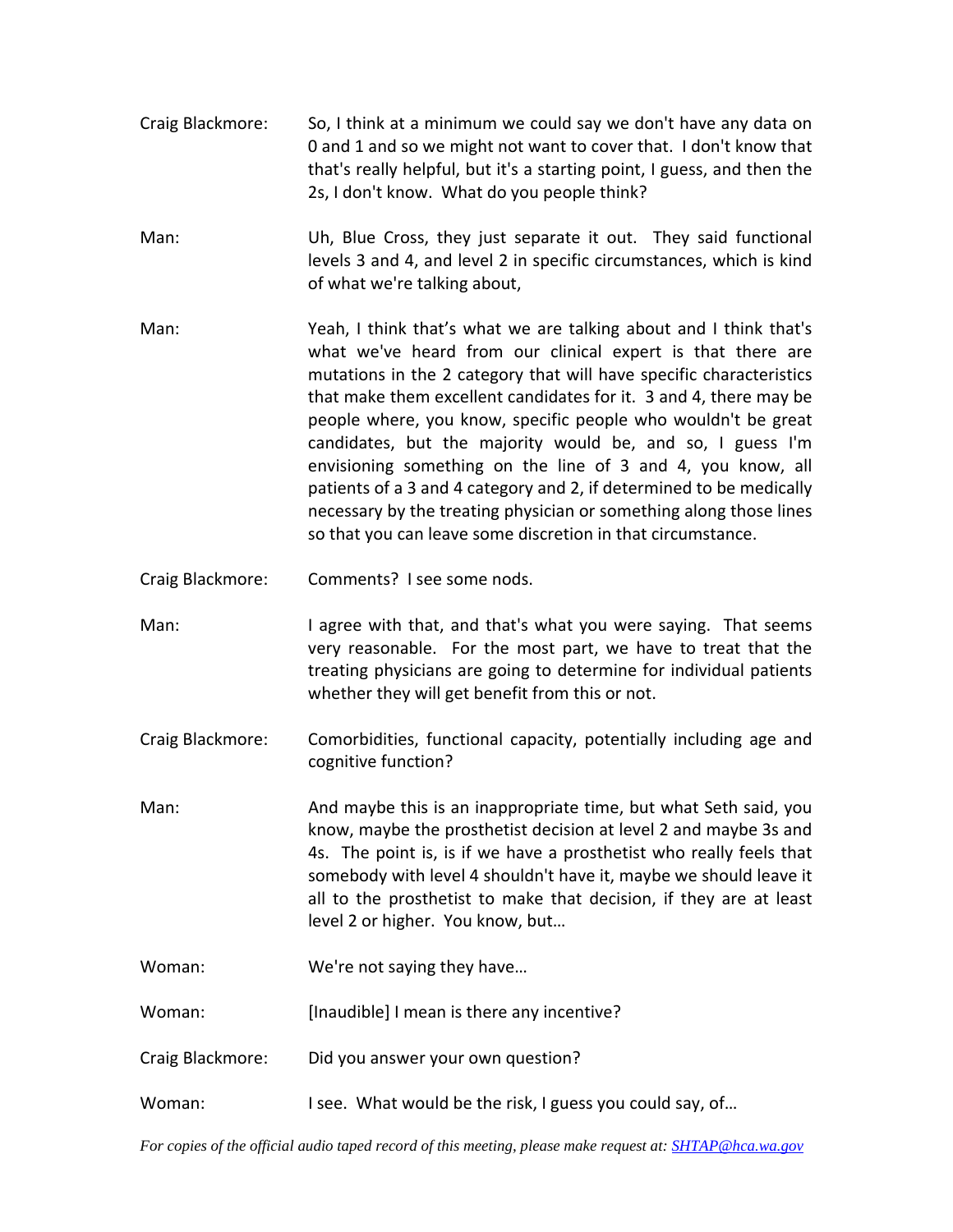Craig Blackmore: So, I think at a minimum we could say we don't have any data on 0 and 1 and so we might not want to cover that. I don't know that that's really helpful, but it's a starting point, I guess, and then the 2s, I don't know. What do you people think?

Man: Uh, Blue Cross, they just separate it out. They said functional levels 3 and 4, and level 2 in specific circumstances, which is kind of what we're talking about,

Man: Yeah, I think that's what we are talking about and I think that's what we've heard from our clinical expert is that there are mutations in the 2 category that will have specific characteristics that make them excellent candidates for it. 3 and 4, there may be people where, you know, specific people who wouldn't be great candidates, but the majority would be, and so, I guess I'm envisioning something on the line of 3 and 4, you know, all patients of a 3 and 4 category and 2, if determined to be medically necessary by the treating physician or something along those lines so that you can leave some discretion in that circumstance.

Craig Blackmore: Comments? I see some nods.

Man: I agree with that, and that's what you were saying. That seems very reasonable. For the most part, we have to treat that the treating physicians are going to determine for individual patients whether they will get benefit from this or not.

Craig Blackmore: Comorbidities, functional capacity, potentially including age and cognitive function?

Man: And maybe this is an inappropriate time, but what Seth said, you know, maybe the prosthetist decision at level 2 and maybe 3s and 4s. The point is, is if we have a prosthetist who really feels that somebody with level 4 shouldn't have it, maybe we should leave it all to the prosthetist to make that decision, if they are at least level 2 or higher. You know, but…

Woman: We're not saying they have…

Woman: [Inaudible] I mean is there any incentive?

Craig Blackmore: Did you answer your own question?

Woman: I see. What would be the risk, I guess you could say, of…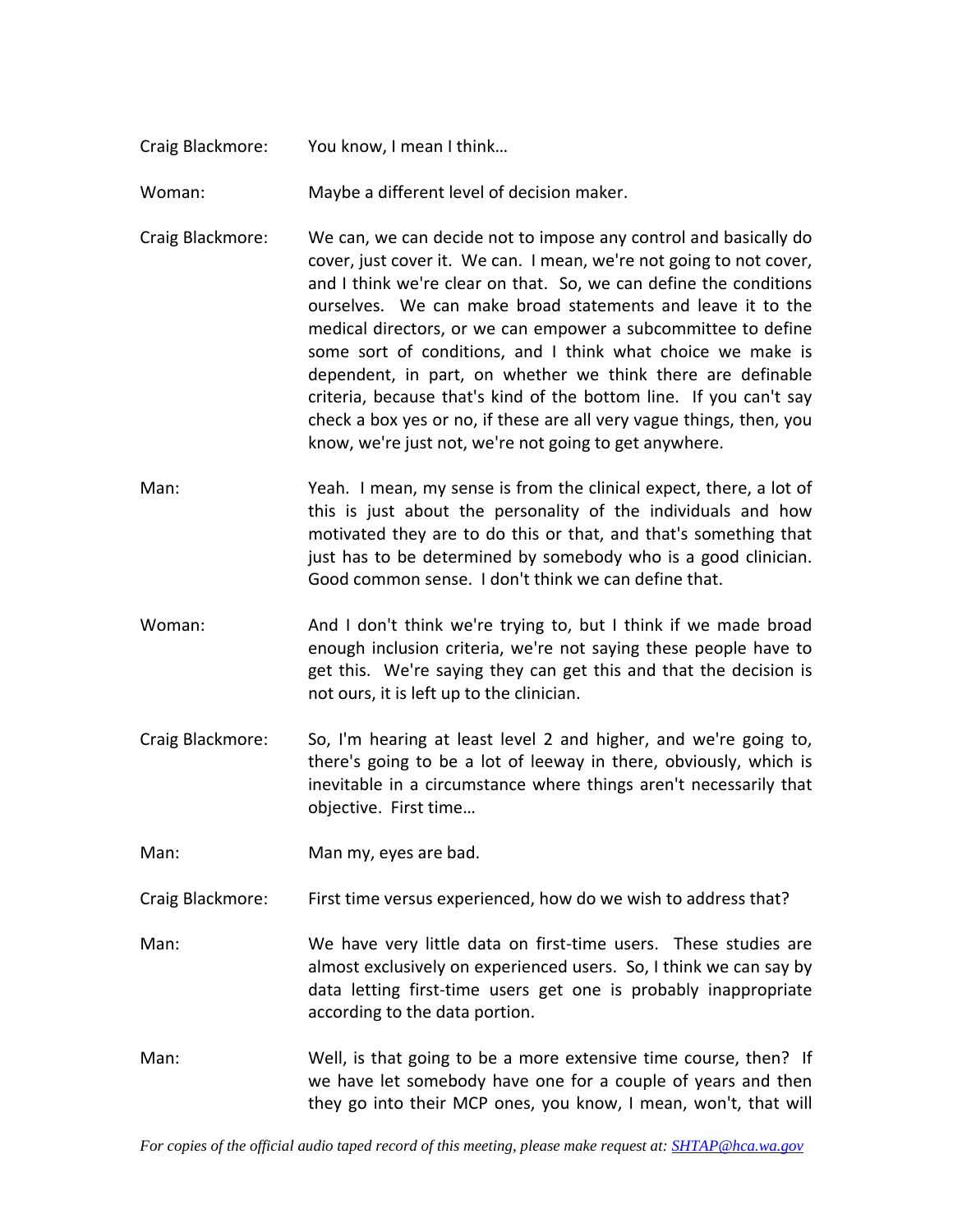Craig Blackmore: You know, I mean I think…

Woman: Maybe a different level of decision maker.

Craig Blackmore: We can, we can decide not to impose any control and basically do cover, just cover it. We can. I mean, we're not going to not cover, and I think we're clear on that. So, we can define the conditions ourselves. We can make broad statements and leave it to the medical directors, or we can empower a subcommittee to define some sort of conditions, and I think what choice we make is dependent, in part, on whether we think there are definable criteria, because that's kind of the bottom line. If you can't say check a box yes or no, if these are all very vague things, then, you know, we're just not, we're not going to get anywhere.

Man: Yeah. I mean, my sense is from the clinical expect, there, a lot of this is just about the personality of the individuals and how motivated they are to do this or that, and that's something that just has to be determined by somebody who is a good clinician. Good common sense. I don't think we can define that.

Woman: And I don't think we're trying to, but I think if we made broad enough inclusion criteria, we're not saying these people have to get this. We're saying they can get this and that the decision is not ours, it is left up to the clinician.

Craig Blackmore: So, I'm hearing at least level 2 and higher, and we're going to, there's going to be a lot of leeway in there, obviously, which is inevitable in a circumstance where things aren't necessarily that objective. First time…

Man: Man my, eyes are bad.

Craig Blackmore: First time versus experienced, how do we wish to address that?

Man: We have very little data on first-time users. These studies are almost exclusively on experienced users. So, I think we can say by data letting first-time users get one is probably inappropriate according to the data portion.

Man: Well, is that going to be a more extensive time course, then? If we have let somebody have one for a couple of years and then they go into their MCP ones, you know, I mean, won't, that will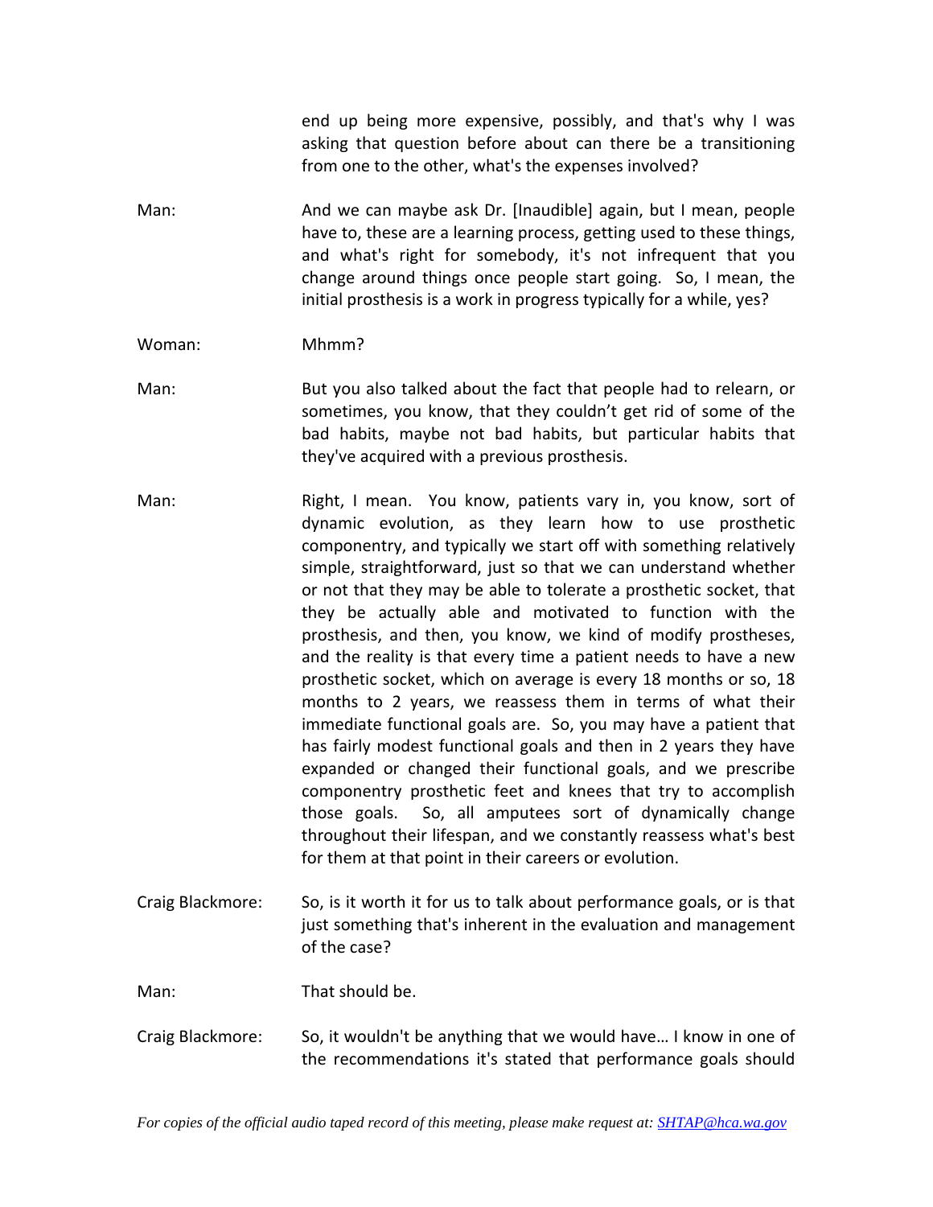end up being more expensive, possibly, and that's why I was asking that question before about can there be a transitioning from one to the other, what's the expenses involved?

Man: And we can maybe ask Dr. [Inaudible] again, but I mean, people have to, these are a learning process, getting used to these things, and what's right for somebody, it's not infrequent that you change around things once people start going. So, I mean, the initial prosthesis is a work in progress typically for a while, yes?

Woman: Mhmm?

Man: But you also talked about the fact that people had to relearn, or sometimes, you know, that they couldn't get rid of some of the bad habits, maybe not bad habits, but particular habits that they've acquired with a previous prosthesis.

Man: Right, I mean. You know, patients vary in, you know, sort of dynamic evolution, as they learn how to use prosthetic componentry, and typically we start off with something relatively simple, straightforward, just so that we can understand whether or not that they may be able to tolerate a prosthetic socket, that they be actually able and motivated to function with the prosthesis, and then, you know, we kind of modify prostheses, and the reality is that every time a patient needs to have a new prosthetic socket, which on average is every 18 months or so, 18 months to 2 years, we reassess them in terms of what their immediate functional goals are. So, you may have a patient that has fairly modest functional goals and then in 2 years they have expanded or changed their functional goals, and we prescribe componentry prosthetic feet and knees that try to accomplish those goals. So, all amputees sort of dynamically change throughout their lifespan, and we constantly reassess what's best for them at that point in their careers or evolution.

Craig Blackmore: So, is it worth it for us to talk about performance goals, or is that just something that's inherent in the evaluation and management of the case?

Man: That should be.

Craig Blackmore: So, it wouldn't be anything that we would have… I know in one of the recommendations it's stated that performance goals should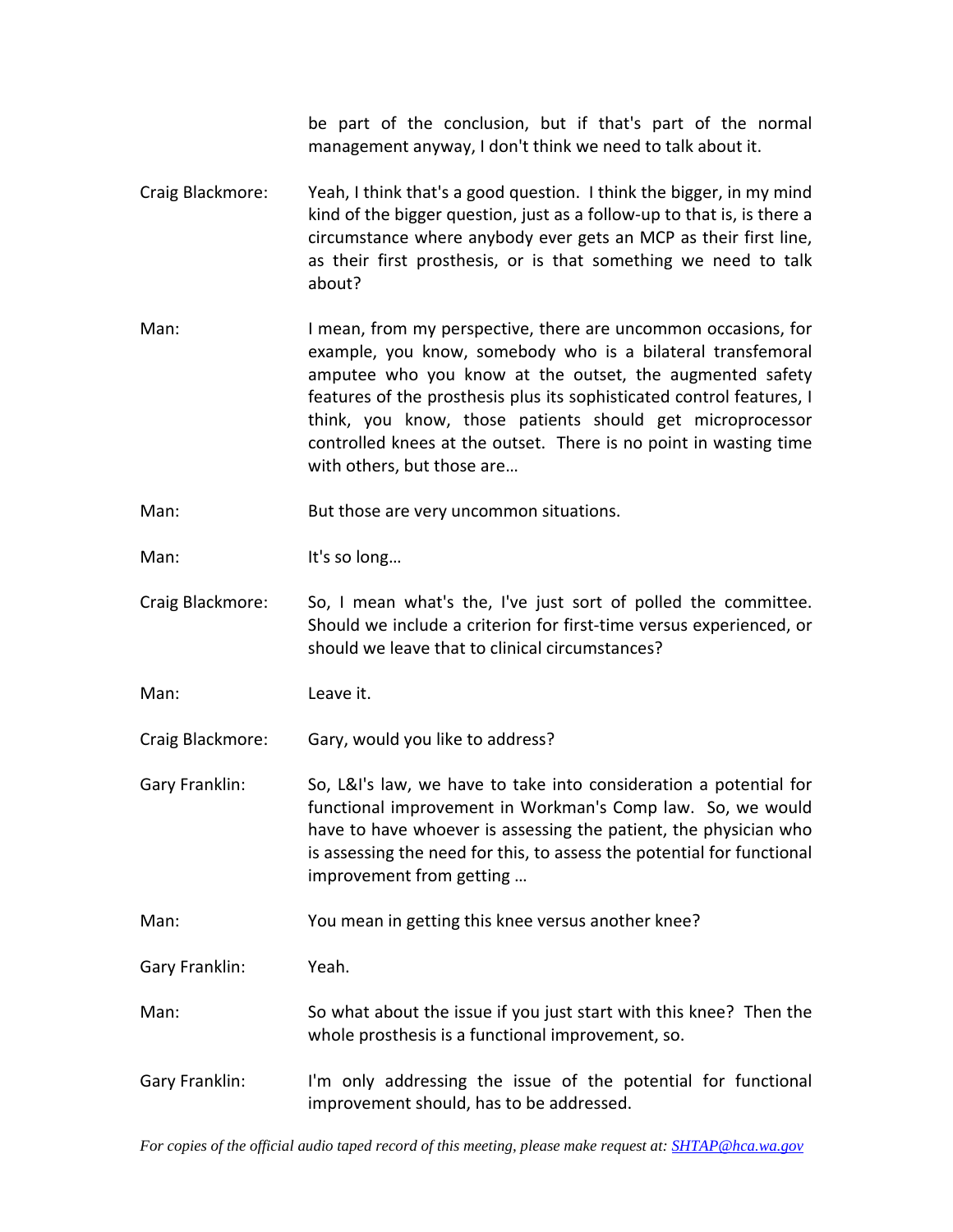be part of the conclusion, but if that's part of the normal management anyway, I don't think we need to talk about it.

Craig Blackmore: Yeah, I think that's a good question. I think the bigger, in my mind kind of the bigger question, just as a follow-up to that is, is there a circumstance where anybody ever gets an MCP as their first line, as their first prosthesis, or is that something we need to talk about?

Man: I mean, from my perspective, there are uncommon occasions, for example, you know, somebody who is a bilateral transfemoral amputee who you know at the outset, the augmented safety features of the prosthesis plus its sophisticated control features, I think, you know, those patients should get microprocessor controlled knees at the outset. There is no point in wasting time with others, but those are…

Man: But those are very uncommon situations.

Man: It's so long…

Craig Blackmore: So, I mean what's the, I've just sort of polled the committee. Should we include a criterion for first-time versus experienced, or should we leave that to clinical circumstances?

Man: Leave it.

Craig Blackmore: Gary, would you like to address?

Gary Franklin: So, L&I's law, we have to take into consideration a potential for functional improvement in Workman's Comp law. So, we would have to have whoever is assessing the patient, the physician who is assessing the need for this, to assess the potential for functional improvement from getting …

Man: You mean in getting this knee versus another knee?

Gary Franklin: Yeah.

Man: So what about the issue if you just start with this knee? Then the whole prosthesis is a functional improvement, so.

Gary Franklin: I'm only addressing the issue of the potential for functional improvement should, has to be addressed.

*For copies of the official audio taped record of this meeting, please make request at: SHTAP@hca.wa.gov*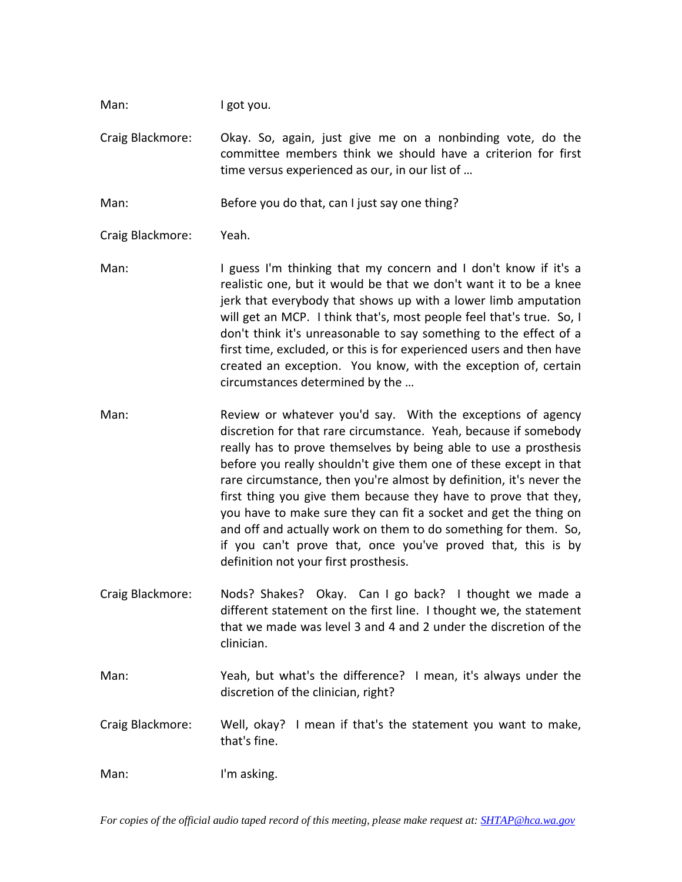Man: I got you.

Craig Blackmore: Okay. So, again, just give me on a nonbinding vote, do the committee members think we should have a criterion for first time versus experienced as our, in our list of …

Man: Before you do that, can I just say one thing?

Craig Blackmore: Yeah.

Man: I guess I'm thinking that my concern and I don't know if it's a realistic one, but it would be that we don't want it to be a knee jerk that everybody that shows up with a lower limb amputation will get an MCP. I think that's, most people feel that's true. So, I don't think it's unreasonable to say something to the effect of a first time, excluded, or this is for experienced users and then have created an exception. You know, with the exception of, certain circumstances determined by the …

Man: Review or whatever you'd say. With the exceptions of agency discretion for that rare circumstance. Yeah, because if somebody really has to prove themselves by being able to use a prosthesis before you really shouldn't give them one of these except in that rare circumstance, then you're almost by definition, it's never the first thing you give them because they have to prove that they, you have to make sure they can fit a socket and get the thing on and off and actually work on them to do something for them. So, if you can't prove that, once you've proved that, this is by definition not your first prosthesis.

Craig Blackmore: Nods? Shakes? Okay. Can I go back? I thought we made a different statement on the first line. I thought we, the statement that we made was level 3 and 4 and 2 under the discretion of the clinician.

Man: Yeah, but what's the difference? I mean, it's always under the discretion of the clinician, right?

Craig Blackmore: Well, okay? I mean if that's the statement you want to make, that's fine.

Man: I'm asking.

*For copies of the official audio taped record of this meeting, please make request at: SHTAP@hca.wa.gov*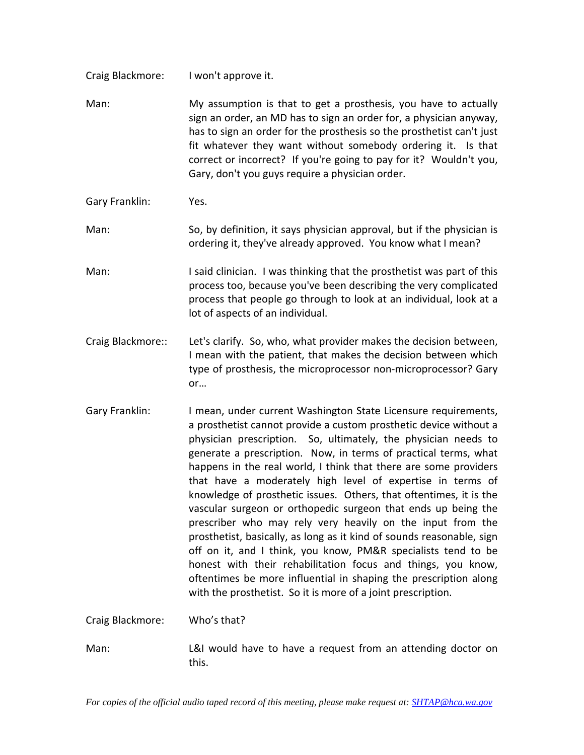Craig Blackmore: I won't approve it.

Man: My assumption is that to get a prosthesis, you have to actually sign an order, an MD has to sign an order for, a physician anyway, has to sign an order for the prosthesis so the prosthetist can't just fit whatever they want without somebody ordering it. Is that correct or incorrect? If you're going to pay for it? Wouldn't you, Gary, don't you guys require a physician order.

Gary Franklin: Yes.

Man: So, by definition, it says physician approval, but if the physician is ordering it, they've already approved. You know what I mean?

Man: I said clinician. I was thinking that the prosthetist was part of this process too, because you've been describing the very complicated process that people go through to look at an individual, look at a lot of aspects of an individual.

Craig Blackmore:: Let's clarify. So, who, what provider makes the decision between, I mean with the patient, that makes the decision between which type of prosthesis, the microprocessor non-microprocessor? Gary or…

Gary Franklin: I mean, under current Washington State Licensure requirements, a prosthetist cannot provide a custom prosthetic device without a physician prescription. So, ultimately, the physician needs to generate a prescription. Now, in terms of practical terms, what happens in the real world, I think that there are some providers that have a moderately high level of expertise in terms of knowledge of prosthetic issues. Others, that oftentimes, it is the vascular surgeon or orthopedic surgeon that ends up being the prescriber who may rely very heavily on the input from the prosthetist, basically, as long as it kind of sounds reasonable, sign off on it, and I think, you know, PM&R specialists tend to be honest with their rehabilitation focus and things, you know, oftentimes be more influential in shaping the prescription along with the prosthetist. So it is more of a joint prescription.

Craig Blackmore: Who's that?

Man: L&I would have to have a request from an attending doctor on this.

*For copies of the official audio taped record of this meeting, please make request at: SHTAP@hca.wa.gov*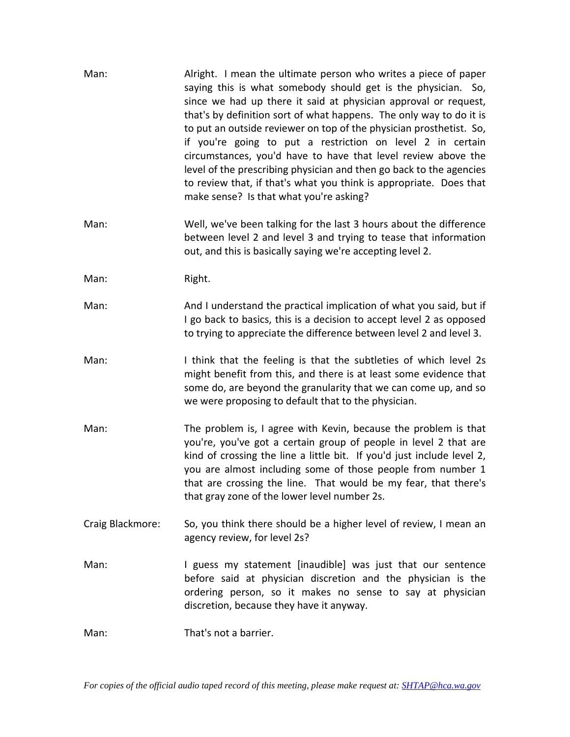Man: Alright. I mean the ultimate person who writes a piece of paper saying this is what somebody should get is the physician. So, since we had up there it said at physician approval or request, that's by definition sort of what happens. The only way to do it is to put an outside reviewer on top of the physician prosthetist. So, if you're going to put a restriction on level 2 in certain circumstances, you'd have to have that level review above the level of the prescribing physician and then go back to the agencies to review that, if that's what you think is appropriate. Does that make sense? Is that what you're asking?

Man: Well, we've been talking for the last 3 hours about the difference between level 2 and level 3 and trying to tease that information out, and this is basically saying we're accepting level 2.

Man: Right.

Man: And I understand the practical implication of what you said, but if I go back to basics, this is a decision to accept level 2 as opposed to trying to appreciate the difference between level 2 and level 3.

Man: I think that the feeling is that the subtleties of which level 2s might benefit from this, and there is at least some evidence that some do, are beyond the granularity that we can come up, and so we were proposing to default that to the physician.

Man: The problem is, I agree with Kevin, because the problem is that you're, you've got a certain group of people in level 2 that are kind of crossing the line a little bit. If you'd just include level 2, you are almost including some of those people from number 1 that are crossing the line. That would be my fear, that there's that gray zone of the lower level number 2s.

Craig Blackmore: So, you think there should be a higher level of review, I mean an agency review, for level 2s?

Man: I guess my statement [inaudible] was just that our sentence before said at physician discretion and the physician is the ordering person, so it makes no sense to say at physician discretion, because they have it anyway.

Man: That's not a barrier.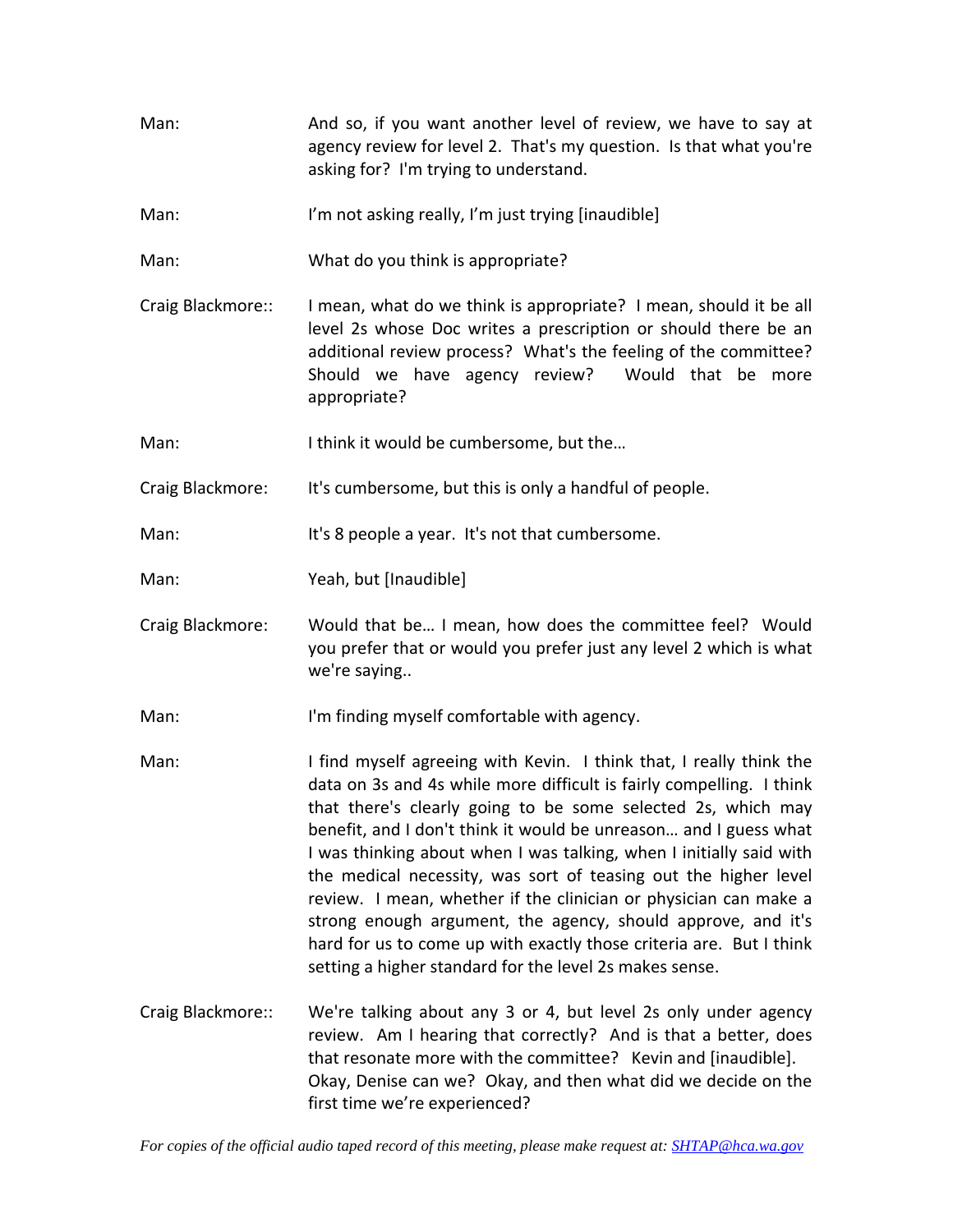Man: And so, if you want another level of review, we have to say at agency review for level 2. That's my question. Is that what you're asking for? I'm trying to understand.

Man: I'm not asking really, I'm just trying [inaudible]

Man: What do you think is appropriate?

Craig Blackmore:: I mean, what do we think is appropriate? I mean, should it be all level 2s whose Doc writes a prescription or should there be an additional review process? What's the feeling of the committee? Should we have agency review? Would that be more appropriate?

Man: I think it would be cumbersome, but the…

Craig Blackmore: It's cumbersome, but this is only a handful of people.

Man: It's 8 people a year. It's not that cumbersome.

Man: Yeah, but [Inaudible]

Craig Blackmore: Would that be… I mean, how does the committee feel? Would you prefer that or would you prefer just any level 2 which is what we're saying..

Man: I'm finding myself comfortable with agency.

Man: I find myself agreeing with Kevin. I think that, I really think the data on 3s and 4s while more difficult is fairly compelling. I think that there's clearly going to be some selected 2s, which may benefit, and I don't think it would be unreason… and I guess what I was thinking about when I was talking, when I initially said with the medical necessity, was sort of teasing out the higher level review. I mean, whether if the clinician or physician can make a strong enough argument, the agency, should approve, and it's hard for us to come up with exactly those criteria are. But I think setting a higher standard for the level 2s makes sense.

Craig Blackmore:: We're talking about any 3 or 4, but level 2s only under agency review. Am I hearing that correctly? And is that a better, does that resonate more with the committee? Kevin and [inaudible]. Okay, Denise can we? Okay, and then what did we decide on the first time we're experienced?

*For copies of the official audio taped record of this meeting, please make request at: SHTAP@hca.wa.gov*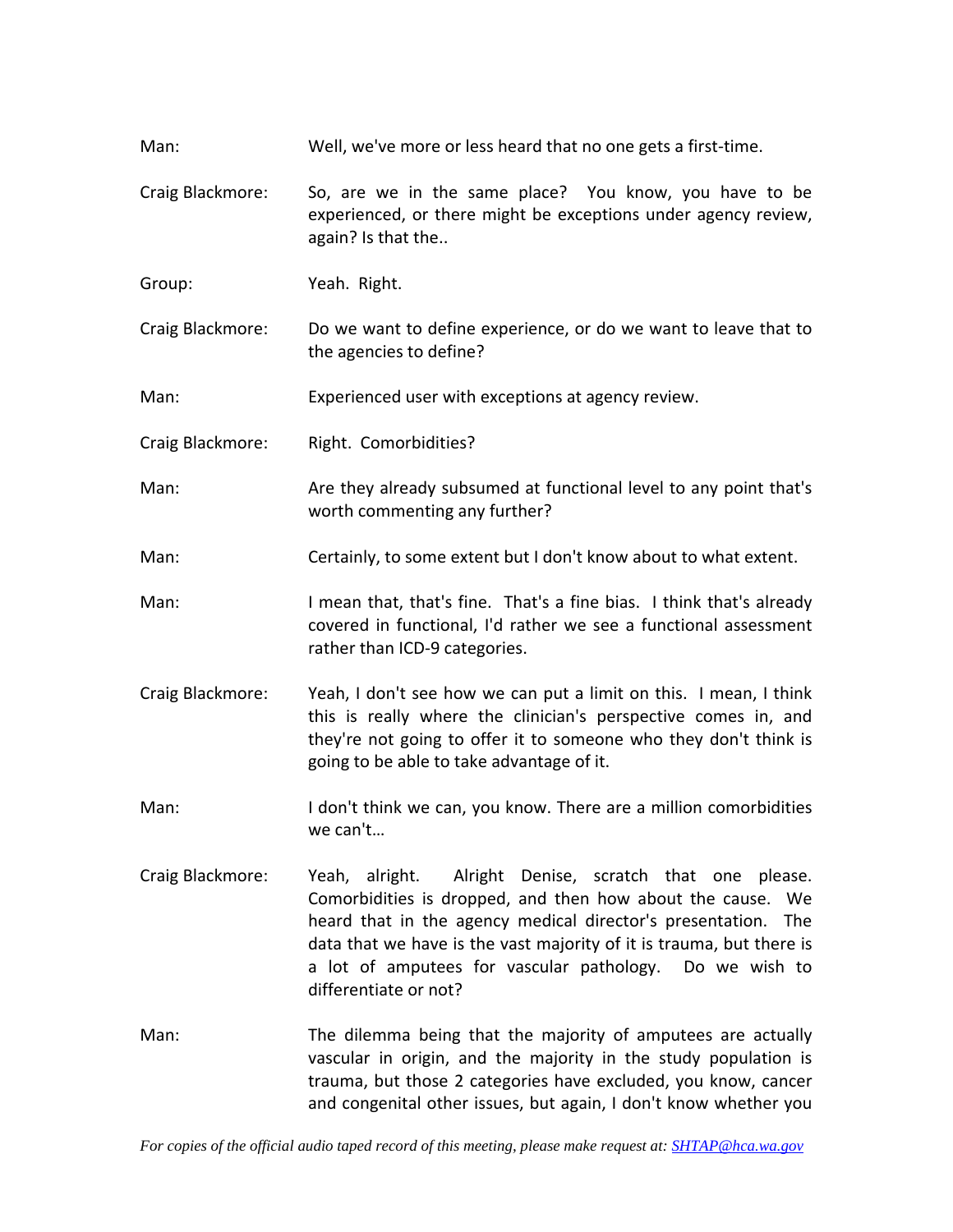Man: Well, we've more or less heard that no one gets a first-time.

Craig Blackmore: So, are we in the same place? You know, you have to be experienced, or there might be exceptions under agency review, again? Is that the..

Group: Yeah. Right.

Craig Blackmore: Do we want to define experience, or do we want to leave that to the agencies to define?

Man: Experienced user with exceptions at agency review.

Craig Blackmore: Right. Comorbidities?

Man: Are they already subsumed at functional level to any point that's worth commenting any further?

Man: Certainly, to some extent but I don't know about to what extent.

Man: I mean that, that's fine. That's a fine bias. I think that's already covered in functional, I'd rather we see a functional assessment rather than ICD-9 categories.

Craig Blackmore: Yeah, I don't see how we can put a limit on this. I mean, I think this is really where the clinician's perspective comes in, and they're not going to offer it to someone who they don't think is going to be able to take advantage of it.

Man: I don't think we can, you know. There are a million comorbidities we can't…

Craig Blackmore: Yeah, alright. Alright Denise, scratch that one please. Comorbidities is dropped, and then how about the cause. We heard that in the agency medical director's presentation. The data that we have is the vast majority of it is trauma, but there is a lot of amputees for vascular pathology. Do we wish to differentiate or not?

Man: The dilemma being that the majority of amputees are actually vascular in origin, and the majority in the study population is trauma, but those 2 categories have excluded, you know, cancer and congenital other issues, but again, I don't know whether you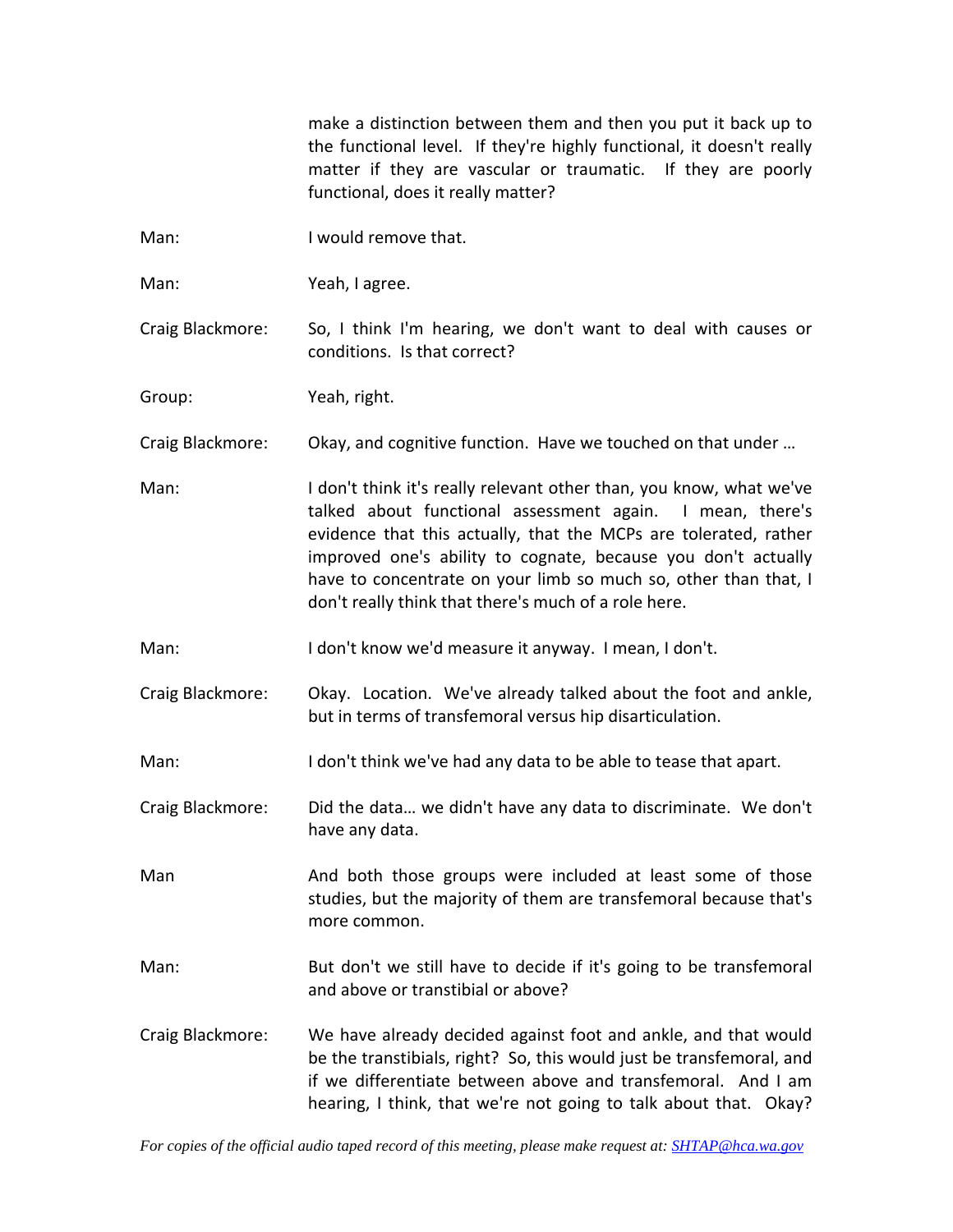make a distinction between them and then you put it back up to the functional level. If they're highly functional, it doesn't really matter if they are vascular or traumatic. If they are poorly functional, does it really matter?

Man: I would remove that.

Man: Yeah, I agree.

Craig Blackmore: So, I think I'm hearing, we don't want to deal with causes or conditions. Is that correct?

Group: Yeah, right.

Craig Blackmore: Okay, and cognitive function. Have we touched on that under …

Man: I don't think it's really relevant other than, you know, what we've talked about functional assessment again. I mean, there's evidence that this actually, that the MCPs are tolerated, rather improved one's ability to cognate, because you don't actually have to concentrate on your limb so much so, other than that, I don't really think that there's much of a role here.

Man: I don't know we'd measure it anyway. I mean, I don't.

Craig Blackmore: Okay. Location. We've already talked about the foot and ankle, but in terms of transfemoral versus hip disarticulation.

Man: I don't think we've had any data to be able to tease that apart.

Craig Blackmore: Did the data… we didn't have any data to discriminate. We don't have any data.

Man And both those groups were included at least some of those studies, but the majority of them are transfemoral because that's more common.

Man: But don't we still have to decide if it's going to be transfemoral and above or transtibial or above?

Craig Blackmore: We have already decided against foot and ankle, and that would be the transtibials, right? So, this would just be transfemoral, and if we differentiate between above and transfemoral. And I am hearing, I think, that we're not going to talk about that. Okay?

*For copies of the official audio taped record of this meeting, please make request at: SHTAP@hca.wa.gov*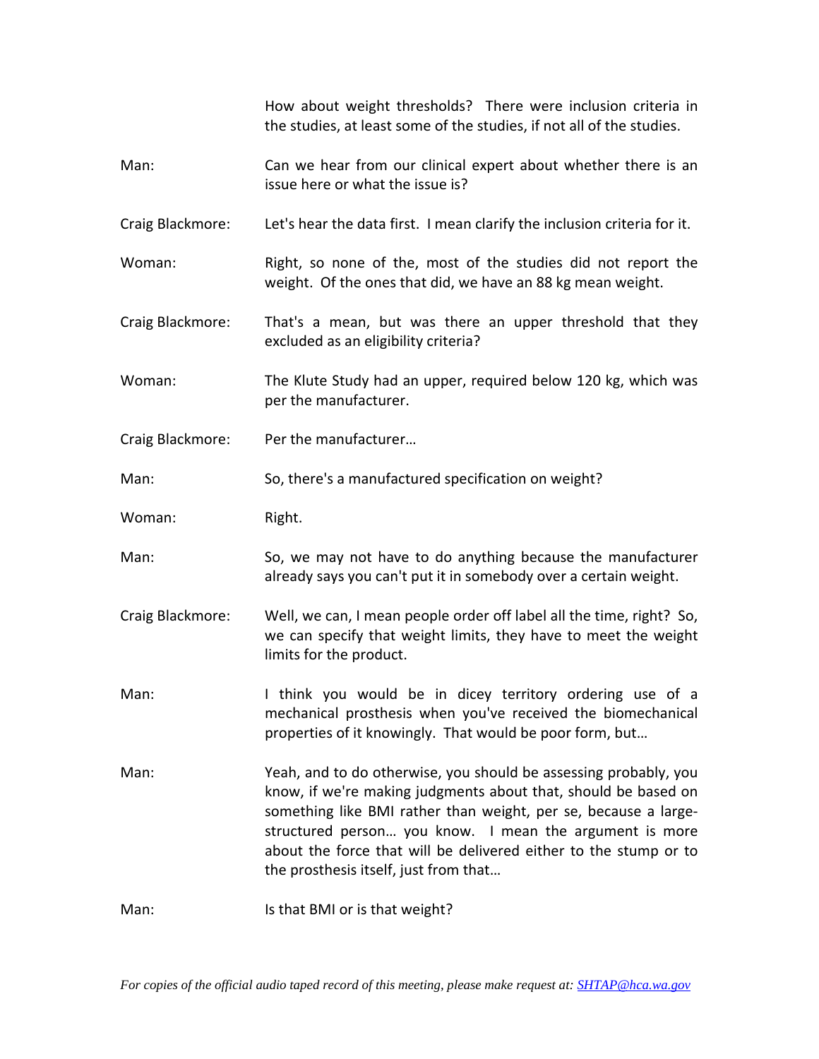How about weight thresholds? There were inclusion criteria in the studies, at least some of the studies, if not all of the studies.

Man: Can we hear from our clinical expert about whether there is an issue here or what the issue is?

Craig Blackmore: Let's hear the data first. I mean clarify the inclusion criteria for it.

Woman: Right, so none of the, most of the studies did not report the weight. Of the ones that did, we have an 88 kg mean weight.

Craig Blackmore: That's a mean, but was there an upper threshold that they excluded as an eligibility criteria?

Woman: The Klute Study had an upper, required below 120 kg, which was per the manufacturer.

Craig Blackmore: Per the manufacturer…

Man: So, there's a manufactured specification on weight?

Woman: Right.

Man: So, we may not have to do anything because the manufacturer already says you can't put it in somebody over a certain weight.

Craig Blackmore: Well, we can, I mean people order off label all the time, right? So, we can specify that weight limits, they have to meet the weight limits for the product.

Man: I think you would be in dicey territory ordering use of a mechanical prosthesis when you've received the biomechanical properties of it knowingly. That would be poor form, but…

Man: Yeah, and to do otherwise, you should be assessing probably, you know, if we're making judgments about that, should be based on something like BMI rather than weight, per se, because a large-structured person… you know. I mean the argument is more about the force that will be delivered either to the stump or to the prosthesis itself, just from that…

Man: Is that BMI or is that weight?

*For copies of the official audio taped record of this meeting, please make request at: SHTAP@hca.wa.gov*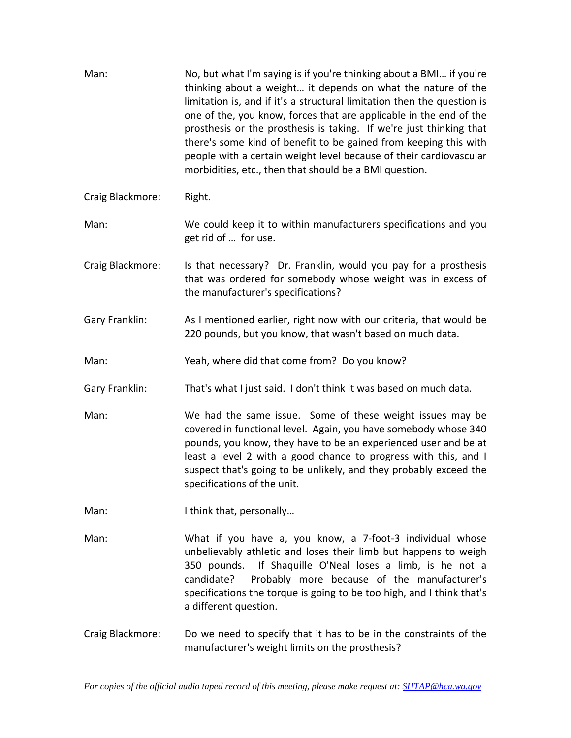Man: No, but what I'm saying is if you're thinking about a BMI… if you're thinking about a weight… it depends on what the nature of the limitation is, and if it's a structural limitation then the question is one of the, you know, forces that are applicable in the end of the prosthesis or the prosthesis is taking. If we're just thinking that there's some kind of benefit to be gained from keeping this with people with a certain weight level because of their cardiovascular morbidities, etc., then that should be a BMI question.

Craig Blackmore: Right.

Man: We could keep it to within manufacturers specifications and you get rid of … for use.

Craig Blackmore: Is that necessary? Dr. Franklin, would you pay for a prosthesis that was ordered for somebody whose weight was in excess of the manufacturer's specifications?

Gary Franklin: As I mentioned earlier, right now with our criteria, that would be 220 pounds, but you know, that wasn't based on much data.

Man: Yeah, where did that come from? Do you know?

Gary Franklin: That's what I just said. I don't think it was based on much data.

Man: We had the same issue. Some of these weight issues may be covered in functional level. Again, you have somebody whose 340 pounds, you know, they have to be an experienced user and be at least a level 2 with a good chance to progress with this, and I suspect that's going to be unlikely, and they probably exceed the specifications of the unit.

Man: I think that, personally…

Man: What if you have a, you know, a 7-foot-3 individual whose unbelievably athletic and loses their limb but happens to weigh 350 pounds. If Shaquille O'Neal loses a limb, is he not a candidate? Probably more because of the manufacturer's specifications the torque is going to be too high, and I think that's a different question.

Craig Blackmore: Do we need to specify that it has to be in the constraints of the manufacturer's weight limits on the prosthesis?

*For copies of the official audio taped record of this meeting, please make request at: SHTAP@hca.wa.gov*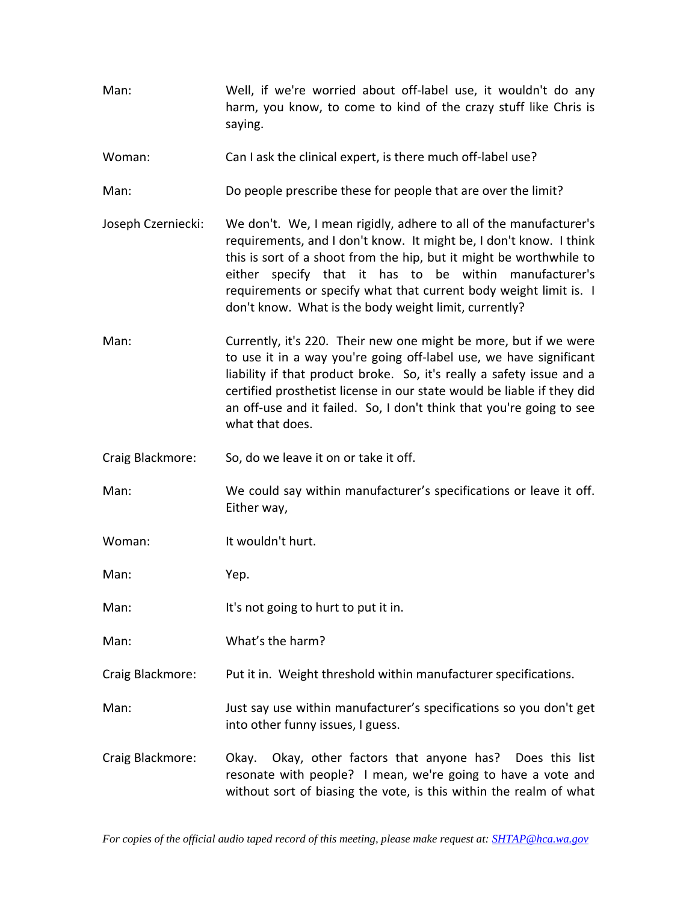Man: Well, if we're worried about off-label use, it wouldn't do any harm, you know, to come to kind of the crazy stuff like Chris is saying.

Woman: Can I ask the clinical expert, is there much off-label use?

Man: Do people prescribe these for people that are over the limit?

Joseph Czerniecki: We don't. We, I mean rigidly, adhere to all of the manufacturer's requirements, and I don't know. It might be, I don't know. I think this is sort of a shoot from the hip, but it might be worthwhile to either specify that it has to be within manufacturer's requirements or specify what that current body weight limit is. I don't know. What is the body weight limit, currently?

Man: Currently, it's 220. Their new one might be more, but if we were to use it in a way you're going off-label use, we have significant liability if that product broke. So, it's really a safety issue and a certified prosthetist license in our state would be liable if they did an off-use and it failed. So, I don't think that you're going to see what that does.

Craig Blackmore: So, do we leave it on or take it off.

Man: We could say within manufacturer's specifications or leave it off. Either way,

Woman: It wouldn't hurt.

Man: Yep.

Man: It's not going to hurt to put it in.

Man: What's the harm?

Craig Blackmore: Put it in. Weight threshold within manufacturer specifications.

Man: Just say use within manufacturer's specifications so you don't get into other funny issues, I guess.

Craig Blackmore: Okay. Okay, other factors that anyone has? Does this list resonate with people? I mean, we're going to have a vote and without sort of biasing the vote, is this within the realm of what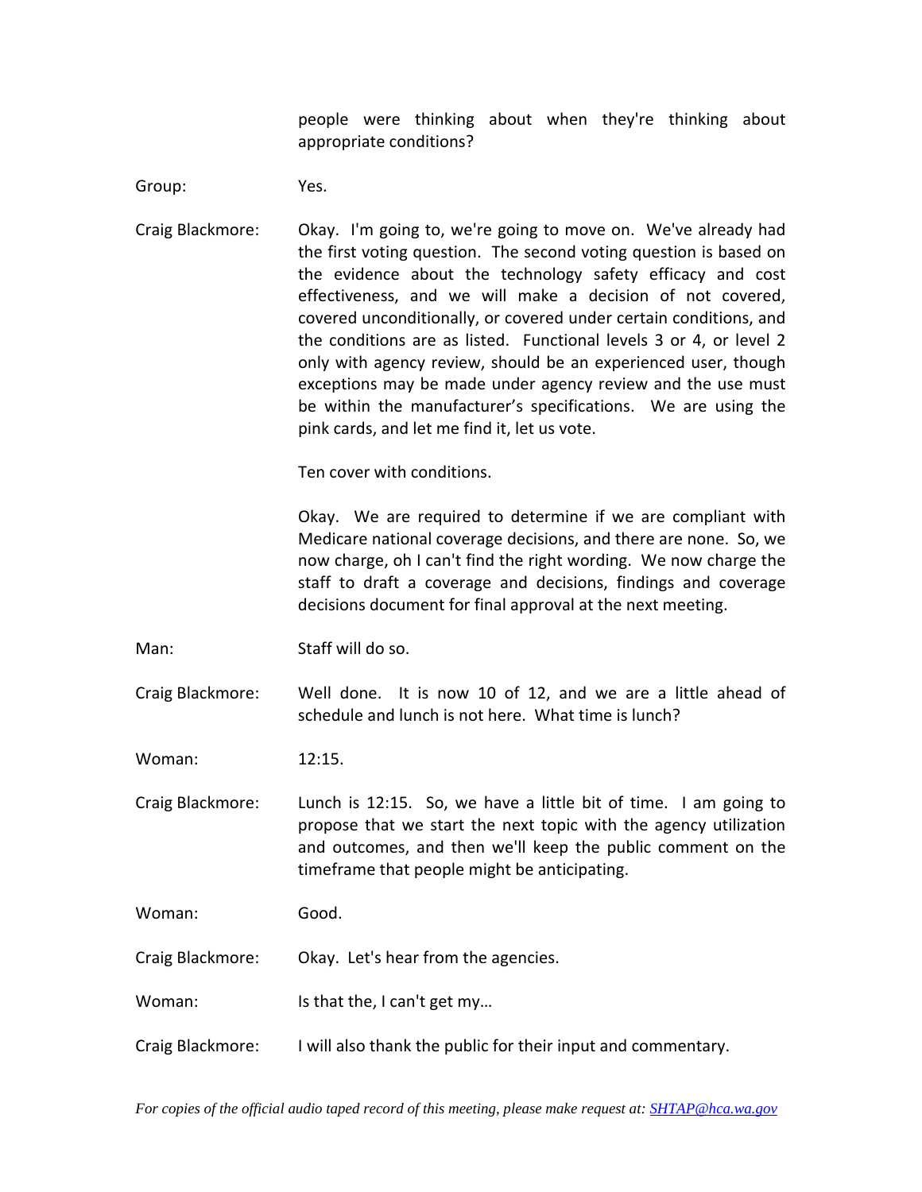people were thinking about when they're thinking about appropriate conditions?

Group: Yes.

Craig Blackmore: Okay. I'm going to, we're going to move on. We've already had the first voting question. The second voting question is based on the evidence about the technology safety efficacy and cost effectiveness, and we will make a decision of not covered, covered unconditionally, or covered under certain conditions, and the conditions are as listed. Functional levels 3 or 4, or level 2 only with agency review, should be an experienced user, though exceptions may be made under agency review and the use must be within the manufacturer's specifications. We are using the pink cards, and let me find it, let us vote.

Ten cover with conditions.

Okay. We are required to determine if we are compliant with Medicare national coverage decisions, and there are none. So, we now charge, oh I can't find the right wording. We now charge the staff to draft a coverage and decisions, findings and coverage decisions document for final approval at the next meeting.

Man: Staff will do so.

Craig Blackmore: Well done. It is now 10 of 12, and we are a little ahead of schedule and lunch is not here. What time is lunch?

Woman: 12:15.

Craig Blackmore: Lunch is 12:15. So, we have a little bit of time. I am going to propose that we start the next topic with the agency utilization and outcomes, and then we'll keep the public comment on the timeframe that people might be anticipating.

Woman: Good.

Craig Blackmore: Okay. Let's hear from the agencies.

Woman: Is that the, I can't get my…

Craig Blackmore: I will also thank the public for their input and commentary.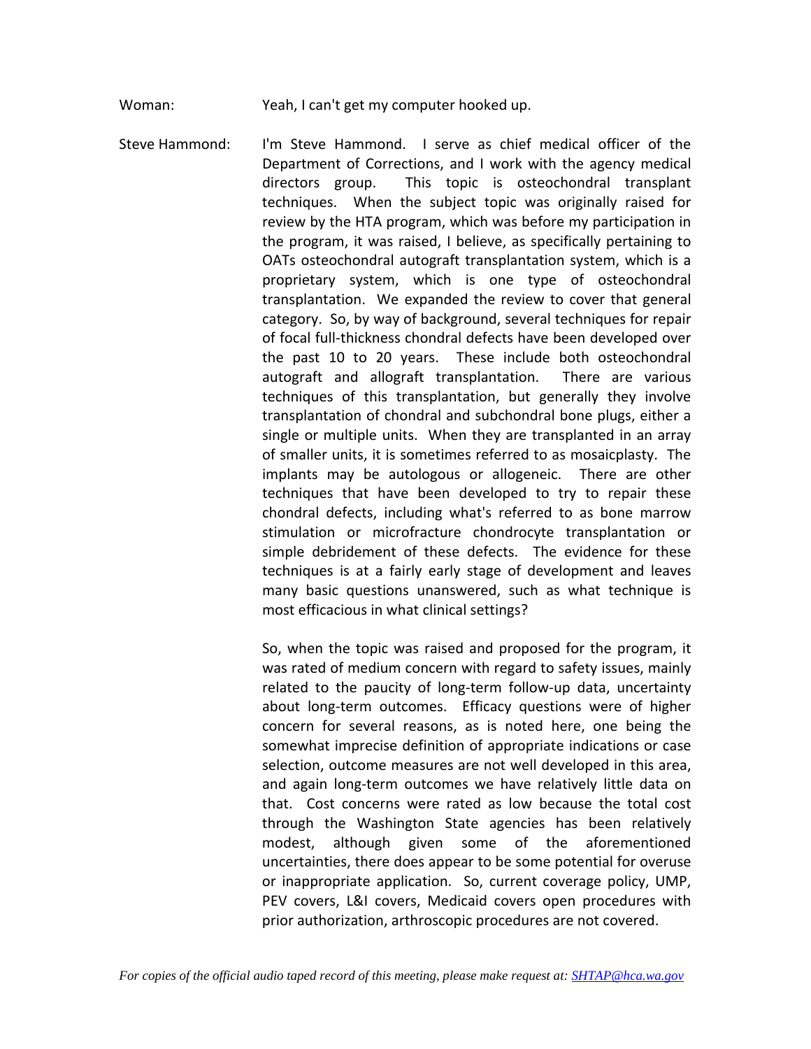Woman: Yeah, I can't get my computer hooked up.

Steve Hammond: I'm Steve Hammond. I serve as chief medical officer of the Department of Corrections, and I work with the agency medical directors group. This topic is osteochondral transplant techniques. When the subject topic was originally raised for review by the HTA program, which was before my participation in the program, it was raised, I believe, as specifically pertaining to OATs osteochondral autograft transplantation system, which is a proprietary system, which is one type of osteochondral transplantation. We expanded the review to cover that general category. So, by way of background, several techniques for repair of focal full-thickness chondral defects have been developed over the past 10 to 20 years. These include both osteochondral autograft and allograft transplantation. There are various techniques of this transplantation, but generally they involve transplantation of chondral and subchondral bone plugs, either a single or multiple units. When they are transplanted in an array of smaller units, it is sometimes referred to as mosaicplasty. The implants may be autologous or allogeneic. There are other techniques that have been developed to try to repair these chondral defects, including what's referred to as bone marrow stimulation or microfracture chondrocyte transplantation or simple debridement of these defects. The evidence for these techniques is at a fairly early stage of development and leaves many basic questions unanswered, such as what technique is most efficacious in what clinical settings?

So, when the topic was raised and proposed for the program, it was rated of medium concern with regard to safety issues, mainly related to the paucity of long-term follow-up data, uncertainty about long-term outcomes. Efficacy questions were of higher concern for several reasons, as is noted here, one being the somewhat imprecise definition of appropriate indications or case selection, outcome measures are not well developed in this area, and again long-term outcomes we have relatively little data on that. Cost concerns were rated as low because the total cost through the Washington State agencies has been relatively modest, although given some of the aforementioned uncertainties, there does appear to be some potential for overuse or inappropriate application. So, current coverage policy, UMP, PEV covers, L&I covers, Medicaid covers open procedures with prior authorization, arthroscopic procedures are not covered.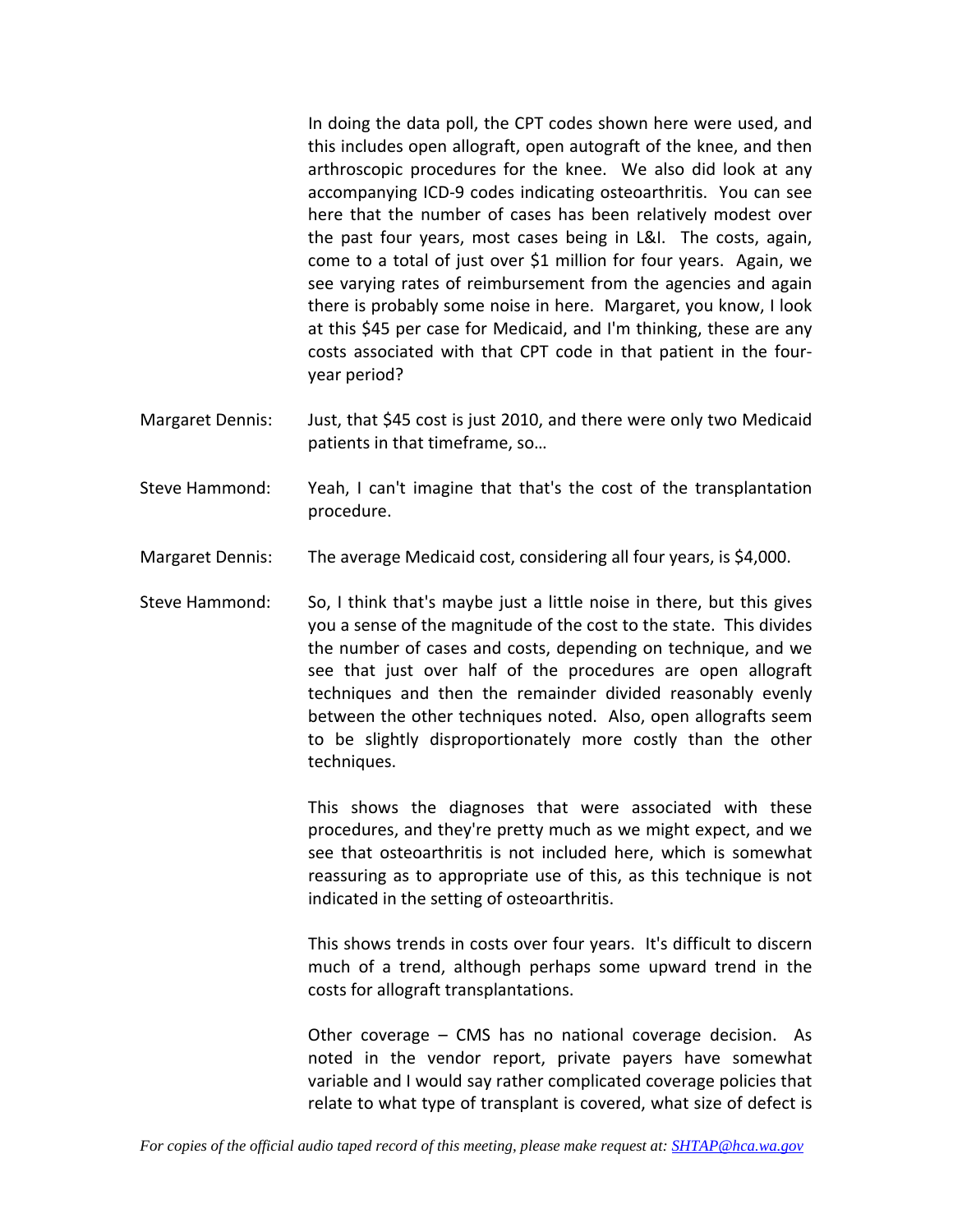In doing the data poll, the CPT codes shown here were used, and this includes open allograft, open autograft of the knee, and then arthroscopic procedures for the knee. We also did look at any accompanying ICD-9 codes indicating osteoarthritis. You can see here that the number of cases has been relatively modest over the past four years, most cases being in L&I. The costs, again, come to a total of just over $1 million for four years. Again, we see varying rates of reimbursement from the agencies and again there is probably some noise in here. Margaret, you know, I look at this $45 per case for Medicaid, and I'm thinking, these are any costs associated with that CPT code in that patient in the four-year period?

Margaret Dennis: Just, that $45 cost is just 2010, and there were only two Medicaid patients in that timeframe, so…

Steve Hammond: Yeah, I can't imagine that that's the cost of the transplantation procedure.

Margaret Dennis: The average Medicaid cost, considering all four years, is $4,000.

Steve Hammond: So, I think that's maybe just a little noise in there, but this gives you a sense of the magnitude of the cost to the state. This divides the number of cases and costs, depending on technique, and we see that just over half of the procedures are open allograft techniques and then the remainder divided reasonably evenly between the other techniques noted. Also, open allografts seem to be slightly disproportionately more costly than the other techniques.

This shows the diagnoses that were associated with these procedures, and they're pretty much as we might expect, and we see that osteoarthritis is not included here, which is somewhat reassuring as to appropriate use of this, as this technique is not indicated in the setting of osteoarthritis.

This shows trends in costs over four years. It's difficult to discern much of a trend, although perhaps some upward trend in the costs for allograft transplantations.

Other coverage – CMS has no national coverage decision. As noted in the vendor report, private payers have somewhat variable and I would say rather complicated coverage policies that relate to what type of transplant is covered, what size of defect is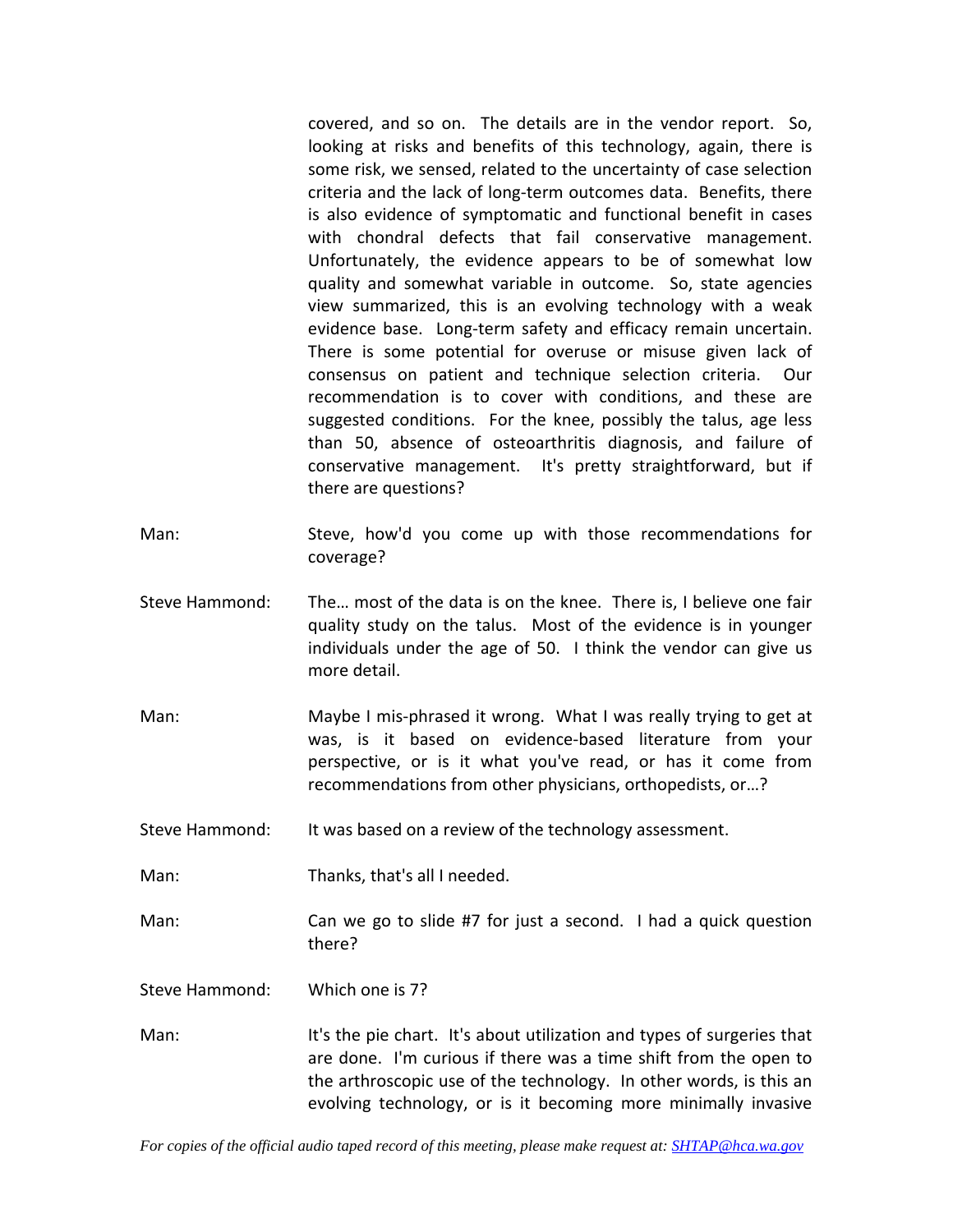covered, and so on. The details are in the vendor report. So, looking at risks and benefits of this technology, again, there is some risk, we sensed, related to the uncertainty of case selection criteria and the lack of long-term outcomes data. Benefits, there is also evidence of symptomatic and functional benefit in cases with chondral defects that fail conservative management. Unfortunately, the evidence appears to be of somewhat low quality and somewhat variable in outcome. So, state agencies view summarized, this is an evolving technology with a weak evidence base. Long-term safety and efficacy remain uncertain. There is some potential for overuse or misuse given lack of consensus on patient and technique selection criteria. Our recommendation is to cover with conditions, and these are suggested conditions. For the knee, possibly the talus, age less than 50, absence of osteoarthritis diagnosis, and failure of conservative management. It's pretty straightforward, but if there are questions?

Man: Steve, how'd you come up with those recommendations for coverage?

Steve Hammond: The… most of the data is on the knee. There is, I believe one fair quality study on the talus. Most of the evidence is in younger individuals under the age of 50. I think the vendor can give us more detail.

Man: Maybe I mis-phrased it wrong. What I was really trying to get at was, is it based on evidence-based literature from your perspective, or is it what you've read, or has it come from recommendations from other physicians, orthopedists, or…?

Steve Hammond: It was based on a review of the technology assessment.

Man: Thanks, that's all I needed.

Man: Can we go to slide #7 for just a second. I had a quick question there?

Steve Hammond: Which one is 7?

Man: It's the pie chart. It's about utilization and types of surgeries that are done. I'm curious if there was a time shift from the open to the arthroscopic use of the technology. In other words, is this an evolving technology, or is it becoming more minimally invasive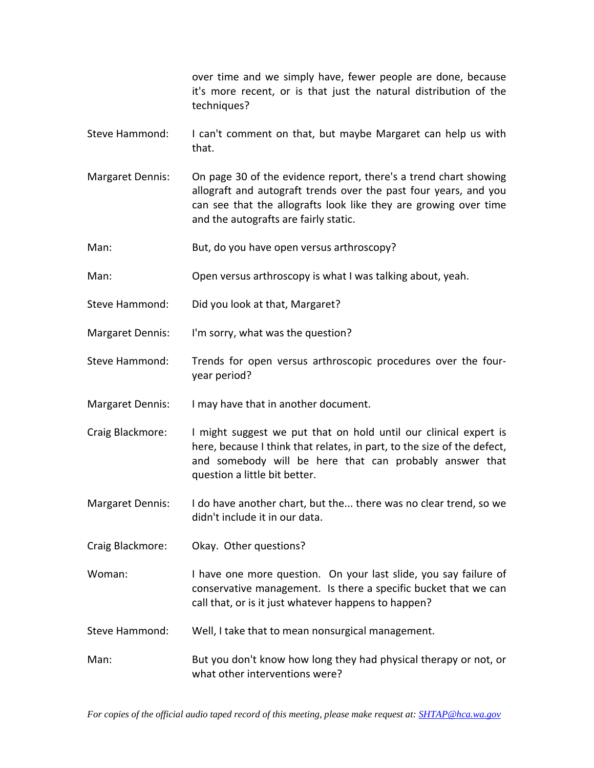over time and we simply have, fewer people are done, because it's more recent, or is that just the natural distribution of the techniques?

Steve Hammond: I can't comment on that, but maybe Margaret can help us with that.

Margaret Dennis: On page 30 of the evidence report, there's a trend chart showing allograft and autograft trends over the past four years, and you can see that the allografts look like they are growing over time and the autografts are fairly static.

Man: But, do you have open versus arthroscopy?

Man: Open versus arthroscopy is what I was talking about, yeah.

Steve Hammond: Did you look at that, Margaret?

Margaret Dennis: I'm sorry, what was the question?

Steve Hammond: Trends for open versus arthroscopic procedures over the four-year period?

Margaret Dennis: I may have that in another document.

Craig Blackmore: I might suggest we put that on hold until our clinical expert is here, because I think that relates, in part, to the size of the defect, and somebody will be here that can probably answer that question a little bit better.

Margaret Dennis: I do have another chart, but the... there was no clear trend, so we didn't include it in our data.

Craig Blackmore: Okay. Other questions?

Woman: I have one more question. On your last slide, you say failure of conservative management. Is there a specific bucket that we can call that, or is it just whatever happens to happen?

Steve Hammond: Well, I take that to mean nonsurgical management.

Man: But you don't know how long they had physical therapy or not, or what other interventions were?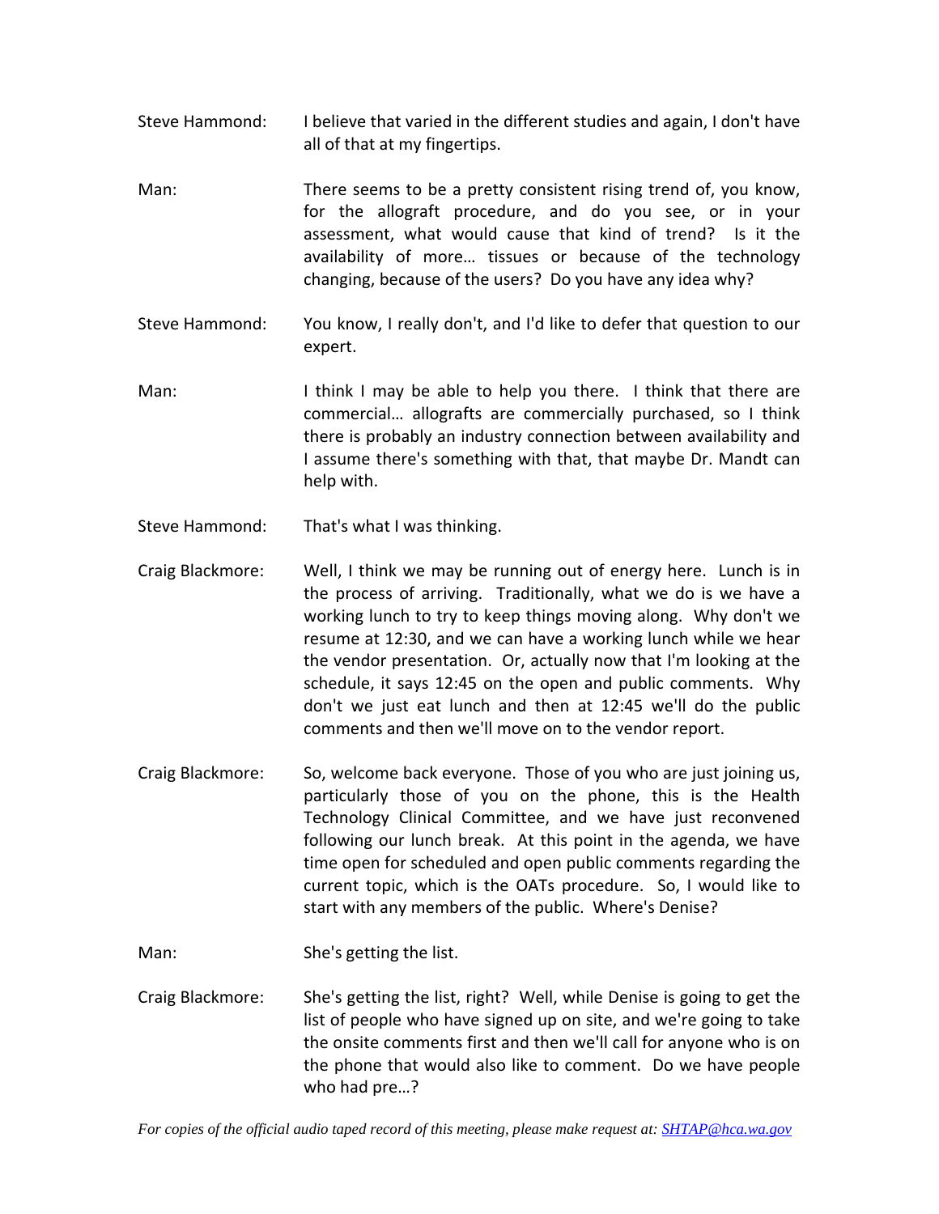Steve Hammond: I believe that varied in the different studies and again, I don't have all of that at my fingertips.

Man: There seems to be a pretty consistent rising trend of, you know, for the allograft procedure, and do you see, or in your assessment, what would cause that kind of trend? Is it the availability of more… tissues or because of the technology changing, because of the users? Do you have any idea why?

Steve Hammond: You know, I really don't, and I'd like to defer that question to our expert.

Man: I think I may be able to help you there. I think that there are commercial… allografts are commercially purchased, so I think there is probably an industry connection between availability and I assume there's something with that, that maybe Dr. Mandt can help with.

Steve Hammond: That's what I was thinking.

Craig Blackmore: Well, I think we may be running out of energy here. Lunch is in the process of arriving. Traditionally, what we do is we have a working lunch to try to keep things moving along. Why don't we resume at 12:30, and we can have a working lunch while we hear the vendor presentation. Or, actually now that I'm looking at the schedule, it says 12:45 on the open and public comments. Why don't we just eat lunch and then at 12:45 we'll do the public comments and then we'll move on to the vendor report.

Craig Blackmore: So, welcome back everyone. Those of you who are just joining us, particularly those of you on the phone, this is the Health Technology Clinical Committee, and we have just reconvened following our lunch break. At this point in the agenda, we have time open for scheduled and open public comments regarding the current topic, which is the OATs procedure. So, I would like to start with any members of the public. Where's Denise?

Man: She's getting the list.

Craig Blackmore: She's getting the list, right? Well, while Denise is going to get the list of people who have signed up on site, and we're going to take the onsite comments first and then we'll call for anyone who is on the phone that would also like to comment. Do we have people who had pre…?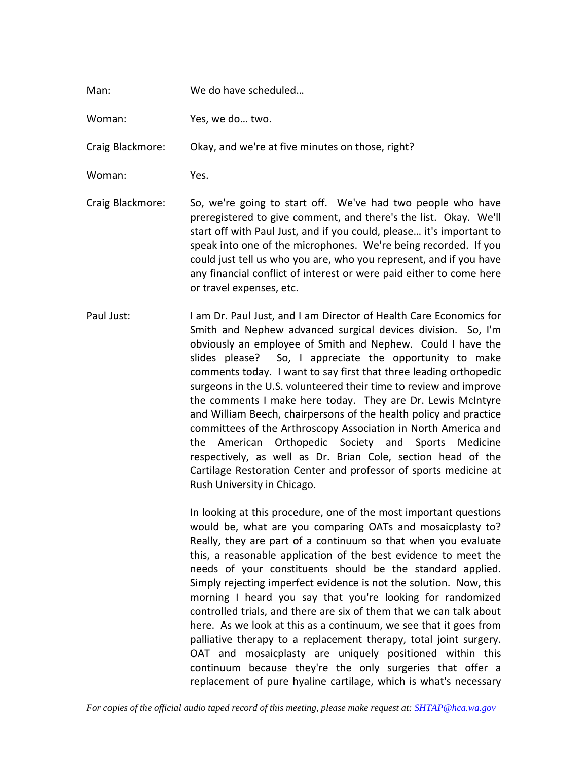Man: We do have scheduled…

Woman: Yes, we do… two.

Craig Blackmore: Okay, and we're at five minutes on those, right?

Woman: Yes.

Craig Blackmore: So, we're going to start off. We've had two people who have preregistered to give comment, and there's the list. Okay. We'll start off with Paul Just, and if you could, please… it's important to speak into one of the microphones. We're being recorded. If you could just tell us who you are, who you represent, and if you have any financial conflict of interest or were paid either to come here or travel expenses, etc.

Paul Just: I am Dr. Paul Just, and I am Director of Health Care Economics for Smith and Nephew advanced surgical devices division. So, I'm obviously an employee of Smith and Nephew. Could I have the slides please? So, I appreciate the opportunity to make comments today. I want to say first that three leading orthopedic surgeons in the U.S. volunteered their time to review and improve the comments I make here today. They are Dr. Lewis McIntyre and William Beech, chairpersons of the health policy and practice committees of the Arthroscopy Association in North America and the American Orthopedic Society and Sports Medicine respectively, as well as Dr. Brian Cole, section head of the Cartilage Restoration Center and professor of sports medicine at Rush University in Chicago.

In looking at this procedure, one of the most important questions would be, what are you comparing OATs and mosaicplasty to? Really, they are part of a continuum so that when you evaluate this, a reasonable application of the best evidence to meet the needs of your constituents should be the standard applied. Simply rejecting imperfect evidence is not the solution. Now, this morning I heard you say that you're looking for randomized controlled trials, and there are six of them that we can talk about here. As we look at this as a continuum, we see that it goes from palliative therapy to a replacement therapy, total joint surgery. OAT and mosaicplasty are uniquely positioned within this continuum because they're the only surgeries that offer a replacement of pure hyaline cartilage, which is what's necessary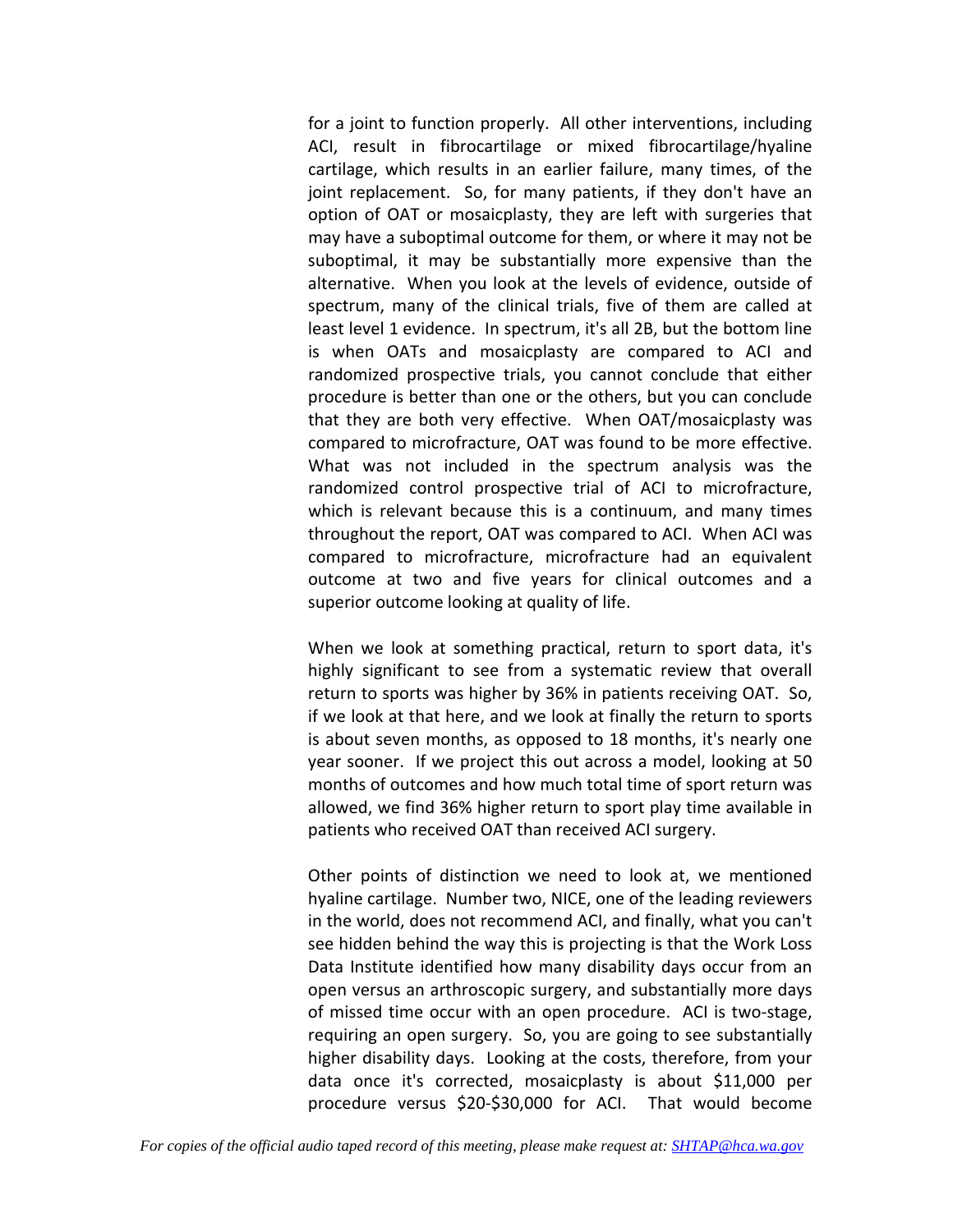for a joint to function properly. All other interventions, including ACI, result in fibrocartilage or mixed fibrocartilage/hyaline cartilage, which results in an earlier failure, many times, of the joint replacement. So, for many patients, if they don't have an option of OAT or mosaicplasty, they are left with surgeries that may have a suboptimal outcome for them, or where it may not be suboptimal, it may be substantially more expensive than the alternative. When you look at the levels of evidence, outside of spectrum, many of the clinical trials, five of them are called at least level 1 evidence. In spectrum, it's all 2B, but the bottom line is when OATs and mosaicplasty are compared to ACI and randomized prospective trials, you cannot conclude that either procedure is better than one or the others, but you can conclude that they are both very effective. When OAT/mosaicplasty was compared to microfracture, OAT was found to be more effective. What was not included in the spectrum analysis was the randomized control prospective trial of ACI to microfracture, which is relevant because this is a continuum, and many times throughout the report, OAT was compared to ACI. When ACI was compared to microfracture, microfracture had an equivalent outcome at two and five years for clinical outcomes and a superior outcome looking at quality of life.

When we look at something practical, return to sport data, it's highly significant to see from a systematic review that overall return to sports was higher by 36% in patients receiving OAT. So, if we look at that here, and we look at finally the return to sports is about seven months, as opposed to 18 months, it's nearly one year sooner. If we project this out across a model, looking at 50 months of outcomes and how much total time of sport return was allowed, we find 36% higher return to sport play time available in patients who received OAT than received ACI surgery.

Other points of distinction we need to look at, we mentioned hyaline cartilage. Number two, NICE, one of the leading reviewers in the world, does not recommend ACI, and finally, what you can't see hidden behind the way this is projecting is that the Work Loss Data Institute identified how many disability days occur from an open versus an arthroscopic surgery, and substantially more days of missed time occur with an open procedure. ACI is two-stage, requiring an open surgery. So, you are going to see substantially higher disability days. Looking at the costs, therefore, from your data once it's corrected, mosaicplasty is about $11,000 per procedure versus $20-$30,000 for ACI. That would become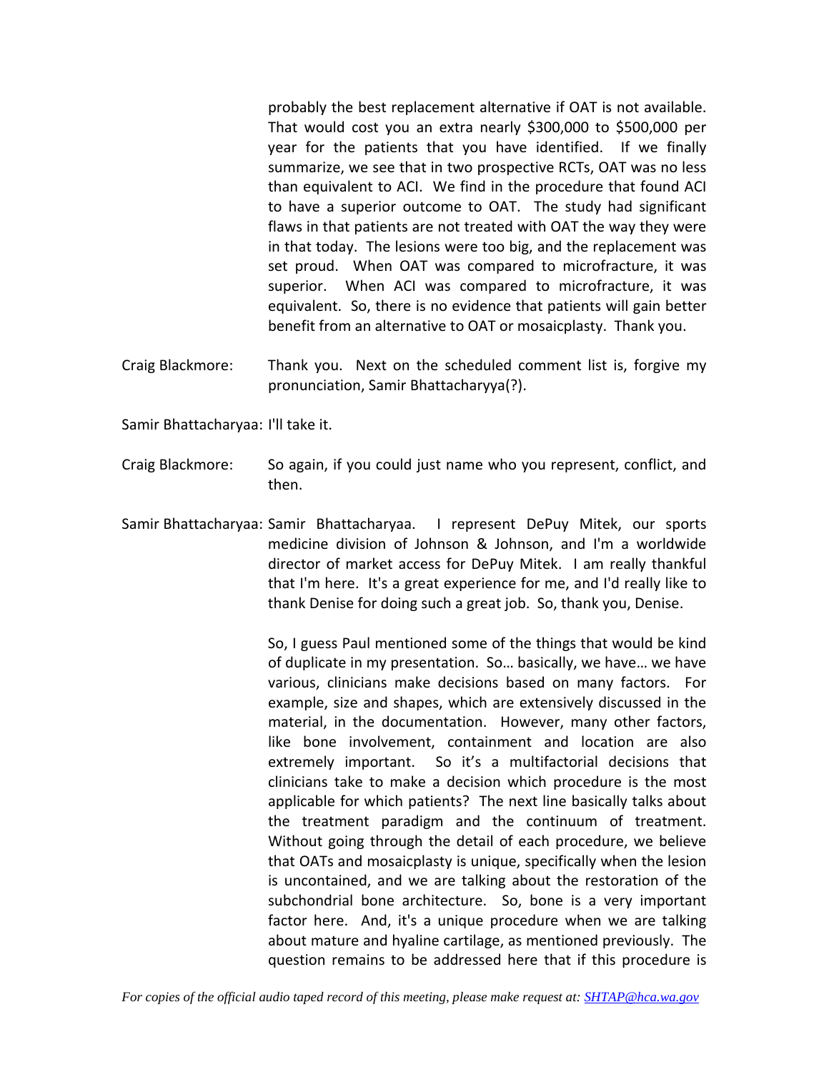probably the best replacement alternative if OAT is not available. That would cost you an extra nearly $300,000 to $500,000 per year for the patients that you have identified. If we finally summarize, we see that in two prospective RCTs, OAT was no less than equivalent to ACI. We find in the procedure that found ACI to have a superior outcome to OAT. The study had significant flaws in that patients are not treated with OAT the way they were in that today. The lesions were too big, and the replacement was set proud. When OAT was compared to microfracture, it was superior. When ACI was compared to microfracture, it was equivalent. So, there is no evidence that patients will gain better benefit from an alternative to OAT or mosaicplasty. Thank you.

Craig Blackmore: Thank you. Next on the scheduled comment list is, forgive my pronunciation, Samir Bhattacharyya(?).

Samir Bhattacharyaa: I'll take it.

Craig Blackmore: So again, if you could just name who you represent, conflict, and then.

Samir Bhattacharyaa: Samir Bhattacharyaa. I represent DePuy Mitek, our sports medicine division of Johnson & Johnson, and I'm a worldwide director of market access for DePuy Mitek. I am really thankful that I'm here. It's a great experience for me, and I'd really like to thank Denise for doing such a great job. So, thank you, Denise.

So, I guess Paul mentioned some of the things that would be kind of duplicate in my presentation. So… basically, we have… we have various, clinicians make decisions based on many factors. For example, size and shapes, which are extensively discussed in the material, in the documentation. However, many other factors, like bone involvement, containment and location are also extremely important. So it's a multifactorial decisions that clinicians take to make a decision which procedure is the most applicable for which patients? The next line basically talks about the treatment paradigm and the continuum of treatment. Without going through the detail of each procedure, we believe that OATs and mosaicplasty is unique, specifically when the lesion is uncontained, and we are talking about the restoration of the subchondrial bone architecture. So, bone is a very important factor here. And, it's a unique procedure when we are talking about mature and hyaline cartilage, as mentioned previously. The question remains to be addressed here that if this procedure is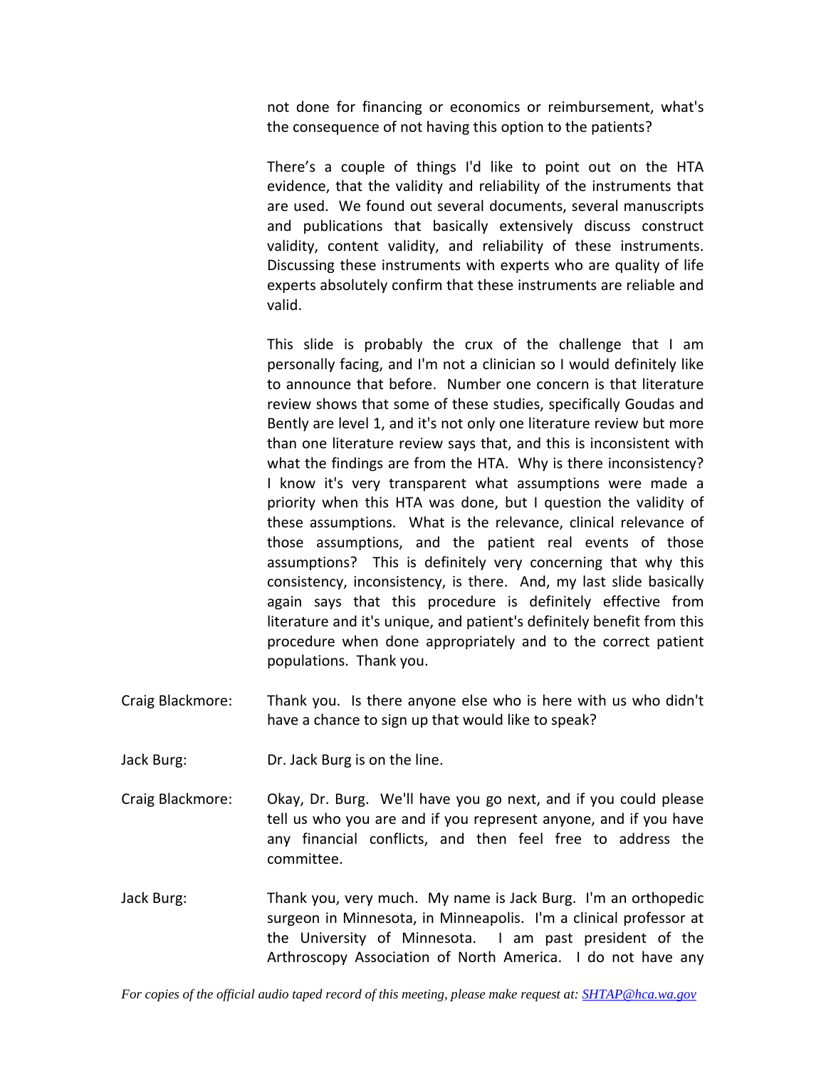not done for financing or economics or reimbursement, what's the consequence of not having this option to the patients?

There's a couple of things I'd like to point out on the HTA evidence, that the validity and reliability of the instruments that are used. We found out several documents, several manuscripts and publications that basically extensively discuss construct validity, content validity, and reliability of these instruments. Discussing these instruments with experts who are quality of life experts absolutely confirm that these instruments are reliable and valid.

This slide is probably the crux of the challenge that I am personally facing, and I'm not a clinician so I would definitely like to announce that before. Number one concern is that literature review shows that some of these studies, specifically Goudas and Bently are level 1, and it's not only one literature review but more than one literature review says that, and this is inconsistent with what the findings are from the HTA. Why is there inconsistency? I know it's very transparent what assumptions were made a priority when this HTA was done, but I question the validity of these assumptions. What is the relevance, clinical relevance of those assumptions, and the patient real events of those assumptions? This is definitely very concerning that why this consistency, inconsistency, is there. And, my last slide basically again says that this procedure is definitely effective from literature and it's unique, and patient's definitely benefit from this procedure when done appropriately and to the correct patient populations. Thank you.

Craig Blackmore: Thank you. Is there anyone else who is here with us who didn't have a chance to sign up that would like to speak?

Jack Burg: Dr. Jack Burg is on the line.

Craig Blackmore: Okay, Dr. Burg. We'll have you go next, and if you could please tell us who you are and if you represent anyone, and if you have any financial conflicts, and then feel free to address the committee.

Jack Burg: Thank you, very much. My name is Jack Burg. I'm an orthopedic surgeon in Minnesota, in Minneapolis. I'm a clinical professor at the University of Minnesota. I am past president of the Arthroscopy Association of North America. I do not have any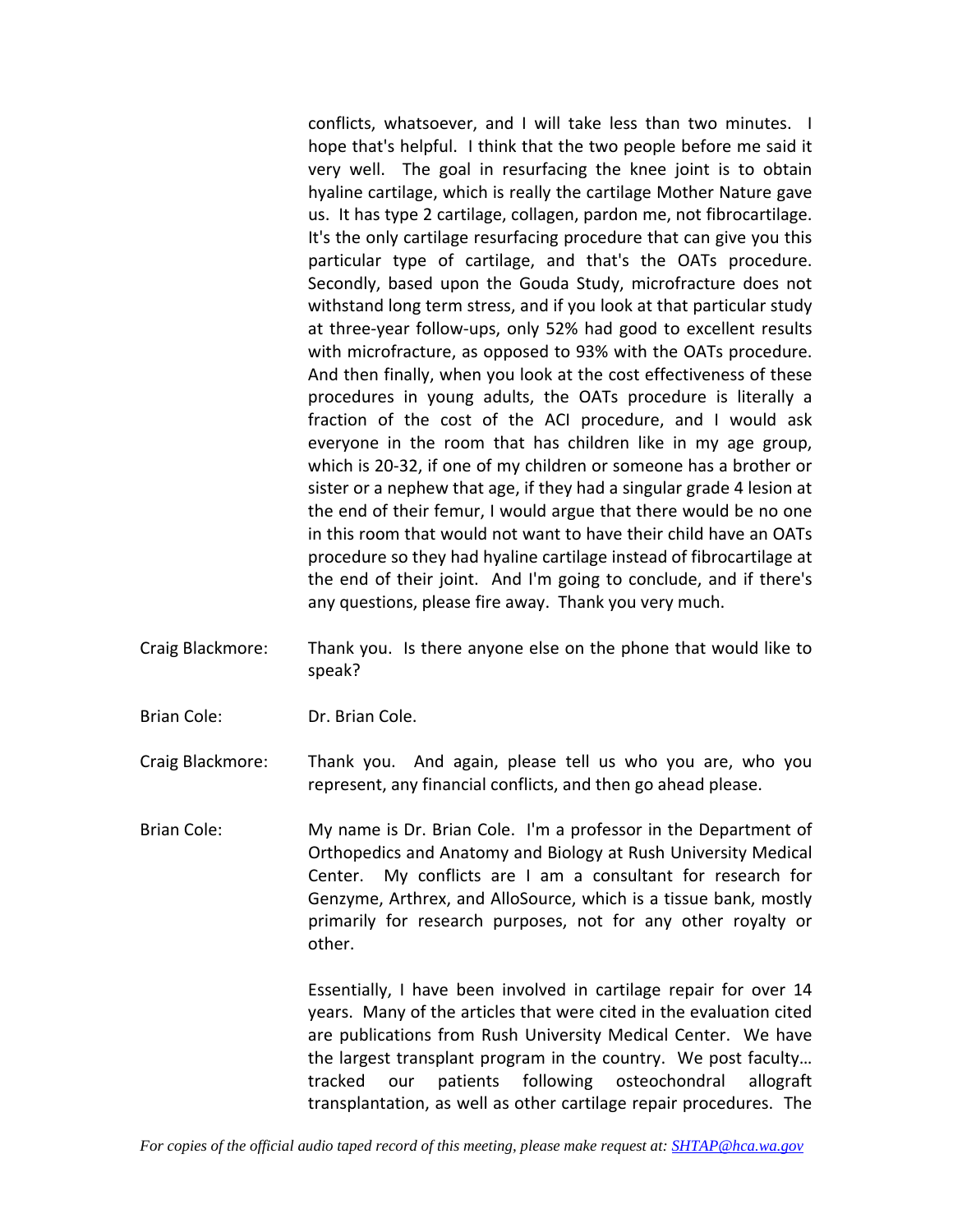conflicts, whatsoever, and I will take less than two minutes. I hope that's helpful. I think that the two people before me said it very well. The goal in resurfacing the knee joint is to obtain hyaline cartilage, which is really the cartilage Mother Nature gave us. It has type 2 cartilage, collagen, pardon me, not fibrocartilage. It's the only cartilage resurfacing procedure that can give you this particular type of cartilage, and that's the OATs procedure. Secondly, based upon the Gouda Study, microfracture does not withstand long term stress, and if you look at that particular study at three-year follow-ups, only 52% had good to excellent results with microfracture, as opposed to 93% with the OATs procedure. And then finally, when you look at the cost effectiveness of these procedures in young adults, the OATs procedure is literally a fraction of the cost of the ACI procedure, and I would ask everyone in the room that has children like in my age group, which is 20-32, if one of my children or someone has a brother or sister or a nephew that age, if they had a singular grade 4 lesion at the end of their femur, I would argue that there would be no one in this room that would not want to have their child have an OATs procedure so they had hyaline cartilage instead of fibrocartilage at the end of their joint. And I'm going to conclude, and if there's any questions, please fire away. Thank you very much.

Craig Blackmore: Thank you. Is there anyone else on the phone that would like to speak?

Brian Cole: Dr. Brian Cole.

Craig Blackmore: Thank you. And again, please tell us who you are, who you represent, any financial conflicts, and then go ahead please.

Brian Cole: My name is Dr. Brian Cole. I'm a professor in the Department of Orthopedics and Anatomy and Biology at Rush University Medical Center. My conflicts are I am a consultant for research for Genzyme, Arthrex, and AlloSource, which is a tissue bank, mostly primarily for research purposes, not for any other royalty or other.

Essentially, I have been involved in cartilage repair for over 14 years. Many of the articles that were cited in the evaluation cited are publications from Rush University Medical Center. We have the largest transplant program in the country. We post faculty… tracked our patients following osteochondral allograft transplantation, as well as other cartilage repair procedures. The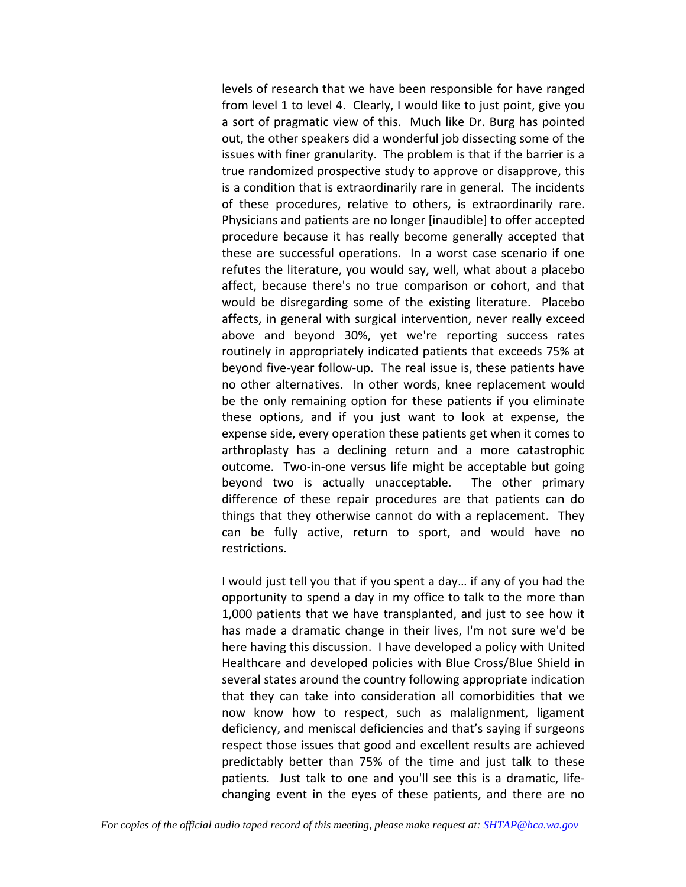levels of research that we have been responsible for have ranged from level 1 to level 4. Clearly, I would like to just point, give you a sort of pragmatic view of this. Much like Dr. Burg has pointed out, the other speakers did a wonderful job dissecting some of the issues with finer granularity. The problem is that if the barrier is a true randomized prospective study to approve or disapprove, this is a condition that is extraordinarily rare in general. The incidents of these procedures, relative to others, is extraordinarily rare. Physicians and patients are no longer [inaudible] to offer accepted procedure because it has really become generally accepted that these are successful operations. In a worst case scenario if one refutes the literature, you would say, well, what about a placebo affect, because there's no true comparison or cohort, and that would be disregarding some of the existing literature. Placebo affects, in general with surgical intervention, never really exceed above and beyond 30%, yet we're reporting success rates routinely in appropriately indicated patients that exceeds 75% at beyond five-year follow-up. The real issue is, these patients have no other alternatives. In other words, knee replacement would be the only remaining option for these patients if you eliminate these options, and if you just want to look at expense, the expense side, every operation these patients get when it comes to arthroplasty has a declining return and a more catastrophic outcome. Two-in-one versus life might be acceptable but going beyond two is actually unacceptable. The other primary difference of these repair procedures are that patients can do things that they otherwise cannot do with a replacement. They can be fully active, return to sport, and would have no restrictions.

I would just tell you that if you spent a day… if any of you had the opportunity to spend a day in my office to talk to the more than 1,000 patients that we have transplanted, and just to see how it has made a dramatic change in their lives, I'm not sure we'd be here having this discussion. I have developed a policy with United Healthcare and developed policies with Blue Cross/Blue Shield in several states around the country following appropriate indication that they can take into consideration all comorbidities that we now know how to respect, such as malalignment, ligament deficiency, and meniscal deficiencies and that's saying if surgeons respect those issues that good and excellent results are achieved predictably better than 75% of the time and just talk to these patients. Just talk to one and you'll see this is a dramatic, life-changing event in the eyes of these patients, and there are no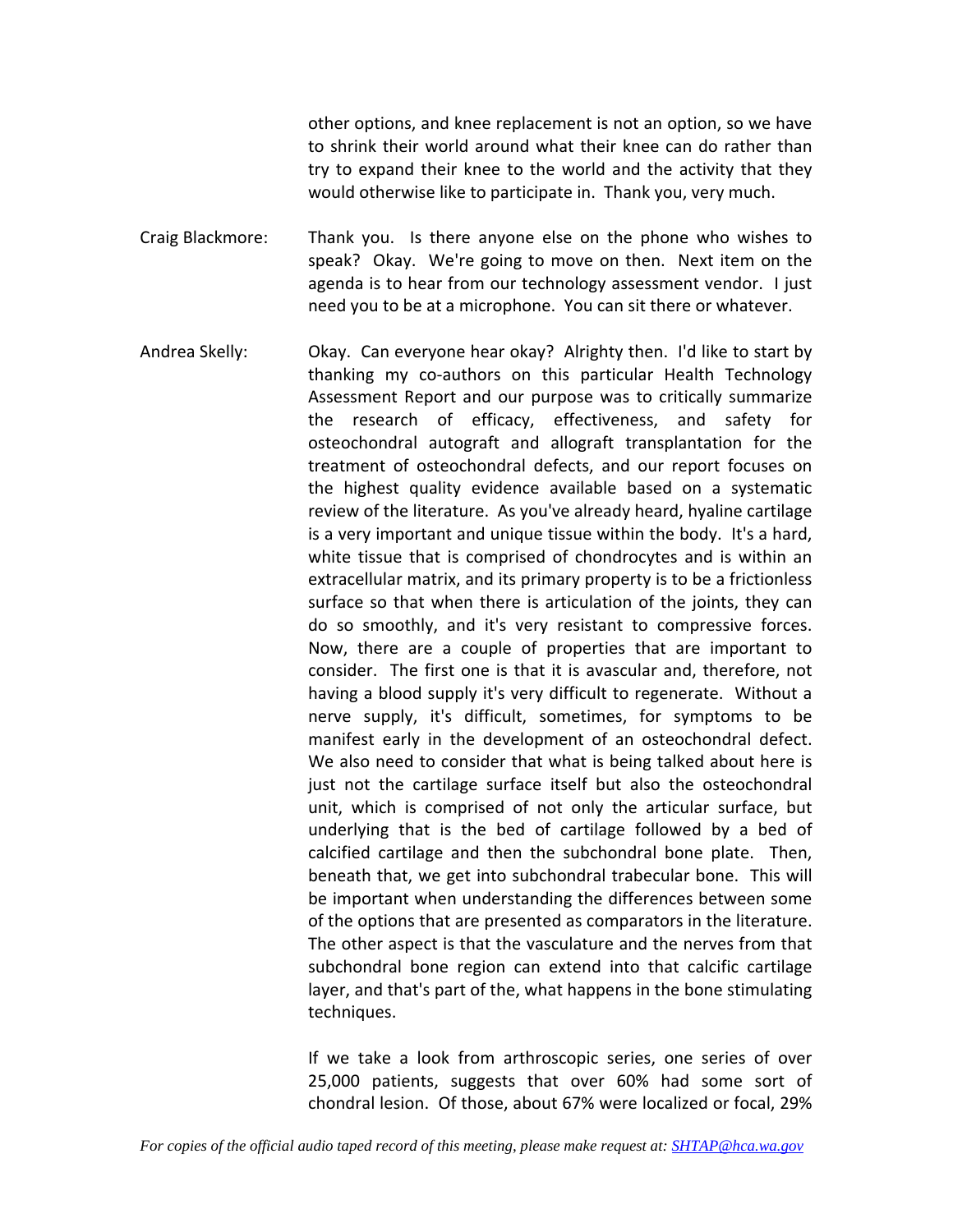other options, and knee replacement is not an option, so we have to shrink their world around what their knee can do rather than try to expand their knee to the world and the activity that they would otherwise like to participate in. Thank you, very much.

Craig Blackmore: Thank you. Is there anyone else on the phone who wishes to speak? Okay. We're going to move on then. Next item on the agenda is to hear from our technology assessment vendor. I just need you to be at a microphone. You can sit there or whatever.

Andrea Skelly: Okay. Can everyone hear okay? Alrighty then. I'd like to start by thanking my co-authors on this particular Health Technology Assessment Report and our purpose was to critically summarize the research of efficacy, effectiveness, and safety for osteochondral autograft and allograft transplantation for the treatment of osteochondral defects, and our report focuses on the highest quality evidence available based on a systematic review of the literature. As you've already heard, hyaline cartilage is a very important and unique tissue within the body. It's a hard, white tissue that is comprised of chondrocytes and is within an extracellular matrix, and its primary property is to be a frictionless surface so that when there is articulation of the joints, they can do so smoothly, and it's very resistant to compressive forces. Now, there are a couple of properties that are important to consider. The first one is that it is avascular and, therefore, not having a blood supply it's very difficult to regenerate. Without a nerve supply, it's difficult, sometimes, for symptoms to be manifest early in the development of an osteochondral defect. We also need to consider that what is being talked about here is just not the cartilage surface itself but also the osteochondral unit, which is comprised of not only the articular surface, but underlying that is the bed of cartilage followed by a bed of calcified cartilage and then the subchondral bone plate. Then, beneath that, we get into subchondral trabecular bone. This will be important when understanding the differences between some of the options that are presented as comparators in the literature. The other aspect is that the vasculature and the nerves from that subchondral bone region can extend into that calcific cartilage layer, and that's part of the, what happens in the bone stimulating techniques.

If we take a look from arthroscopic series, one series of over 25,000 patients, suggests that over 60% had some sort of chondral lesion. Of those, about 67% were localized or focal, 29%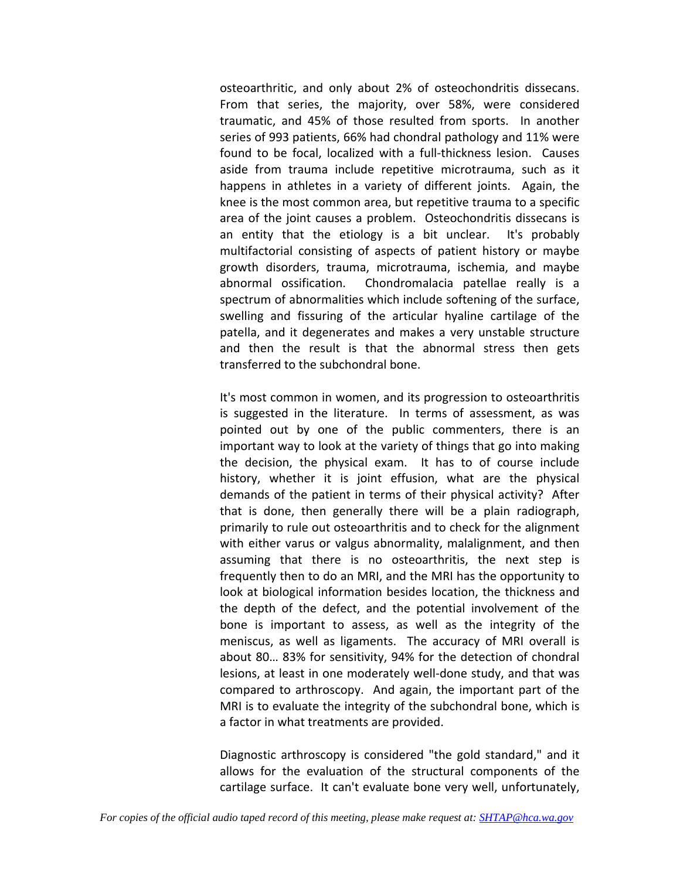osteoarthritic, and only about 2% of osteochondritis dissecans. From that series, the majority, over 58%, were considered traumatic, and 45% of those resulted from sports. In another series of 993 patients, 66% had chondral pathology and 11% were found to be focal, localized with a full-thickness lesion. Causes aside from trauma include repetitive microtrauma, such as it happens in athletes in a variety of different joints. Again, the knee is the most common area, but repetitive trauma to a specific area of the joint causes a problem. Osteochondritis dissecans is an entity that the etiology is a bit unclear. It's probably multifactorial consisting of aspects of patient history or maybe growth disorders, trauma, microtrauma, ischemia, and maybe abnormal ossification. Chondromalacia patellae really is a spectrum of abnormalities which include softening of the surface, swelling and fissuring of the articular hyaline cartilage of the patella, and it degenerates and makes a very unstable structure and then the result is that the abnormal stress then gets transferred to the subchondral bone.

It's most common in women, and its progression to osteoarthritis is suggested in the literature. In terms of assessment, as was pointed out by one of the public commenters, there is an important way to look at the variety of things that go into making the decision, the physical exam. It has to of course include history, whether it is joint effusion, what are the physical demands of the patient in terms of their physical activity? After that is done, then generally there will be a plain radiograph, primarily to rule out osteoarthritis and to check for the alignment with either varus or valgus abnormality, malalignment, and then assuming that there is no osteoarthritis, the next step is frequently then to do an MRI, and the MRI has the opportunity to look at biological information besides location, the thickness and the depth of the defect, and the potential involvement of the bone is important to assess, as well as the integrity of the meniscus, as well as ligaments. The accuracy of MRI overall is about 80… 83% for sensitivity, 94% for the detection of chondral lesions, at least in one moderately well-done study, and that was compared to arthroscopy. And again, the important part of the MRI is to evaluate the integrity of the subchondral bone, which is a factor in what treatments are provided.

Diagnostic arthroscopy is considered "the gold standard," and it allows for the evaluation of the structural components of the cartilage surface. It can't evaluate bone very well, unfortunately,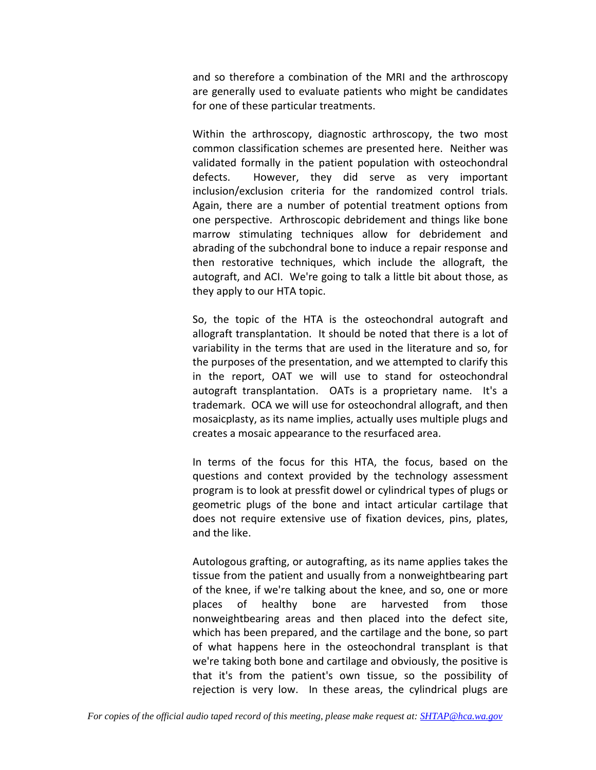and so therefore a combination of the MRI and the arthroscopy are generally used to evaluate patients who might be candidates for one of these particular treatments.

Within the arthroscopy, diagnostic arthroscopy, the two most common classification schemes are presented here. Neither was validated formally in the patient population with osteochondral defects. However, they did serve as very important inclusion/exclusion criteria for the randomized control trials. Again, there are a number of potential treatment options from one perspective. Arthroscopic debridement and things like bone marrow stimulating techniques allow for debridement and abrading of the subchondral bone to induce a repair response and then restorative techniques, which include the allograft, the autograft, and ACI. We're going to talk a little bit about those, as they apply to our HTA topic.

So, the topic of the HTA is the osteochondral autograft and allograft transplantation. It should be noted that there is a lot of variability in the terms that are used in the literature and so, for the purposes of the presentation, and we attempted to clarify this in the report, OAT we will use to stand for osteochondral autograft transplantation. OATs is a proprietary name. It's a trademark. OCA we will use for osteochondral allograft, and then mosaicplasty, as its name implies, actually uses multiple plugs and creates a mosaic appearance to the resurfaced area.

In terms of the focus for this HTA, the focus, based on the questions and context provided by the technology assessment program is to look at pressfit dowel or cylindrical types of plugs or geometric plugs of the bone and intact articular cartilage that does not require extensive use of fixation devices, pins, plates, and the like.

Autologous grafting, or autografting, as its name applies takes the tissue from the patient and usually from a nonweightbearing part of the knee, if we're talking about the knee, and so, one or more places of healthy bone are harvested from those nonweightbearing areas and then placed into the defect site, which has been prepared, and the cartilage and the bone, so part of what happens here in the osteochondral transplant is that we're taking both bone and cartilage and obviously, the positive is that it's from the patient's own tissue, so the possibility of rejection is very low. In these areas, the cylindrical plugs are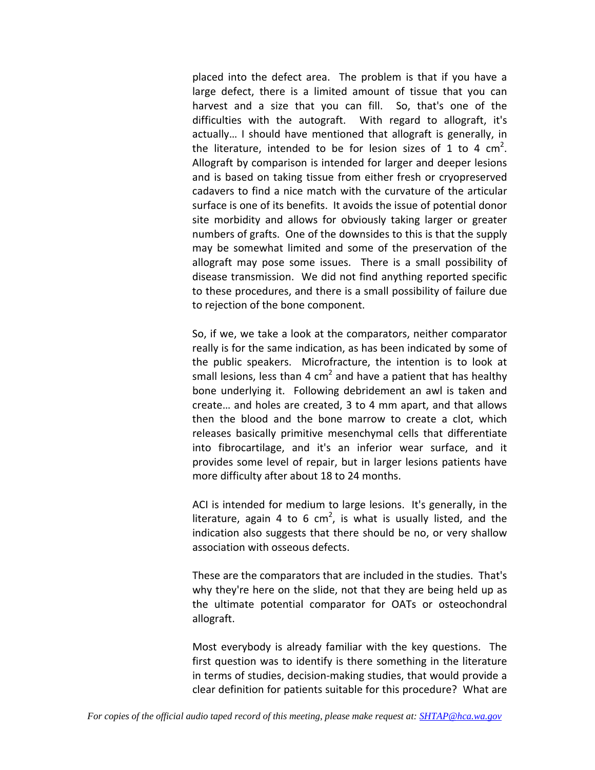placed into the defect area. The problem is that if you have a large defect, there is a limited amount of tissue that you can harvest and a size that you can fill. So, that's one of the difficulties with the autograft. With regard to allograft, it's actually… I should have mentioned that allograft is generally, in the literature, intended to be for lesion sizes of 1 to 4 $cm^2$. Allograft by comparison is intended for larger and deeper lesions and is based on taking tissue from either fresh or cryopreserved cadavers to find a nice match with the curvature of the articular surface is one of its benefits. It avoids the issue of potential donor site morbidity and allows for obviously taking larger or greater numbers of grafts. One of the downsides to this is that the supply may be somewhat limited and some of the preservation of the allograft may pose some issues. There is a small possibility of disease transmission. We did not find anything reported specific to these procedures, and there is a small possibility of failure due to rejection of the bone component.

So, if we, we take a look at the comparators, neither comparator really is for the same indication, as has been indicated by some of the public speakers. Microfracture, the intention is to look at small lesions, less than 4 $cm^2$ and have a patient that has healthy bone underlying it. Following debridement an awl is taken and create… and holes are created, 3 to 4 mm apart, and that allows then the blood and the bone marrow to create a clot, which releases basically primitive mesenchymal cells that differentiate into fibrocartilage, and it's an inferior wear surface, and it provides some level of repair, but in larger lesions patients have more difficulty after about 18 to 24 months.

ACI is intended for medium to large lesions. It's generally, in the literature, again 4 to 6 $cm^2$, is what is usually listed, and the indication also suggests that there should be no, or very shallow association with osseous defects.

These are the comparators that are included in the studies. That's why they're here on the slide, not that they are being held up as the ultimate potential comparator for OATs or osteochondral allograft.

Most everybody is already familiar with the key questions. The first question was to identify is there something in the literature in terms of studies, decision-making studies, that would provide a clear definition for patients suitable for this procedure? What are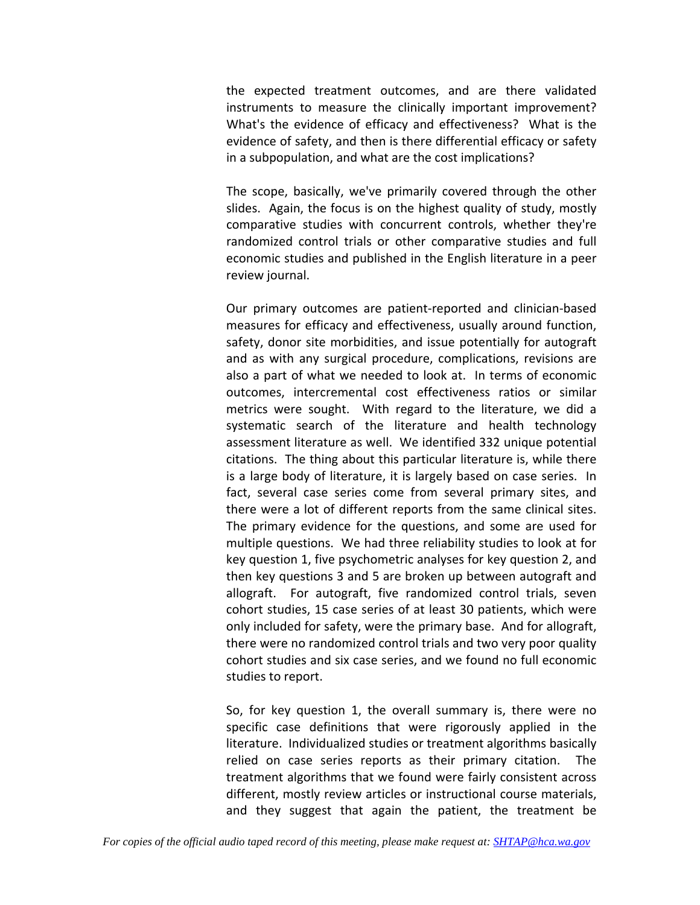the expected treatment outcomes, and are there validated instruments to measure the clinically important improvement? What's the evidence of efficacy and effectiveness? What is the evidence of safety, and then is there differential efficacy or safety in a subpopulation, and what are the cost implications?

The scope, basically, we've primarily covered through the other slides. Again, the focus is on the highest quality of study, mostly comparative studies with concurrent controls, whether they're randomized control trials or other comparative studies and full economic studies and published in the English literature in a peer review journal.

Our primary outcomes are patient-reported and clinician-based measures for efficacy and effectiveness, usually around function, safety, donor site morbidities, and issue potentially for autograft and as with any surgical procedure, complications, revisions are also a part of what we needed to look at. In terms of economic outcomes, intercremental cost effectiveness ratios or similar metrics were sought. With regard to the literature, we did a systematic search of the literature and health technology assessment literature as well. We identified 332 unique potential citations. The thing about this particular literature is, while there is a large body of literature, it is largely based on case series. In fact, several case series come from several primary sites, and there were a lot of different reports from the same clinical sites. The primary evidence for the questions, and some are used for multiple questions. We had three reliability studies to look at for key question 1, five psychometric analyses for key question 2, and then key questions 3 and 5 are broken up between autograft and allograft. For autograft, five randomized control trials, seven cohort studies, 15 case series of at least 30 patients, which were only included for safety, were the primary base. And for allograft, there were no randomized control trials and two very poor quality cohort studies and six case series, and we found no full economic studies to report.

So, for key question 1, the overall summary is, there were no specific case definitions that were rigorously applied in the literature. Individualized studies or treatment algorithms basically relied on case series reports as their primary citation. The treatment algorithms that we found were fairly consistent across different, mostly review articles or instructional course materials, and they suggest that again the patient, the treatment be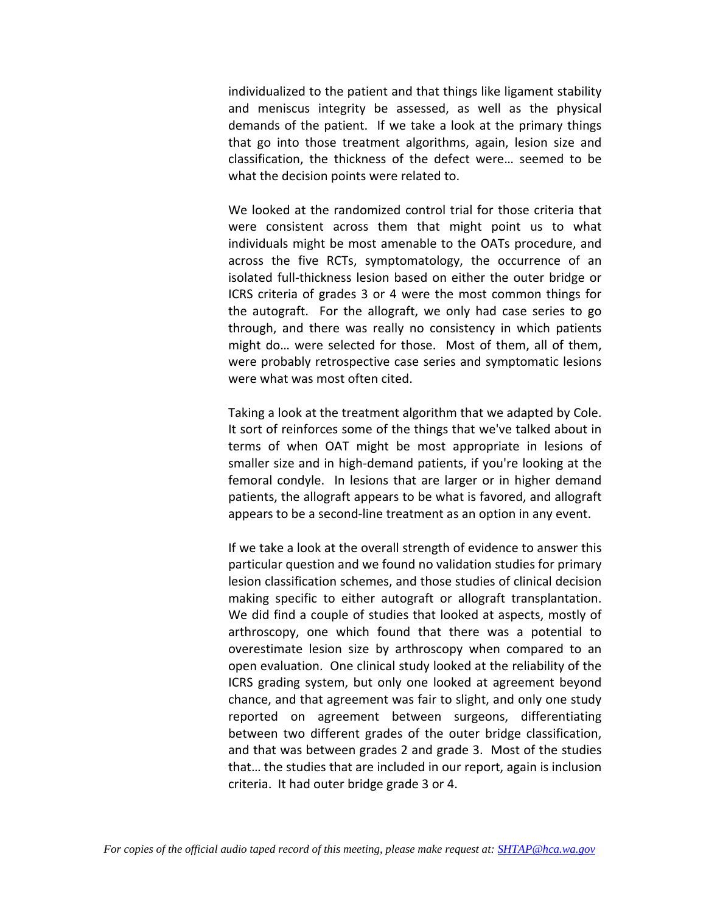individualized to the patient and that things like ligament stability and meniscus integrity be assessed, as well as the physical demands of the patient. If we take a look at the primary things that go into those treatment algorithms, again, lesion size and classification, the thickness of the defect were… seemed to be what the decision points were related to.

We looked at the randomized control trial for those criteria that were consistent across them that might point us to what individuals might be most amenable to the OATs procedure, and across the five RCTs, symptomatology, the occurrence of an isolated full-thickness lesion based on either the outer bridge or ICRS criteria of grades 3 or 4 were the most common things for the autograft. For the allograft, we only had case series to go through, and there was really no consistency in which patients might do… were selected for those. Most of them, all of them, were probably retrospective case series and symptomatic lesions were what was most often cited.

Taking a look at the treatment algorithm that we adapted by Cole. It sort of reinforces some of the things that we've talked about in terms of when OAT might be most appropriate in lesions of smaller size and in high-demand patients, if you're looking at the femoral condyle. In lesions that are larger or in higher demand patients, the allograft appears to be what is favored, and allograft appears to be a second-line treatment as an option in any event.

If we take a look at the overall strength of evidence to answer this particular question and we found no validation studies for primary lesion classification schemes, and those studies of clinical decision making specific to either autograft or allograft transplantation. We did find a couple of studies that looked at aspects, mostly of arthroscopy, one which found that there was a potential to overestimate lesion size by arthroscopy when compared to an open evaluation. One clinical study looked at the reliability of the ICRS grading system, but only one looked at agreement beyond chance, and that agreement was fair to slight, and only one study reported on agreement between surgeons, differentiating between two different grades of the outer bridge classification, and that was between grades 2 and grade 3. Most of the studies that… the studies that are included in our report, again is inclusion criteria. It had outer bridge grade 3 or 4.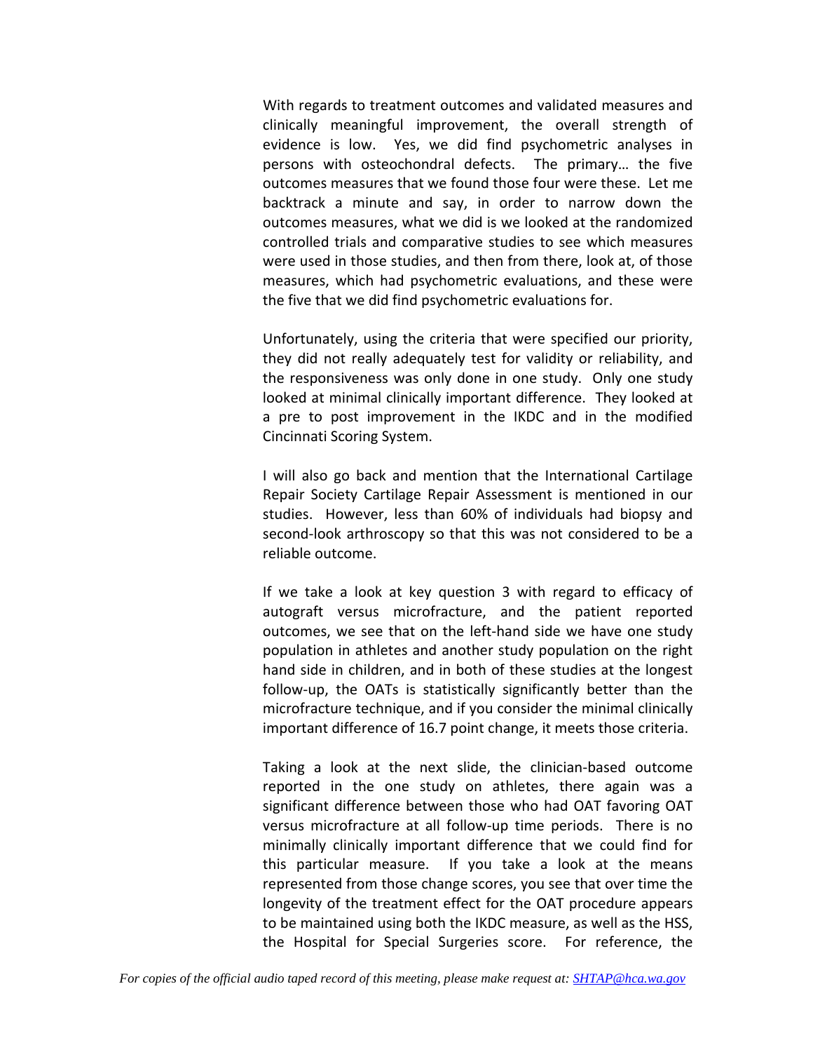With regards to treatment outcomes and validated measures and clinically meaningful improvement, the overall strength of evidence is low. Yes, we did find psychometric analyses in persons with osteochondral defects. The primary… the five outcomes measures that we found those four were these. Let me backtrack a minute and say, in order to narrow down the outcomes measures, what we did is we looked at the randomized controlled trials and comparative studies to see which measures were used in those studies, and then from there, look at, of those measures, which had psychometric evaluations, and these were the five that we did find psychometric evaluations for.

Unfortunately, using the criteria that were specified our priority, they did not really adequately test for validity or reliability, and the responsiveness was only done in one study. Only one study looked at minimal clinically important difference. They looked at a pre to post improvement in the IKDC and in the modified Cincinnati Scoring System.

I will also go back and mention that the International Cartilage Repair Society Cartilage Repair Assessment is mentioned in our studies. However, less than 60% of individuals had biopsy and second-look arthroscopy so that this was not considered to be a reliable outcome.

If we take a look at key question 3 with regard to efficacy of autograft versus microfracture, and the patient reported outcomes, we see that on the left-hand side we have one study population in athletes and another study population on the right hand side in children, and in both of these studies at the longest follow-up, the OATs is statistically significantly better than the microfracture technique, and if you consider the minimal clinically important difference of 16.7 point change, it meets those criteria.

Taking a look at the next slide, the clinician-based outcome reported in the one study on athletes, there again was a significant difference between those who had OAT favoring OAT versus microfracture at all follow-up time periods. There is no minimally clinically important difference that we could find for this particular measure. If you take a look at the means represented from those change scores, you see that over time the longevity of the treatment effect for the OAT procedure appears to be maintained using both the IKDC measure, as well as the HSS, the Hospital for Special Surgeries score. For reference, the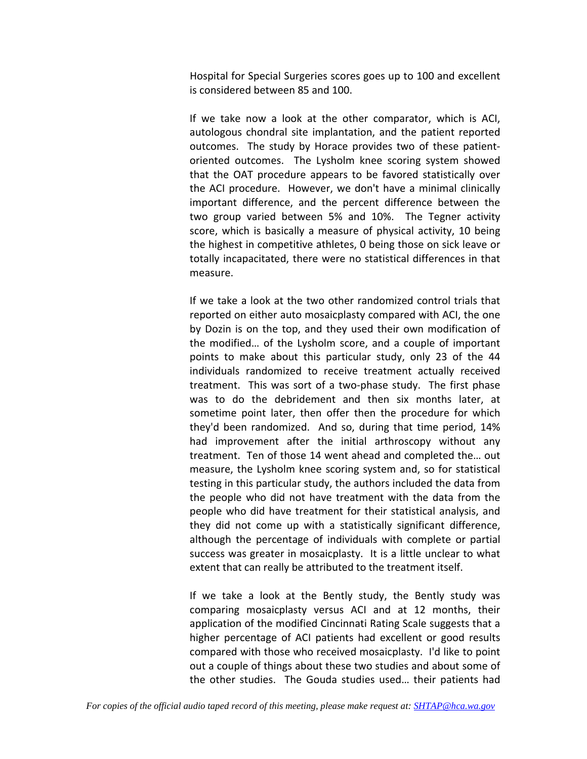Hospital for Special Surgeries scores goes up to 100 and excellent is considered between 85 and 100.

If we take now a look at the other comparator, which is ACI, autologous chondral site implantation, and the patient reported outcomes. The study by Horace provides two of these patient-oriented outcomes. The Lysholm knee scoring system showed that the OAT procedure appears to be favored statistically over the ACI procedure. However, we don't have a minimal clinically important difference, and the percent difference between the two group varied between 5% and 10%. The Tegner activity score, which is basically a measure of physical activity, 10 being the highest in competitive athletes, 0 being those on sick leave or totally incapacitated, there were no statistical differences in that measure.

If we take a look at the two other randomized control trials that reported on either auto mosaicplasty compared with ACI, the one by Dozin is on the top, and they used their own modification of the modified… of the Lysholm score, and a couple of important points to make about this particular study, only 23 of the 44 individuals randomized to receive treatment actually received treatment. This was sort of a two-phase study. The first phase was to do the debridement and then six months later, at sometime point later, then offer then the procedure for which they'd been randomized. And so, during that time period, 14% had improvement after the initial arthroscopy without any treatment. Ten of those 14 went ahead and completed the… out measure, the Lysholm knee scoring system and, so for statistical testing in this particular study, the authors included the data from the people who did not have treatment with the data from the people who did have treatment for their statistical analysis, and they did not come up with a statistically significant difference, although the percentage of individuals with complete or partial success was greater in mosaicplasty. It is a little unclear to what extent that can really be attributed to the treatment itself.

If we take a look at the Bently study, the Bently study was comparing mosaicplasty versus ACI and at 12 months, their application of the modified Cincinnati Rating Scale suggests that a higher percentage of ACI patients had excellent or good results compared with those who received mosaicplasty. I'd like to point out a couple of things about these two studies and about some of the other studies. The Gouda studies used… their patients had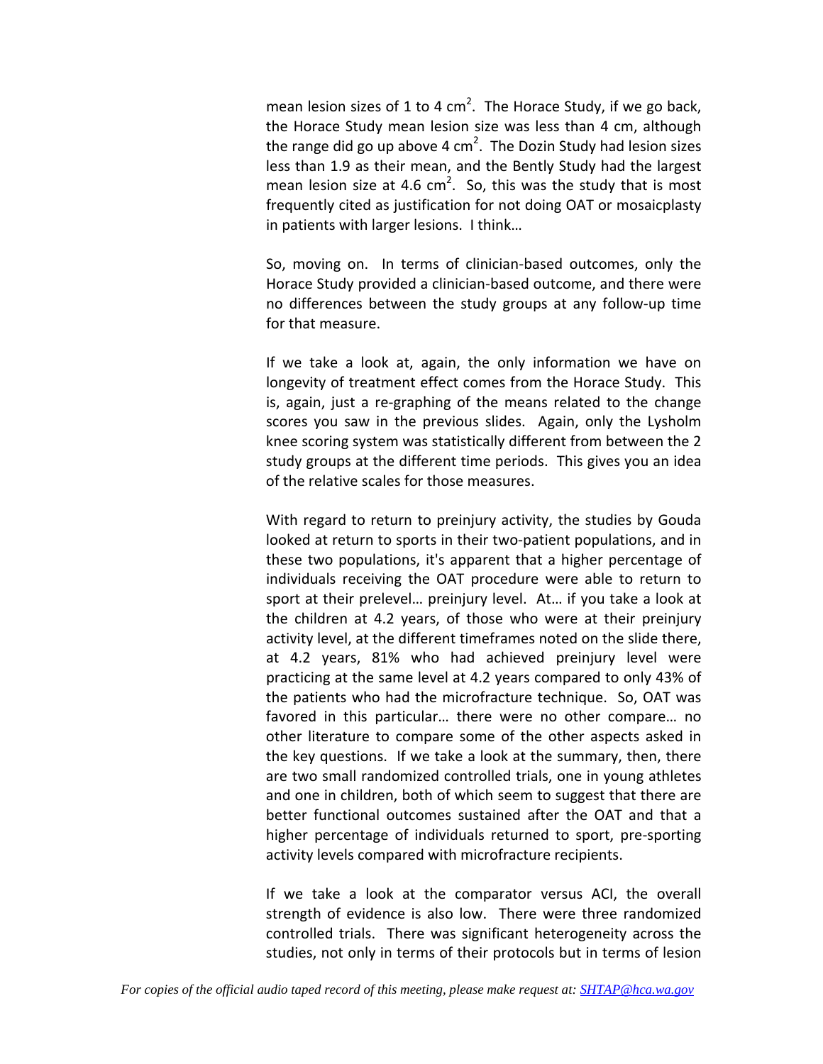mean lesion sizes of 1 to 4 $cm^2$. The Horace Study, if we go back, the Horace Study mean lesion size was less than 4 cm, although the range did go up above 4 $cm^2$. The Dozin Study had lesion sizes less than 1.9 as their mean, and the Bently Study had the largest mean lesion size at 4.6 $cm^2$. So, this was the study that is most frequently cited as justification for not doing OAT or mosaicplasty in patients with larger lesions. I think…

So, moving on. In terms of clinician-based outcomes, only the Horace Study provided a clinician-based outcome, and there were no differences between the study groups at any follow-up time for that measure.

If we take a look at, again, the only information we have on longevity of treatment effect comes from the Horace Study. This is, again, just a re-graphing of the means related to the change scores you saw in the previous slides. Again, only the Lysholm knee scoring system was statistically different from between the 2 study groups at the different time periods. This gives you an idea of the relative scales for those measures.

With regard to return to preinjury activity, the studies by Gouda looked at return to sports in their two-patient populations, and in these two populations, it's apparent that a higher percentage of individuals receiving the OAT procedure were able to return to sport at their prelevel… preinjury level. At… if you take a look at the children at 4.2 years, of those who were at their preinjury activity level, at the different timeframes noted on the slide there, at 4.2 years, 81% who had achieved preinjury level were practicing at the same level at 4.2 years compared to only 43% of the patients who had the microfracture technique. So, OAT was favored in this particular… there were no other compare… no other literature to compare some of the other aspects asked in the key questions. If we take a look at the summary, then, there are two small randomized controlled trials, one in young athletes and one in children, both of which seem to suggest that there are better functional outcomes sustained after the OAT and that a higher percentage of individuals returned to sport, pre-sporting activity levels compared with microfracture recipients.

If we take a look at the comparator versus ACI, the overall strength of evidence is also low. There were three randomized controlled trials. There was significant heterogeneity across the studies, not only in terms of their protocols but in terms of lesion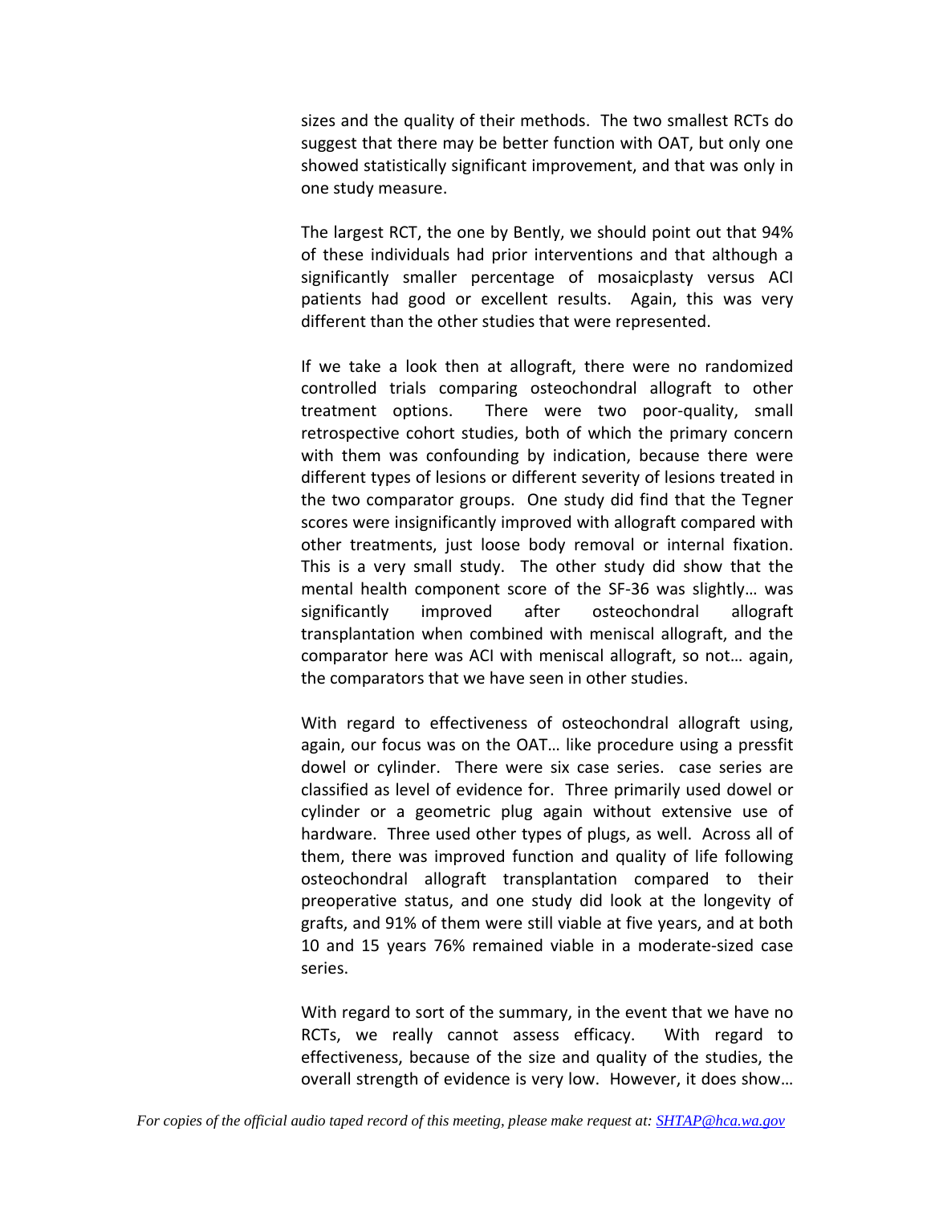sizes and the quality of their methods. The two smallest RCTs do suggest that there may be better function with OAT, but only one showed statistically significant improvement, and that was only in one study measure.

The largest RCT, the one by Bently, we should point out that 94% of these individuals had prior interventions and that although a significantly smaller percentage of mosaicplasty versus ACI patients had good or excellent results. Again, this was very different than the other studies that were represented.

If we take a look then at allograft, there were no randomized controlled trials comparing osteochondral allograft to other treatment options. There were two poor-quality, small retrospective cohort studies, both of which the primary concern with them was confounding by indication, because there were different types of lesions or different severity of lesions treated in the two comparator groups. One study did find that the Tegner scores were insignificantly improved with allograft compared with other treatments, just loose body removal or internal fixation. This is a very small study. The other study did show that the mental health component score of the SF-36 was slightly… was significantly improved after osteochondral allograft transplantation when combined with meniscal allograft, and the comparator here was ACI with meniscal allograft, so not… again, the comparators that we have seen in other studies.

With regard to effectiveness of osteochondral allograft using, again, our focus was on the OAT… like procedure using a pressfit dowel or cylinder. There were six case series. case series are classified as level of evidence for. Three primarily used dowel or cylinder or a geometric plug again without extensive use of hardware. Three used other types of plugs, as well. Across all of them, there was improved function and quality of life following osteochondral allograft transplantation compared to their preoperative status, and one study did look at the longevity of grafts, and 91% of them were still viable at five years, and at both 10 and 15 years 76% remained viable in a moderate-sized case series.

With regard to sort of the summary, in the event that we have no RCTs, we really cannot assess efficacy. With regard to effectiveness, because of the size and quality of the studies, the overall strength of evidence is very low. However, it does show…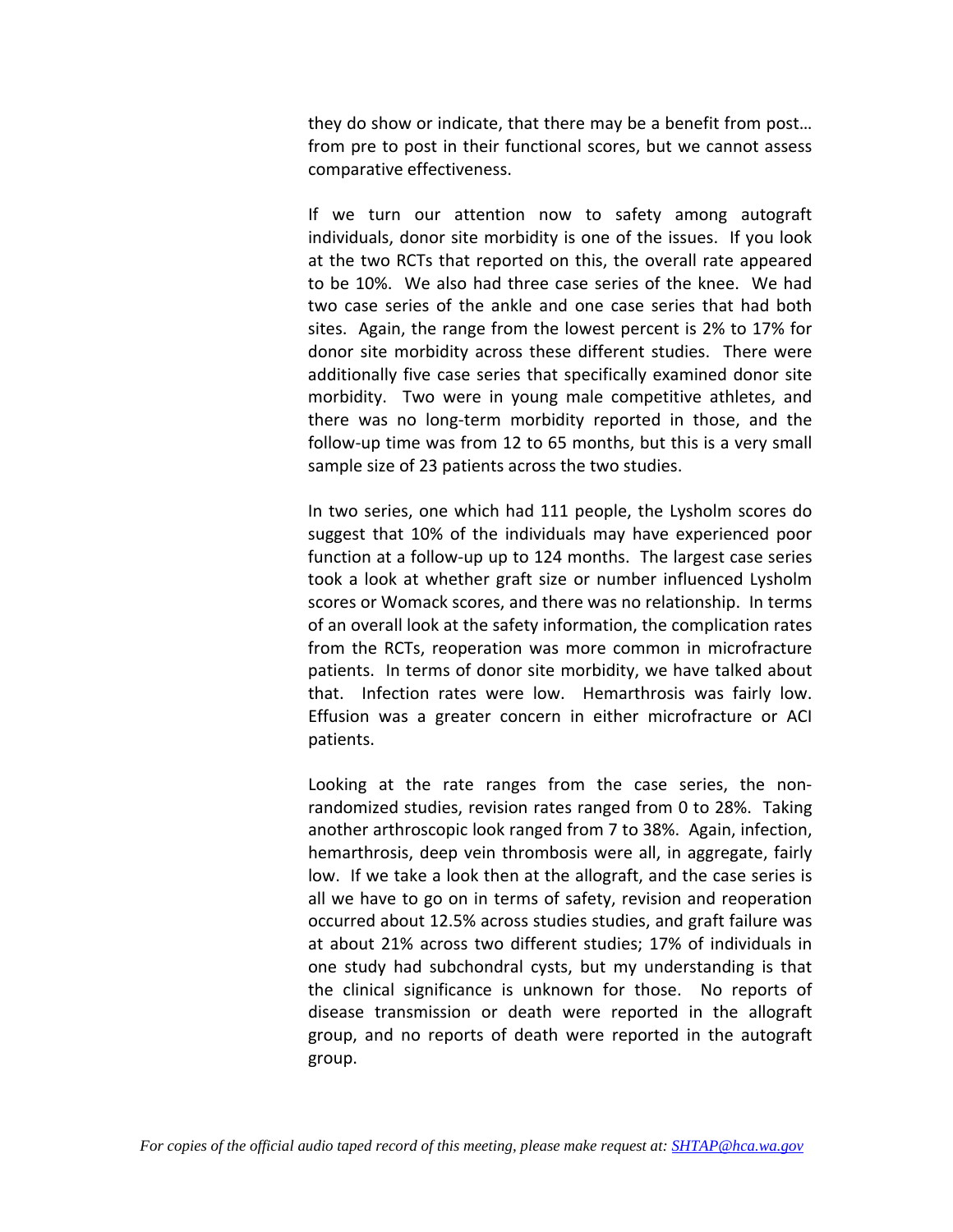they do show or indicate, that there may be a benefit from post… from pre to post in their functional scores, but we cannot assess comparative effectiveness.

If we turn our attention now to safety among autograft individuals, donor site morbidity is one of the issues. If you look at the two RCTs that reported on this, the overall rate appeared to be 10%. We also had three case series of the knee. We had two case series of the ankle and one case series that had both sites. Again, the range from the lowest percent is 2% to 17% for donor site morbidity across these different studies. There were additionally five case series that specifically examined donor site morbidity. Two were in young male competitive athletes, and there was no long-term morbidity reported in those, and the follow-up time was from 12 to 65 months, but this is a very small sample size of 23 patients across the two studies.

In two series, one which had 111 people, the Lysholm scores do suggest that 10% of the individuals may have experienced poor function at a follow-up up to 124 months. The largest case series took a look at whether graft size or number influenced Lysholm scores or Womack scores, and there was no relationship. In terms of an overall look at the safety information, the complication rates from the RCTs, reoperation was more common in microfracture patients. In terms of donor site morbidity, we have talked about that. Infection rates were low. Hemarthrosis was fairly low. Effusion was a greater concern in either microfracture or ACI patients.

Looking at the rate ranges from the case series, the non-randomized studies, revision rates ranged from 0 to 28%. Taking another arthroscopic look ranged from 7 to 38%. Again, infection, hemarthrosis, deep vein thrombosis were all, in aggregate, fairly low. If we take a look then at the allograft, and the case series is all we have to go on in terms of safety, revision and reoperation occurred about 12.5% across studies studies, and graft failure was at about 21% across two different studies; 17% of individuals in one study had subchondral cysts, but my understanding is that the clinical significance is unknown for those. No reports of disease transmission or death were reported in the allograft group, and no reports of death were reported in the autograft group.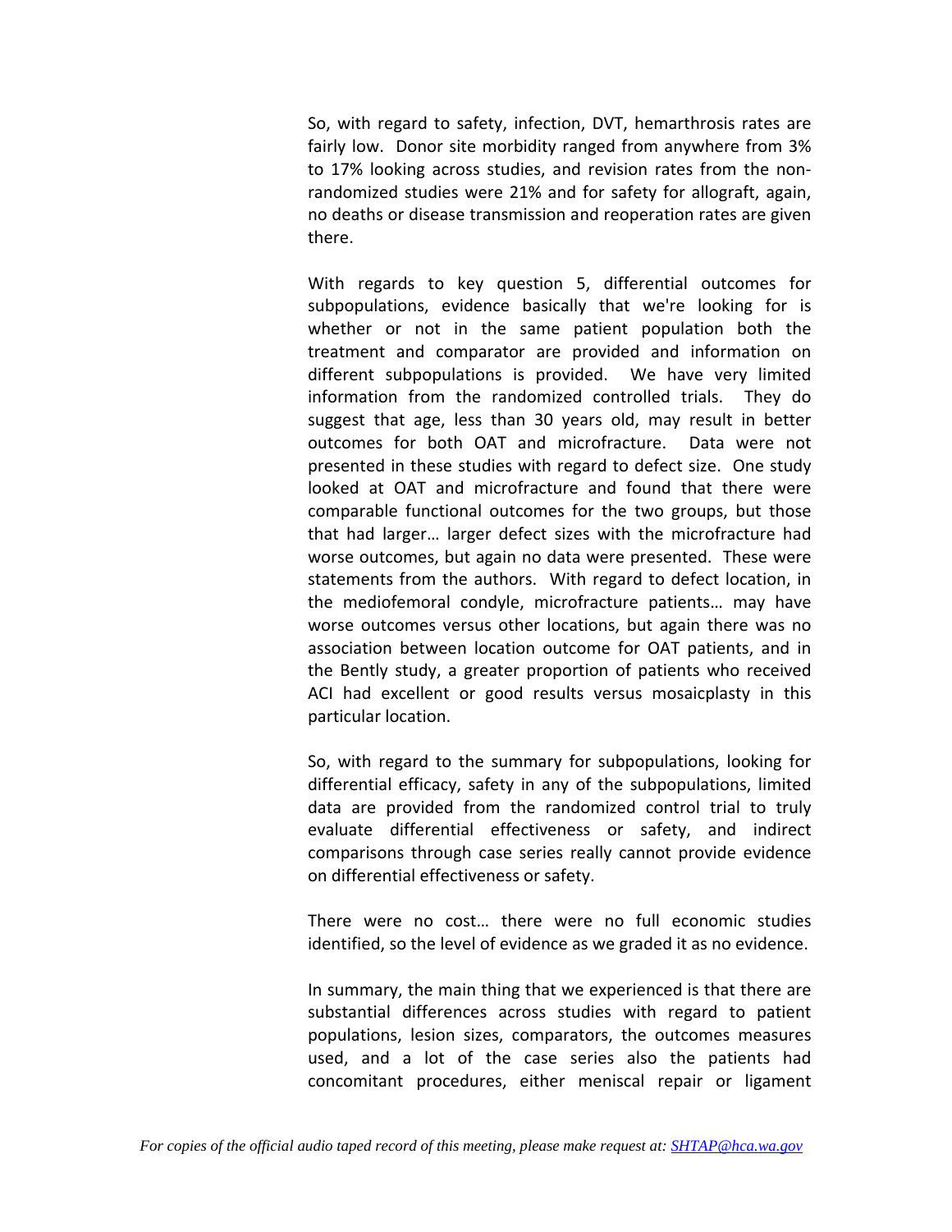So, with regard to safety, infection, DVT, hemarthrosis rates are fairly low. Donor site morbidity ranged from anywhere from 3% to 17% looking across studies, and revision rates from the non-randomized studies were 21% and for safety for allograft, again, no deaths or disease transmission and reoperation rates are given there.

With regards to key question 5, differential outcomes for subpopulations, evidence basically that we're looking for is whether or not in the same patient population both the treatment and comparator are provided and information on different subpopulations is provided. We have very limited information from the randomized controlled trials. They do suggest that age, less than 30 years old, may result in better outcomes for both OAT and microfracture. Data were not presented in these studies with regard to defect size. One study looked at OAT and microfracture and found that there were comparable functional outcomes for the two groups, but those that had larger… larger defect sizes with the microfracture had worse outcomes, but again no data were presented. These were statements from the authors. With regard to defect location, in the mediofemoral condyle, microfracture patients… may have worse outcomes versus other locations, but again there was no association between location outcome for OAT patients, and in the Bently study, a greater proportion of patients who received ACI had excellent or good results versus mosaicplasty in this particular location.

So, with regard to the summary for subpopulations, looking for differential efficacy, safety in any of the subpopulations, limited data are provided from the randomized control trial to truly evaluate differential effectiveness or safety, and indirect comparisons through case series really cannot provide evidence on differential effectiveness or safety.

There were no cost… there were no full economic studies identified, so the level of evidence as we graded it as no evidence.

In summary, the main thing that we experienced is that there are substantial differences across studies with regard to patient populations, lesion sizes, comparators, the outcomes measures used, and a lot of the case series also the patients had concomitant procedures, either meniscal repair or ligament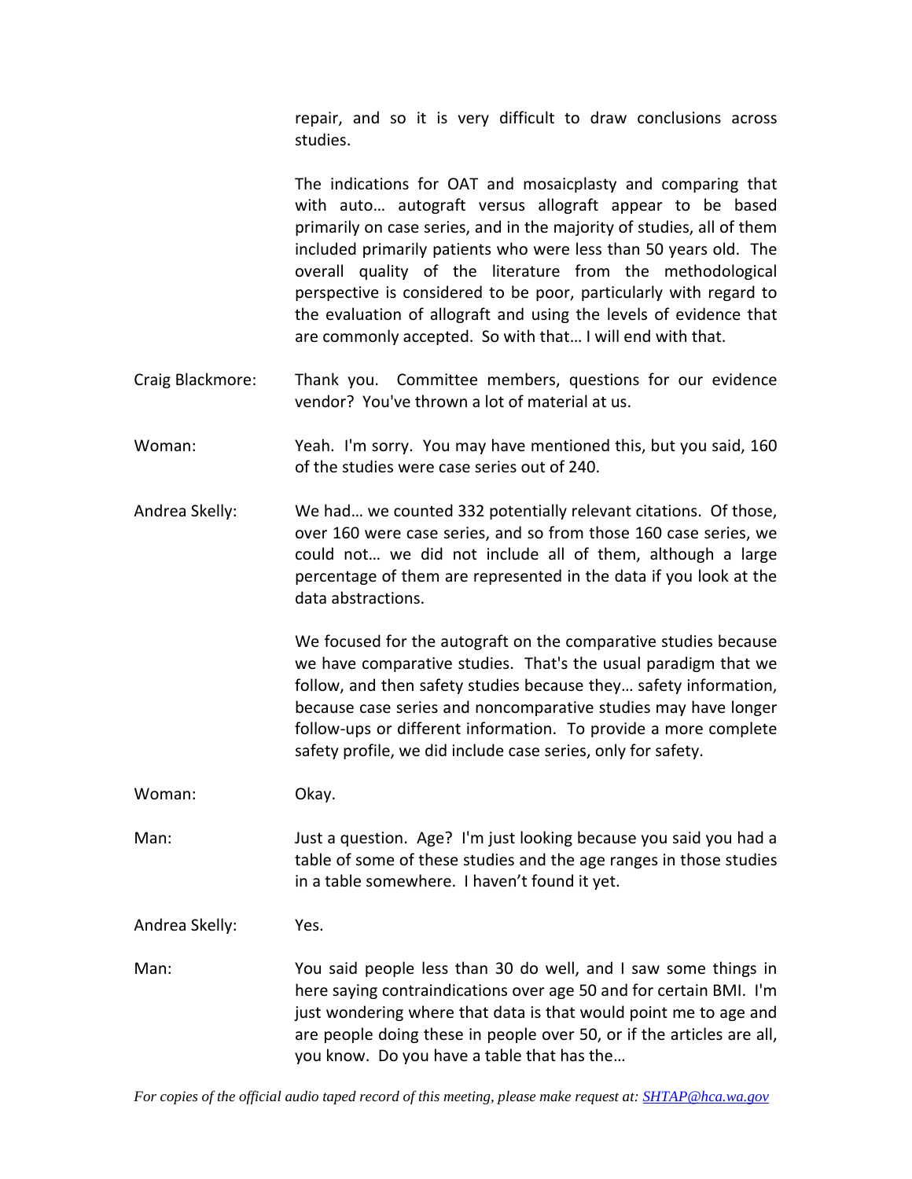repair, and so it is very difficult to draw conclusions across studies.

The indications for OAT and mosaicplasty and comparing that with auto… autograft versus allograft appear to be based primarily on case series, and in the majority of studies, all of them included primarily patients who were less than 50 years old. The overall quality of the literature from the methodological perspective is considered to be poor, particularly with regard to the evaluation of allograft and using the levels of evidence that are commonly accepted. So with that… I will end with that.

**Craig Blackmore:** Thank you. Committee members, questions for our evidence vendor? You've thrown a lot of material at us.

**Woman:** Yeah. I'm sorry. You may have mentioned this, but you said, 160 of the studies were case series out of 240.

**Andrea Skelly:** We had… we counted 332 potentially relevant citations. Of those, over 160 were case series, and so from those 160 case series, we could not… we did not include all of them, although a large percentage of them are represented in the data if you look at the data abstractions.

We focused for the autograft on the comparative studies because we have comparative studies. That's the usual paradigm that we follow, and then safety studies because they… safety information, because case series and noncomparative studies may have longer follow-ups or different information. To provide a more complete safety profile, we did include case series, only for safety.

**Woman:** Okay.

**Man:** Just a question. Age? I'm just looking because you said you had a table of some of these studies and the age ranges in those studies in a table somewhere. I haven't found it yet.

**Andrea Skelly:** Yes.

**Man:** You said people less than 30 do well, and I saw some things in here saying contraindications over age 50 and for certain BMI. I'm just wondering where that data is that would point me to age and are people doing these in people over 50, or if the articles are all, you know. Do you have a table that has the…

*For copies of the official audio taped record of this meeting, please make request at: SHTAP@hca.wa.gov*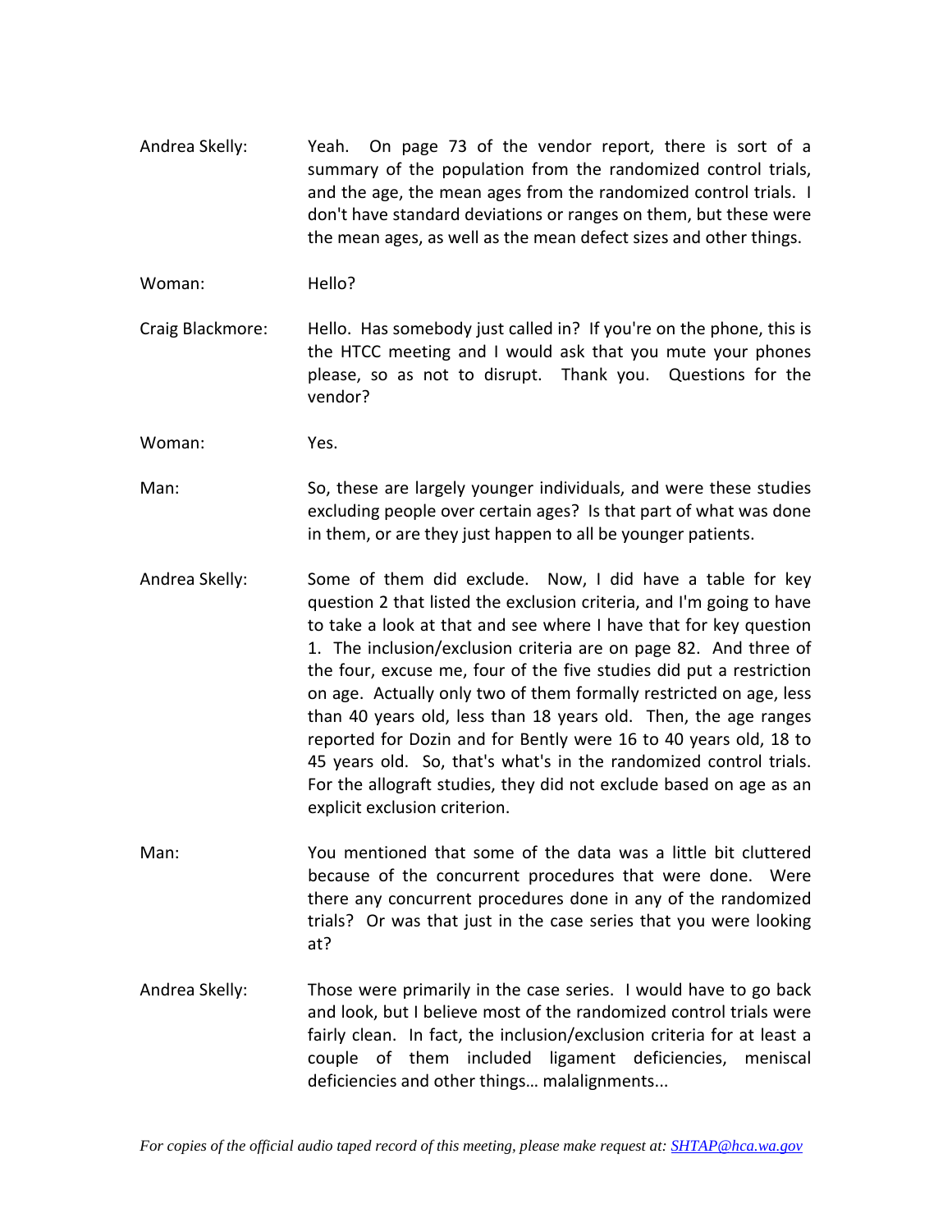Andrea Skelly: Yeah. On page 73 of the vendor report, there is sort of a summary of the population from the randomized control trials, and the age, the mean ages from the randomized control trials. I don't have standard deviations or ranges on them, but these were the mean ages, as well as the mean defect sizes and other things.

Woman: Hello?

Craig Blackmore: Hello. Has somebody just called in? If you're on the phone, this is the HTCC meeting and I would ask that you mute your phones please, so as not to disrupt. Thank you. Questions for the vendor?

Woman: Yes.

Man: So, these are largely younger individuals, and were these studies excluding people over certain ages? Is that part of what was done in them, or are they just happen to all be younger patients.

Andrea Skelly: Some of them did exclude. Now, I did have a table for key question 2 that listed the exclusion criteria, and I'm going to have to take a look at that and see where I have that for key question 1. The inclusion/exclusion criteria are on page 82. And three of the four, excuse me, four of the five studies did put a restriction on age. Actually only two of them formally restricted on age, less than 40 years old, less than 18 years old. Then, the age ranges reported for Dozin and for Bently were 16 to 40 years old, 18 to 45 years old. So, that's what's in the randomized control trials. For the allograft studies, they did not exclude based on age as an explicit exclusion criterion.

Man: You mentioned that some of the data was a little bit cluttered because of the concurrent procedures that were done. Were there any concurrent procedures done in any of the randomized trials? Or was that just in the case series that you were looking at?

Andrea Skelly: Those were primarily in the case series. I would have to go back and look, but I believe most of the randomized control trials were fairly clean. In fact, the inclusion/exclusion criteria for at least a couple of them included ligament deficiencies, meniscal deficiencies and other things… malalignments...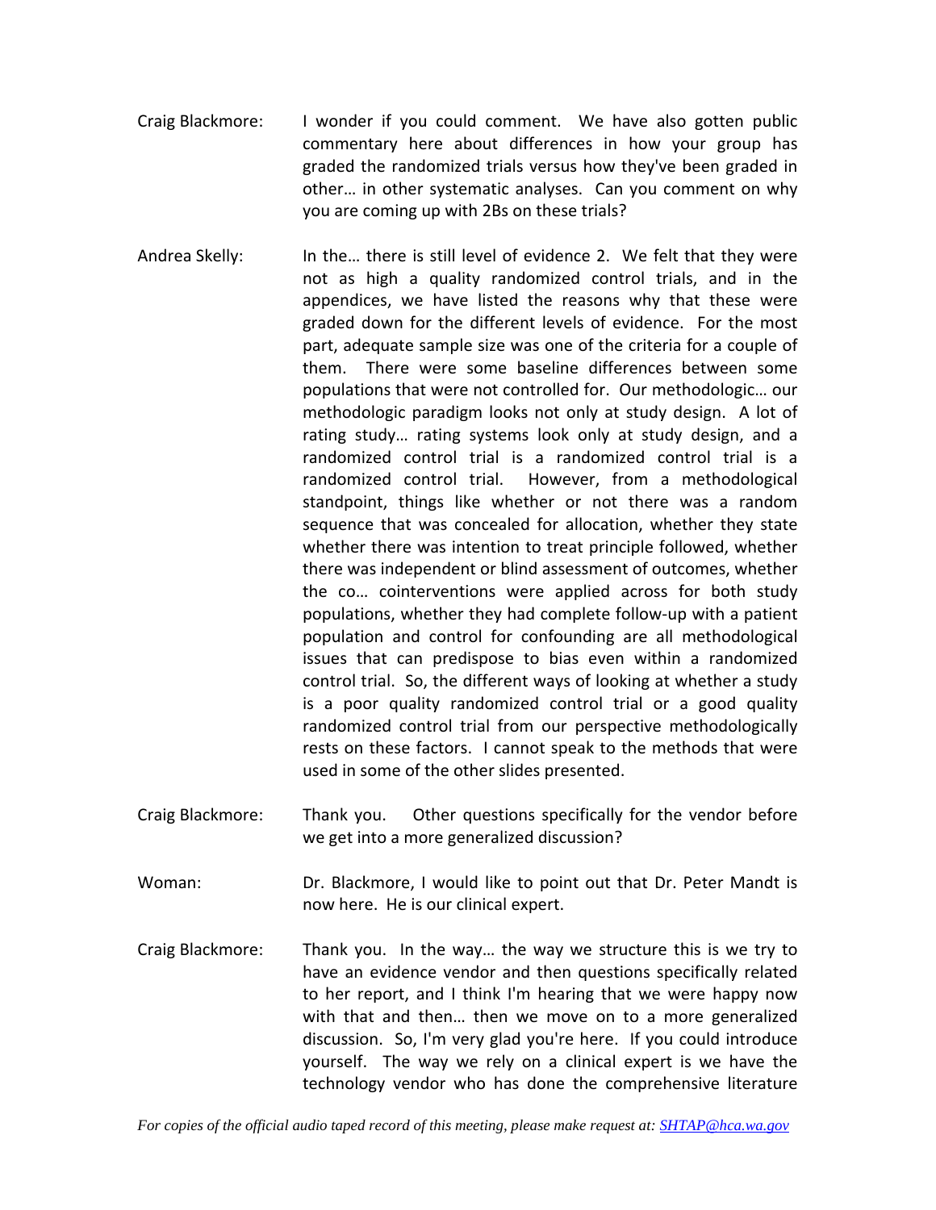Craig Blackmore: I wonder if you could comment. We have also gotten public commentary here about differences in how your group has graded the randomized trials versus how they've been graded in other… in other systematic analyses. Can you comment on why you are coming up with 2Bs on these trials?

Andrea Skelly: In the… there is still level of evidence 2. We felt that they were not as high a quality randomized control trials, and in the appendices, we have listed the reasons why that these were graded down for the different levels of evidence. For the most part, adequate sample size was one of the criteria for a couple of them. There were some baseline differences between some populations that were not controlled for. Our methodologic… our methodologic paradigm looks not only at study design. A lot of rating study… rating systems look only at study design, and a randomized control trial is a randomized control trial. However, from a methodological standpoint, things like whether or not there was a random sequence that was concealed for allocation, whether they state whether there was intention to treat principle followed, whether there was independent or blind assessment of outcomes, whether the co… cointerventions were applied across for both study populations, whether they had complete follow-up with a patient population and control for confounding are all methodological issues that can predispose to bias even within a randomized control trial. So, the different ways of looking at whether a study is a poor quality randomized control trial or a good quality randomized control trial from our perspective methodologically rests on these factors. I cannot speak to the methods that were used in some of the other slides presented.

Craig Blackmore: Thank you. Other questions specifically for the vendor before we get into a more generalized discussion?

Woman: Dr. Blackmore, I would like to point out that Dr. Peter Mandt is now here. He is our clinical expert.

Craig Blackmore: Thank you. In the way… the way we structure this is we try to have an evidence vendor and then questions specifically related to her report, and I think I'm hearing that we were happy now with that and then… then we move on to a more generalized discussion. So, I'm very glad you're here. If you could introduce yourself. The way we rely on a clinical expert is we have the technology vendor who has done the comprehensive literature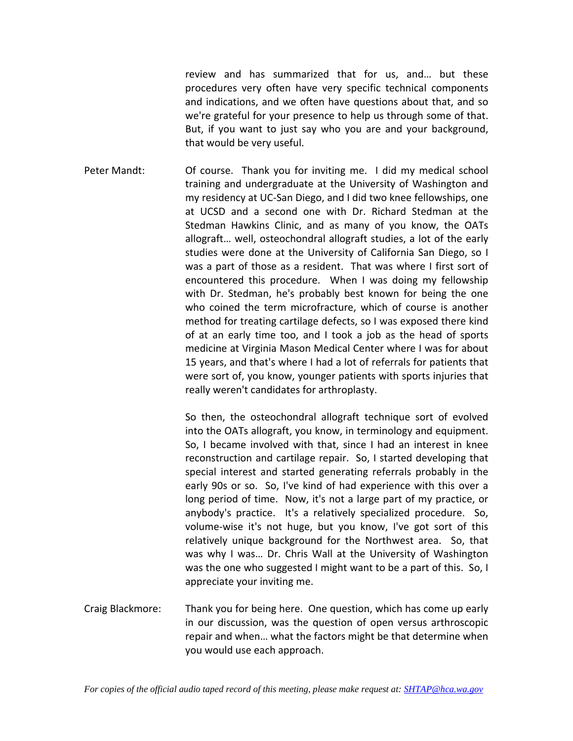review and has summarized that for us, and… but these procedures very often have very specific technical components and indications, and we often have questions about that, and so we're grateful for your presence to help us through some of that. But, if you want to just say who you are and your background, that would be very useful.

Peter Mandt: Of course. Thank you for inviting me. I did my medical school training and undergraduate at the University of Washington and my residency at UC-San Diego, and I did two knee fellowships, one at UCSD and a second one with Dr. Richard Stedman at the Stedman Hawkins Clinic, and as many of you know, the OATs allograft… well, osteochondral allograft studies, a lot of the early studies were done at the University of California San Diego, so I was a part of those as a resident. That was where I first sort of encountered this procedure. When I was doing my fellowship with Dr. Stedman, he's probably best known for being the one who coined the term microfracture, which of course is another method for treating cartilage defects, so I was exposed there kind of at an early time too, and I took a job as the head of sports medicine at Virginia Mason Medical Center where I was for about 15 years, and that's where I had a lot of referrals for patients that were sort of, you know, younger patients with sports injuries that really weren't candidates for arthroplasty.

So then, the osteochondral allograft technique sort of evolved into the OATs allograft, you know, in terminology and equipment. So, I became involved with that, since I had an interest in knee reconstruction and cartilage repair. So, I started developing that special interest and started generating referrals probably in the early 90s or so. So, I've kind of had experience with this over a long period of time. Now, it's not a large part of my practice, or anybody's practice. It's a relatively specialized procedure. So, volume-wise it's not huge, but you know, I've got sort of this relatively unique background for the Northwest area. So, that was why I was… Dr. Chris Wall at the University of Washington was the one who suggested I might want to be a part of this. So, I appreciate your inviting me.

Craig Blackmore: Thank you for being here. One question, which has come up early in our discussion, was the question of open versus arthroscopic repair and when… what the factors might be that determine when you would use each approach.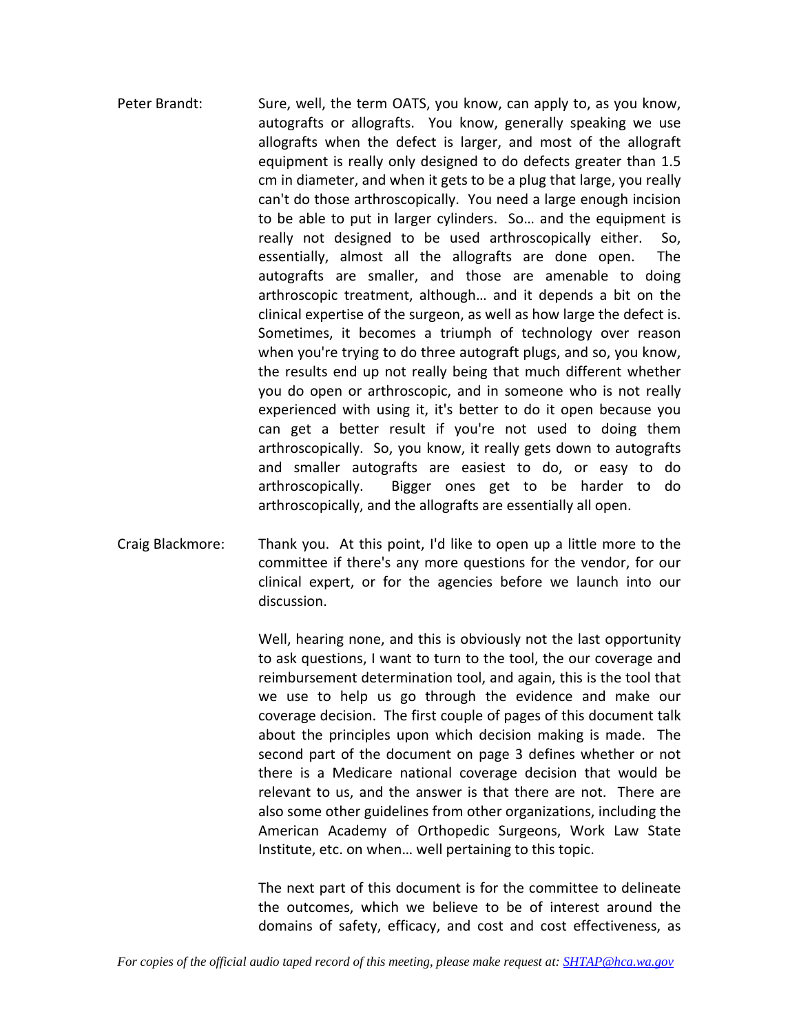Peter Brandt: Sure, well, the term OATS, you know, can apply to, as you know, autografts or allografts. You know, generally speaking we use allografts when the defect is larger, and most of the allograft equipment is really only designed to do defects greater than 1.5 cm in diameter, and when it gets to be a plug that large, you really can't do those arthroscopically. You need a large enough incision to be able to put in larger cylinders. So… and the equipment is really not designed to be used arthroscopically either. So, essentially, almost all the allografts are done open. The autografts are smaller, and those are amenable to doing arthroscopic treatment, although… and it depends a bit on the clinical expertise of the surgeon, as well as how large the defect is. Sometimes, it becomes a triumph of technology over reason when you're trying to do three autograft plugs, and so, you know, the results end up not really being that much different whether you do open or arthroscopic, and in someone who is not really experienced with using it, it's better to do it open because you can get a better result if you're not used to doing them arthroscopically. So, you know, it really gets down to autografts and smaller autografts are easiest to do, or easy to do arthroscopically. Bigger ones get to be harder to do arthroscopically, and the allografts are essentially all open.

Craig Blackmore: Thank you. At this point, I'd like to open up a little more to the committee if there's any more questions for the vendor, for our clinical expert, or for the agencies before we launch into our discussion.

Well, hearing none, and this is obviously not the last opportunity to ask questions, I want to turn to the tool, the our coverage and reimbursement determination tool, and again, this is the tool that we use to help us go through the evidence and make our coverage decision. The first couple of pages of this document talk about the principles upon which decision making is made. The second part of the document on page 3 defines whether or not there is a Medicare national coverage decision that would be relevant to us, and the answer is that there are not. There are also some other guidelines from other organizations, including the American Academy of Orthopedic Surgeons, Work Law State Institute, etc. on when… well pertaining to this topic.

The next part of this document is for the committee to delineate the outcomes, which we believe to be of interest around the domains of safety, efficacy, and cost and cost effectiveness, as

*For copies of the official audio taped record of this meeting, please make request at: SHTAP@hca.wa.gov*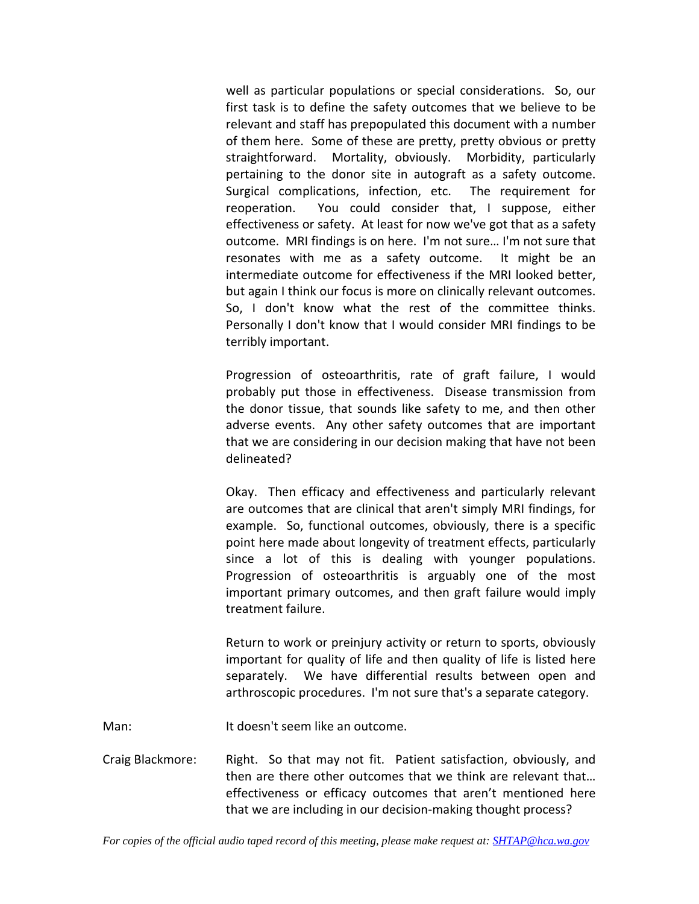well as particular populations or special considerations. So, our first task is to define the safety outcomes that we believe to be relevant and staff has prepopulated this document with a number of them here. Some of these are pretty, pretty obvious or pretty straightforward. Mortality, obviously. Morbidity, particularly pertaining to the donor site in autograft as a safety outcome. Surgical complications, infection, etc. The requirement for reoperation. You could consider that, I suppose, either effectiveness or safety. At least for now we've got that as a safety outcome. MRI findings is on here. I'm not sure… I'm not sure that resonates with me as a safety outcome. It might be an intermediate outcome for effectiveness if the MRI looked better, but again I think our focus is more on clinically relevant outcomes. So, I don't know what the rest of the committee thinks. Personally I don't know that I would consider MRI findings to be terribly important.

Progression of osteoarthritis, rate of graft failure, I would probably put those in effectiveness. Disease transmission from the donor tissue, that sounds like safety to me, and then other adverse events. Any other safety outcomes that are important that we are considering in our decision making that have not been delineated?

Okay. Then efficacy and effectiveness and particularly relevant are outcomes that are clinical that aren't simply MRI findings, for example. So, functional outcomes, obviously, there is a specific point here made about longevity of treatment effects, particularly since a lot of this is dealing with younger populations. Progression of osteoarthritis is arguably one of the most important primary outcomes, and then graft failure would imply treatment failure.

Return to work or preinjury activity or return to sports, obviously important for quality of life and then quality of life is listed here separately. We have differential results between open and arthroscopic procedures. I'm not sure that's a separate category.

Man: It doesn't seem like an outcome.

Craig Blackmore: Right. So that may not fit. Patient satisfaction, obviously, and then are there other outcomes that we think are relevant that… effectiveness or efficacy outcomes that aren't mentioned here that we are including in our decision-making thought process?

*For copies of the official audio taped record of this meeting, please make request at: SHTAP@hca.wa.gov*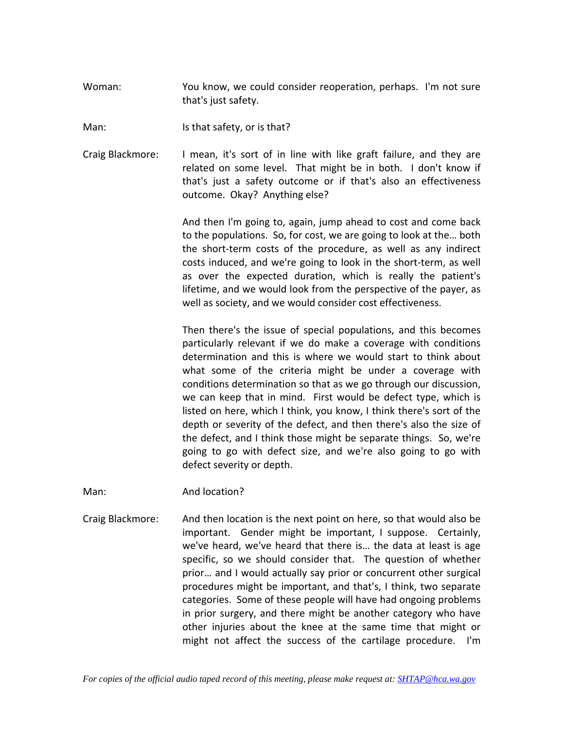Woman: You know, we could consider reoperation, perhaps. I'm not sure that's just safety.

Man: Is that safety, or is that?

Craig Blackmore: I mean, it's sort of in line with like graft failure, and they are related on some level. That might be in both. I don't know if that's just a safety outcome or if that's also an effectiveness outcome. Okay? Anything else?

And then I'm going to, again, jump ahead to cost and come back to the populations. So, for cost, we are going to look at the… both the short-term costs of the procedure, as well as any indirect costs induced, and we're going to look in the short-term, as well as over the expected duration, which is really the patient's lifetime, and we would look from the perspective of the payer, as well as society, and we would consider cost effectiveness.

Then there's the issue of special populations, and this becomes particularly relevant if we do make a coverage with conditions determination and this is where we would start to think about what some of the criteria might be under a coverage with conditions determination so that as we go through our discussion, we can keep that in mind. First would be defect type, which is listed on here, which I think, you know, I think there's sort of the depth or severity of the defect, and then there's also the size of the defect, and I think those might be separate things. So, we're going to go with defect size, and we're also going to go with defect severity or depth.

Man: And location?

Craig Blackmore: And then location is the next point on here, so that would also be important. Gender might be important, I suppose. Certainly, we've heard, we've heard that there is… the data at least is age specific, so we should consider that. The question of whether prior… and I would actually say prior or concurrent other surgical procedures might be important, and that's, I think, two separate categories. Some of these people will have had ongoing problems in prior surgery, and there might be another category who have other injuries about the knee at the same time that might or might not affect the success of the cartilage procedure. I'm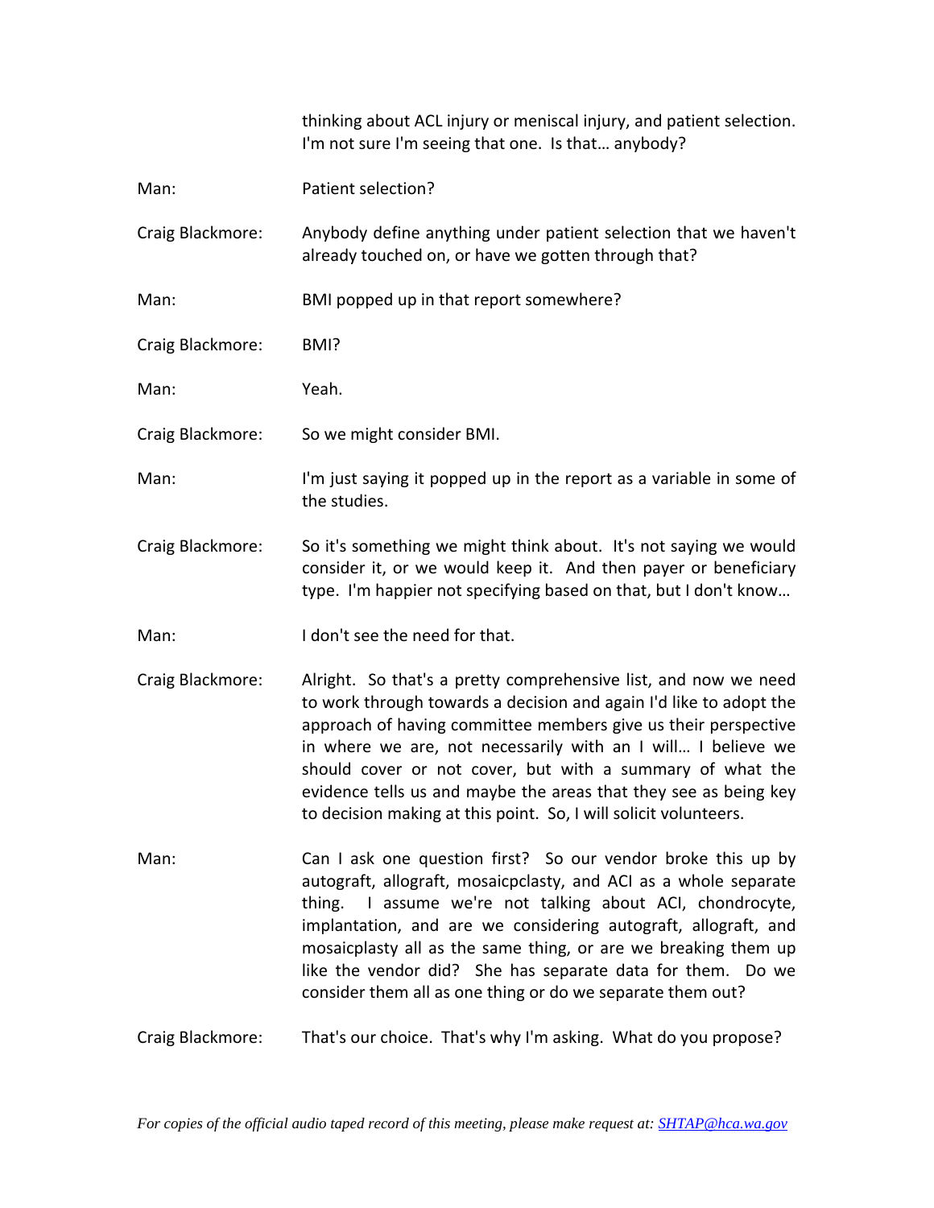thinking about ACL injury or meniscal injury, and patient selection. I'm not sure I'm seeing that one. Is that… anybody?

Man: Patient selection?

Craig Blackmore: Anybody define anything under patient selection that we haven't already touched on, or have we gotten through that?

Man: BMI popped up in that report somewhere?

Craig Blackmore: BMI?

Man: Yeah.

Craig Blackmore: So we might consider BMI.

Man: I'm just saying it popped up in the report as a variable in some of the studies.

Craig Blackmore: So it's something we might think about. It's not saying we would consider it, or we would keep it. And then payer or beneficiary type. I'm happier not specifying based on that, but I don't know…

Man: I don't see the need for that.

Craig Blackmore: Alright. So that's a pretty comprehensive list, and now we need to work through towards a decision and again I'd like to adopt the approach of having committee members give us their perspective in where we are, not necessarily with an I will… I believe we should cover or not cover, but with a summary of what the evidence tells us and maybe the areas that they see as being key to decision making at this point. So, I will solicit volunteers.

Man: Can I ask one question first? So our vendor broke this up by autograft, allograft, mosaicpclasty, and ACI as a whole separate thing. I assume we're not talking about ACI, chondrocyte, implantation, and are we considering autograft, allograft, and mosaicplasty all as the same thing, or are we breaking them up like the vendor did? She has separate data for them. Do we consider them all as one thing or do we separate them out?

Craig Blackmore: That's our choice. That's why I'm asking. What do you propose?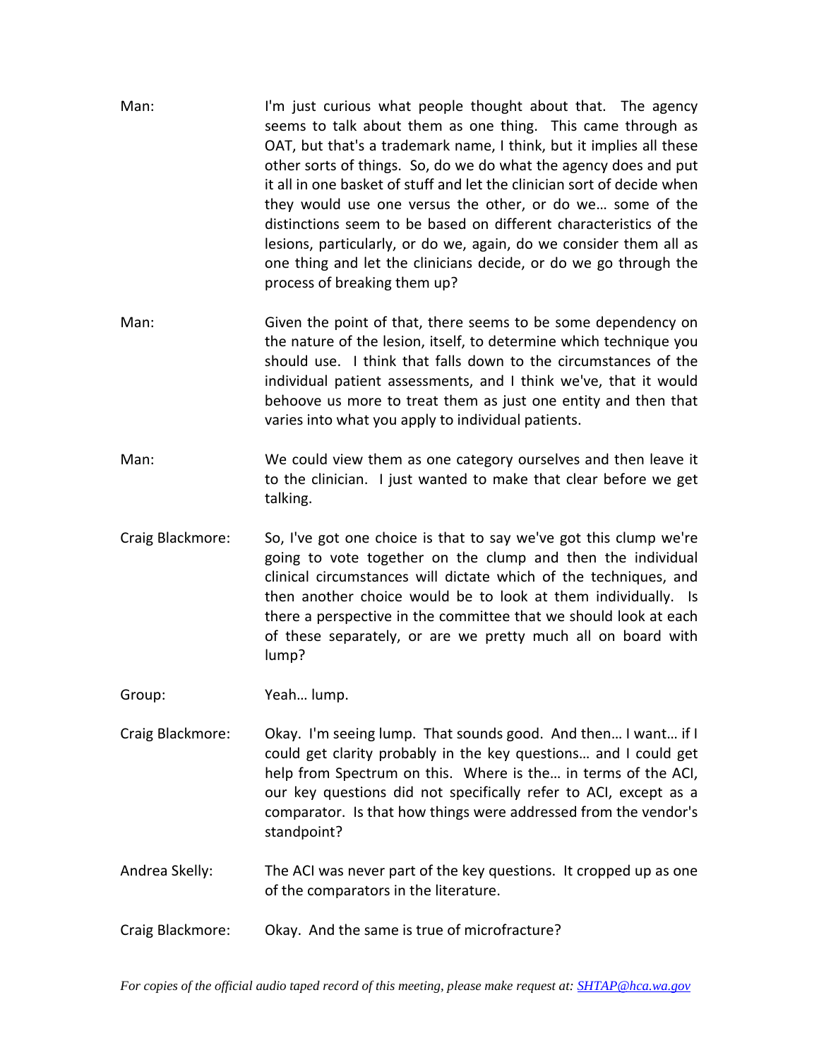Man: I'm just curious what people thought about that. The agency seems to talk about them as one thing. This came through as OAT, but that's a trademark name, I think, but it implies all these other sorts of things. So, do we do what the agency does and put it all in one basket of stuff and let the clinician sort of decide when they would use one versus the other, or do we… some of the distinctions seem to be based on different characteristics of the lesions, particularly, or do we, again, do we consider them all as one thing and let the clinicians decide, or do we go through the process of breaking them up?

Man: Given the point of that, there seems to be some dependency on the nature of the lesion, itself, to determine which technique you should use. I think that falls down to the circumstances of the individual patient assessments, and I think we've, that it would behoove us more to treat them as just one entity and then that varies into what you apply to individual patients.

Man: We could view them as one category ourselves and then leave it to the clinician. I just wanted to make that clear before we get talking.

Craig Blackmore: So, I've got one choice is that to say we've got this clump we're going to vote together on the clump and then the individual clinical circumstances will dictate which of the techniques, and then another choice would be to look at them individually. Is there a perspective in the committee that we should look at each of these separately, or are we pretty much all on board with lump?

Group: Yeah… lump.

Craig Blackmore: Okay. I'm seeing lump. That sounds good. And then… I want… if I could get clarity probably in the key questions… and I could get help from Spectrum on this. Where is the… in terms of the ACI, our key questions did not specifically refer to ACI, except as a comparator. Is that how things were addressed from the vendor's standpoint?

Andrea Skelly: The ACI was never part of the key questions. It cropped up as one of the comparators in the literature.

Craig Blackmore: Okay. And the same is true of microfracture?

*For copies of the official audio taped record of this meeting, please make request at: SHTAP@hca.wa.gov*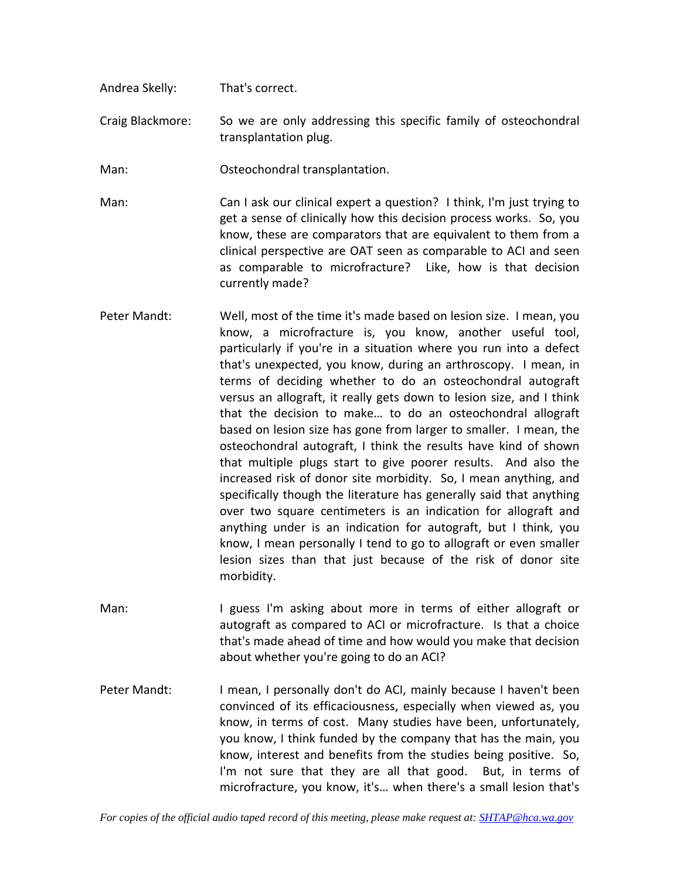Andrea Skelly: That's correct.

Craig Blackmore: So we are only addressing this specific family of osteochondral transplantation plug.

Man: Osteochondral transplantation.

Man: Can I ask our clinical expert a question? I think, I'm just trying to get a sense of clinically how this decision process works. So, you know, these are comparators that are equivalent to them from a clinical perspective are OAT seen as comparable to ACI and seen as comparable to microfracture? Like, how is that decision currently made?

Peter Mandt: Well, most of the time it's made based on lesion size. I mean, you know, a microfracture is, you know, another useful tool, particularly if you're in a situation where you run into a defect that's unexpected, you know, during an arthroscopy. I mean, in terms of deciding whether to do an osteochondral autograft versus an allograft, it really gets down to lesion size, and I think that the decision to make… to do an osteochondral allograft based on lesion size has gone from larger to smaller. I mean, the osteochondral autograft, I think the results have kind of shown that multiple plugs start to give poorer results. And also the increased risk of donor site morbidity. So, I mean anything, and specifically though the literature has generally said that anything over two square centimeters is an indication for allograft and anything under is an indication for autograft, but I think, you know, I mean personally I tend to go to allograft or even smaller lesion sizes than that just because of the risk of donor site morbidity.

Man: I guess I'm asking about more in terms of either allograft or autograft as compared to ACI or microfracture. Is that a choice that's made ahead of time and how would you make that decision about whether you're going to do an ACI?

Peter Mandt: I mean, I personally don't do ACI, mainly because I haven't been convinced of its efficaciousness, especially when viewed as, you know, in terms of cost. Many studies have been, unfortunately, you know, I think funded by the company that has the main, you know, interest and benefits from the studies being positive. So, I'm not sure that they are all that good. But, in terms of microfracture, you know, it's… when there's a small lesion that's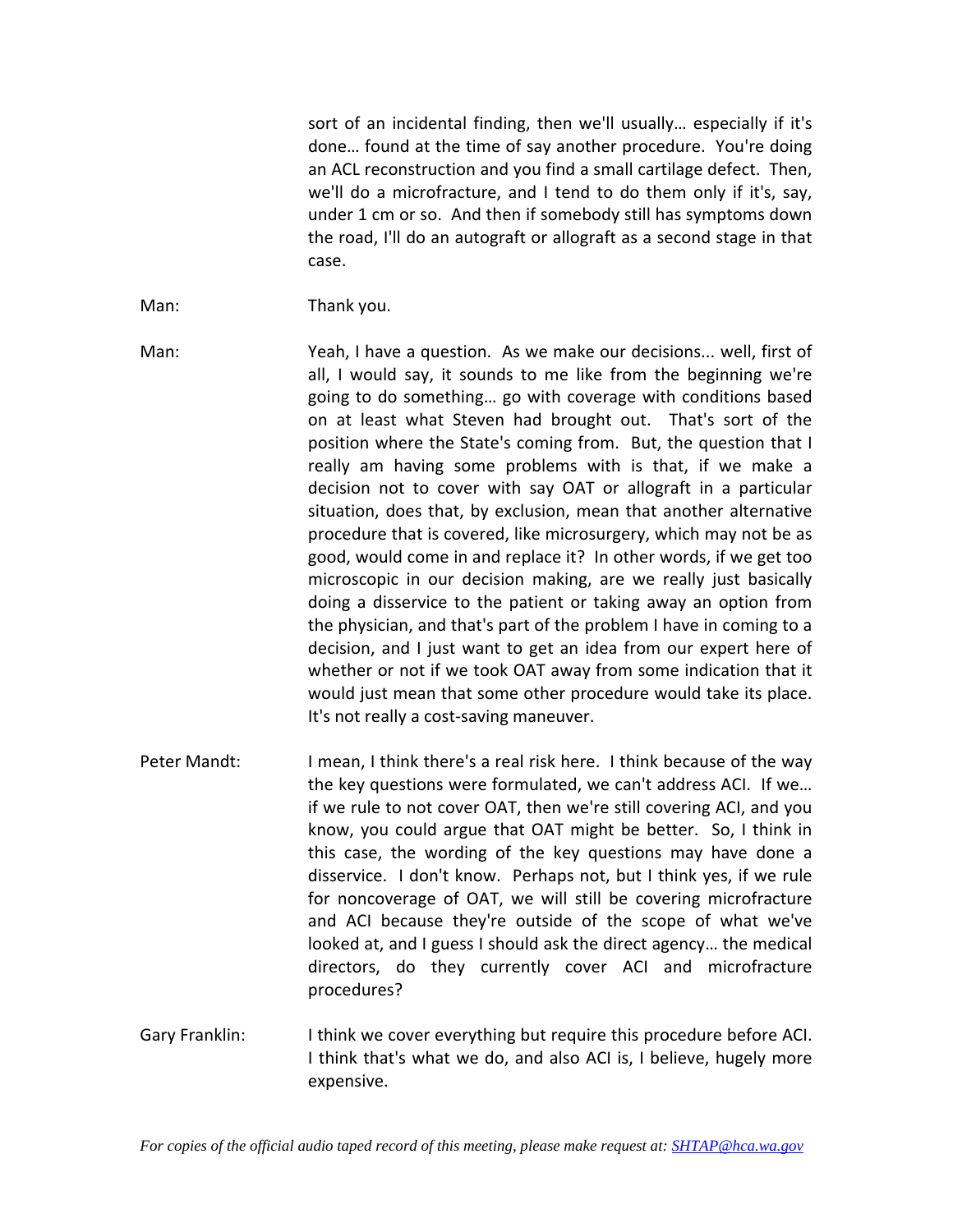sort of an incidental finding, then we'll usually… especially if it's done… found at the time of say another procedure. You're doing an ACL reconstruction and you find a small cartilage defect. Then, we'll do a microfracture, and I tend to do them only if it's, say, under 1 cm or so. And then if somebody still has symptoms down the road, I'll do an autograft or allograft as a second stage in that case.

Man: Thank you.

Man: Yeah, I have a question. As we make our decisions... well, first of all, I would say, it sounds to me like from the beginning we're going to do something… go with coverage with conditions based on at least what Steven had brought out. That's sort of the position where the State's coming from. But, the question that I really am having some problems with is that, if we make a decision not to cover with say OAT or allograft in a particular situation, does that, by exclusion, mean that another alternative procedure that is covered, like microsurgery, which may not be as good, would come in and replace it? In other words, if we get too microscopic in our decision making, are we really just basically doing a disservice to the patient or taking away an option from the physician, and that's part of the problem I have in coming to a decision, and I just want to get an idea from our expert here of whether or not if we took OAT away from some indication that it would just mean that some other procedure would take its place. It's not really a cost-saving maneuver.

Peter Mandt: I mean, I think there's a real risk here. I think because of the way the key questions were formulated, we can't address ACI. If we… if we rule to not cover OAT, then we're still covering ACI, and you know, you could argue that OAT might be better. So, I think in this case, the wording of the key questions may have done a disservice. I don't know. Perhaps not, but I think yes, if we rule for noncoverage of OAT, we will still be covering microfracture and ACI because they're outside of the scope of what we've looked at, and I guess I should ask the direct agency… the medical directors, do they currently cover ACI and microfracture procedures?

Gary Franklin: I think we cover everything but require this procedure before ACI. I think that's what we do, and also ACI is, I believe, hugely more expensive.

*For copies of the official audio taped record of this meeting, please make request at: SHTAP@hca.wa.gov*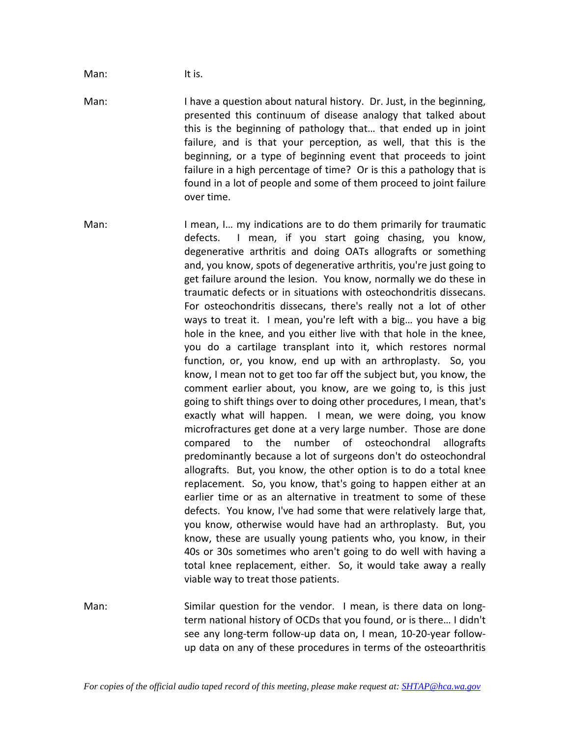Man: It is.

Man: I have a question about natural history. Dr. Just, in the beginning, presented this continuum of disease analogy that talked about this is the beginning of pathology that… that ended up in joint failure, and is that your perception, as well, that this is the beginning, or a type of beginning event that proceeds to joint failure in a high percentage of time? Or is this a pathology that is found in a lot of people and some of them proceed to joint failure over time.

Man: I mean, I… my indications are to do them primarily for traumatic defects. I mean, if you start going chasing, you know, degenerative arthritis and doing OATs allografts or something and, you know, spots of degenerative arthritis, you're just going to get failure around the lesion. You know, normally we do these in traumatic defects or in situations with osteochondritis dissecans. For osteochondritis dissecans, there's really not a lot of other ways to treat it. I mean, you're left with a big… you have a big hole in the knee, and you either live with that hole in the knee, you do a cartilage transplant into it, which restores normal function, or, you know, end up with an arthroplasty. So, you know, I mean not to get too far off the subject but, you know, the comment earlier about, you know, are we going to, is this just going to shift things over to doing other procedures, I mean, that's exactly what will happen. I mean, we were doing, you know microfractures get done at a very large number. Those are done compared to the number of osteochondral allografts predominantly because a lot of surgeons don't do osteochondral allografts. But, you know, the other option is to do a total knee replacement. So, you know, that's going to happen either at an earlier time or as an alternative in treatment to some of these defects. You know, I've had some that were relatively large that, you know, otherwise would have had an arthroplasty. But, you know, these are usually young patients who, you know, in their 40s or 30s sometimes who aren't going to do well with having a total knee replacement, either. So, it would take away a really viable way to treat those patients.

Man: Similar question for the vendor. I mean, is there data on long-term national history of OCDs that you found, or is there… I didn't see any long-term follow-up data on, I mean, 10-20-year follow-up data on any of these procedures in terms of the osteoarthritis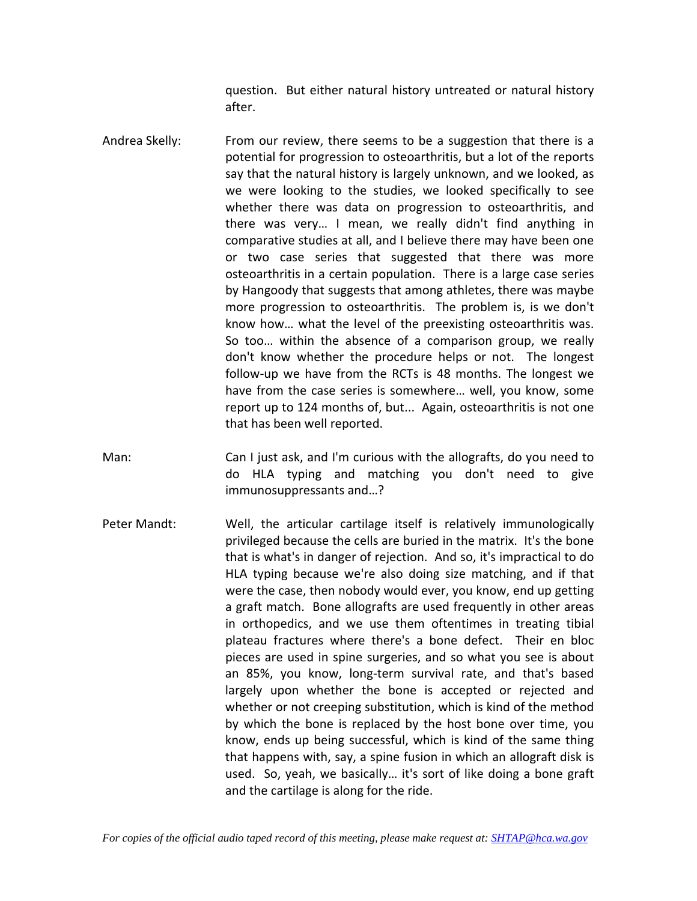question. But either natural history untreated or natural history after.

Andrea Skelly: From our review, there seems to be a suggestion that there is a potential for progression to osteoarthritis, but a lot of the reports say that the natural history is largely unknown, and we looked, as we were looking to the studies, we looked specifically to see whether there was data on progression to osteoarthritis, and there was very… I mean, we really didn't find anything in comparative studies at all, and I believe there may have been one or two case series that suggested that there was more osteoarthritis in a certain population. There is a large case series by Hangoody that suggests that among athletes, there was maybe more progression to osteoarthritis. The problem is, is we don't know how… what the level of the preexisting osteoarthritis was. So too… within the absence of a comparison group, we really don't know whether the procedure helps or not. The longest follow-up we have from the RCTs is 48 months. The longest we have from the case series is somewhere… well, you know, some report up to 124 months of, but... Again, osteoarthritis is not one that has been well reported.

Man: Can I just ask, and I'm curious with the allografts, do you need to do HLA typing and matching you don't need to give immunosuppressants and…?

Peter Mandt: Well, the articular cartilage itself is relatively immunologically privileged because the cells are buried in the matrix. It's the bone that is what's in danger of rejection. And so, it's impractical to do HLA typing because we're also doing size matching, and if that were the case, then nobody would ever, you know, end up getting a graft match. Bone allografts are used frequently in other areas in orthopedics, and we use them oftentimes in treating tibial plateau fractures where there's a bone defect. Their en bloc pieces are used in spine surgeries, and so what you see is about an 85%, you know, long-term survival rate, and that's based largely upon whether the bone is accepted or rejected and whether or not creeping substitution, which is kind of the method by which the bone is replaced by the host bone over time, you know, ends up being successful, which is kind of the same thing that happens with, say, a spine fusion in which an allograft disk is used. So, yeah, we basically… it's sort of like doing a bone graft and the cartilage is along for the ride.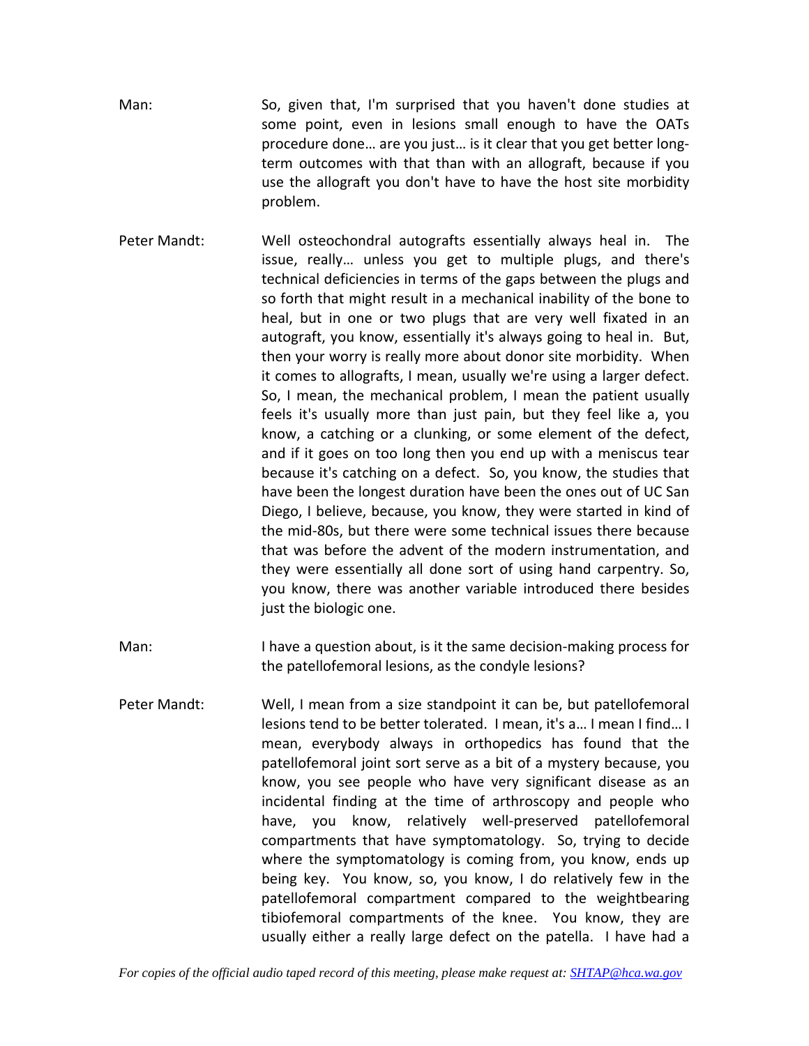Man: So, given that, I'm surprised that you haven't done studies at some point, even in lesions small enough to have the OATs procedure done… are you just… is it clear that you get better long-term outcomes with that than with an allograft, because if you use the allograft you don't have to have the host site morbidity problem.

Peter Mandt: Well osteochondral autografts essentially always heal in. The issue, really… unless you get to multiple plugs, and there's technical deficiencies in terms of the gaps between the plugs and so forth that might result in a mechanical inability of the bone to heal, but in one or two plugs that are very well fixated in an autograft, you know, essentially it's always going to heal in. But, then your worry is really more about donor site morbidity. When it comes to allografts, I mean, usually we're using a larger defect. So, I mean, the mechanical problem, I mean the patient usually feels it's usually more than just pain, but they feel like a, you know, a catching or a clunking, or some element of the defect, and if it goes on too long then you end up with a meniscus tear because it's catching on a defect. So, you know, the studies that have been the longest duration have been the ones out of UC San Diego, I believe, because, you know, they were started in kind of the mid-80s, but there were some technical issues there because that was before the advent of the modern instrumentation, and they were essentially all done sort of using hand carpentry. So, you know, there was another variable introduced there besides just the biologic one.

Man: I have a question about, is it the same decision-making process for the patellofemoral lesions, as the condyle lesions?

Peter Mandt: Well, I mean from a size standpoint it can be, but patellofemoral lesions tend to be better tolerated. I mean, it's a… I mean I find… I mean, everybody always in orthopedics has found that the patellofemoral joint sort serve as a bit of a mystery because, you know, you see people who have very significant disease as an incidental finding at the time of arthroscopy and people who have, you know, relatively well-preserved patellofemoral compartments that have symptomatology. So, trying to decide where the symptomatology is coming from, you know, ends up being key. You know, so, you know, I do relatively few in the patellofemoral compartment compared to the weightbearing tibiofemoral compartments of the knee. You know, they are usually either a really large defect on the patella. I have had a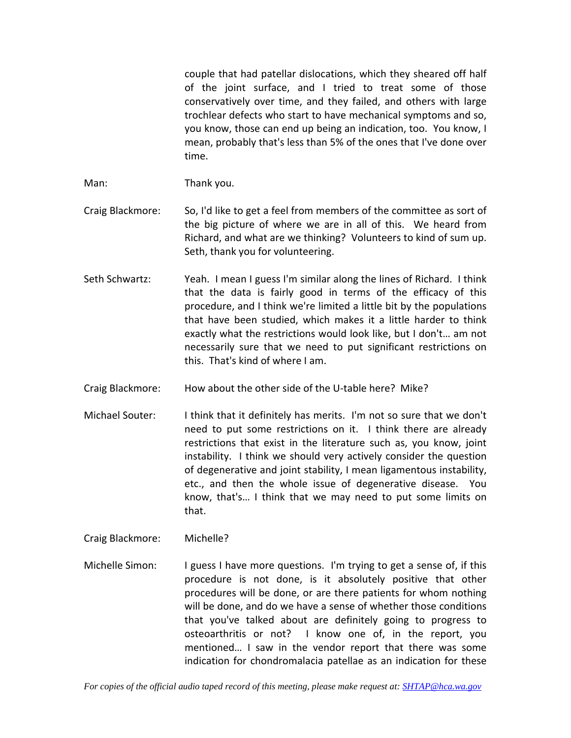couple that had patellar dislocations, which they sheared off half of the joint surface, and I tried to treat some of those conservatively over time, and they failed, and others with large trochlear defects who start to have mechanical symptoms and so, you know, those can end up being an indication, too. You know, I mean, probably that's less than 5% of the ones that I've done over time.

Man: Thank you.

Craig Blackmore: So, I'd like to get a feel from members of the committee as sort of the big picture of where we are in all of this. We heard from Richard, and what are we thinking? Volunteers to kind of sum up. Seth, thank you for volunteering.

Seth Schwartz: Yeah. I mean I guess I'm similar along the lines of Richard. I think that the data is fairly good in terms of the efficacy of this procedure, and I think we're limited a little bit by the populations that have been studied, which makes it a little harder to think exactly what the restrictions would look like, but I don't… am not necessarily sure that we need to put significant restrictions on this. That's kind of where I am.

Craig Blackmore: How about the other side of the U-table here? Mike?

Michael Souter: I think that it definitely has merits. I'm not so sure that we don't need to put some restrictions on it. I think there are already restrictions that exist in the literature such as, you know, joint instability. I think we should very actively consider the question of degenerative and joint stability, I mean ligamentous instability, etc., and then the whole issue of degenerative disease. You know, that's… I think that we may need to put some limits on that.

Craig Blackmore: Michelle?

Michelle Simon: I guess I have more questions. I'm trying to get a sense of, if this procedure is not done, is it absolutely positive that other procedures will be done, or are there patients for whom nothing will be done, and do we have a sense of whether those conditions that you've talked about are definitely going to progress to osteoarthritis or not? I know one of, in the report, you mentioned… I saw in the vendor report that there was some indication for chondromalacia patellae as an indication for these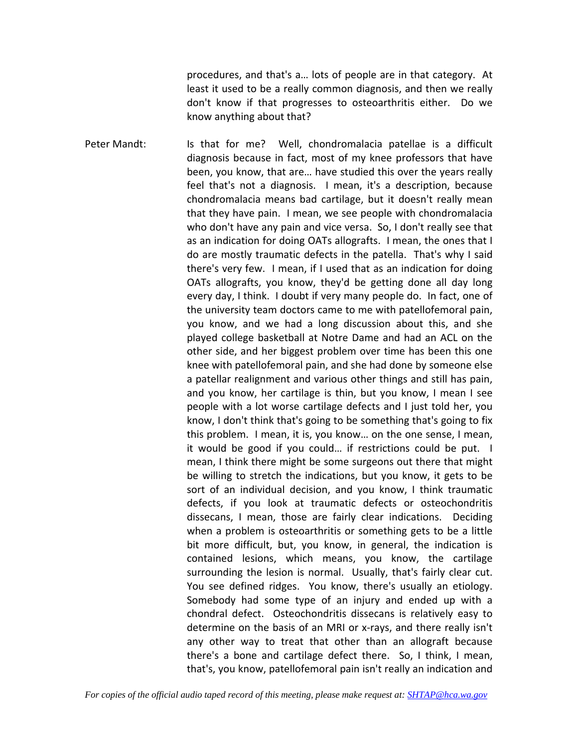procedures, and that's a… lots of people are in that category. At least it used to be a really common diagnosis, and then we really don't know if that progresses to osteoarthritis either. Do we know anything about that?

Peter Mandt: Is that for me? Well, chondromalacia patellae is a difficult diagnosis because in fact, most of my knee professors that have been, you know, that are… have studied this over the years really feel that's not a diagnosis. I mean, it's a description, because chondromalacia means bad cartilage, but it doesn't really mean that they have pain. I mean, we see people with chondromalacia who don't have any pain and vice versa. So, I don't really see that as an indication for doing OATs allografts. I mean, the ones that I do are mostly traumatic defects in the patella. That's why I said there's very few. I mean, if I used that as an indication for doing OATs allografts, you know, they'd be getting done all day long every day, I think. I doubt if very many people do. In fact, one of the university team doctors came to me with patellofemoral pain, you know, and we had a long discussion about this, and she played college basketball at Notre Dame and had an ACL on the other side, and her biggest problem over time has been this one knee with patellofemoral pain, and she had done by someone else a patellar realignment and various other things and still has pain, and you know, her cartilage is thin, but you know, I mean I see people with a lot worse cartilage defects and I just told her, you know, I don't think that's going to be something that's going to fix this problem. I mean, it is, you know… on the one sense, I mean, it would be good if you could… if restrictions could be put. I mean, I think there might be some surgeons out there that might be willing to stretch the indications, but you know, it gets to be sort of an individual decision, and you know, I think traumatic defects, if you look at traumatic defects or osteochondritis dissecans, I mean, those are fairly clear indications. Deciding when a problem is osteoarthritis or something gets to be a little bit more difficult, but, you know, in general, the indication is contained lesions, which means, you know, the cartilage surrounding the lesion is normal. Usually, that's fairly clear cut. You see defined ridges. You know, there's usually an etiology. Somebody had some type of an injury and ended up with a chondral defect. Osteochondritis dissecans is relatively easy to determine on the basis of an MRI or x-rays, and there really isn't any other way to treat that other than an allograft because there's a bone and cartilage defect there. So, I think, I mean, that's, you know, patellofemoral pain isn't really an indication and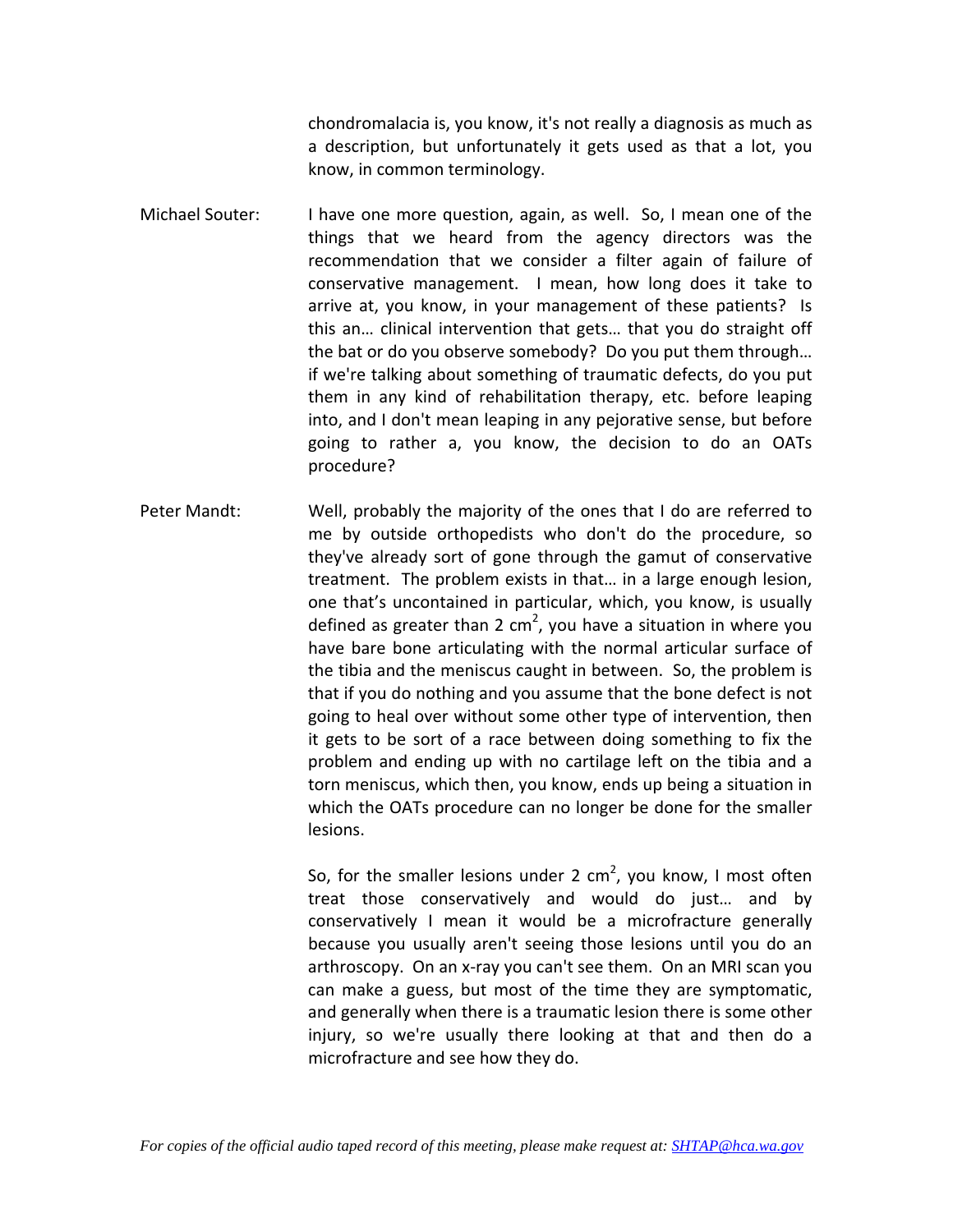chondromalacia is, you know, it's not really a diagnosis as much as a description, but unfortunately it gets used as that a lot, you know, in common terminology.

Michael Souter: I have one more question, again, as well. So, I mean one of the things that we heard from the agency directors was the recommendation that we consider a filter again of failure of conservative management. I mean, how long does it take to arrive at, you know, in your management of these patients? Is this an… clinical intervention that gets… that you do straight off the bat or do you observe somebody? Do you put them through… if we're talking about something of traumatic defects, do you put them in any kind of rehabilitation therapy, etc. before leaping into, and I don't mean leaping in any pejorative sense, but before going to rather a, you know, the decision to do an OATs procedure?

Peter Mandt: Well, probably the majority of the ones that I do are referred to me by outside orthopedists who don't do the procedure, so they've already sort of gone through the gamut of conservative treatment. The problem exists in that… in a large enough lesion, one that's uncontained in particular, which, you know, is usually defined as greater than 2 $cm^2$, you have a situation in where you have bare bone articulating with the normal articular surface of the tibia and the meniscus caught in between. So, the problem is that if you do nothing and you assume that the bone defect is not going to heal over without some other type of intervention, then it gets to be sort of a race between doing something to fix the problem and ending up with no cartilage left on the tibia and a torn meniscus, which then, you know, ends up being a situation in which the OATs procedure can no longer be done for the smaller lesions.

So, for the smaller lesions under 2 $cm^2$, you know, I most often treat those conservatively and would do just… and by conservatively I mean it would be a microfracture generally because you usually aren't seeing those lesions until you do an arthroscopy. On an x-ray you can't see them. On an MRI scan you can make a guess, but most of the time they are symptomatic, and generally when there is a traumatic lesion there is some other injury, so we're usually there looking at that and then do a microfracture and see how they do.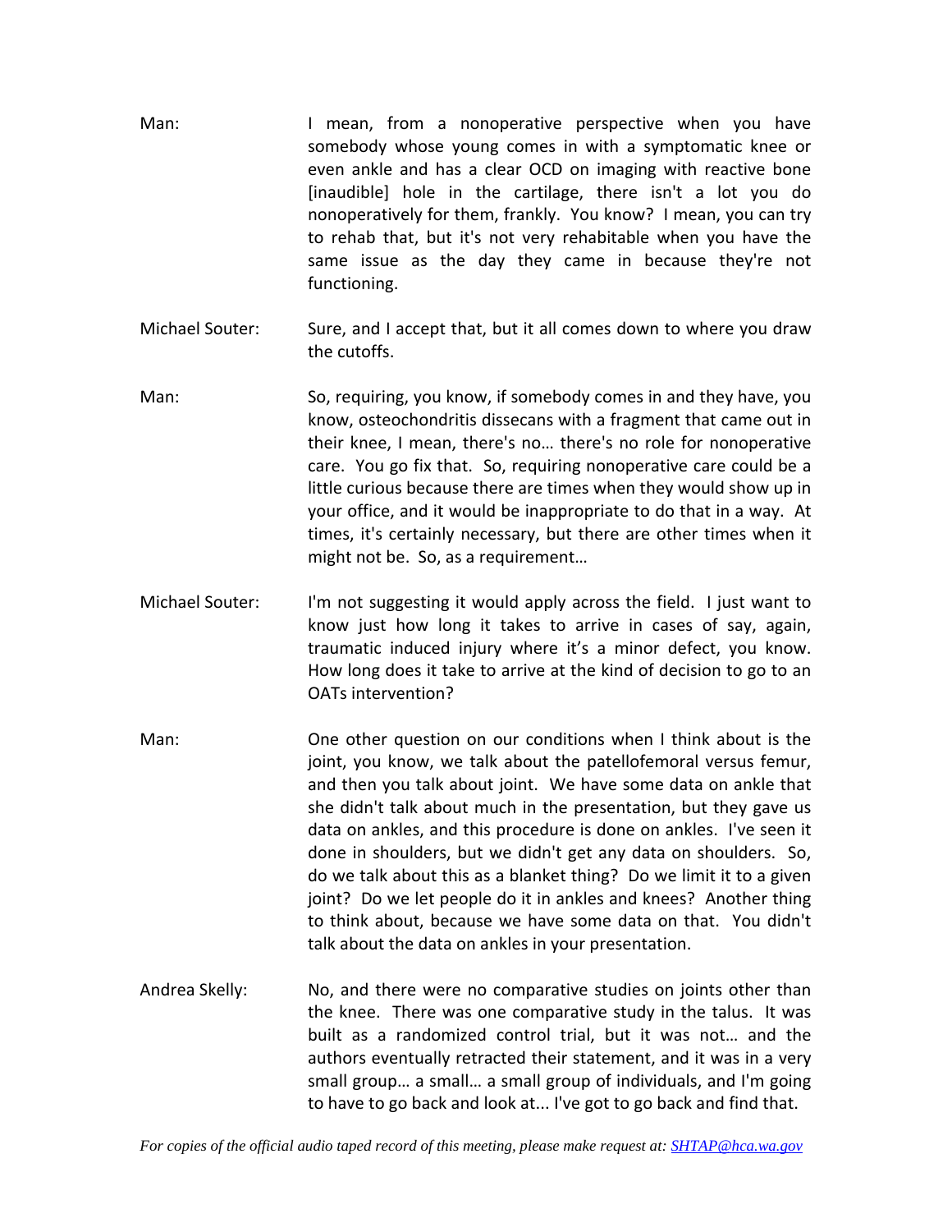Man: I mean, from a nonoperative perspective when you have somebody whose young comes in with a symptomatic knee or even ankle and has a clear OCD on imaging with reactive bone [inaudible] hole in the cartilage, there isn't a lot you do nonoperatively for them, frankly. You know? I mean, you can try to rehab that, but it's not very rehabitable when you have the same issue as the day they came in because they're not functioning.

Michael Souter: Sure, and I accept that, but it all comes down to where you draw the cutoffs.

Man: So, requiring, you know, if somebody comes in and they have, you know, osteochondritis dissecans with a fragment that came out in their knee, I mean, there's no… there's no role for nonoperative care. You go fix that. So, requiring nonoperative care could be a little curious because there are times when they would show up in your office, and it would be inappropriate to do that in a way. At times, it's certainly necessary, but there are other times when it might not be. So, as a requirement…

Michael Souter: I'm not suggesting it would apply across the field. I just want to know just how long it takes to arrive in cases of say, again, traumatic induced injury where it's a minor defect, you know. How long does it take to arrive at the kind of decision to go to an OATs intervention?

Man: One other question on our conditions when I think about is the joint, you know, we talk about the patellofemoral versus femur, and then you talk about joint. We have some data on ankle that she didn't talk about much in the presentation, but they gave us data on ankles, and this procedure is done on ankles. I've seen it done in shoulders, but we didn't get any data on shoulders. So, do we talk about this as a blanket thing? Do we limit it to a given joint? Do we let people do it in ankles and knees? Another thing to think about, because we have some data on that. You didn't talk about the data on ankles in your presentation.

Andrea Skelly: No, and there were no comparative studies on joints other than the knee. There was one comparative study in the talus. It was built as a randomized control trial, but it was not… and the authors eventually retracted their statement, and it was in a very small group… a small… a small group of individuals, and I'm going to have to go back and look at... I've got to go back and find that.

*For copies of the official audio taped record of this meeting, please make request at: SHTAP@hca.wa.gov*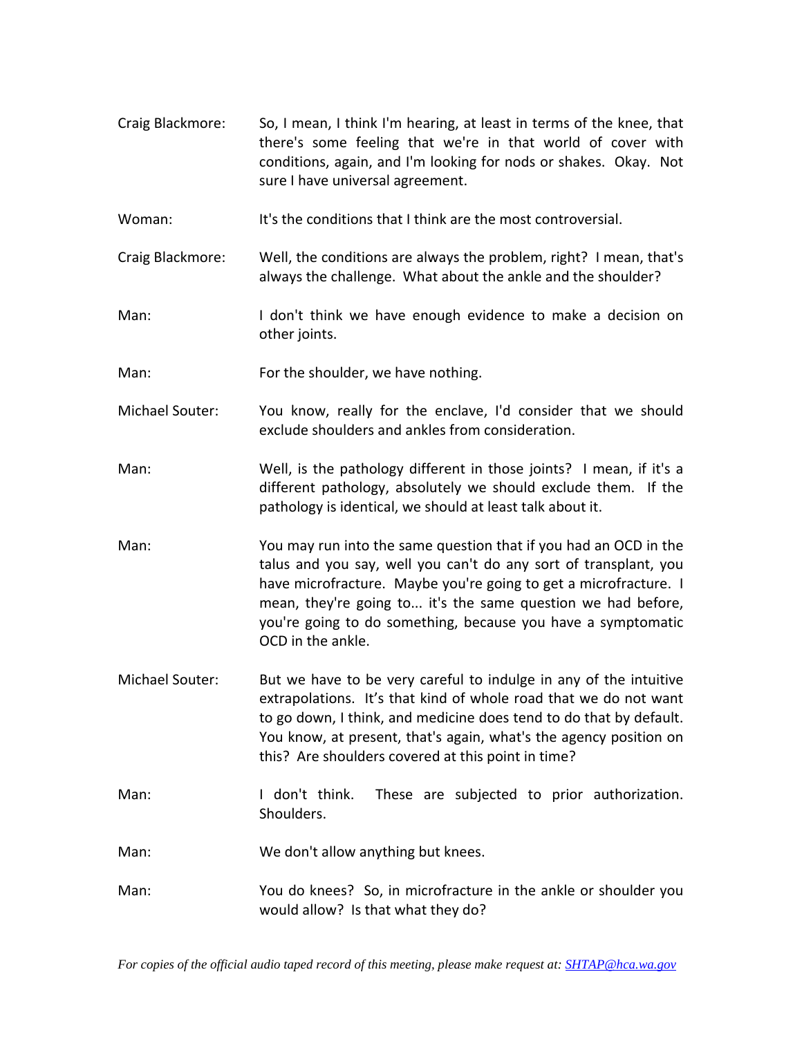Craig Blackmore: So, I mean, I think I'm hearing, at least in terms of the knee, that there's some feeling that we're in that world of cover with conditions, again, and I'm looking for nods or shakes. Okay. Not sure I have universal agreement.

Woman: It's the conditions that I think are the most controversial.

Craig Blackmore: Well, the conditions are always the problem, right? I mean, that's always the challenge. What about the ankle and the shoulder?

Man: I don't think we have enough evidence to make a decision on other joints.

Man: For the shoulder, we have nothing.

Michael Souter: You know, really for the enclave, I'd consider that we should exclude shoulders and ankles from consideration.

Man: Well, is the pathology different in those joints? I mean, if it's a different pathology, absolutely we should exclude them. If the pathology is identical, we should at least talk about it.

Man: You may run into the same question that if you had an OCD in the talus and you say, well you can't do any sort of transplant, you have microfracture. Maybe you're going to get a microfracture. I mean, they're going to... it's the same question we had before, you're going to do something, because you have a symptomatic OCD in the ankle.

Michael Souter: But we have to be very careful to indulge in any of the intuitive extrapolations. It's that kind of whole road that we do not want to go down, I think, and medicine does tend to do that by default. You know, at present, that's again, what's the agency position on this? Are shoulders covered at this point in time?

Man: I don't think. These are subjected to prior authorization. Shoulders.

Man: We don't allow anything but knees.

Man: You do knees? So, in microfracture in the ankle or shoulder you would allow? Is that what they do?

*For copies of the official audio taped record of this meeting, please make request at: SHTAP@hca.wa.gov*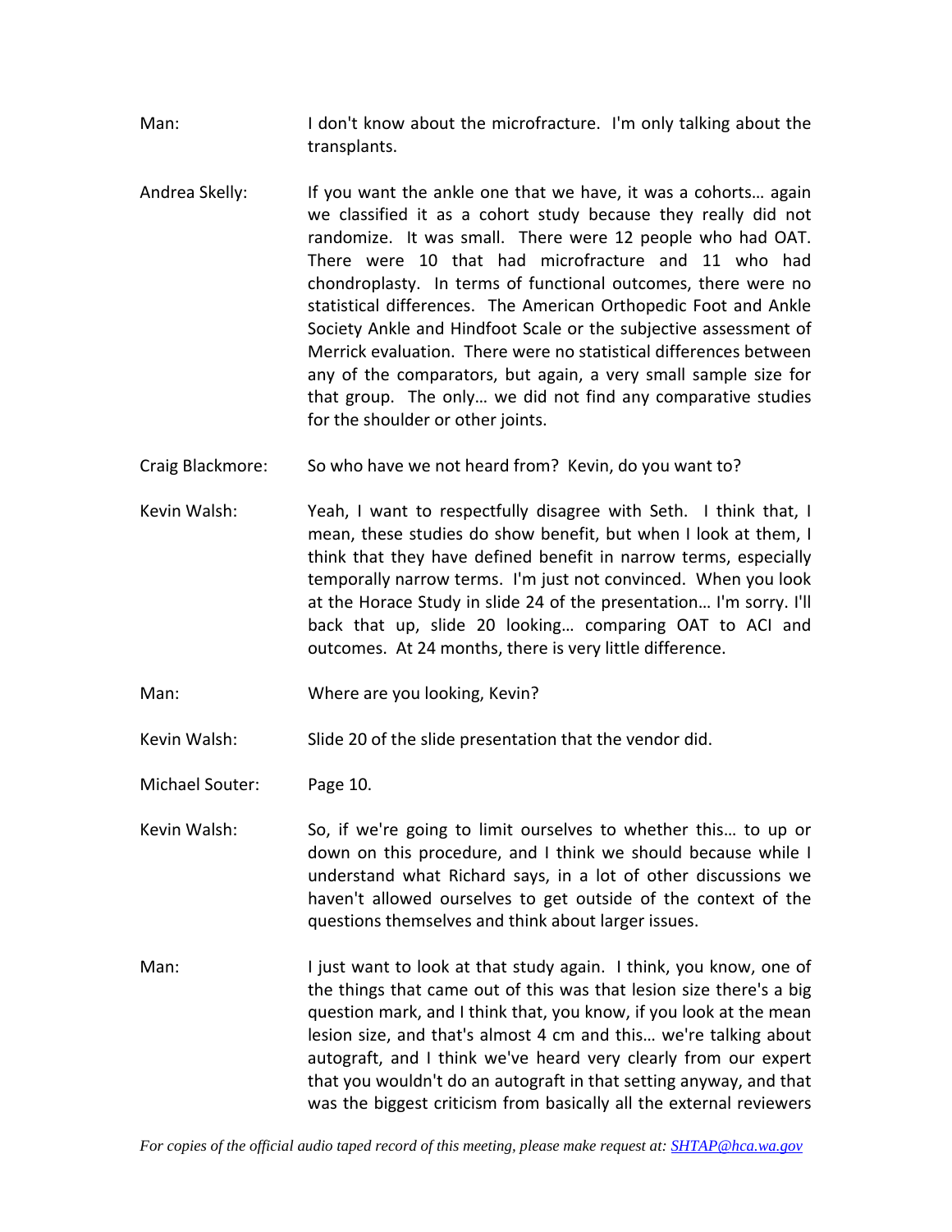Man: I don't know about the microfracture. I'm only talking about the transplants.

Andrea Skelly: If you want the ankle one that we have, it was a cohorts… again we classified it as a cohort study because they really did not randomize. It was small. There were 12 people who had OAT. There were 10 that had microfracture and 11 who had chondroplasty. In terms of functional outcomes, there were no statistical differences. The American Orthopedic Foot and Ankle Society Ankle and Hindfoot Scale or the subjective assessment of Merrick evaluation. There were no statistical differences between any of the comparators, but again, a very small sample size for that group. The only… we did not find any comparative studies for the shoulder or other joints.

Craig Blackmore: So who have we not heard from? Kevin, do you want to?

Kevin Walsh: Yeah, I want to respectfully disagree with Seth. I think that, I mean, these studies do show benefit, but when I look at them, I think that they have defined benefit in narrow terms, especially temporally narrow terms. I'm just not convinced. When you look at the Horace Study in slide 24 of the presentation… I'm sorry. I'll back that up, slide 20 looking… comparing OAT to ACI and outcomes. At 24 months, there is very little difference.

Man: Where are you looking, Kevin?

Kevin Walsh: Slide 20 of the slide presentation that the vendor did.

Michael Souter: Page 10.

Kevin Walsh: So, if we're going to limit ourselves to whether this… to up or down on this procedure, and I think we should because while I understand what Richard says, in a lot of other discussions we haven't allowed ourselves to get outside of the context of the questions themselves and think about larger issues.

Man: I just want to look at that study again. I think, you know, one of the things that came out of this was that lesion size there's a big question mark, and I think that, you know, if you look at the mean lesion size, and that's almost 4 cm and this… we're talking about autograft, and I think we've heard very clearly from our expert that you wouldn't do an autograft in that setting anyway, and that was the biggest criticism from basically all the external reviewers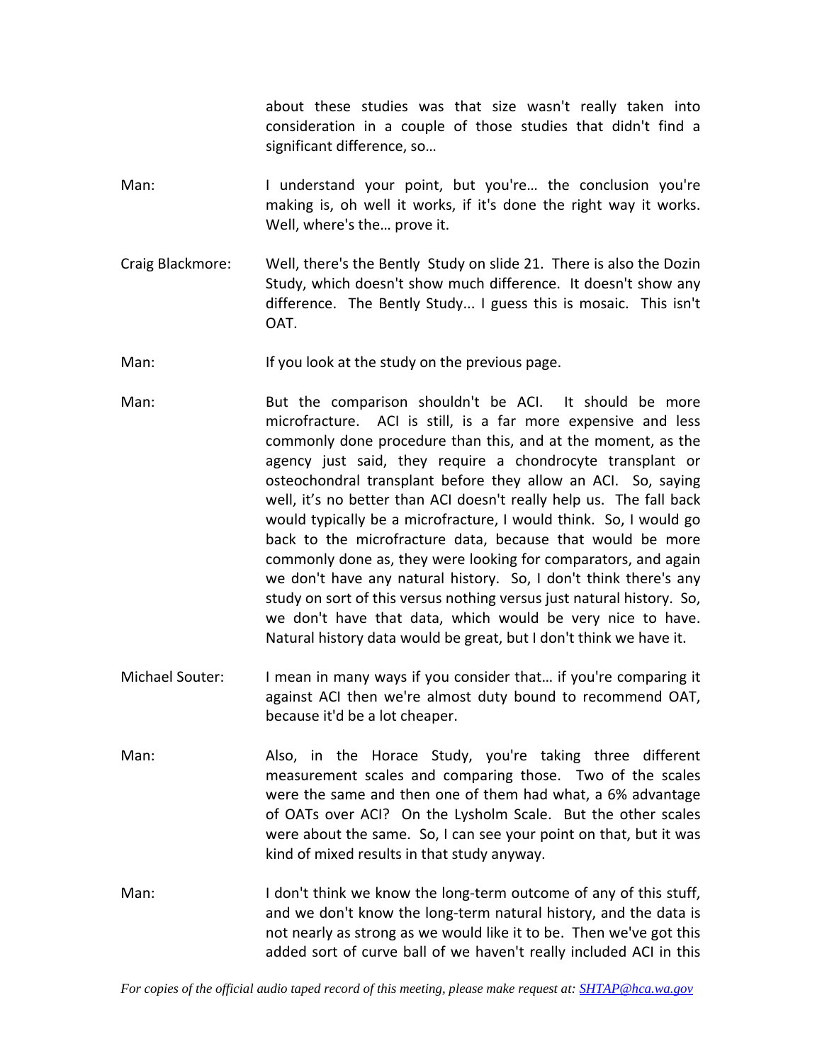about these studies was that size wasn't really taken into consideration in a couple of those studies that didn't find a significant difference, so…

Man: I understand your point, but you're… the conclusion you're making is, oh well it works, if it's done the right way it works. Well, where's the… prove it.

Craig Blackmore: Well, there's the Bently Study on slide 21. There is also the Dozin Study, which doesn't show much difference. It doesn't show any difference. The Bently Study... I guess this is mosaic. This isn't OAT.

Man: If you look at the study on the previous page.

Man: But the comparison shouldn't be ACI. It should be more microfracture. ACI is still, is a far more expensive and less commonly done procedure than this, and at the moment, as the agency just said, they require a chondrocyte transplant or osteochondral transplant before they allow an ACI. So, saying well, it's no better than ACI doesn't really help us. The fall back would typically be a microfracture, I would think. So, I would go back to the microfracture data, because that would be more commonly done as, they were looking for comparators, and again we don't have any natural history. So, I don't think there's any study on sort of this versus nothing versus just natural history. So, we don't have that data, which would be very nice to have. Natural history data would be great, but I don't think we have it.

Michael Souter: I mean in many ways if you consider that… if you're comparing it against ACI then we're almost duty bound to recommend OAT, because it'd be a lot cheaper.

Man: Also, in the Horace Study, you're taking three different measurement scales and comparing those. Two of the scales were the same and then one of them had what, a 6% advantage of OATs over ACI? On the Lysholm Scale. But the other scales were about the same. So, I can see your point on that, but it was kind of mixed results in that study anyway.

Man: I don't think we know the long-term outcome of any of this stuff, and we don't know the long-term natural history, and the data is not nearly as strong as we would like it to be. Then we've got this added sort of curve ball of we haven't really included ACI in this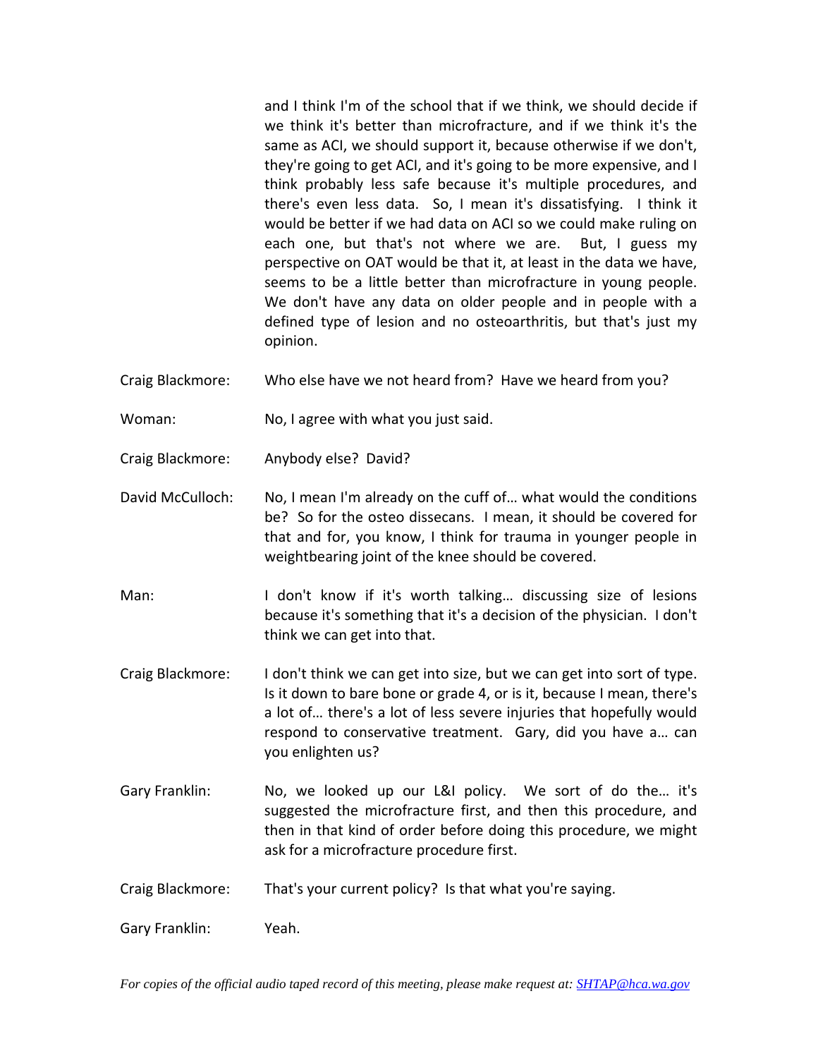and I think I'm of the school that if we think, we should decide if we think it's better than microfracture, and if we think it's the same as ACI, we should support it, because otherwise if we don't, they're going to get ACI, and it's going to be more expensive, and I think probably less safe because it's multiple procedures, and there's even less data. So, I mean it's dissatisfying. I think it would be better if we had data on ACI so we could make ruling on each one, but that's not where we are. But, I guess my perspective on OAT would be that it, at least in the data we have, seems to be a little better than microfracture in young people. We don't have any data on older people and in people with a defined type of lesion and no osteoarthritis, but that's just my opinion.

Craig Blackmore: Who else have we not heard from? Have we heard from you?

Woman: No, I agree with what you just said.

Craig Blackmore: Anybody else? David?

David McCulloch: No, I mean I'm already on the cuff of… what would the conditions be? So for the osteo dissecans. I mean, it should be covered for that and for, you know, I think for trauma in younger people in weightbearing joint of the knee should be covered.

Man: I don't know if it's worth talking… discussing size of lesions because it's something that it's a decision of the physician. I don't think we can get into that.

Craig Blackmore: I don't think we can get into size, but we can get into sort of type. Is it down to bare bone or grade 4, or is it, because I mean, there's a lot of… there's a lot of less severe injuries that hopefully would respond to conservative treatment. Gary, did you have a… can you enlighten us?

Gary Franklin: No, we looked up our L&I policy. We sort of do the… it's suggested the microfracture first, and then this procedure, and then in that kind of order before doing this procedure, we might ask for a microfracture procedure first.

Craig Blackmore: That's your current policy? Is that what you're saying.

Gary Franklin: Yeah.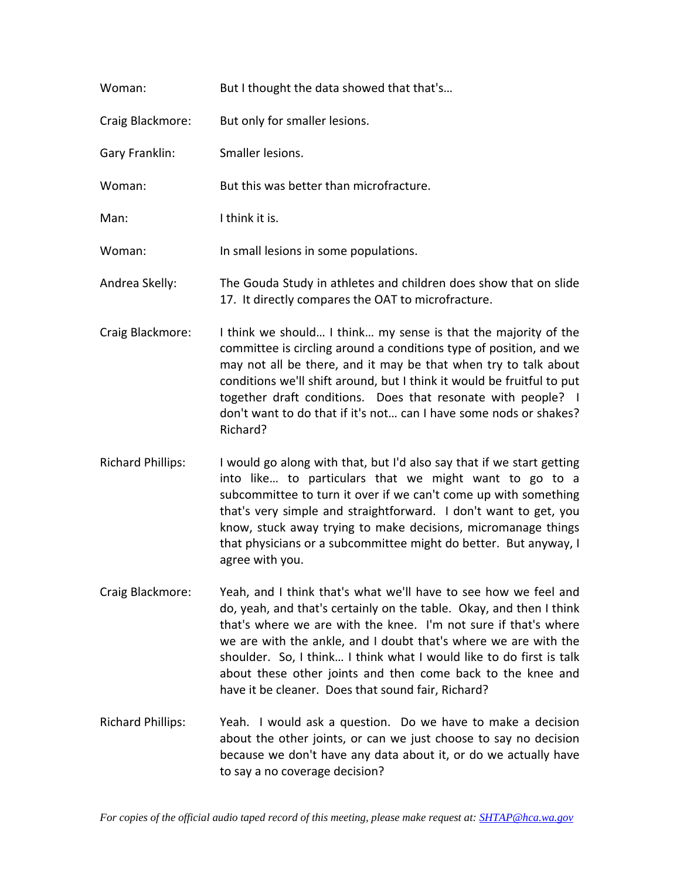Woman: But I thought the data showed that that's…

Craig Blackmore: But only for smaller lesions.

Gary Franklin: Smaller lesions.

Woman: But this was better than microfracture.

Man: I think it is.

Woman: In small lesions in some populations.

Andrea Skelly: The Gouda Study in athletes and children does show that on slide 17. It directly compares the OAT to microfracture.

Craig Blackmore: I think we should… I think… my sense is that the majority of the committee is circling around a conditions type of position, and we may not all be there, and it may be that when try to talk about conditions we'll shift around, but I think it would be fruitful to put together draft conditions. Does that resonate with people? I don't want to do that if it's not… can I have some nods or shakes? Richard?

Richard Phillips: I would go along with that, but I'd also say that if we start getting into like… to particulars that we might want to go to a subcommittee to turn it over if we can't come up with something that's very simple and straightforward. I don't want to get, you know, stuck away trying to make decisions, micromanage things that physicians or a subcommittee might do better. But anyway, I agree with you.

Craig Blackmore: Yeah, and I think that's what we'll have to see how we feel and do, yeah, and that's certainly on the table. Okay, and then I think that's where we are with the knee. I'm not sure if that's where we are with the ankle, and I doubt that's where we are with the shoulder. So, I think… I think what I would like to do first is talk about these other joints and then come back to the knee and have it be cleaner. Does that sound fair, Richard?

Richard Phillips: Yeah. I would ask a question. Do we have to make a decision about the other joints, or can we just choose to say no decision because we don't have any data about it, or do we actually have to say a no coverage decision?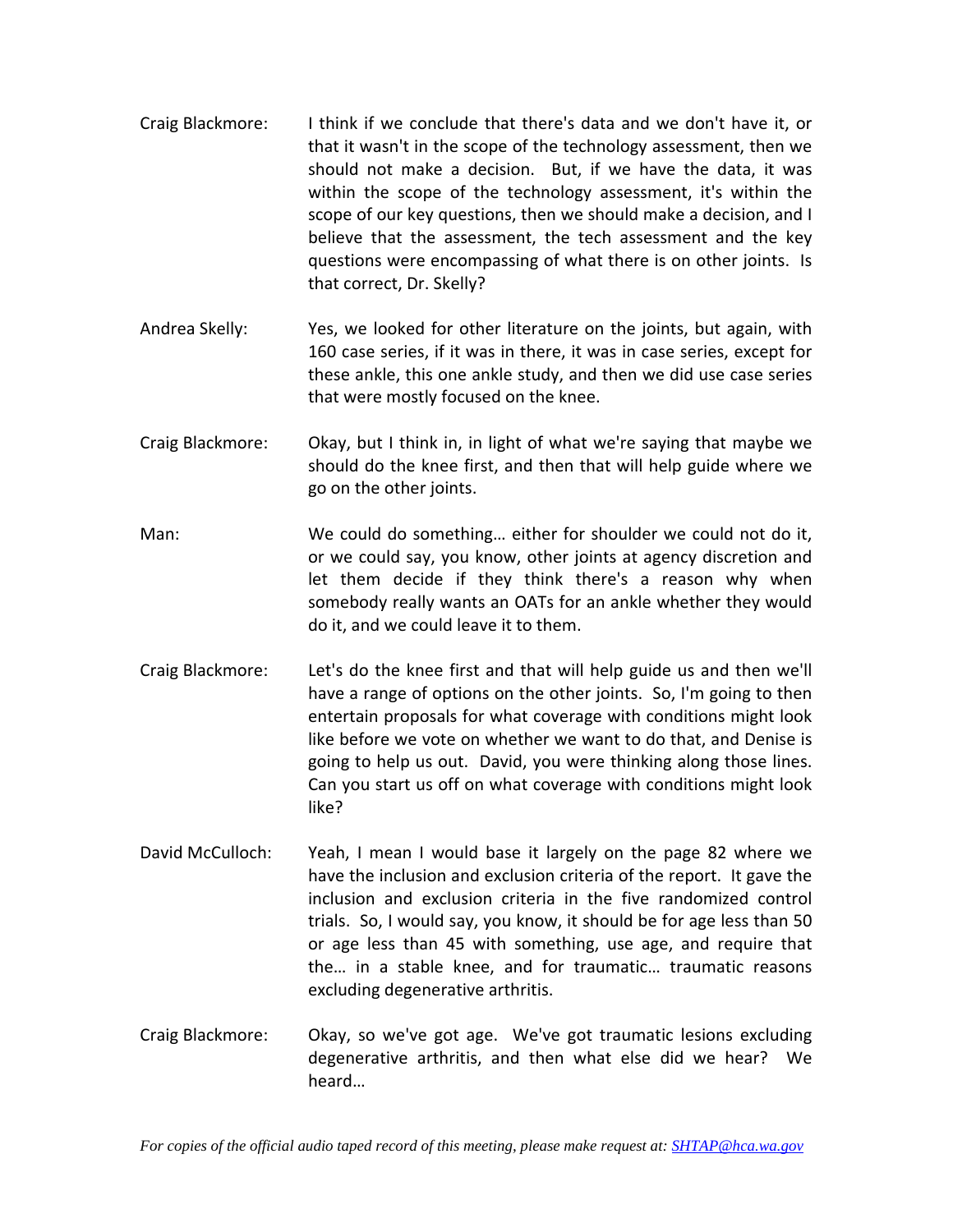Craig Blackmore: I think if we conclude that there's data and we don't have it, or that it wasn't in the scope of the technology assessment, then we should not make a decision. But, if we have the data, it was within the scope of the technology assessment, it's within the scope of our key questions, then we should make a decision, and I believe that the assessment, the tech assessment and the key questions were encompassing of what there is on other joints. Is that correct, Dr. Skelly?

Andrea Skelly: Yes, we looked for other literature on the joints, but again, with 160 case series, if it was in there, it was in case series, except for these ankle, this one ankle study, and then we did use case series that were mostly focused on the knee.

Craig Blackmore: Okay, but I think in, in light of what we're saying that maybe we should do the knee first, and then that will help guide where we go on the other joints.

Man: We could do something… either for shoulder we could not do it, or we could say, you know, other joints at agency discretion and let them decide if they think there's a reason why when somebody really wants an OATs for an ankle whether they would do it, and we could leave it to them.

Craig Blackmore: Let's do the knee first and that will help guide us and then we'll have a range of options on the other joints. So, I'm going to then entertain proposals for what coverage with conditions might look like before we vote on whether we want to do that, and Denise is going to help us out. David, you were thinking along those lines. Can you start us off on what coverage with conditions might look like?

David McCulloch: Yeah, I mean I would base it largely on the page 82 where we have the inclusion and exclusion criteria of the report. It gave the inclusion and exclusion criteria in the five randomized control trials. So, I would say, you know, it should be for age less than 50 or age less than 45 with something, use age, and require that the… in a stable knee, and for traumatic… traumatic reasons excluding degenerative arthritis.

Craig Blackmore: Okay, so we've got age. We've got traumatic lesions excluding degenerative arthritis, and then what else did we hear? We heard…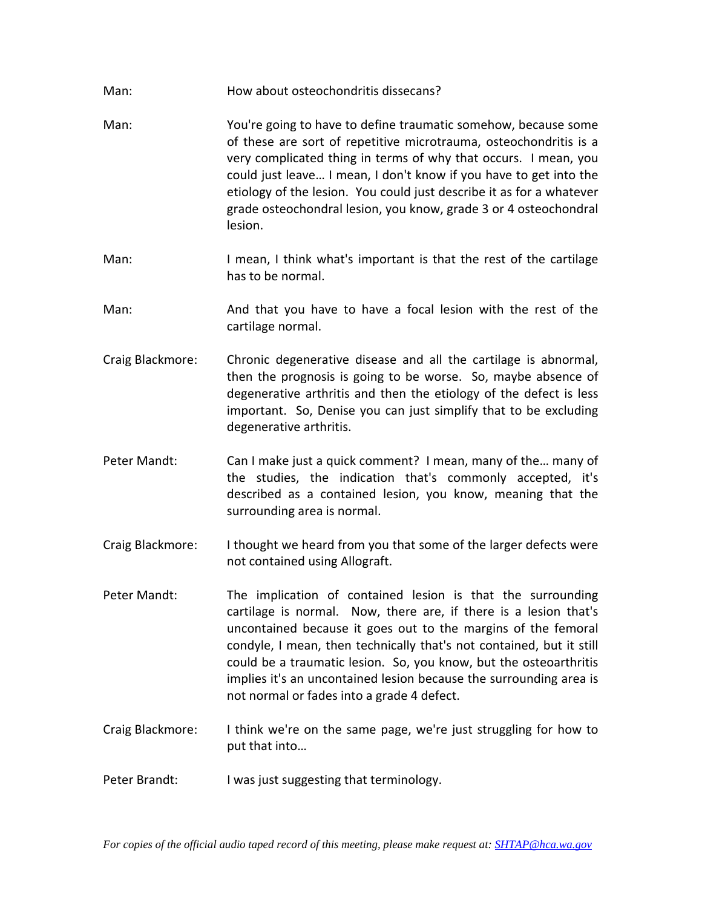Man: How about osteochondritis dissecans?

Man: You're going to have to define traumatic somehow, because some of these are sort of repetitive microtrauma, osteochondritis is a very complicated thing in terms of why that occurs. I mean, you could just leave… I mean, I don't know if you have to get into the etiology of the lesion. You could just describe it as for a whatever grade osteochondral lesion, you know, grade 3 or 4 osteochondral lesion.

Man: I mean, I think what's important is that the rest of the cartilage has to be normal.

Man: And that you have to have a focal lesion with the rest of the cartilage normal.

Craig Blackmore: Chronic degenerative disease and all the cartilage is abnormal, then the prognosis is going to be worse. So, maybe absence of degenerative arthritis and then the etiology of the defect is less important. So, Denise you can just simplify that to be excluding degenerative arthritis.

Peter Mandt: Can I make just a quick comment? I mean, many of the… many of the studies, the indication that's commonly accepted, it's described as a contained lesion, you know, meaning that the surrounding area is normal.

Craig Blackmore: I thought we heard from you that some of the larger defects were not contained using Allograft.

Peter Mandt: The implication of contained lesion is that the surrounding cartilage is normal. Now, there are, if there is a lesion that's uncontained because it goes out to the margins of the femoral condyle, I mean, then technically that's not contained, but it still could be a traumatic lesion. So, you know, but the osteoarthritis implies it's an uncontained lesion because the surrounding area is not normal or fades into a grade 4 defect.

Craig Blackmore: I think we're on the same page, we're just struggling for how to put that into…

Peter Brandt: I was just suggesting that terminology.

*For copies of the official audio taped record of this meeting, please make request at: SHTAP@hca.wa.gov*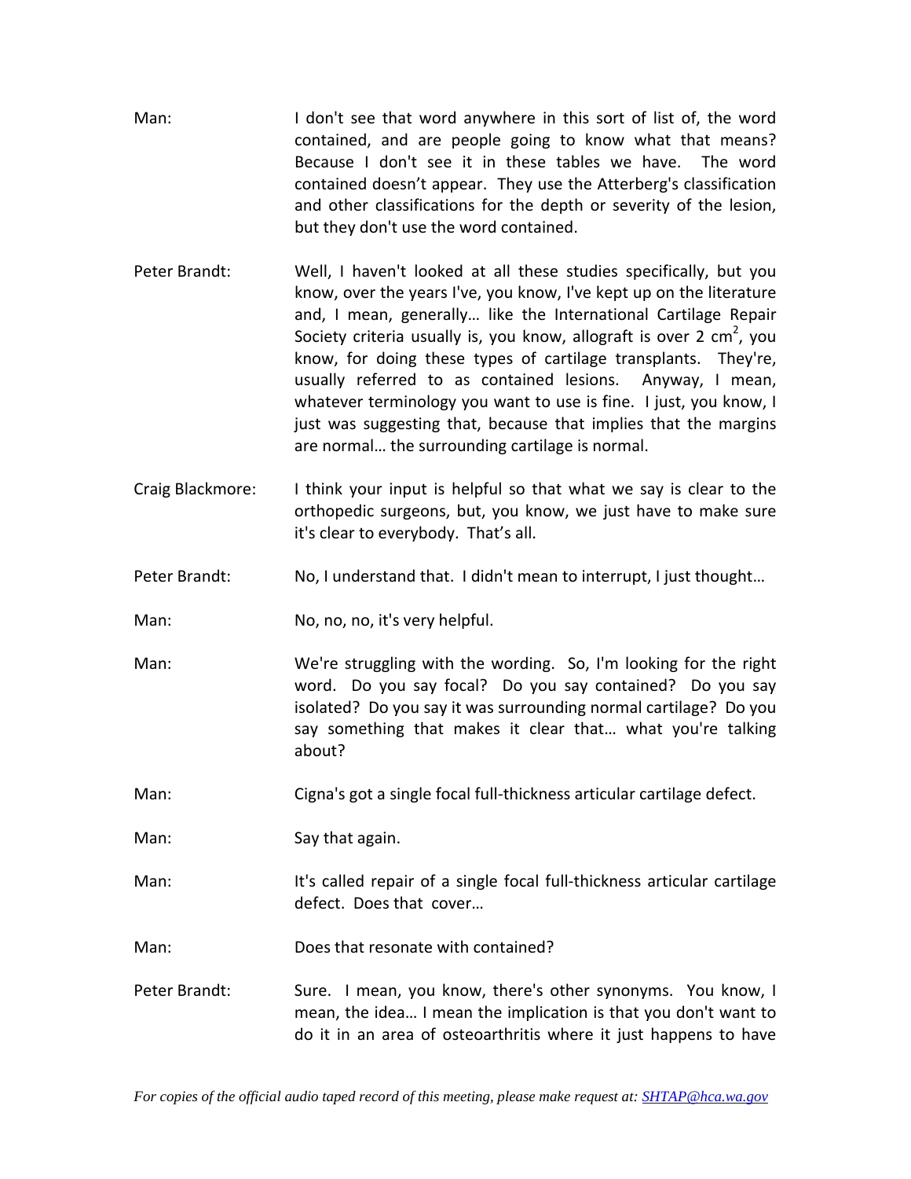Man: I don't see that word anywhere in this sort of list of, the word contained, and are people going to know what that means? Because I don't see it in these tables we have. The word contained doesn't appear. They use the Atterberg's classification and other classifications for the depth or severity of the lesion, but they don't use the word contained.

Peter Brandt: Well, I haven't looked at all these studies specifically, but you know, over the years I've, you know, I've kept up on the literature and, I mean, generally… like the International Cartilage Repair Society criteria usually is, you know, allograft is over 2 $cm^2$, you know, for doing these types of cartilage transplants. They're, usually referred to as contained lesions. Anyway, I mean, whatever terminology you want to use is fine. I just, you know, I just was suggesting that, because that implies that the margins are normal… the surrounding cartilage is normal.

Craig Blackmore: I think your input is helpful so that what we say is clear to the orthopedic surgeons, but, you know, we just have to make sure it's clear to everybody. That's all.

Peter Brandt: No, I understand that. I didn't mean to interrupt, I just thought…

Man: No, no, no, it's very helpful.

Man: We're struggling with the wording. So, I'm looking for the right word. Do you say focal? Do you say contained? Do you say isolated? Do you say it was surrounding normal cartilage? Do you say something that makes it clear that… what you're talking about?

Man: Cigna's got a single focal full-thickness articular cartilage defect.

Man: Say that again.

Man: It's called repair of a single focal full-thickness articular cartilage defect. Does that cover…

Man: Does that resonate with contained?

Peter Brandt: Sure. I mean, you know, there's other synonyms. You know, I mean, the idea… I mean the implication is that you don't want to do it in an area of osteoarthritis where it just happens to have

*For copies of the official audio taped record of this meeting, please make request at: SHTAP@hca.wa.gov*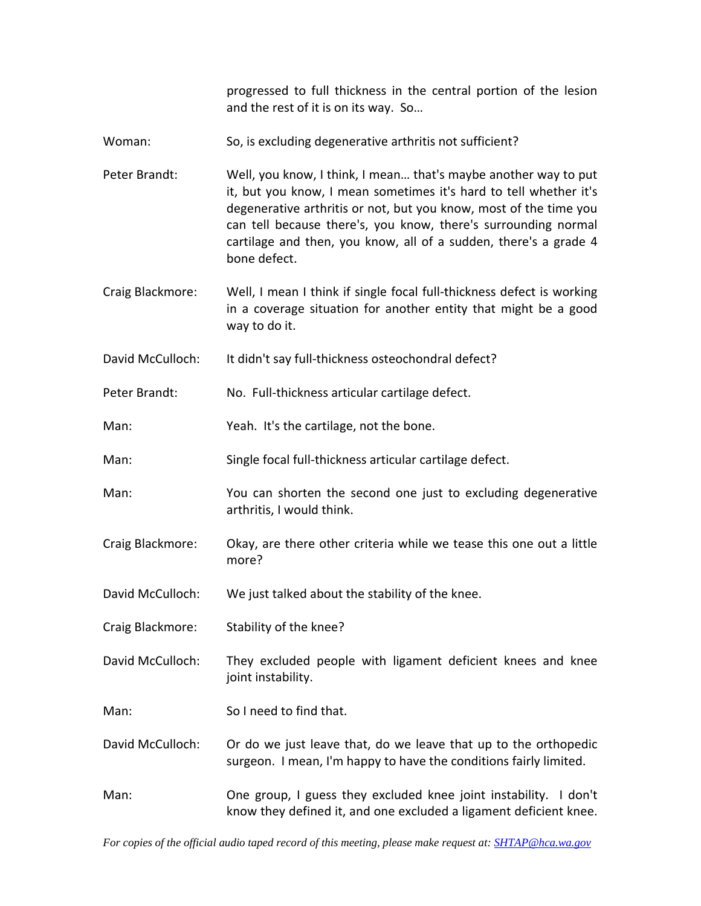progressed to full thickness in the central portion of the lesion and the rest of it is on its way. So…

Woman: So, is excluding degenerative arthritis not sufficient?

Peter Brandt: Well, you know, I think, I mean… that's maybe another way to put it, but you know, I mean sometimes it's hard to tell whether it's degenerative arthritis or not, but you know, most of the time you can tell because there's, you know, there's surrounding normal cartilage and then, you know, all of a sudden, there's a grade 4 bone defect.

Craig Blackmore: Well, I mean I think if single focal full-thickness defect is working in a coverage situation for another entity that might be a good way to do it.

David McCulloch: It didn't say full-thickness osteochondral defect?

Peter Brandt: No. Full-thickness articular cartilage defect.

Man: Yeah. It's the cartilage, not the bone.

Man: Single focal full-thickness articular cartilage defect.

Man: You can shorten the second one just to excluding degenerative arthritis, I would think.

Craig Blackmore: Okay, are there other criteria while we tease this one out a little more?

David McCulloch: We just talked about the stability of the knee.

Craig Blackmore: Stability of the knee?

David McCulloch: They excluded people with ligament deficient knees and knee joint instability.

Man: So I need to find that.

David McCulloch: Or do we just leave that, do we leave that up to the orthopedic surgeon. I mean, I'm happy to have the conditions fairly limited.

Man: One group, I guess they excluded knee joint instability. I don't know they defined it, and one excluded a ligament deficient knee.

*For copies of the official audio taped record of this meeting, please make request at: SHTAP@hca.wa.gov*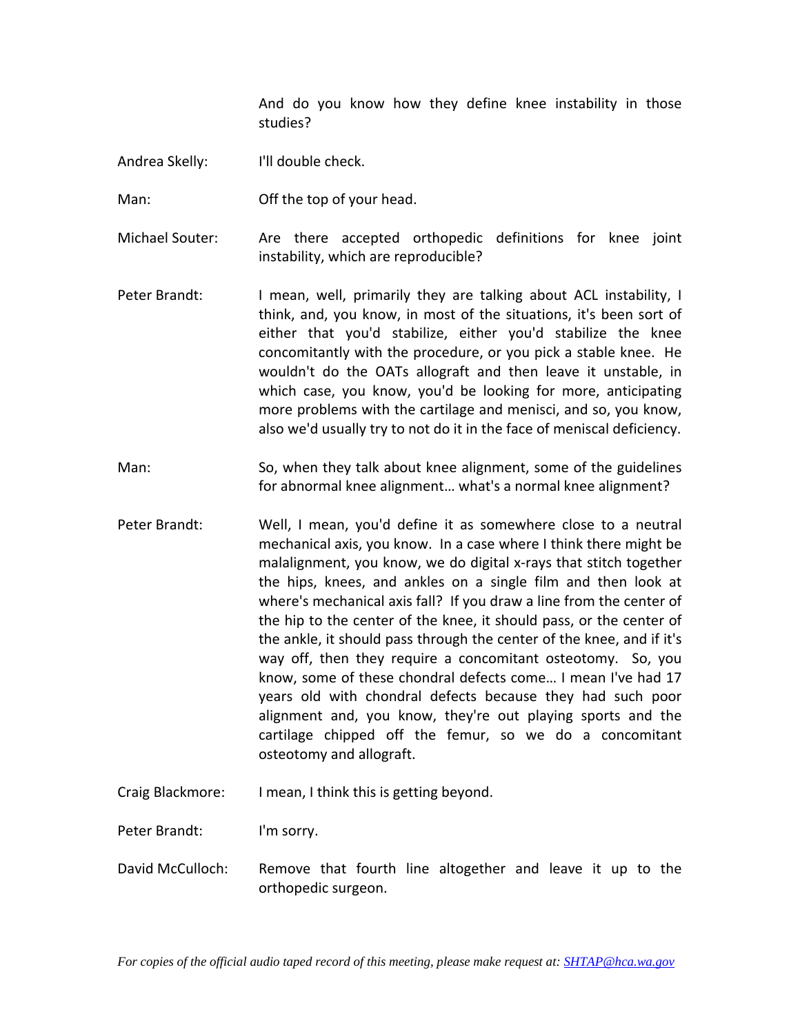And do you know how they define knee instability in those studies?

Andrea Skelly: I'll double check.

Man: Off the top of your head.

Michael Souter: Are there accepted orthopedic definitions for knee joint instability, which are reproducible?

Peter Brandt: I mean, well, primarily they are talking about ACL instability, I think, and, you know, in most of the situations, it's been sort of either that you'd stabilize, either you'd stabilize the knee concomitantly with the procedure, or you pick a stable knee. He wouldn't do the OATs allograft and then leave it unstable, in which case, you know, you'd be looking for more, anticipating more problems with the cartilage and menisci, and so, you know, also we'd usually try to not do it in the face of meniscal deficiency.

Man: So, when they talk about knee alignment, some of the guidelines for abnormal knee alignment… what's a normal knee alignment?

Peter Brandt: Well, I mean, you'd define it as somewhere close to a neutral mechanical axis, you know. In a case where I think there might be malalignment, you know, we do digital x-rays that stitch together the hips, knees, and ankles on a single film and then look at where's mechanical axis fall? If you draw a line from the center of the hip to the center of the knee, it should pass, or the center of the ankle, it should pass through the center of the knee, and if it's way off, then they require a concomitant osteotomy. So, you know, some of these chondral defects come… I mean I've had 17 years old with chondral defects because they had such poor alignment and, you know, they're out playing sports and the cartilage chipped off the femur, so we do a concomitant osteotomy and allograft.

Craig Blackmore: I mean, I think this is getting beyond.

Peter Brandt: I'm sorry.

David McCulloch: Remove that fourth line altogether and leave it up to the orthopedic surgeon.

*For copies of the official audio taped record of this meeting, please make request at: [SHTAP@hca.wa.gov](mailto:SHTAP@hca.wa.gov)*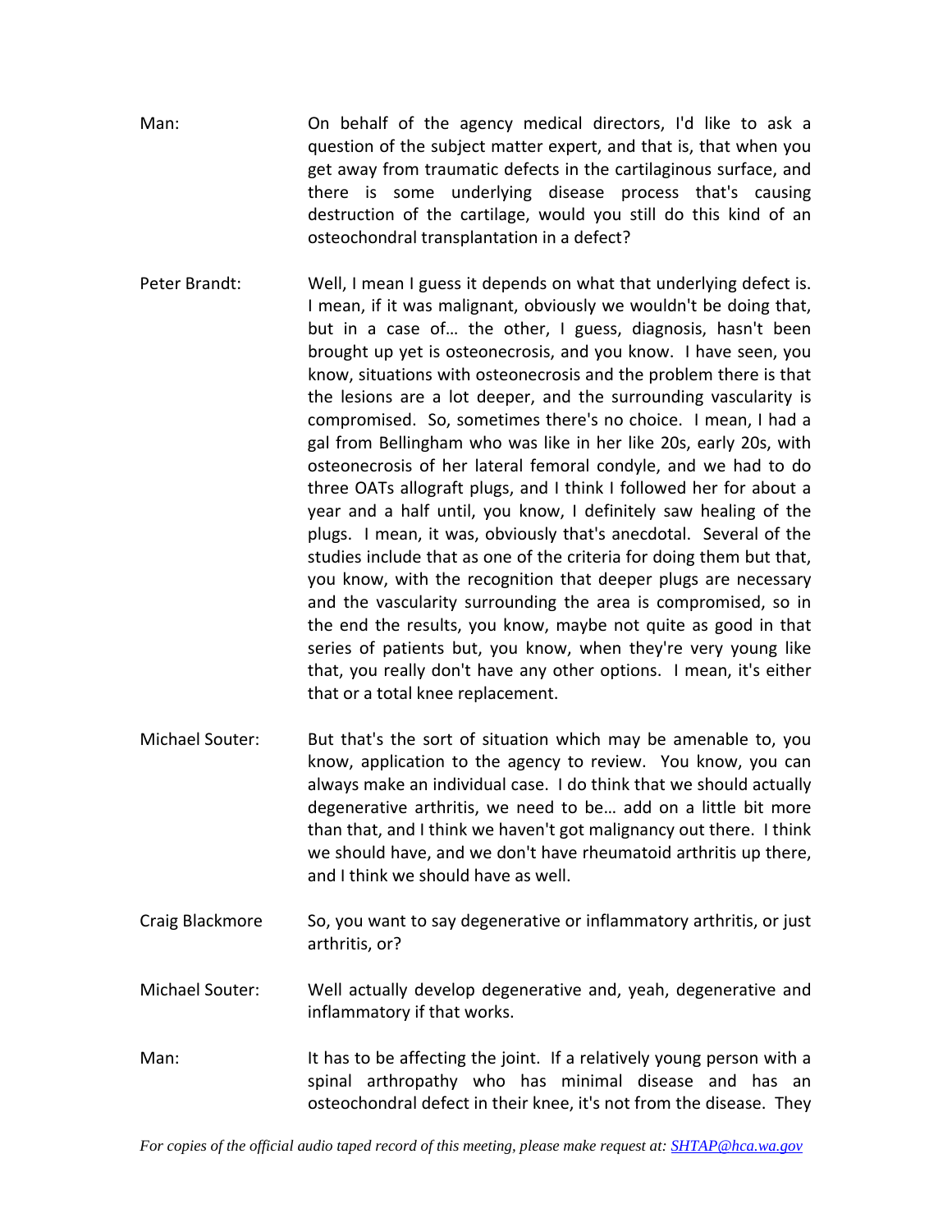Man: On behalf of the agency medical directors, I'd like to ask a question of the subject matter expert, and that is, that when you get away from traumatic defects in the cartilaginous surface, and there is some underlying disease process that's causing destruction of the cartilage, would you still do this kind of an osteochondral transplantation in a defect?

Peter Brandt: Well, I mean I guess it depends on what that underlying defect is. I mean, if it was malignant, obviously we wouldn't be doing that, but in a case of… the other, I guess, diagnosis, hasn't been brought up yet is osteonecrosis, and you know. I have seen, you know, situations with osteonecrosis and the problem there is that the lesions are a lot deeper, and the surrounding vascularity is compromised. So, sometimes there's no choice. I mean, I had a gal from Bellingham who was like in her like 20s, early 20s, with osteonecrosis of her lateral femoral condyle, and we had to do three OATs allograft plugs, and I think I followed her for about a year and a half until, you know, I definitely saw healing of the plugs. I mean, it was, obviously that's anecdotal. Several of the studies include that as one of the criteria for doing them but that, you know, with the recognition that deeper plugs are necessary and the vascularity surrounding the area is compromised, so in the end the results, you know, maybe not quite as good in that series of patients but, you know, when they're very young like that, you really don't have any other options. I mean, it's either that or a total knee replacement.

Michael Souter: But that's the sort of situation which may be amenable to, you know, application to the agency to review. You know, you can always make an individual case. I do think that we should actually degenerative arthritis, we need to be… add on a little bit more than that, and I think we haven't got malignancy out there. I think we should have, and we don't have rheumatoid arthritis up there, and I think we should have as well.

Craig Blackmore So, you want to say degenerative or inflammatory arthritis, or just arthritis, or?

Michael Souter: Well actually develop degenerative and, yeah, degenerative and inflammatory if that works.

Man: It has to be affecting the joint. If a relatively young person with a spinal arthropathy who has minimal disease and has an osteochondral defect in their knee, it's not from the disease. They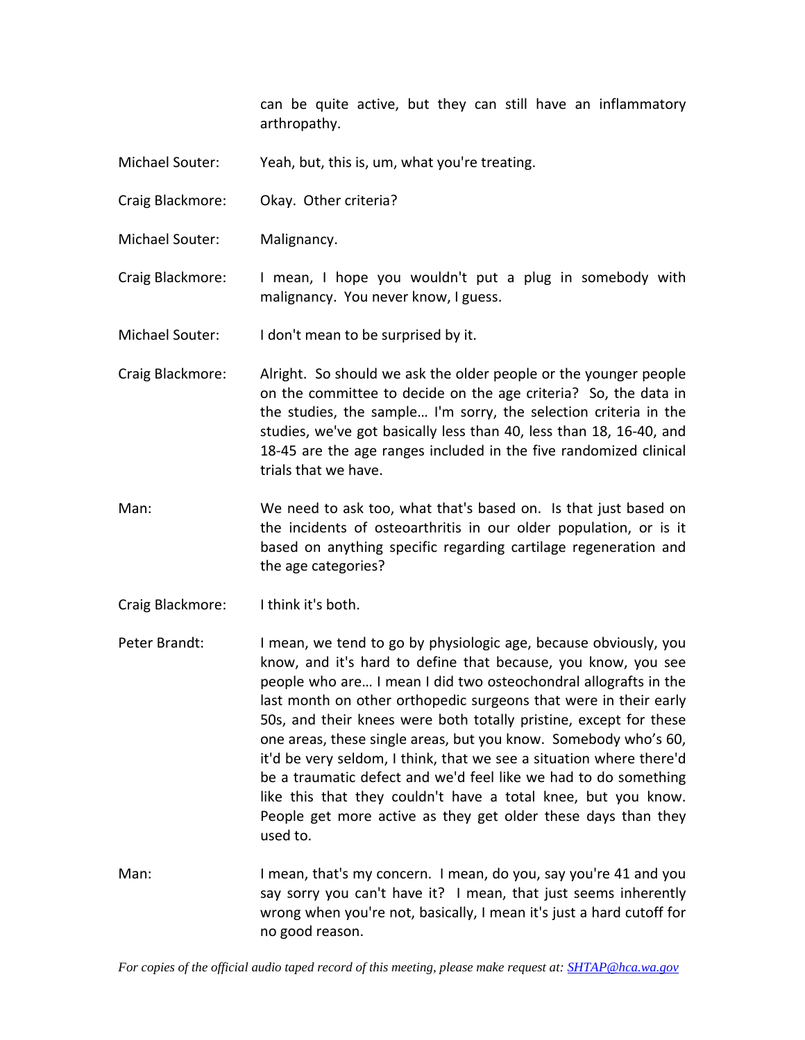can be quite active, but they can still have an inflammatory arthropathy.

Michael Souter: Yeah, but, this is, um, what you're treating.

Craig Blackmore: Okay. Other criteria?

Michael Souter: Malignancy.

Craig Blackmore: I mean, I hope you wouldn't put a plug in somebody with malignancy. You never know, I guess.

Michael Souter: I don't mean to be surprised by it.

Craig Blackmore: Alright. So should we ask the older people or the younger people on the committee to decide on the age criteria? So, the data in the studies, the sample… I'm sorry, the selection criteria in the studies, we've got basically less than 40, less than 18, 16-40, and 18-45 are the age ranges included in the five randomized clinical trials that we have.

Man: We need to ask too, what that's based on. Is that just based on the incidents of osteoarthritis in our older population, or is it based on anything specific regarding cartilage regeneration and the age categories?

Craig Blackmore: I think it's both.

Peter Brandt: I mean, we tend to go by physiologic age, because obviously, you know, and it's hard to define that because, you know, you see people who are… I mean I did two osteochondral allografts in the last month on other orthopedic surgeons that were in their early 50s, and their knees were both totally pristine, except for these one areas, these single areas, but you know. Somebody who's 60, it'd be very seldom, I think, that we see a situation where there'd be a traumatic defect and we'd feel like we had to do something like this that they couldn't have a total knee, but you know. People get more active as they get older these days than they used to.

Man: I mean, that's my concern. I mean, do you, say you're 41 and you say sorry you can't have it? I mean, that just seems inherently wrong when you're not, basically, I mean it's just a hard cutoff for no good reason.

*For copies of the official audio taped record of this meeting, please make request at: SHTAP@hca.wa.gov*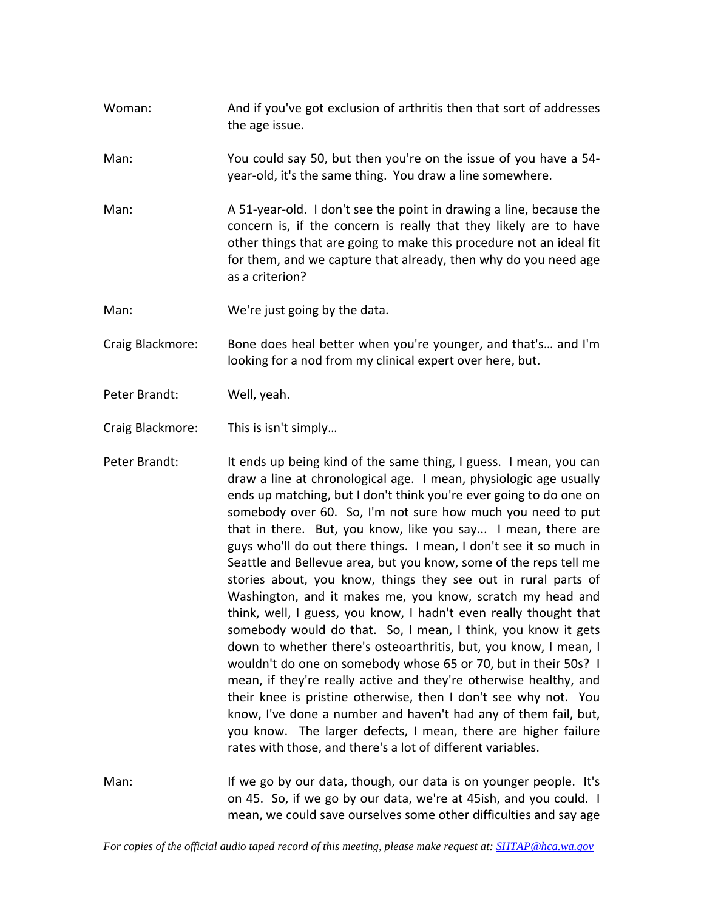Woman: And if you've got exclusion of arthritis then that sort of addresses the age issue.

Man: You could say 50, but then you're on the issue of you have a 54-year-old, it's the same thing. You draw a line somewhere.

Man: A 51-year-old. I don't see the point in drawing a line, because the concern is, if the concern is really that they likely are to have other things that are going to make this procedure not an ideal fit for them, and we capture that already, then why do you need age as a criterion?

Man: We're just going by the data.

Craig Blackmore: Bone does heal better when you're younger, and that's… and I'm looking for a nod from my clinical expert over here, but.

Peter Brandt: Well, yeah.

Craig Blackmore: This is isn't simply…

Peter Brandt: It ends up being kind of the same thing, I guess. I mean, you can draw a line at chronological age. I mean, physiologic age usually ends up matching, but I don't think you're ever going to do one on somebody over 60. So, I'm not sure how much you need to put that in there. But, you know, like you say... I mean, there are guys who'll do out there things. I mean, I don't see it so much in Seattle and Bellevue area, but you know, some of the reps tell me stories about, you know, things they see out in rural parts of Washington, and it makes me, you know, scratch my head and think, well, I guess, you know, I hadn't even really thought that somebody would do that. So, I mean, I think, you know it gets down to whether there's osteoarthritis, but, you know, I mean, I wouldn't do one on somebody whose 65 or 70, but in their 50s? I mean, if they're really active and they're otherwise healthy, and their knee is pristine otherwise, then I don't see why not. You know, I've done a number and haven't had any of them fail, but, you know. The larger defects, I mean, there are higher failure rates with those, and there's a lot of different variables.

Man: If we go by our data, though, our data is on younger people. It's on 45. So, if we go by our data, we're at 45ish, and you could. I mean, we could save ourselves some other difficulties and say age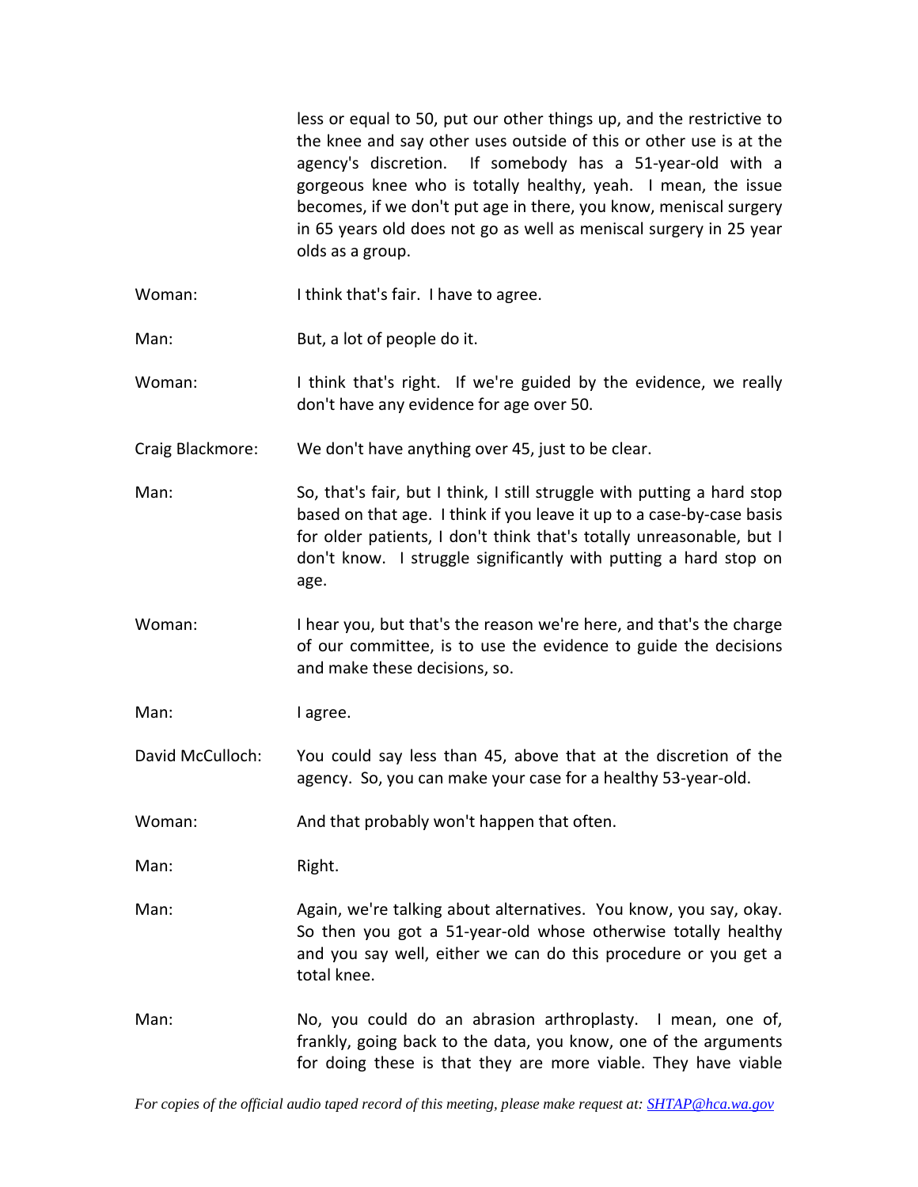less or equal to 50, put our other things up, and the restrictive to the knee and say other uses outside of this or other use is at the agency's discretion. If somebody has a 51-year-old with a gorgeous knee who is totally healthy, yeah. I mean, the issue becomes, if we don't put age in there, you know, meniscal surgery in 65 years old does not go as well as meniscal surgery in 25 year olds as a group.

Woman: I think that's fair. I have to agree.

Man: But, a lot of people do it.

Woman: I think that's right. If we're guided by the evidence, we really don't have any evidence for age over 50.

Craig Blackmore: We don't have anything over 45, just to be clear.

Man: So, that's fair, but I think, I still struggle with putting a hard stop based on that age. I think if you leave it up to a case-by-case basis for older patients, I don't think that's totally unreasonable, but I don't know. I struggle significantly with putting a hard stop on age.

Woman: I hear you, but that's the reason we're here, and that's the charge of our committee, is to use the evidence to guide the decisions and make these decisions, so.

Man: I agree.

David McCulloch: You could say less than 45, above that at the discretion of the agency. So, you can make your case for a healthy 53-year-old.

Woman: And that probably won't happen that often.

Man: Right.

Man: Again, we're talking about alternatives. You know, you say, okay. So then you got a 51-year-old whose otherwise totally healthy and you say well, either we can do this procedure or you get a total knee.

Man: No, you could do an abrasion arthroplasty. I mean, one of, frankly, going back to the data, you know, one of the arguments for doing these is that they are more viable. They have viable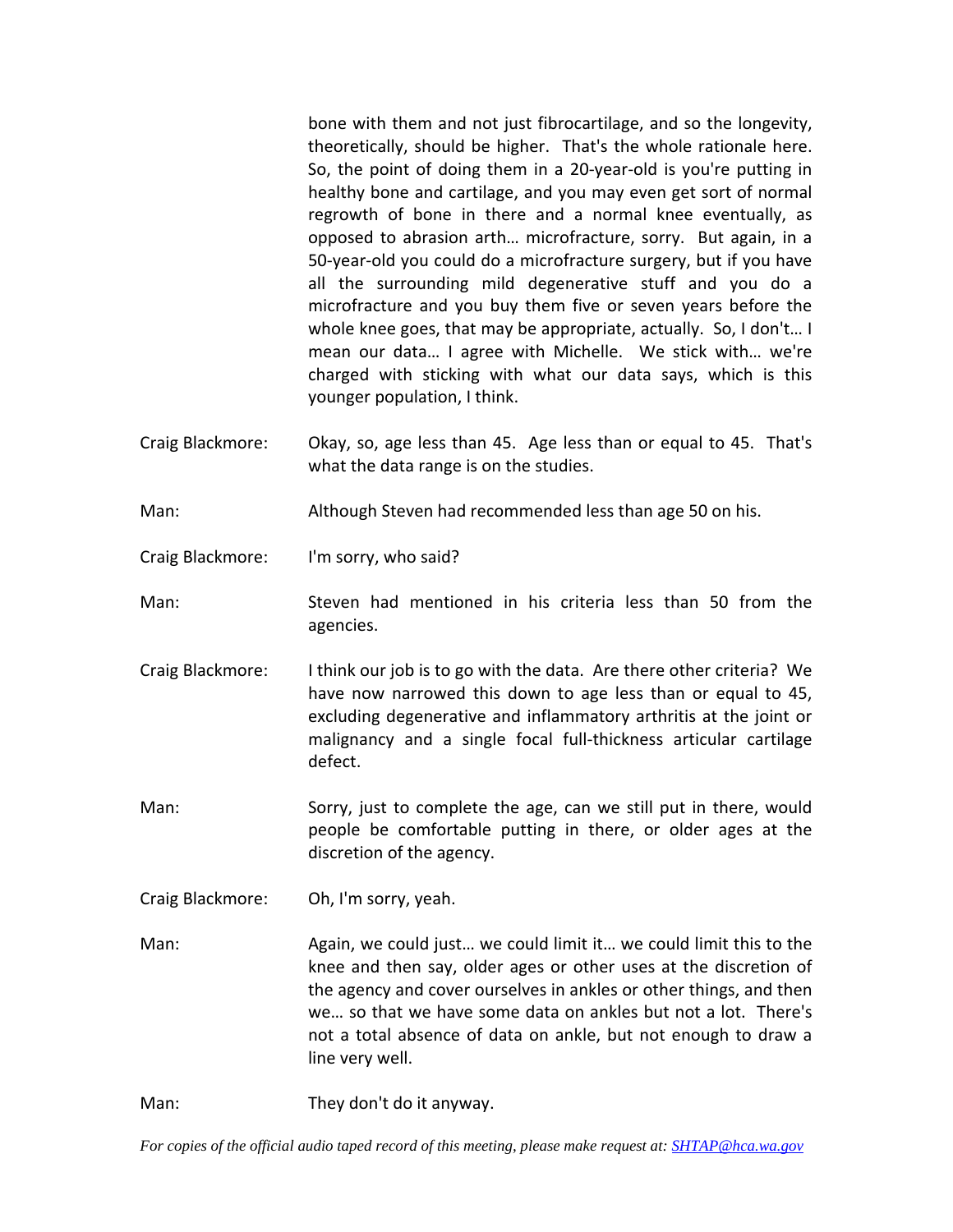bone with them and not just fibrocartilage, and so the longevity, theoretically, should be higher. That's the whole rationale here. So, the point of doing them in a 20-year-old is you're putting in healthy bone and cartilage, and you may even get sort of normal regrowth of bone in there and a normal knee eventually, as opposed to abrasion arth… microfracture, sorry. But again, in a 50-year-old you could do a microfracture surgery, but if you have all the surrounding mild degenerative stuff and you do a microfracture and you buy them five or seven years before the whole knee goes, that may be appropriate, actually. So, I don't… I mean our data… I agree with Michelle. We stick with… we're charged with sticking with what our data says, which is this younger population, I think.

Craig Blackmore: Okay, so, age less than 45. Age less than or equal to 45. That's what the data range is on the studies.

Man: Although Steven had recommended less than age 50 on his.

Craig Blackmore: I'm sorry, who said?

Man: Steven had mentioned in his criteria less than 50 from the agencies.

Craig Blackmore: I think our job is to go with the data. Are there other criteria? We have now narrowed this down to age less than or equal to 45, excluding degenerative and inflammatory arthritis at the joint or malignancy and a single focal full-thickness articular cartilage defect.

Man: Sorry, just to complete the age, can we still put in there, would people be comfortable putting in there, or older ages at the discretion of the agency.

Craig Blackmore: Oh, I'm sorry, yeah.

Man: Again, we could just… we could limit it… we could limit this to the knee and then say, older ages or other uses at the discretion of the agency and cover ourselves in ankles or other things, and then we… so that we have some data on ankles but not a lot. There's not a total absence of data on ankle, but not enough to draw a line very well.

Man: They don't do it anyway.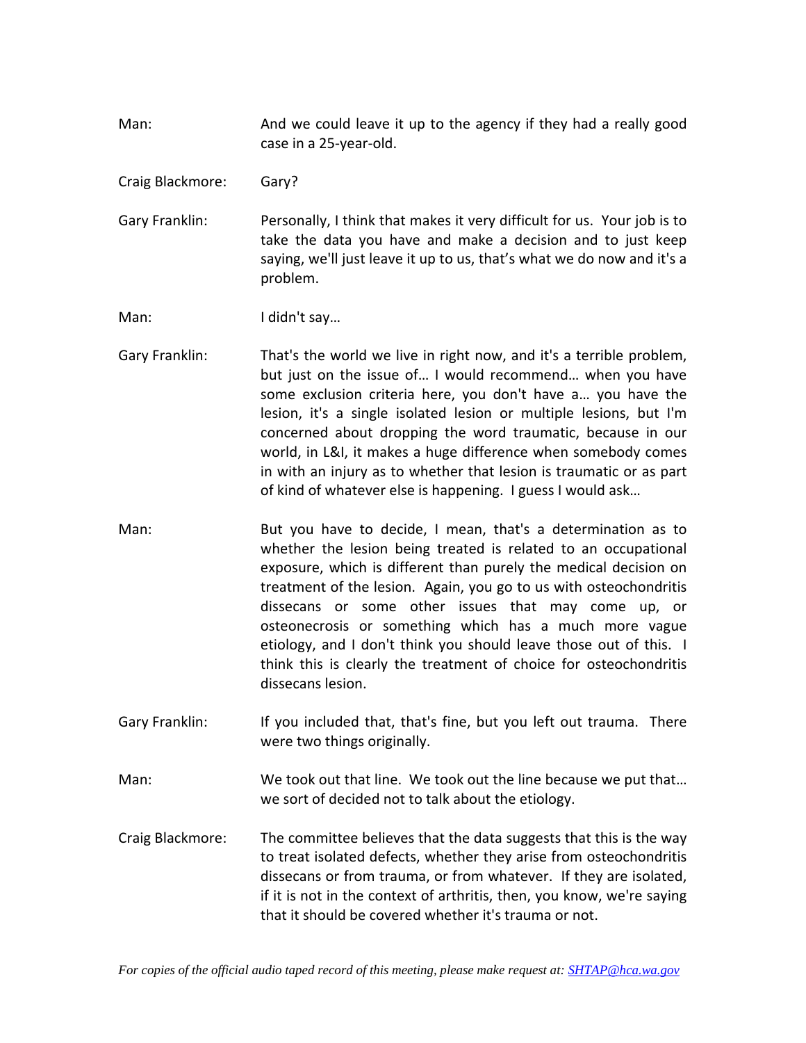Man: And we could leave it up to the agency if they had a really good case in a 25-year-old.

Craig Blackmore: Gary?

Gary Franklin: Personally, I think that makes it very difficult for us. Your job is to take the data you have and make a decision and to just keep saying, we'll just leave it up to us, that's what we do now and it's a problem.

Man: I didn't say…

Gary Franklin: That's the world we live in right now, and it's a terrible problem, but just on the issue of… I would recommend… when you have some exclusion criteria here, you don't have a… you have the lesion, it's a single isolated lesion or multiple lesions, but I'm concerned about dropping the word traumatic, because in our world, in L&I, it makes a huge difference when somebody comes in with an injury as to whether that lesion is traumatic or as part of kind of whatever else is happening. I guess I would ask…

Man: But you have to decide, I mean, that's a determination as to whether the lesion being treated is related to an occupational exposure, which is different than purely the medical decision on treatment of the lesion. Again, you go to us with osteochondritis dissecans or some other issues that may come up, or osteonecrosis or something which has a much more vague etiology, and I don't think you should leave those out of this. I think this is clearly the treatment of choice for osteochondritis dissecans lesion.

Gary Franklin: If you included that, that's fine, but you left out trauma. There were two things originally.

Man: We took out that line. We took out the line because we put that… we sort of decided not to talk about the etiology.

Craig Blackmore: The committee believes that the data suggests that this is the way to treat isolated defects, whether they arise from osteochondritis dissecans or from trauma, or from whatever. If they are isolated, if it is not in the context of arthritis, then, you know, we're saying that it should be covered whether it's trauma or not.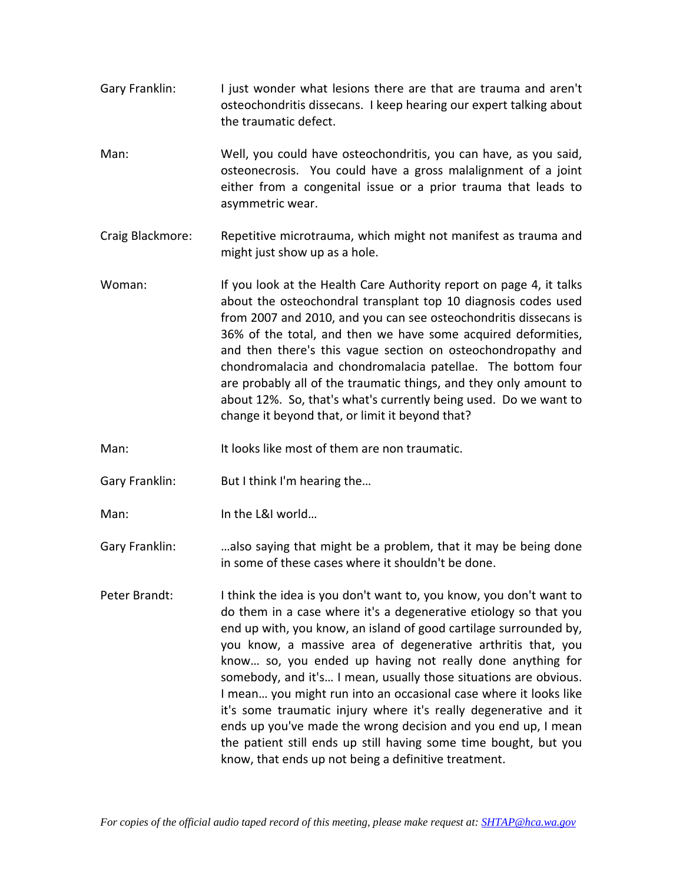Gary Franklin: I just wonder what lesions there are that are trauma and aren't osteochondritis dissecans. I keep hearing our expert talking about the traumatic defect.

Man: Well, you could have osteochondritis, you can have, as you said, osteonecrosis. You could have a gross malalignment of a joint either from a congenital issue or a prior trauma that leads to asymmetric wear.

Craig Blackmore: Repetitive microtrauma, which might not manifest as trauma and might just show up as a hole.

Woman: If you look at the Health Care Authority report on page 4, it talks about the osteochondral transplant top 10 diagnosis codes used from 2007 and 2010, and you can see osteochondritis dissecans is 36% of the total, and then we have some acquired deformities, and then there's this vague section on osteochondropathy and chondromalacia and chondromalacia patellae. The bottom four are probably all of the traumatic things, and they only amount to about 12%. So, that's what's currently being used. Do we want to change it beyond that, or limit it beyond that?

Man: It looks like most of them are non traumatic.

Gary Franklin: But I think I'm hearing the…

Man: In the L&I world…

Gary Franklin: …also saying that might be a problem, that it may be being done in some of these cases where it shouldn't be done.

Peter Brandt: I think the idea is you don't want to, you know, you don't want to do them in a case where it's a degenerative etiology so that you end up with, you know, an island of good cartilage surrounded by, you know, a massive area of degenerative arthritis that, you know… so, you ended up having not really done anything for somebody, and it's… I mean, usually those situations are obvious. I mean… you might run into an occasional case where it looks like it's some traumatic injury where it's really degenerative and it ends up you've made the wrong decision and you end up, I mean the patient still ends up still having some time bought, but you know, that ends up not being a definitive treatment.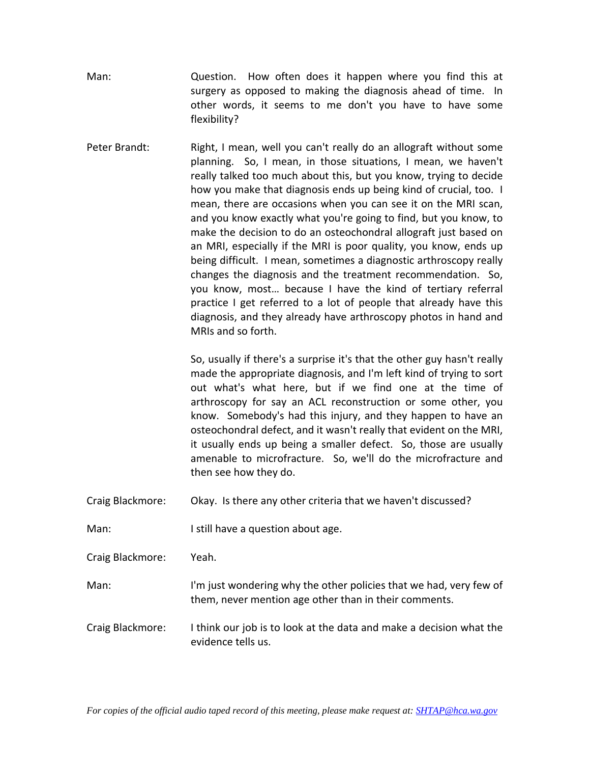Man: Question. How often does it happen where you find this at surgery as opposed to making the diagnosis ahead of time. In other words, it seems to me don't you have to have some flexibility?

Peter Brandt: Right, I mean, well you can't really do an allograft without some planning. So, I mean, in those situations, I mean, we haven't really talked too much about this, but you know, trying to decide how you make that diagnosis ends up being kind of crucial, too. I mean, there are occasions when you can see it on the MRI scan, and you know exactly what you're going to find, but you know, to make the decision to do an osteochondral allograft just based on an MRI, especially if the MRI is poor quality, you know, ends up being difficult. I mean, sometimes a diagnostic arthroscopy really changes the diagnosis and the treatment recommendation. So, you know, most… because I have the kind of tertiary referral practice I get referred to a lot of people that already have this diagnosis, and they already have arthroscopy photos in hand and MRIs and so forth.

So, usually if there's a surprise it's that the other guy hasn't really made the appropriate diagnosis, and I'm left kind of trying to sort out what's what here, but if we find one at the time of arthroscopy for say an ACL reconstruction or some other, you know. Somebody's had this injury, and they happen to have an osteochondral defect, and it wasn't really that evident on the MRI, it usually ends up being a smaller defect. So, those are usually amenable to microfracture. So, we'll do the microfracture and then see how they do.

Craig Blackmore: Okay. Is there any other criteria that we haven't discussed?

Man: I still have a question about age.

Craig Blackmore: Yeah.

Man: I'm just wondering why the other policies that we had, very few of them, never mention age other than in their comments.

Craig Blackmore: I think our job is to look at the data and make a decision what the evidence tells us.

*For copies of the official audio taped record of this meeting, please make request at: SHTAP@hca.wa.gov*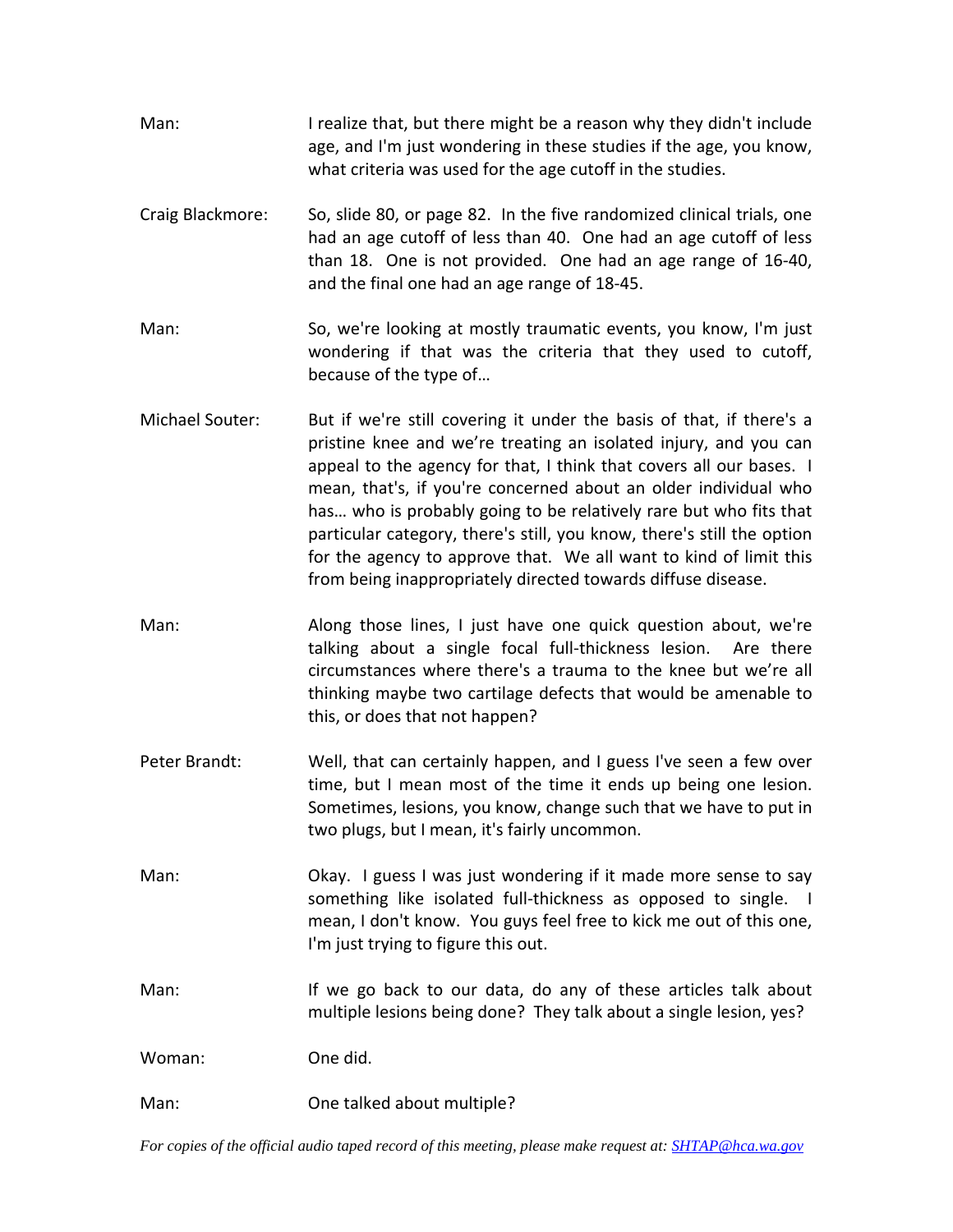Man: I realize that, but there might be a reason why they didn't include age, and I'm just wondering in these studies if the age, you know, what criteria was used for the age cutoff in the studies.

Craig Blackmore: So, slide 80, or page 82. In the five randomized clinical trials, one had an age cutoff of less than 40. One had an age cutoff of less than 18. One is not provided. One had an age range of 16-40, and the final one had an age range of 18-45.

Man: So, we're looking at mostly traumatic events, you know, I'm just wondering if that was the criteria that they used to cutoff, because of the type of…

Michael Souter: But if we're still covering it under the basis of that, if there's a pristine knee and we're treating an isolated injury, and you can appeal to the agency for that, I think that covers all our bases. I mean, that's, if you're concerned about an older individual who has… who is probably going to be relatively rare but who fits that particular category, there's still, you know, there's still the option for the agency to approve that. We all want to kind of limit this from being inappropriately directed towards diffuse disease.

Man: Along those lines, I just have one quick question about, we're talking about a single focal full-thickness lesion. Are there circumstances where there's a trauma to the knee but we're all thinking maybe two cartilage defects that would be amenable to this, or does that not happen?

Peter Brandt: Well, that can certainly happen, and I guess I've seen a few over time, but I mean most of the time it ends up being one lesion. Sometimes, lesions, you know, change such that we have to put in two plugs, but I mean, it's fairly uncommon.

Man: Okay. I guess I was just wondering if it made more sense to say something like isolated full-thickness as opposed to single. I mean, I don't know. You guys feel free to kick me out of this one, I'm just trying to figure this out.

Man: If we go back to our data, do any of these articles talk about multiple lesions being done? They talk about a single lesion, yes?

Woman: One did.

Man: One talked about multiple?

*For copies of the official audio taped record of this meeting, please make request at: SHTAP@hca.wa.gov*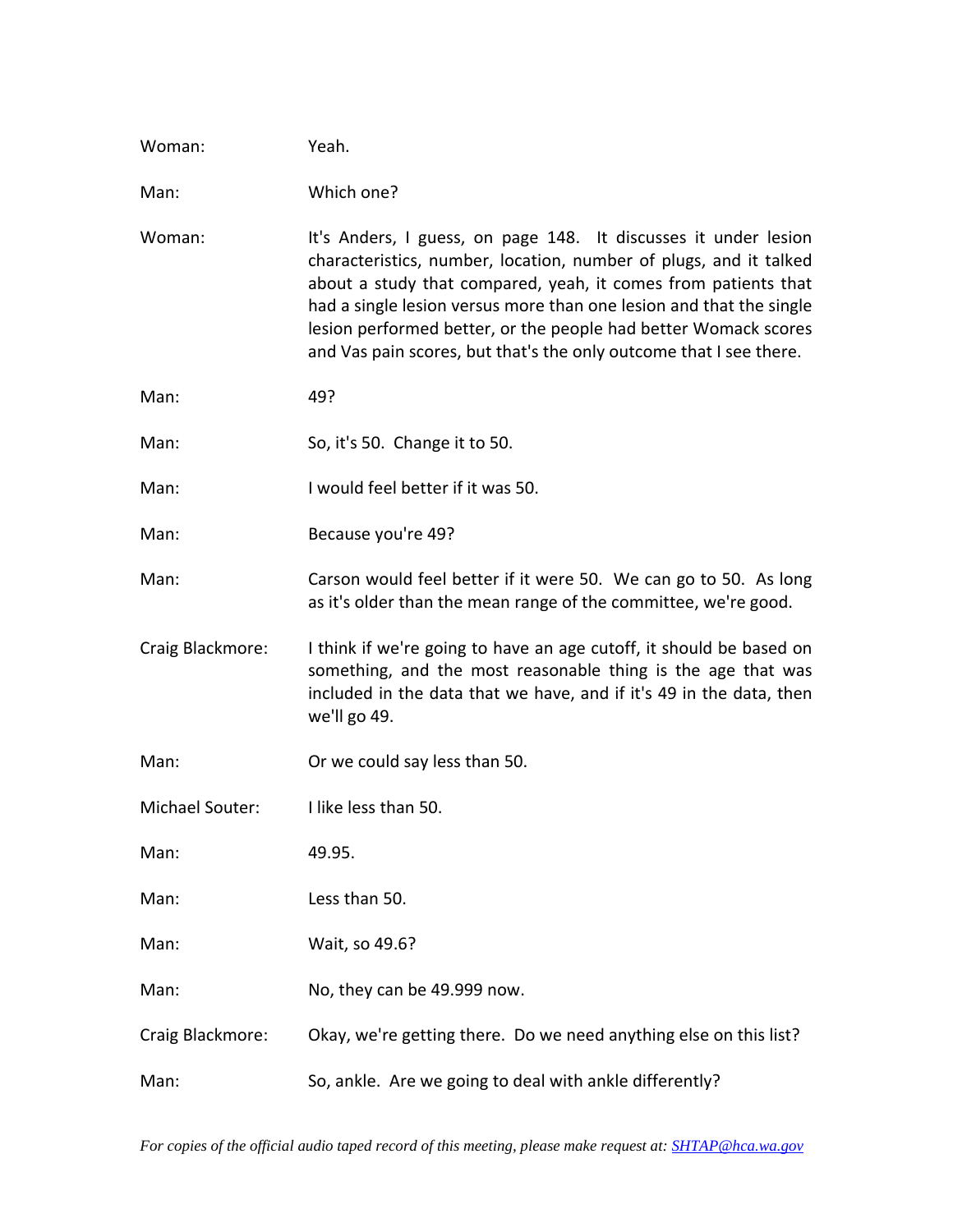Woman: Yeah.

Man: Which one?

Woman: It's Anders, I guess, on page 148. It discusses it under lesion characteristics, number, location, number of plugs, and it talked about a study that compared, yeah, it comes from patients that had a single lesion versus more than one lesion and that the single lesion performed better, or the people had better Womack scores and Vas pain scores, but that's the only outcome that I see there.

Man: 49?

Man: So, it's 50. Change it to 50.

Man: I would feel better if it was 50.

Man: Because you're 49?

Man: Carson would feel better if it were 50. We can go to 50. As long as it's older than the mean range of the committee, we're good.

Craig Blackmore: I think if we're going to have an age cutoff, it should be based on something, and the most reasonable thing is the age that was included in the data that we have, and if it's 49 in the data, then we'll go 49.

Man: Or we could say less than 50.

Michael Souter: I like less than 50.

Man: 49.95.

Man: Less than 50.

Man: Wait, so 49.6?

Man: No, they can be 49.999 now.

Craig Blackmore: Okay, we're getting there. Do we need anything else on this list?

Man: So, ankle. Are we going to deal with ankle differently?

*For copies of the official audio taped record of this meeting, please make request at: SHTAP@hca.wa.gov*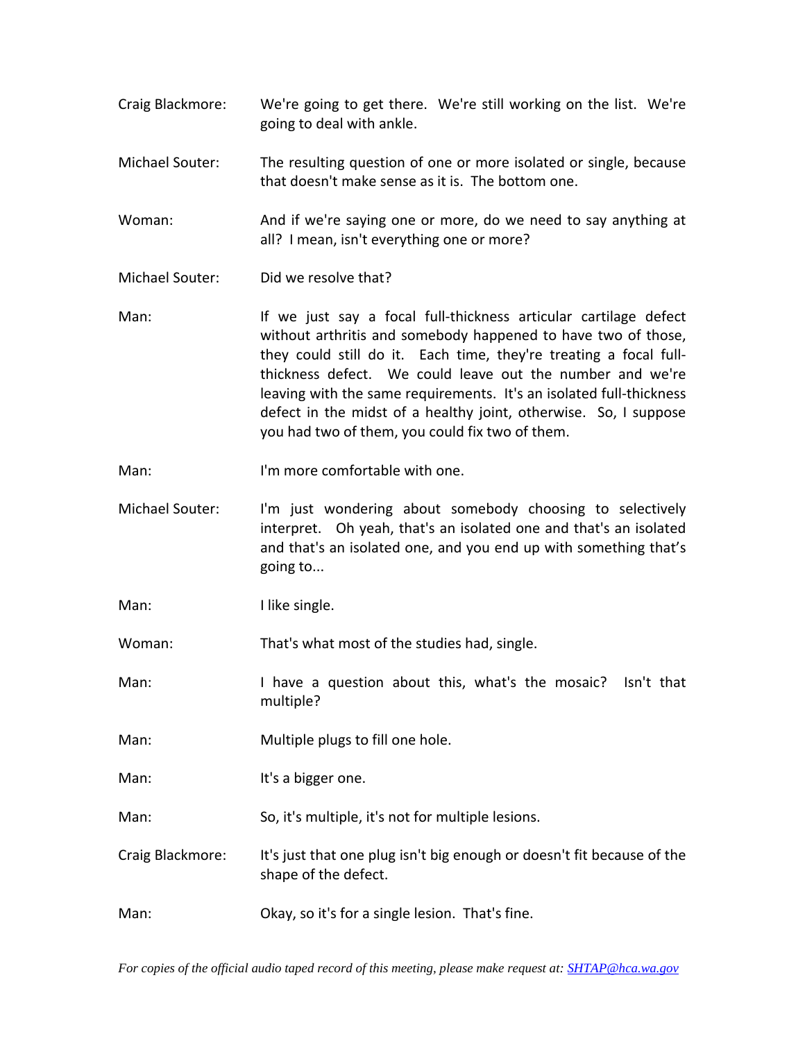Craig Blackmore: We're going to get there. We're still working on the list. We're going to deal with ankle.

Michael Souter: The resulting question of one or more isolated or single, because that doesn't make sense as it is. The bottom one.

Woman: And if we're saying one or more, do we need to say anything at all? I mean, isn't everything one or more?

Michael Souter: Did we resolve that?

Man: If we just say a focal full-thickness articular cartilage defect without arthritis and somebody happened to have two of those, they could still do it. Each time, they're treating a focal full-thickness defect. We could leave out the number and we're leaving with the same requirements. It's an isolated full-thickness defect in the midst of a healthy joint, otherwise. So, I suppose you had two of them, you could fix two of them.

Man: I'm more comfortable with one.

Michael Souter: I'm just wondering about somebody choosing to selectively interpret. Oh yeah, that's an isolated one and that's an isolated and that's an isolated one, and you end up with something that's going to...

Man: I like single.

Woman: That's what most of the studies had, single.

Man: I have a question about this, what's the mosaic? Isn't that multiple?

Man: Multiple plugs to fill one hole.

Man: It's a bigger one.

Man: So, it's multiple, it's not for multiple lesions.

Craig Blackmore: It's just that one plug isn't big enough or doesn't fit because of the shape of the defect.

Man: Okay, so it's for a single lesion. That's fine.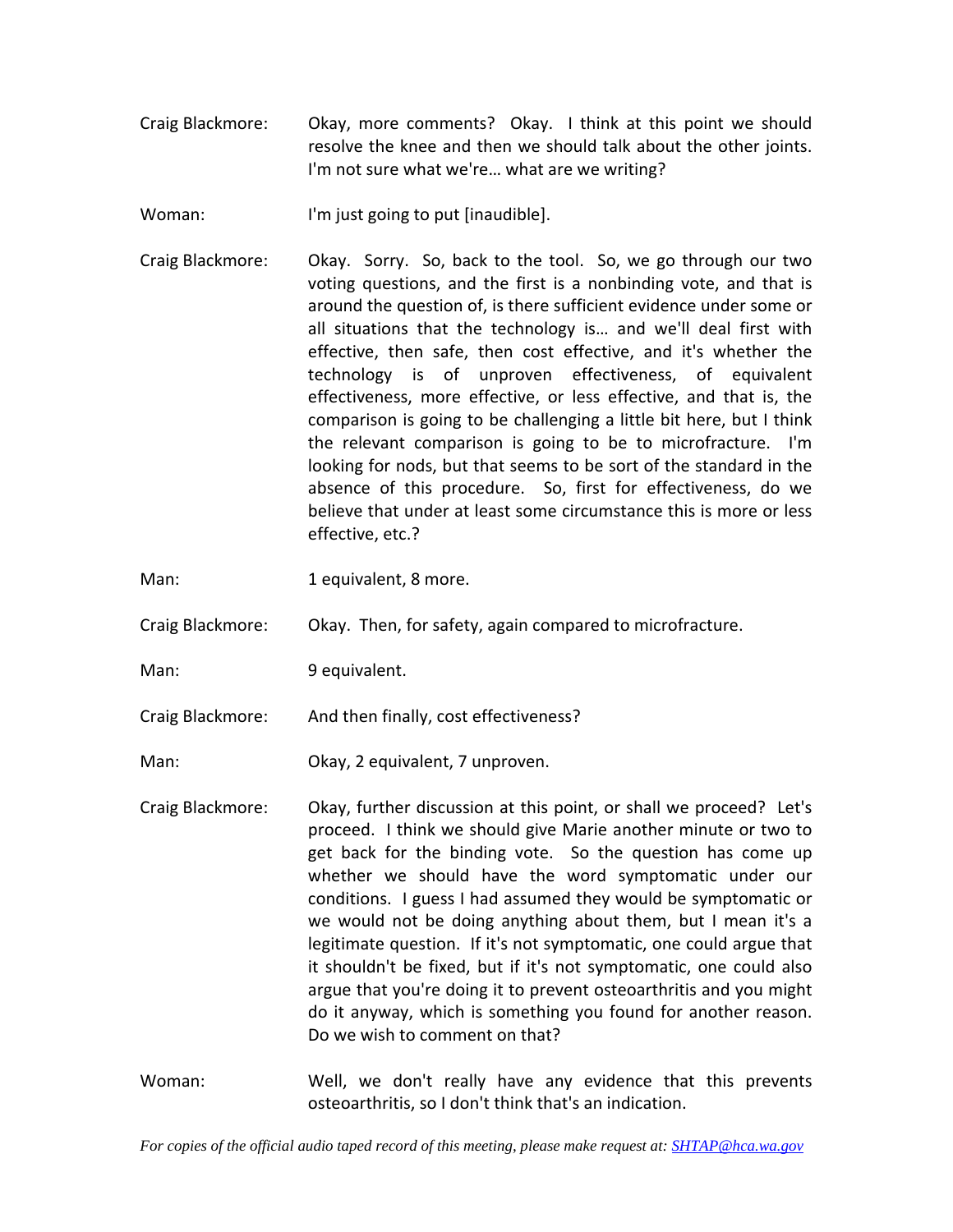Craig Blackmore: Okay, more comments? Okay. I think at this point we should resolve the knee and then we should talk about the other joints. I'm not sure what we're… what are we writing?

Woman: I'm just going to put [inaudible].

Craig Blackmore: Okay. Sorry. So, back to the tool. So, we go through our two voting questions, and the first is a nonbinding vote, and that is around the question of, is there sufficient evidence under some or all situations that the technology is… and we'll deal first with effective, then safe, then cost effective, and it's whether the technology is of unproven effectiveness, of equivalent effectiveness, more effective, or less effective, and that is, the comparison is going to be challenging a little bit here, but I think the relevant comparison is going to be to microfracture. I'm looking for nods, but that seems to be sort of the standard in the absence of this procedure. So, first for effectiveness, do we believe that under at least some circumstance this is more or less effective, etc.?

Man: 1 equivalent, 8 more.

Craig Blackmore: Okay. Then, for safety, again compared to microfracture.

Man: 9 equivalent.

Craig Blackmore: And then finally, cost effectiveness?

Man: Okay, 2 equivalent, 7 unproven.

Craig Blackmore: Okay, further discussion at this point, or shall we proceed? Let's proceed. I think we should give Marie another minute or two to get back for the binding vote. So the question has come up whether we should have the word symptomatic under our conditions. I guess I had assumed they would be symptomatic or we would not be doing anything about them, but I mean it's a legitimate question. If it's not symptomatic, one could argue that it shouldn't be fixed, but if it's not symptomatic, one could also argue that you're doing it to prevent osteoarthritis and you might do it anyway, which is something you found for another reason. Do we wish to comment on that?

Woman: Well, we don't really have any evidence that this prevents osteoarthritis, so I don't think that's an indication.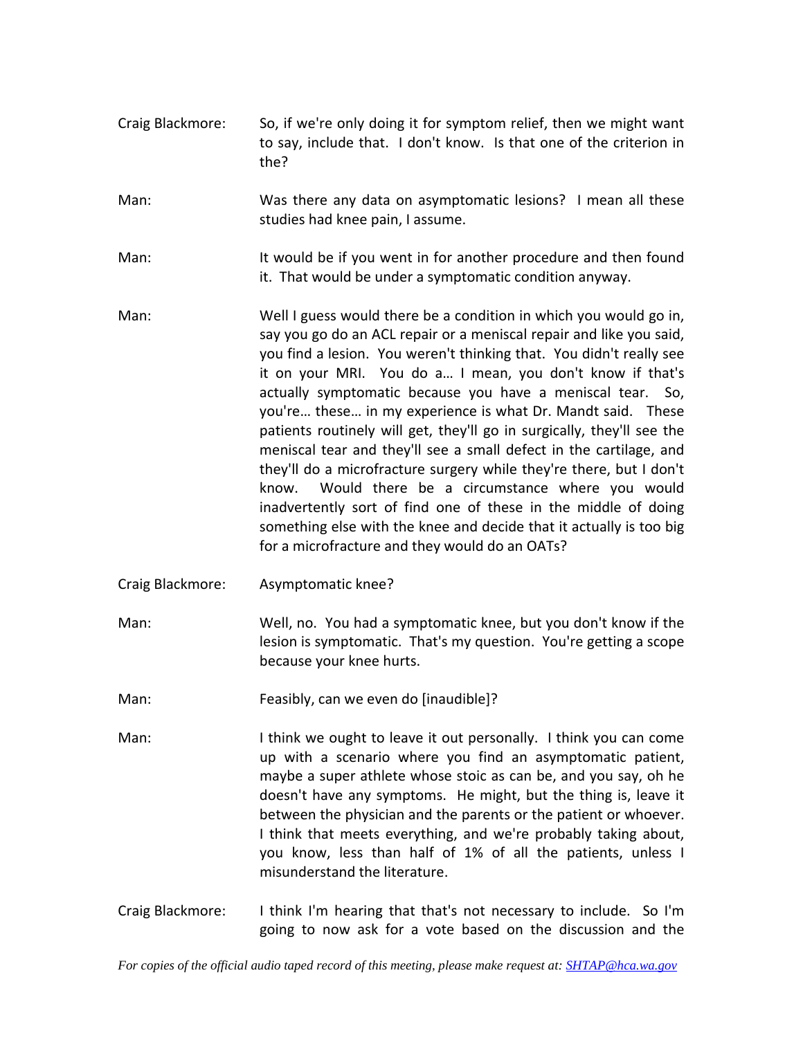Craig Blackmore: So, if we're only doing it for symptom relief, then we might want to say, include that. I don't know. Is that one of the criterion in the?

Man: Was there any data on asymptomatic lesions? I mean all these studies had knee pain, I assume.

Man: It would be if you went in for another procedure and then found it. That would be under a symptomatic condition anyway.

Man: Well I guess would there be a condition in which you would go in, say you go do an ACL repair or a meniscal repair and like you said, you find a lesion. You weren't thinking that. You didn't really see it on your MRI. You do a… I mean, you don't know if that's actually symptomatic because you have a meniscal tear. So, you're… these… in my experience is what Dr. Mandt said. These patients routinely will get, they'll go in surgically, they'll see the meniscal tear and they'll see a small defect in the cartilage, and they'll do a microfracture surgery while they're there, but I don't know. Would there be a circumstance where you would inadvertently sort of find one of these in the middle of doing something else with the knee and decide that it actually is too big for a microfracture and they would do an OATs?

Craig Blackmore: Asymptomatic knee?

Man: Well, no. You had a symptomatic knee, but you don't know if the lesion is symptomatic. That's my question. You're getting a scope because your knee hurts.

Man: Feasibly, can we even do [inaudible]?

Man: I think we ought to leave it out personally. I think you can come up with a scenario where you find an asymptomatic patient, maybe a super athlete whose stoic as can be, and you say, oh he doesn't have any symptoms. He might, but the thing is, leave it between the physician and the parents or the patient or whoever. I think that meets everything, and we're probably taking about, you know, less than half of 1% of all the patients, unless I misunderstand the literature.

Craig Blackmore: I think I'm hearing that that's not necessary to include. So I'm going to now ask for a vote based on the discussion and the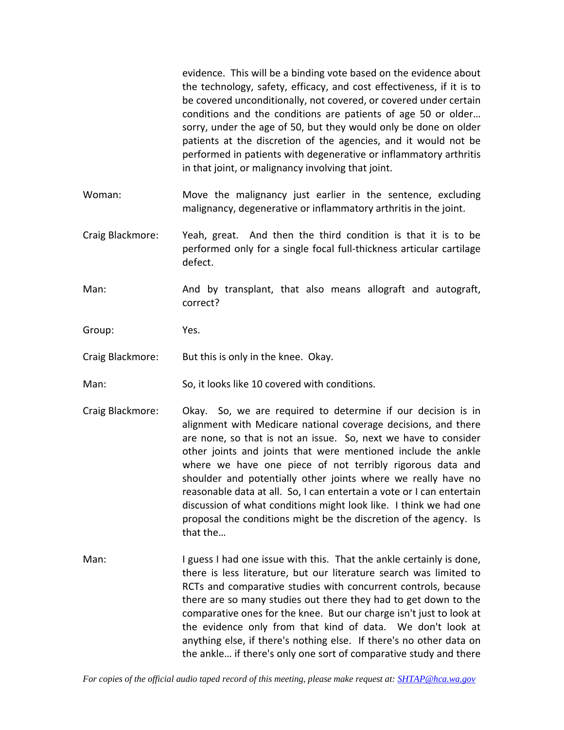evidence. This will be a binding vote based on the evidence about the technology, safety, efficacy, and cost effectiveness, if it is to be covered unconditionally, not covered, or covered under certain conditions and the conditions are patients of age 50 or older… sorry, under the age of 50, but they would only be done on older patients at the discretion of the agencies, and it would not be performed in patients with degenerative or inflammatory arthritis in that joint, or malignancy involving that joint.

Woman: Move the malignancy just earlier in the sentence, excluding malignancy, degenerative or inflammatory arthritis in the joint.

Craig Blackmore: Yeah, great. And then the third condition is that it is to be performed only for a single focal full-thickness articular cartilage defect.

Man: And by transplant, that also means allograft and autograft, correct?

Group: Yes.

Craig Blackmore: But this is only in the knee. Okay.

Man: So, it looks like 10 covered with conditions.

Craig Blackmore: Okay. So, we are required to determine if our decision is in alignment with Medicare national coverage decisions, and there are none, so that is not an issue. So, next we have to consider other joints and joints that were mentioned include the ankle where we have one piece of not terribly rigorous data and shoulder and potentially other joints where we really have no reasonable data at all. So, I can entertain a vote or I can entertain discussion of what conditions might look like. I think we had one proposal the conditions might be the discretion of the agency. Is that the…

Man: I guess I had one issue with this. That the ankle certainly is done, there is less literature, but our literature search was limited to RCTs and comparative studies with concurrent controls, because there are so many studies out there they had to get down to the comparative ones for the knee. But our charge isn't just to look at the evidence only from that kind of data. We don't look at anything else, if there's nothing else. If there's no other data on the ankle… if there's only one sort of comparative study and there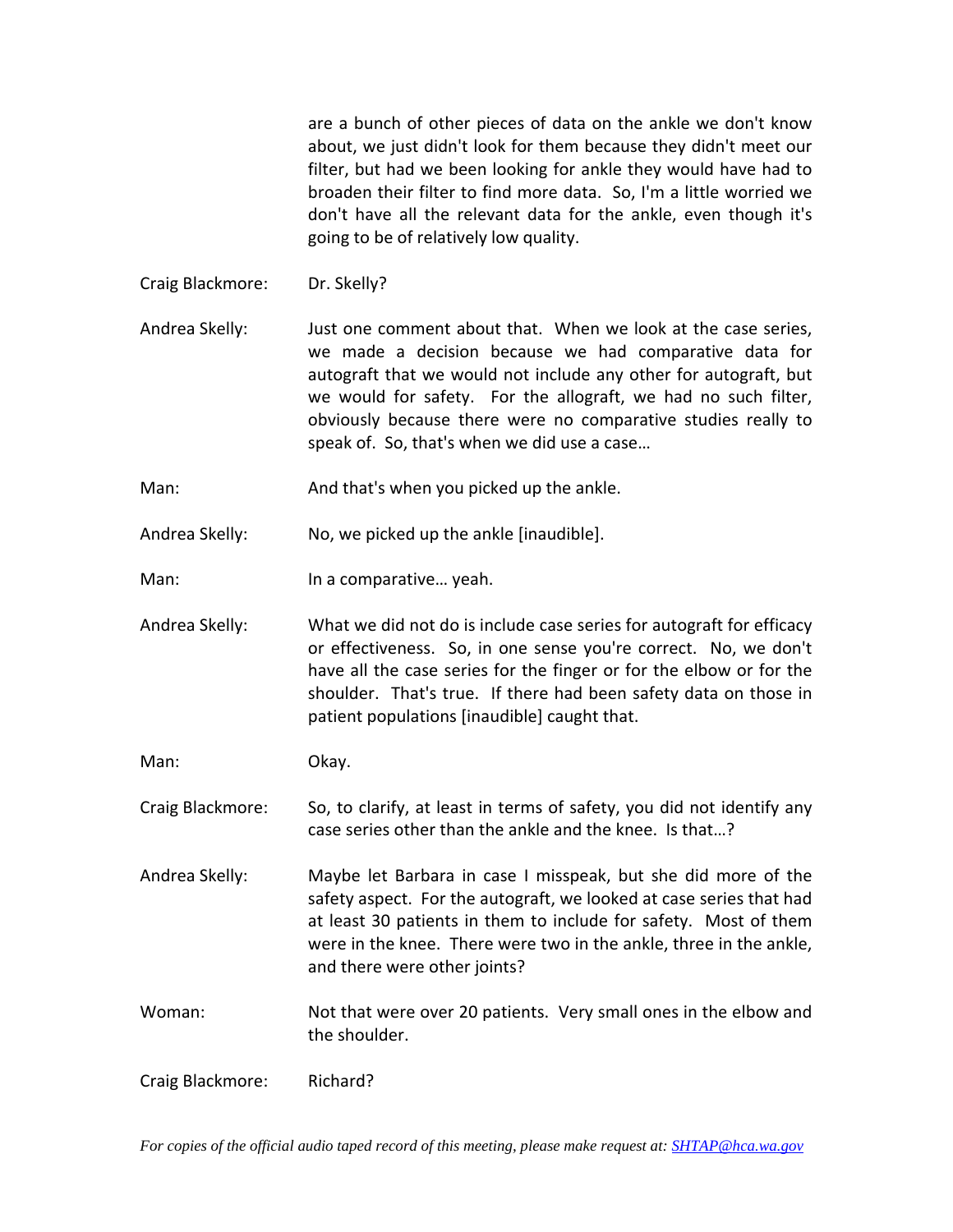are a bunch of other pieces of data on the ankle we don't know about, we just didn't look for them because they didn't meet our filter, but had we been looking for ankle they would have had to broaden their filter to find more data. So, I'm a little worried we don't have all the relevant data for the ankle, even though it's going to be of relatively low quality.

Craig Blackmore: Dr. Skelly?

Andrea Skelly: Just one comment about that. When we look at the case series, we made a decision because we had comparative data for autograft that we would not include any other for autograft, but we would for safety. For the allograft, we had no such filter, obviously because there were no comparative studies really to speak of. So, that's when we did use a case…

Man: And that's when you picked up the ankle.

Andrea Skelly: No, we picked up the ankle [inaudible].

Man: In a comparative… yeah.

Andrea Skelly: What we did not do is include case series for autograft for efficacy or effectiveness. So, in one sense you're correct. No, we don't have all the case series for the finger or for the elbow or for the shoulder. That's true. If there had been safety data on those in patient populations [inaudible] caught that.

Man: Okay.

Craig Blackmore: So, to clarify, at least in terms of safety, you did not identify any case series other than the ankle and the knee. Is that…?

Andrea Skelly: Maybe let Barbara in case I misspeak, but she did more of the safety aspect. For the autograft, we looked at case series that had at least 30 patients in them to include for safety. Most of them were in the knee. There were two in the ankle, three in the ankle, and there were other joints?

Woman: Not that were over 20 patients. Very small ones in the elbow and the shoulder.

Craig Blackmore: Richard?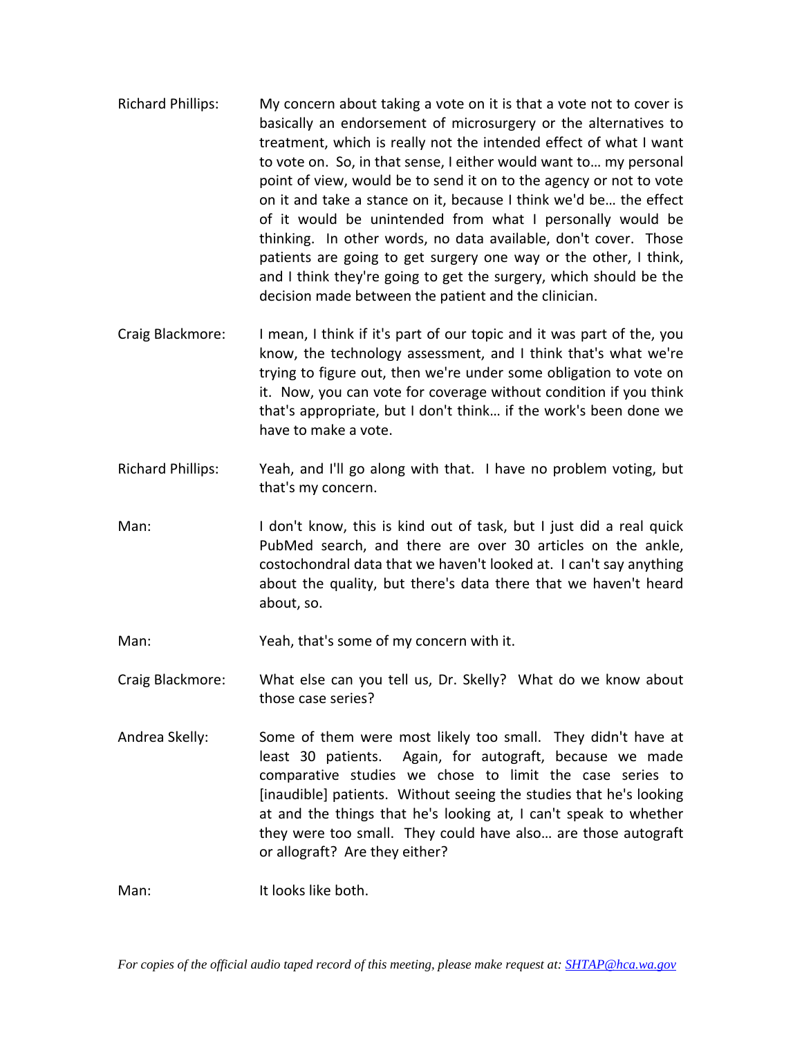Richard Phillips: My concern about taking a vote on it is that a vote not to cover is basically an endorsement of microsurgery or the alternatives to treatment, which is really not the intended effect of what I want to vote on. So, in that sense, I either would want to… my personal point of view, would be to send it on to the agency or not to vote on it and take a stance on it, because I think we'd be… the effect of it would be unintended from what I personally would be thinking. In other words, no data available, don't cover. Those patients are going to get surgery one way or the other, I think, and I think they're going to get the surgery, which should be the decision made between the patient and the clinician.

Craig Blackmore: I mean, I think if it's part of our topic and it was part of the, you know, the technology assessment, and I think that's what we're trying to figure out, then we're under some obligation to vote on it. Now, you can vote for coverage without condition if you think that's appropriate, but I don't think… if the work's been done we have to make a vote.

Richard Phillips: Yeah, and I'll go along with that. I have no problem voting, but that's my concern.

Man: I don't know, this is kind out of task, but I just did a real quick PubMed search, and there are over 30 articles on the ankle, costochondral data that we haven't looked at. I can't say anything about the quality, but there's data there that we haven't heard about, so.

Man: Yeah, that's some of my concern with it.

Craig Blackmore: What else can you tell us, Dr. Skelly? What do we know about those case series?

Andrea Skelly: Some of them were most likely too small. They didn't have at least 30 patients. Again, for autograft, because we made comparative studies we chose to limit the case series to [inaudible] patients. Without seeing the studies that he's looking at and the things that he's looking at, I can't speak to whether they were too small. They could have also… are those autograft or allograft? Are they either?

Man: It looks like both.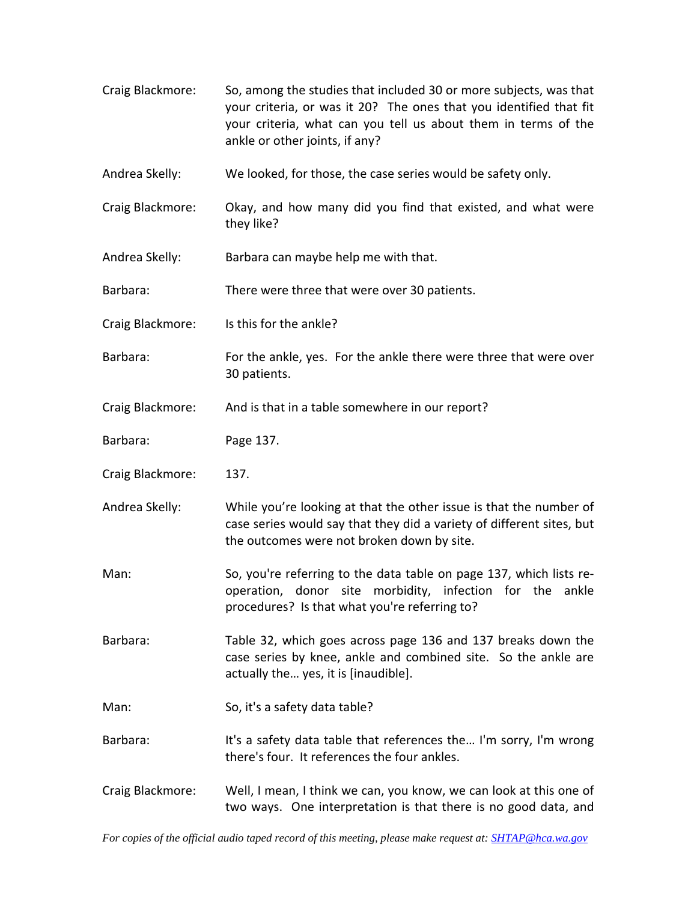Craig Blackmore: So, among the studies that included 30 or more subjects, was that your criteria, or was it 20? The ones that you identified that fit your criteria, what can you tell us about them in terms of the ankle or other joints, if any?

Andrea Skelly: We looked, for those, the case series would be safety only.

Craig Blackmore: Okay, and how many did you find that existed, and what were they like?

Andrea Skelly: Barbara can maybe help me with that.

Barbara: There were three that were over 30 patients.

Craig Blackmore: Is this for the ankle?

Barbara: For the ankle, yes. For the ankle there were three that were over 30 patients.

Craig Blackmore: And is that in a table somewhere in our report?

Barbara: Page 137.

Craig Blackmore: 137.

Andrea Skelly: While you're looking at that the other issue is that the number of case series would say that they did a variety of different sites, but the outcomes were not broken down by site.

Man: So, you're referring to the data table on page 137, which lists re-operation, donor site morbidity, infection for the ankle procedures? Is that what you're referring to?

Barbara: Table 32, which goes across page 136 and 137 breaks down the case series by knee, ankle and combined site. So the ankle are actually the… yes, it is [inaudible].

Man: So, it's a safety data table?

Barbara: It's a safety data table that references the… I'm sorry, I'm wrong there's four. It references the four ankles.

Craig Blackmore: Well, I mean, I think we can, you know, we can look at this one of two ways. One interpretation is that there is no good data, and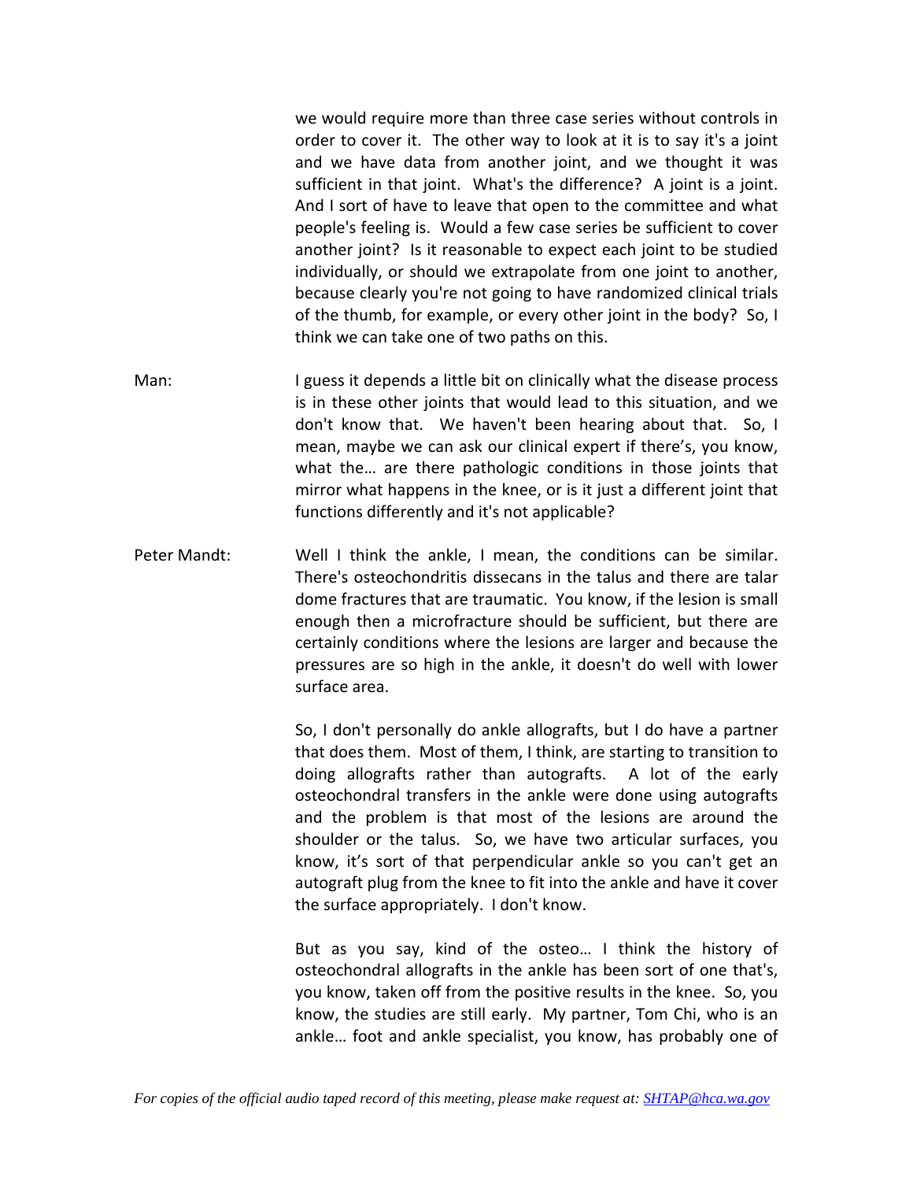we would require more than three case series without controls in order to cover it. The other way to look at it is to say it's a joint and we have data from another joint, and we thought it was sufficient in that joint. What's the difference? A joint is a joint. And I sort of have to leave that open to the committee and what people's feeling is. Would a few case series be sufficient to cover another joint? Is it reasonable to expect each joint to be studied individually, or should we extrapolate from one joint to another, because clearly you're not going to have randomized clinical trials of the thumb, for example, or every other joint in the body? So, I think we can take one of two paths on this.

Man: I guess it depends a little bit on clinically what the disease process is in these other joints that would lead to this situation, and we don't know that. We haven't been hearing about that. So, I mean, maybe we can ask our clinical expert if there's, you know, what the… are there pathologic conditions in those joints that mirror what happens in the knee, or is it just a different joint that functions differently and it's not applicable?

Peter Mandt: Well I think the ankle, I mean, the conditions can be similar. There's osteochondritis dissecans in the talus and there are talar dome fractures that are traumatic. You know, if the lesion is small enough then a microfracture should be sufficient, but there are certainly conditions where the lesions are larger and because the pressures are so high in the ankle, it doesn't do well with lower surface area.

So, I don't personally do ankle allografts, but I do have a partner that does them. Most of them, I think, are starting to transition to doing allografts rather than autografts. A lot of the early osteochondral transfers in the ankle were done using autografts and the problem is that most of the lesions are around the shoulder or the talus. So, we have two articular surfaces, you know, it's sort of that perpendicular ankle so you can't get an autograft plug from the knee to fit into the ankle and have it cover the surface appropriately. I don't know.

But as you say, kind of the osteo… I think the history of osteochondral allografts in the ankle has been sort of one that's, you know, taken off from the positive results in the knee. So, you know, the studies are still early. My partner, Tom Chi, who is an ankle… foot and ankle specialist, you know, has probably one of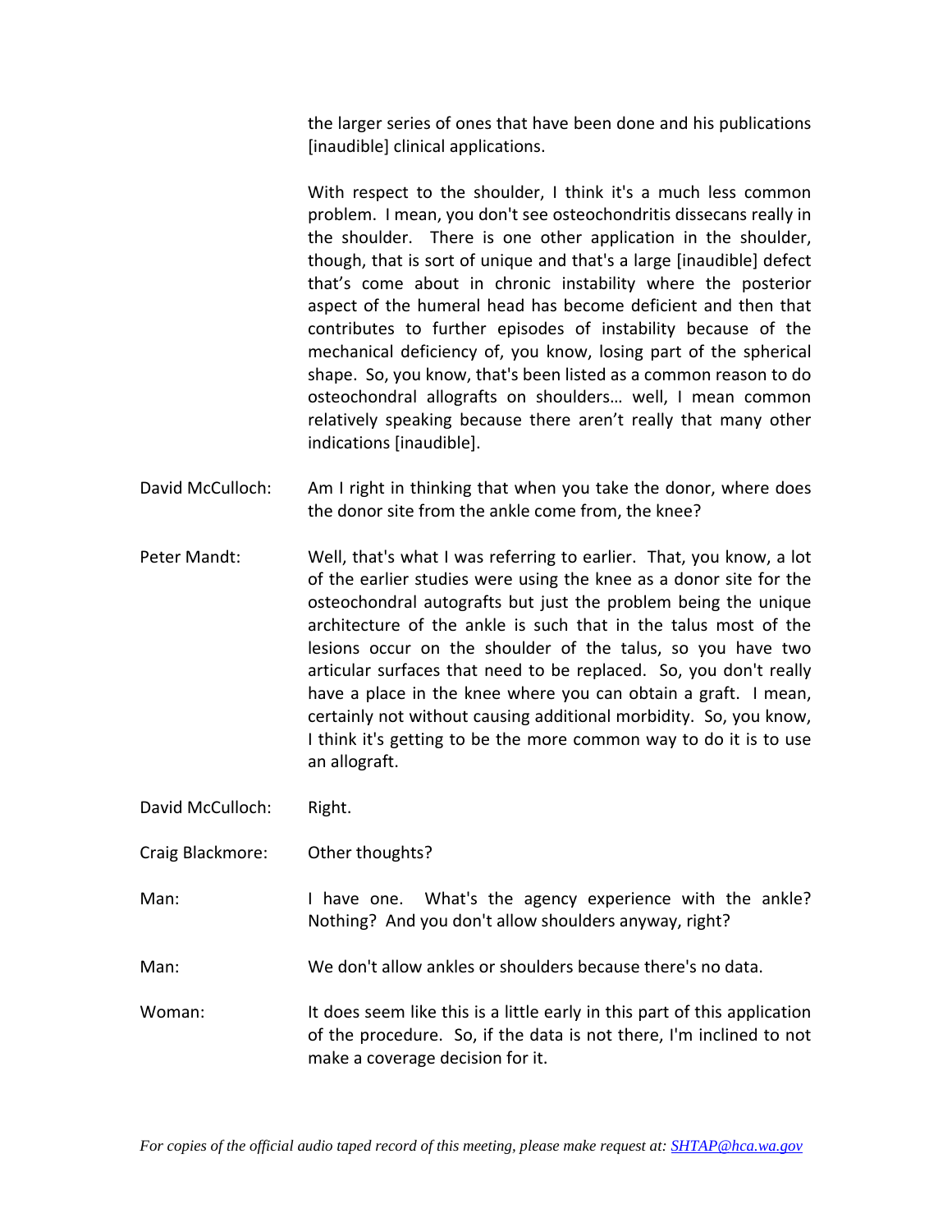the larger series of ones that have been done and his publications [inaudible] clinical applications.

With respect to the shoulder, I think it's a much less common problem. I mean, you don't see osteochondritis dissecans really in the shoulder. There is one other application in the shoulder, though, that is sort of unique and that's a large [inaudible] defect that's come about in chronic instability where the posterior aspect of the humeral head has become deficient and then that contributes to further episodes of instability because of the mechanical deficiency of, you know, losing part of the spherical shape. So, you know, that's been listed as a common reason to do osteochondral allografts on shoulders… well, I mean common relatively speaking because there aren't really that many other indications [inaudible].

David McCulloch: Am I right in thinking that when you take the donor, where does the donor site from the ankle come from, the knee?

Peter Mandt: Well, that's what I was referring to earlier. That, you know, a lot of the earlier studies were using the knee as a donor site for the osteochondral autografts but just the problem being the unique architecture of the ankle is such that in the talus most of the lesions occur on the shoulder of the talus, so you have two articular surfaces that need to be replaced. So, you don't really have a place in the knee where you can obtain a graft. I mean, certainly not without causing additional morbidity. So, you know, I think it's getting to be the more common way to do it is to use an allograft.

David McCulloch: Right.

Craig Blackmore: Other thoughts?

Man: I have one. What's the agency experience with the ankle? Nothing? And you don't allow shoulders anyway, right?

Man: We don't allow ankles or shoulders because there's no data.

Woman: It does seem like this is a little early in this part of this application of the procedure. So, if the data is not there, I'm inclined to not make a coverage decision for it.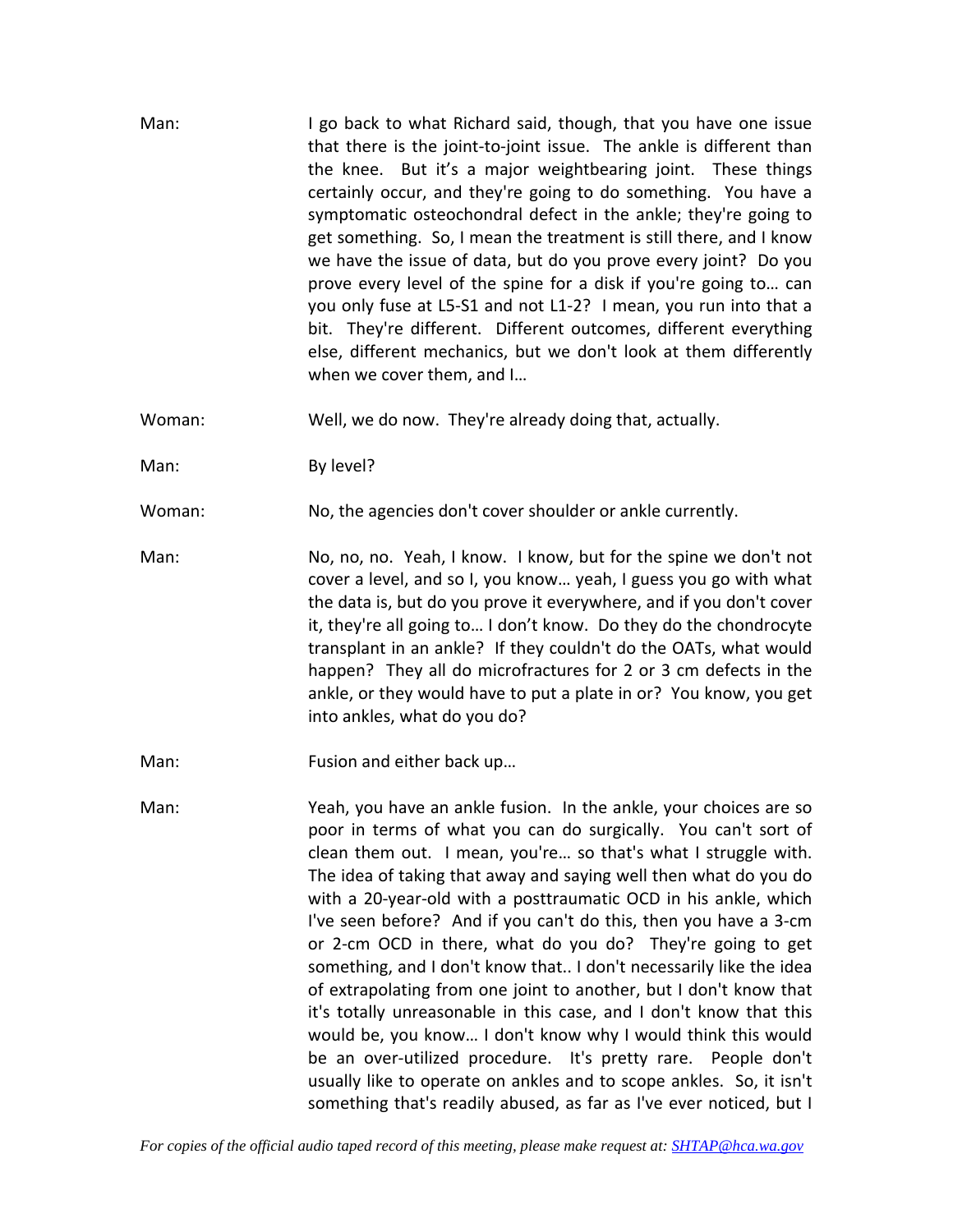Man: I go back to what Richard said, though, that you have one issue that there is the joint-to-joint issue. The ankle is different than the knee. But it's a major weightbearing joint. These things certainly occur, and they're going to do something. You have a symptomatic osteochondral defect in the ankle; they're going to get something. So, I mean the treatment is still there, and I know we have the issue of data, but do you prove every joint? Do you prove every level of the spine for a disk if you're going to… can you only fuse at L5-S1 and not L1-2? I mean, you run into that a bit. They're different. Different outcomes, different everything else, different mechanics, but we don't look at them differently when we cover them, and I…

Woman: Well, we do now. They're already doing that, actually.

Man: By level?

Woman: No, the agencies don't cover shoulder or ankle currently.

Man: No, no, no. Yeah, I know. I know, but for the spine we don't not cover a level, and so I, you know… yeah, I guess you go with what the data is, but do you prove it everywhere, and if you don't cover it, they're all going to… I don't know. Do they do the chondrocyte transplant in an ankle? If they couldn't do the OATs, what would happen? They all do microfractures for 2 or 3 cm defects in the ankle, or they would have to put a plate in or? You know, you get into ankles, what do you do?

Man: Fusion and either back up…

Man: Yeah, you have an ankle fusion. In the ankle, your choices are so poor in terms of what you can do surgically. You can't sort of clean them out. I mean, you're… so that's what I struggle with. The idea of taking that away and saying well then what do you do with a 20-year-old with a posttraumatic OCD in his ankle, which I've seen before? And if you can't do this, then you have a 3-cm or 2-cm OCD in there, what do you do? They're going to get something, and I don't know that.. I don't necessarily like the idea of extrapolating from one joint to another, but I don't know that it's totally unreasonable in this case, and I don't know that this would be, you know… I don't know why I would think this would be an over-utilized procedure. It's pretty rare. People don't usually like to operate on ankles and to scope ankles. So, it isn't something that's readily abused, as far as I've ever noticed, but I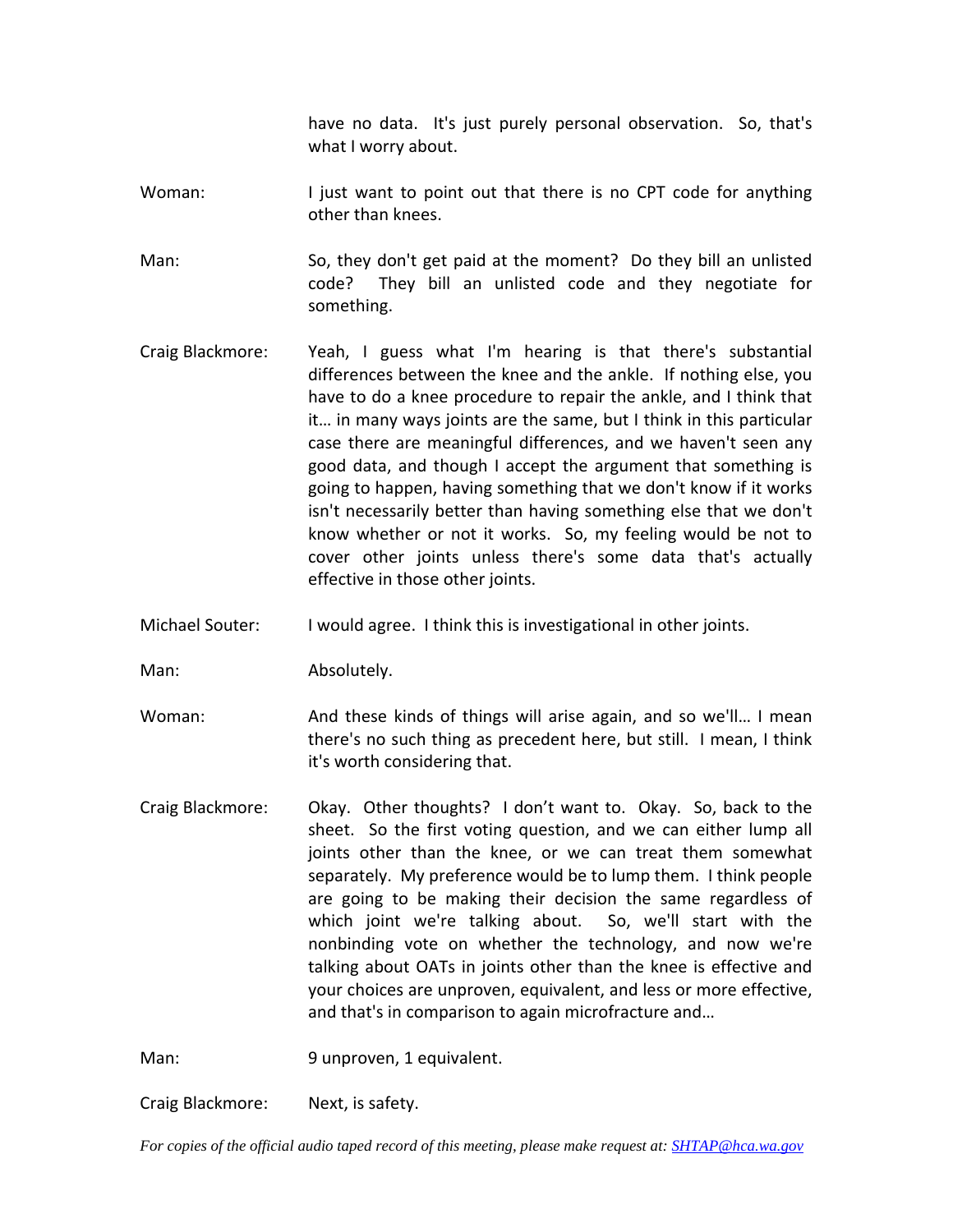have no data. It's just purely personal observation. So, that's what I worry about.

Woman: I just want to point out that there is no CPT code for anything other than knees.

Man: So, they don't get paid at the moment? Do they bill an unlisted code? They bill an unlisted code and they negotiate for something.

Craig Blackmore: Yeah, I guess what I'm hearing is that there's substantial differences between the knee and the ankle. If nothing else, you have to do a knee procedure to repair the ankle, and I think that it… in many ways joints are the same, but I think in this particular case there are meaningful differences, and we haven't seen any good data, and though I accept the argument that something is going to happen, having something that we don't know if it works isn't necessarily better than having something else that we don't know whether or not it works. So, my feeling would be not to cover other joints unless there's some data that's actually effective in those other joints.

Michael Souter: I would agree. I think this is investigational in other joints.

Man: Absolutely.

Woman: And these kinds of things will arise again, and so we'll… I mean there's no such thing as precedent here, but still. I mean, I think it's worth considering that.

Craig Blackmore: Okay. Other thoughts? I don't want to. Okay. So, back to the sheet. So the first voting question, and we can either lump all joints other than the knee, or we can treat them somewhat separately. My preference would be to lump them. I think people are going to be making their decision the same regardless of which joint we're talking about. So, we'll start with the nonbinding vote on whether the technology, and now we're talking about OATs in joints other than the knee is effective and your choices are unproven, equivalent, and less or more effective, and that's in comparison to again microfracture and…

Man: 9 unproven, 1 equivalent.

Craig Blackmore: Next, is safety.

*For copies of the official audio taped record of this meeting, please make request at: SHTAP@hca.wa.gov*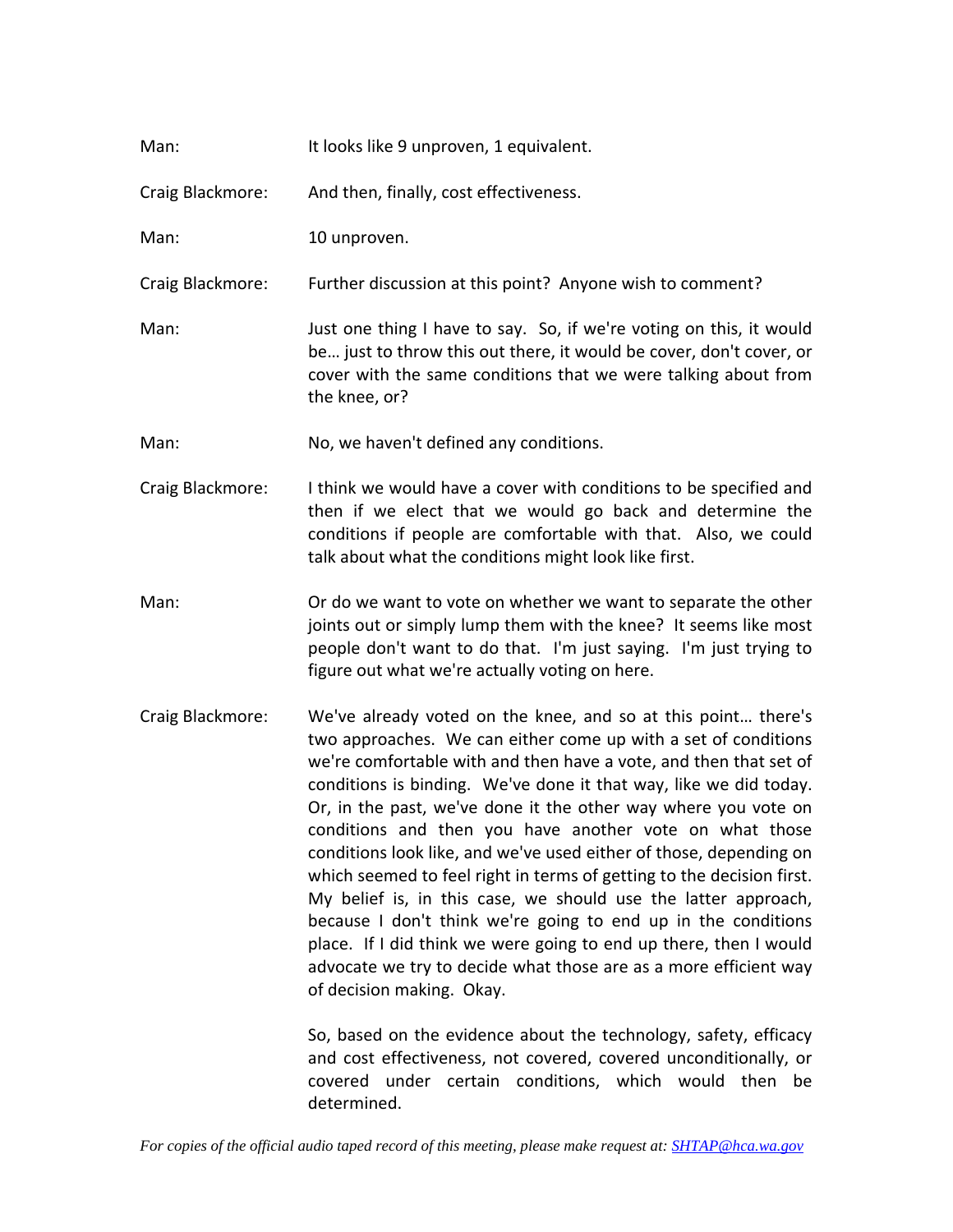Man: It looks like 9 unproven, 1 equivalent.

Craig Blackmore: And then, finally, cost effectiveness.

Man: 10 unproven.

Craig Blackmore: Further discussion at this point? Anyone wish to comment?

Man: Just one thing I have to say. So, if we're voting on this, it would be… just to throw this out there, it would be cover, don't cover, or cover with the same conditions that we were talking about from the knee, or?

Man: No, we haven't defined any conditions.

Craig Blackmore: I think we would have a cover with conditions to be specified and then if we elect that we would go back and determine the conditions if people are comfortable with that. Also, we could talk about what the conditions might look like first.

Man: Or do we want to vote on whether we want to separate the other joints out or simply lump them with the knee? It seems like most people don't want to do that. I'm just saying. I'm just trying to figure out what we're actually voting on here.

Craig Blackmore: We've already voted on the knee, and so at this point… there's two approaches. We can either come up with a set of conditions we're comfortable with and then have a vote, and then that set of conditions is binding. We've done it that way, like we did today. Or, in the past, we've done it the other way where you vote on conditions and then you have another vote on what those conditions look like, and we've used either of those, depending on which seemed to feel right in terms of getting to the decision first. My belief is, in this case, we should use the latter approach, because I don't think we're going to end up in the conditions place. If I did think we were going to end up there, then I would advocate we try to decide what those are as a more efficient way of decision making. Okay.

So, based on the evidence about the technology, safety, efficacy and cost effectiveness, not covered, covered unconditionally, or covered under certain conditions, which would then be determined.

*For copies of the official audio taped record of this meeting, please make request at: SHTAP@hca.wa.gov*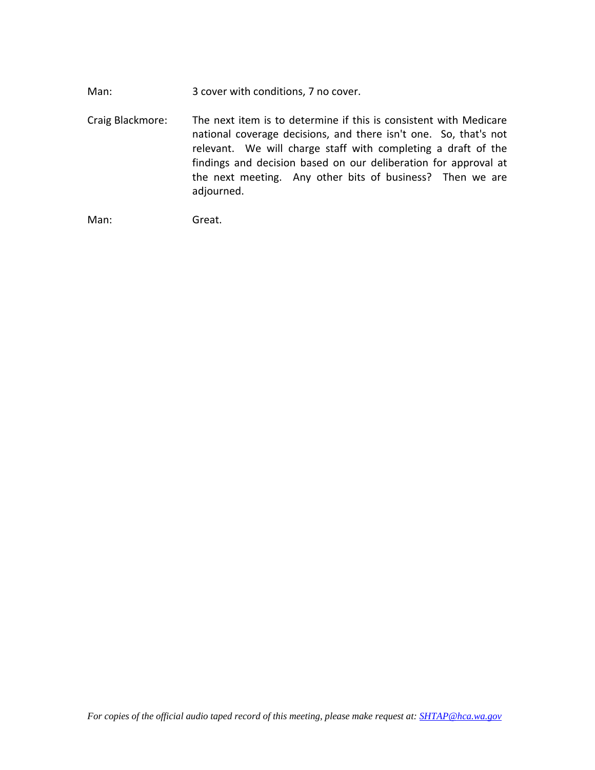Man: 3 cover with conditions, 7 no cover.

Craig Blackmore: The next item is to determine if this is consistent with Medicare national coverage decisions, and there isn't one. So, that's not relevant. We will charge staff with completing a draft of the findings and decision based on our deliberation for approval at the next meeting. Any other bits of business? Then we are adjourned.

Man: Great.